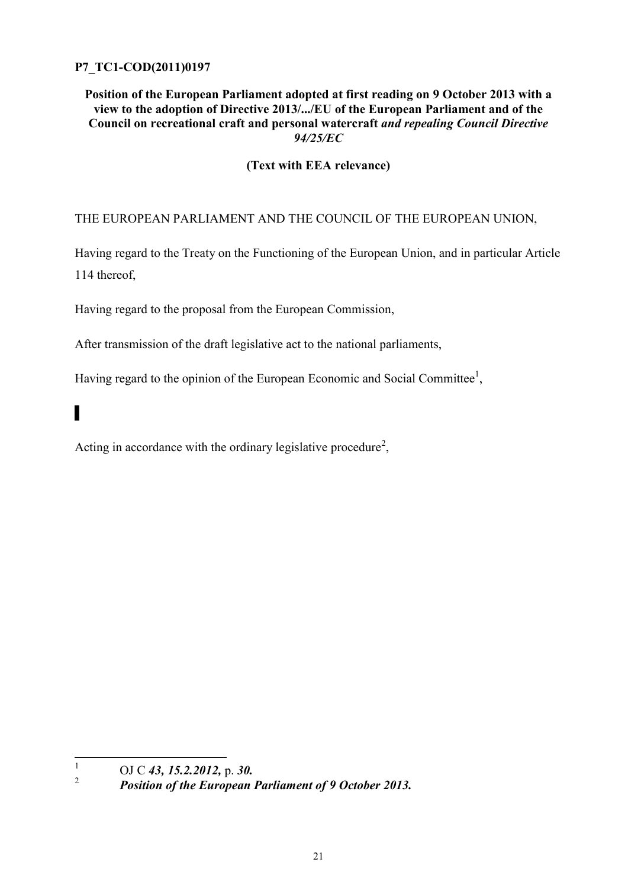**P7_TC1-COD(2011)0197**

**Position of the European Parliament adopted at first reading on 9 October 2013 with a view to the adoption of Directive 2013/.../EU of the European Parliament and of the Council on recreational craft and personal watercraft *and repealing Council Directive 94/25/EC***

**(Text with EEA relevance)**

THE EUROPEAN PARLIAMENT AND THE COUNCIL OF THE EUROPEAN UNION,

Having regard to the Treaty on the Functioning of the European Union, and in particular Article 114 thereof,

Having regard to the proposal from the European Commission,

After transmission of the draft legislative act to the national parliaments,

Having regard to the opinion of the European Economic and Social Committee[1],

▌

Acting in accordance with the ordinary legislative procedure[2],

---

[1] OJ C ***43, 15.2.2012,*** p. ***30.***

[2] ***Position of the European Parliament of 9 October 2013.***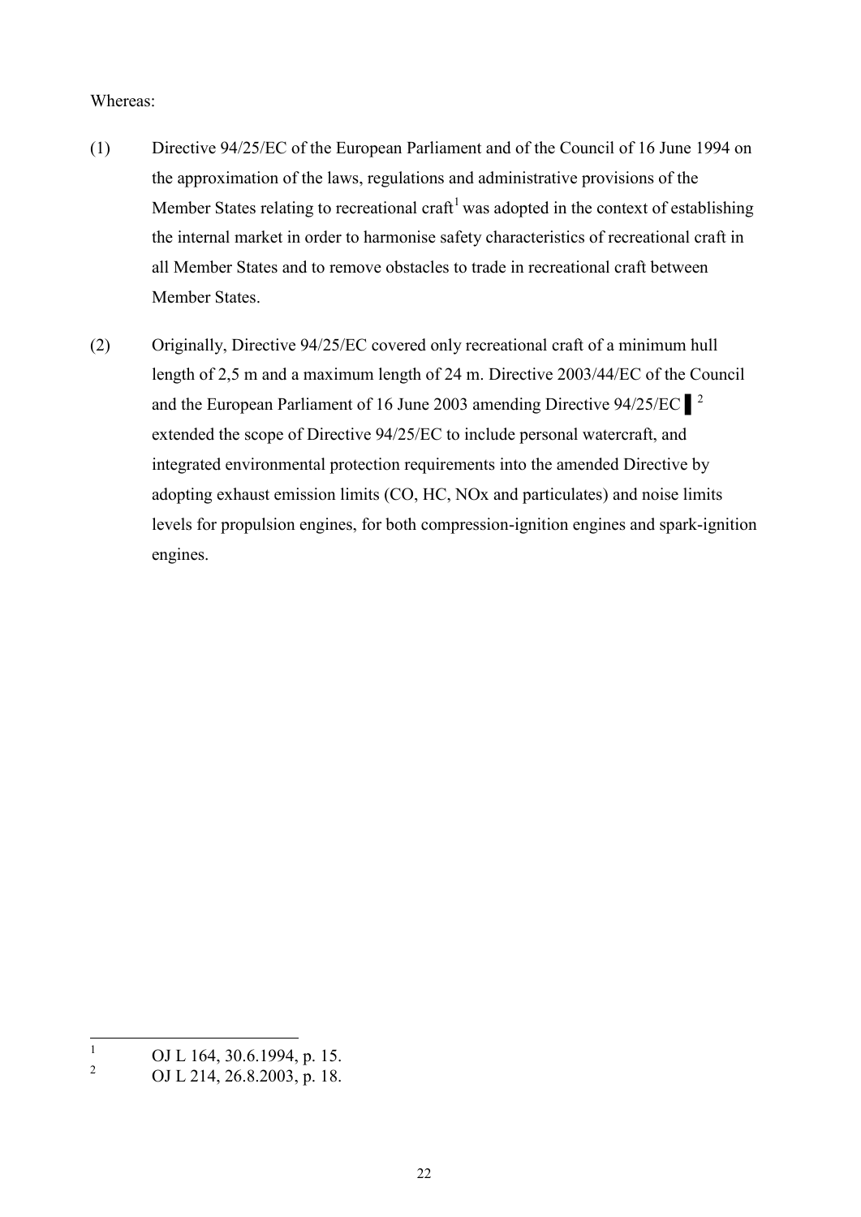Whereas:

(1) Directive 94/25/EC of the European Parliament and of the Council of 16 June 1994 on the approximation of the laws, regulations and administrative provisions of the Member States relating to recreational craft[1] was adopted in the context of establishing the internal market in order to harmonise safety characteristics of recreational craft in all Member States and to remove obstacles to trade in recreational craft between Member States.

(2) Originally, Directive 94/25/EC covered only recreational craft of a minimum hull length of 2,5 m and a maximum length of 24 m. Directive 2003/44/EC of the Council and the European Parliament of 16 June 2003 amending Directive 94/25/EC ▌[2] extended the scope of Directive 94/25/EC to include personal watercraft, and integrated environmental protection requirements into the amended Directive by adopting exhaust emission limits (CO, HC, NOx and particulates) and noise limits levels for propulsion engines, for both compression-ignition engines and spark-ignition engines.

---

[1] OJ L 164, 30.6.1994, p. 15.

[2] OJ L 214, 26.8.2003, p. 18.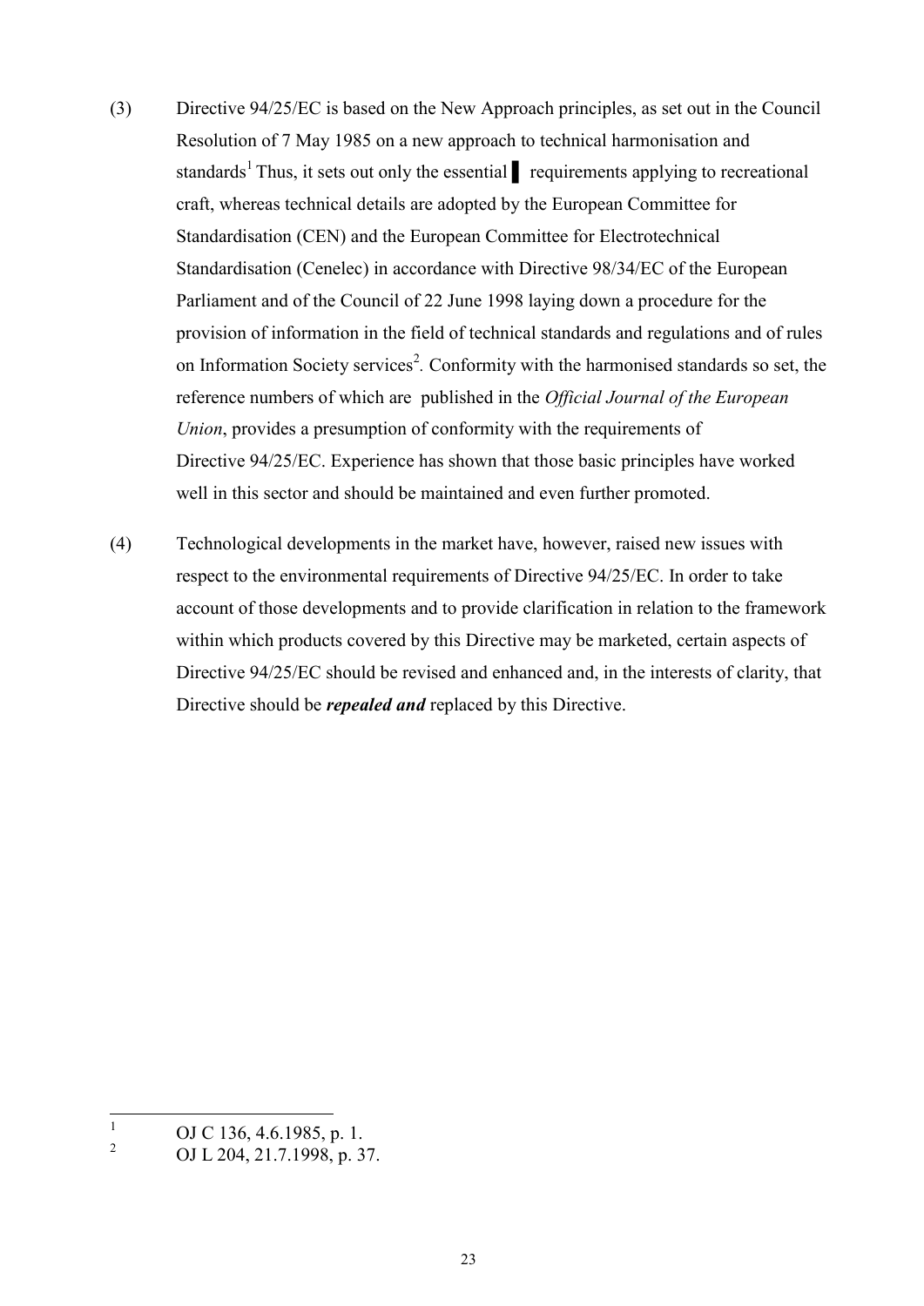(3) Directive 94/25/EC is based on the New Approach principles, as set out in the Council Resolution of 7 May 1985 on a new approach to technical harmonisation and standards[1] Thus, it sets out only the essential ▌ requirements applying to recreational craft, whereas technical details are adopted by the European Committee for Standardisation (CEN) and the European Committee for Electrotechnical Standardisation (Cenelec) in accordance with Directive 98/34/EC of the European Parliament and of the Council of 22 June 1998 laying down a procedure for the provision of information in the field of technical standards and regulations and of rules on Information Society services[2]. Conformity with the harmonised standards so set, the reference numbers of which are published in the *Official Journal of the European Union*, provides a presumption of conformity with the requirements of Directive 94/25/EC. Experience has shown that those basic principles have worked well in this sector and should be maintained and even further promoted.

(4) Technological developments in the market have, however, raised new issues with respect to the environmental requirements of Directive 94/25/EC. In order to take account of those developments and to provide clarification in relation to the framework within which products covered by this Directive may be marketed, certain aspects of Directive 94/25/EC should be revised and enhanced and, in the interests of clarity, that Directive should be ***repealed and*** replaced by this Directive.

---

[1] OJ C 136, 4.6.1985, p. 1.

[2] OJ L 204, 21.7.1998, p. 37.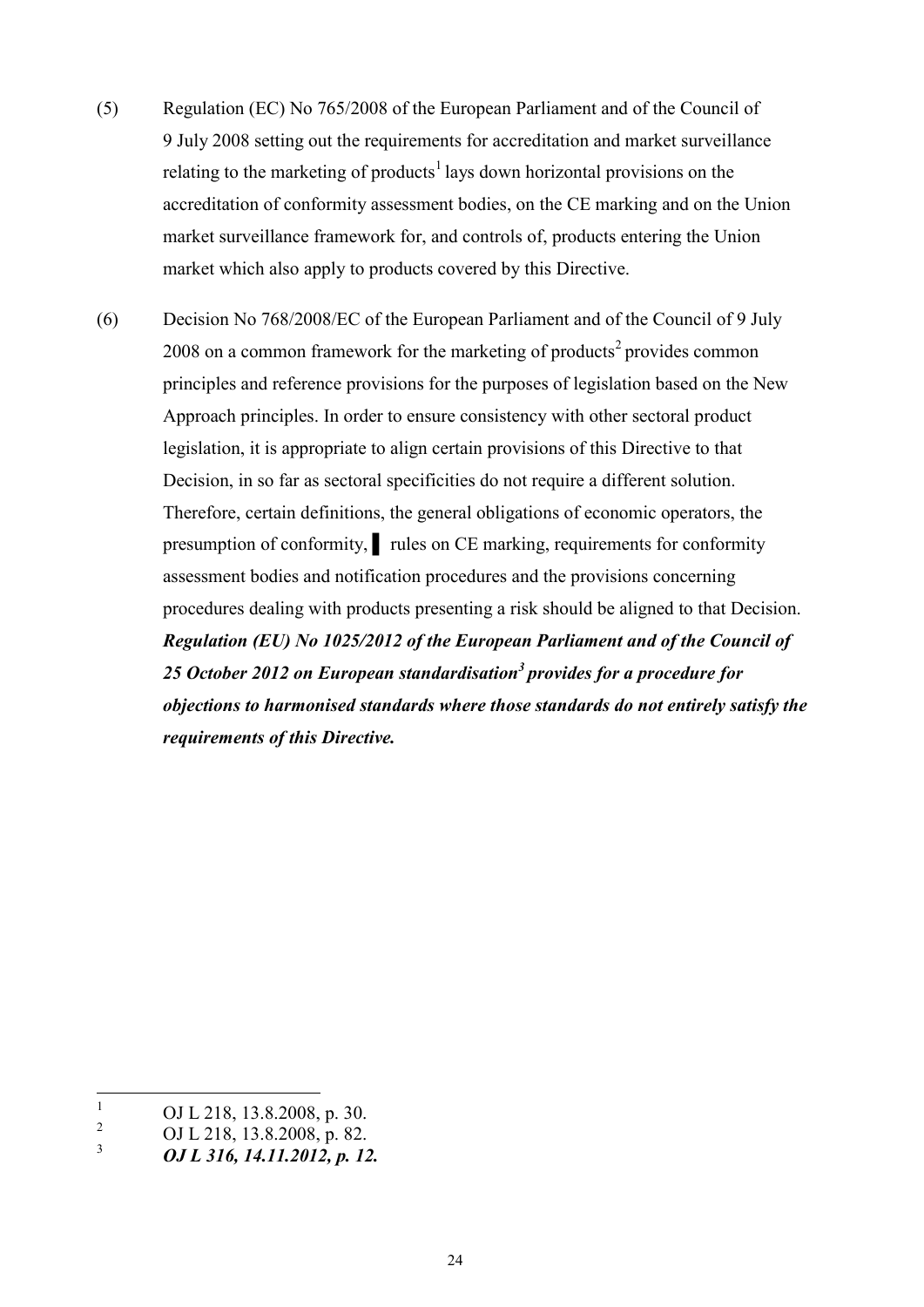(5) Regulation (EC) No 765/2008 of the European Parliament and of the Council of 9 July 2008 setting out the requirements for accreditation and market surveillance relating to the marketing of products[1] lays down horizontal provisions on the accreditation of conformity assessment bodies, on the CE marking and on the Union market surveillance framework for, and controls of, products entering the Union market which also apply to products covered by this Directive.

(6) Decision No 768/2008/EC of the European Parliament and of the Council of 9 July 2008 on a common framework for the marketing of products[2] provides common principles and reference provisions for the purposes of legislation based on the New Approach principles. In order to ensure consistency with other sectoral product legislation, it is appropriate to align certain provisions of this Directive to that Decision, in so far as sectoral specificities do not require a different solution. Therefore, certain definitions, the general obligations of economic operators, the presumption of conformity, ▌ rules on CE marking, requirements for conformity assessment bodies and notification procedures and the provisions concerning procedures dealing with products presenting a risk should be aligned to that Decision. ***Regulation (EU) No 1025/2012 of the European Parliament and of the Council of 25 October 2012 on European standardisation[3] provides for a procedure for objections to harmonised standards where those standards do not entirely satisfy the requirements of this Directive.***

---

[1] OJ L 218, 13.8.2008, p. 30.

[2] OJ L 218, 13.8.2008, p. 82.

[3] ***OJ L 316, 14.11.2012, p. 12.***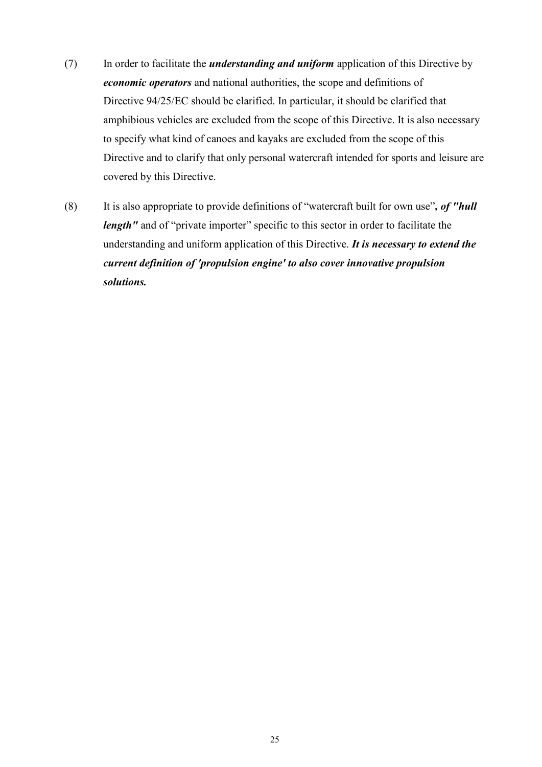(7) In order to facilitate the ***understanding and uniform*** application of this Directive by ***economic operators*** and national authorities, the scope and definitions of Directive 94/25/EC should be clarified. In particular, it should be clarified that amphibious vehicles are excluded from the scope of this Directive. It is also necessary to specify what kind of canoes and kayaks are excluded from the scope of this Directive and to clarify that only personal watercraft intended for sports and leisure are covered by this Directive.

(8) It is also appropriate to provide definitions of "watercraft built for own use"***, of "hull length"*** and of "private importer" specific to this sector in order to facilitate the understanding and uniform application of this Directive. ***It is necessary to extend the current definition of 'propulsion engine' to also cover innovative propulsion solutions.***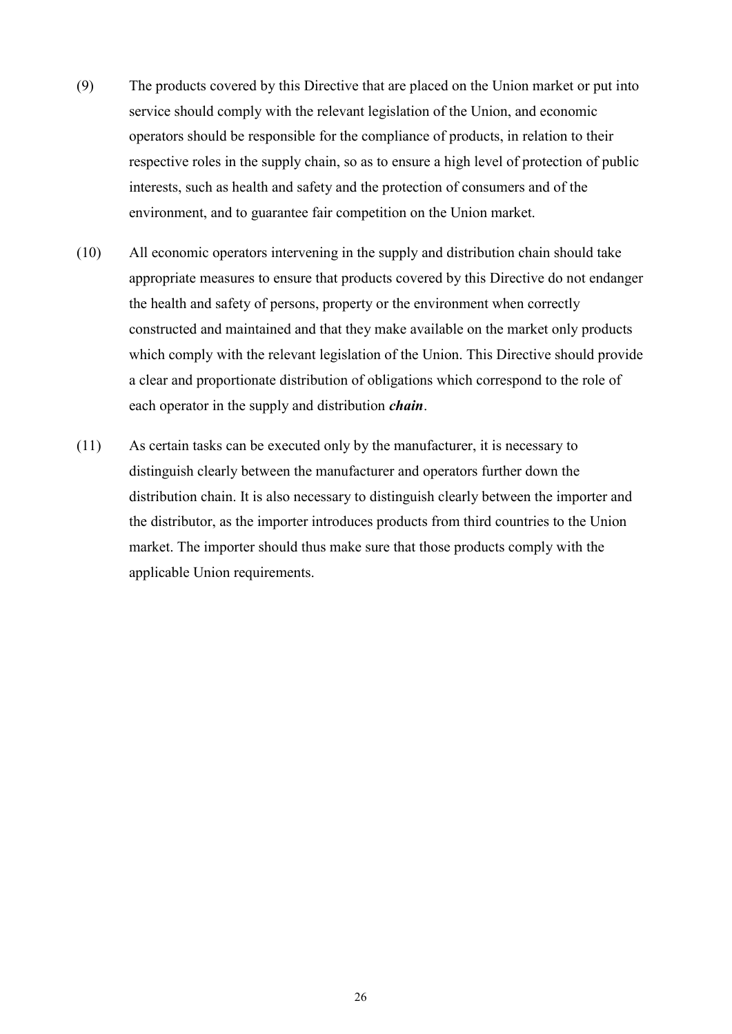(9) The products covered by this Directive that are placed on the Union market or put into service should comply with the relevant legislation of the Union, and economic operators should be responsible for the compliance of products, in relation to their respective roles in the supply chain, so as to ensure a high level of protection of public interests, such as health and safety and the protection of consumers and of the environment, and to guarantee fair competition on the Union market.

(10) All economic operators intervening in the supply and distribution chain should take appropriate measures to ensure that products covered by this Directive do not endanger the health and safety of persons, property or the environment when correctly constructed and maintained and that they make available on the market only products which comply with the relevant legislation of the Union. This Directive should provide a clear and proportionate distribution of obligations which correspond to the role of each operator in the supply and distribution ***chain***.

(11) As certain tasks can be executed only by the manufacturer, it is necessary to distinguish clearly between the manufacturer and operators further down the distribution chain. It is also necessary to distinguish clearly between the importer and the distributor, as the importer introduces products from third countries to the Union market. The importer should thus make sure that those products comply with the applicable Union requirements.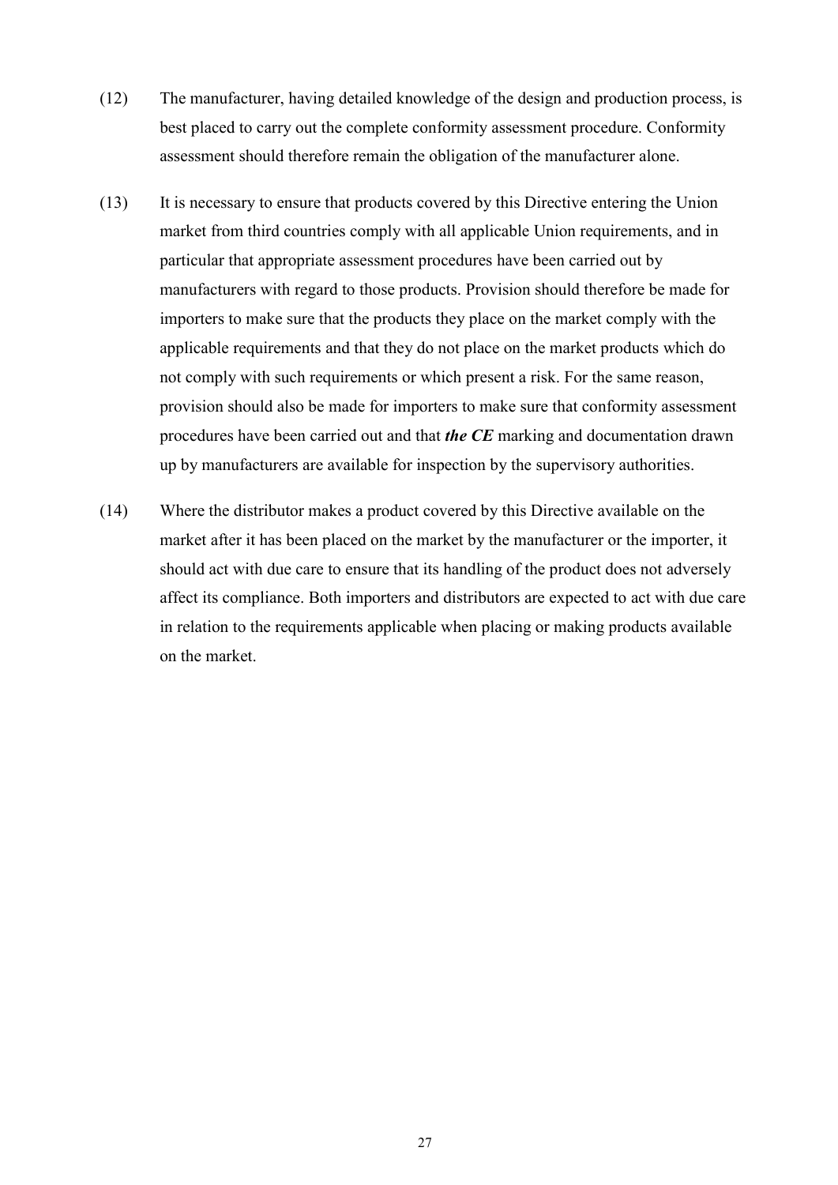(12) The manufacturer, having detailed knowledge of the design and production process, is best placed to carry out the complete conformity assessment procedure. Conformity assessment should therefore remain the obligation of the manufacturer alone.

(13) It is necessary to ensure that products covered by this Directive entering the Union market from third countries comply with all applicable Union requirements, and in particular that appropriate assessment procedures have been carried out by manufacturers with regard to those products. Provision should therefore be made for importers to make sure that the products they place on the market comply with the applicable requirements and that they do not place on the market products which do not comply with such requirements or which present a risk. For the same reason, provision should also be made for importers to make sure that conformity assessment procedures have been carried out and that ***the CE*** marking and documentation drawn up by manufacturers are available for inspection by the supervisory authorities.

(14) Where the distributor makes a product covered by this Directive available on the market after it has been placed on the market by the manufacturer or the importer, it should act with due care to ensure that its handling of the product does not adversely affect its compliance. Both importers and distributors are expected to act with due care in relation to the requirements applicable when placing or making products available on the market.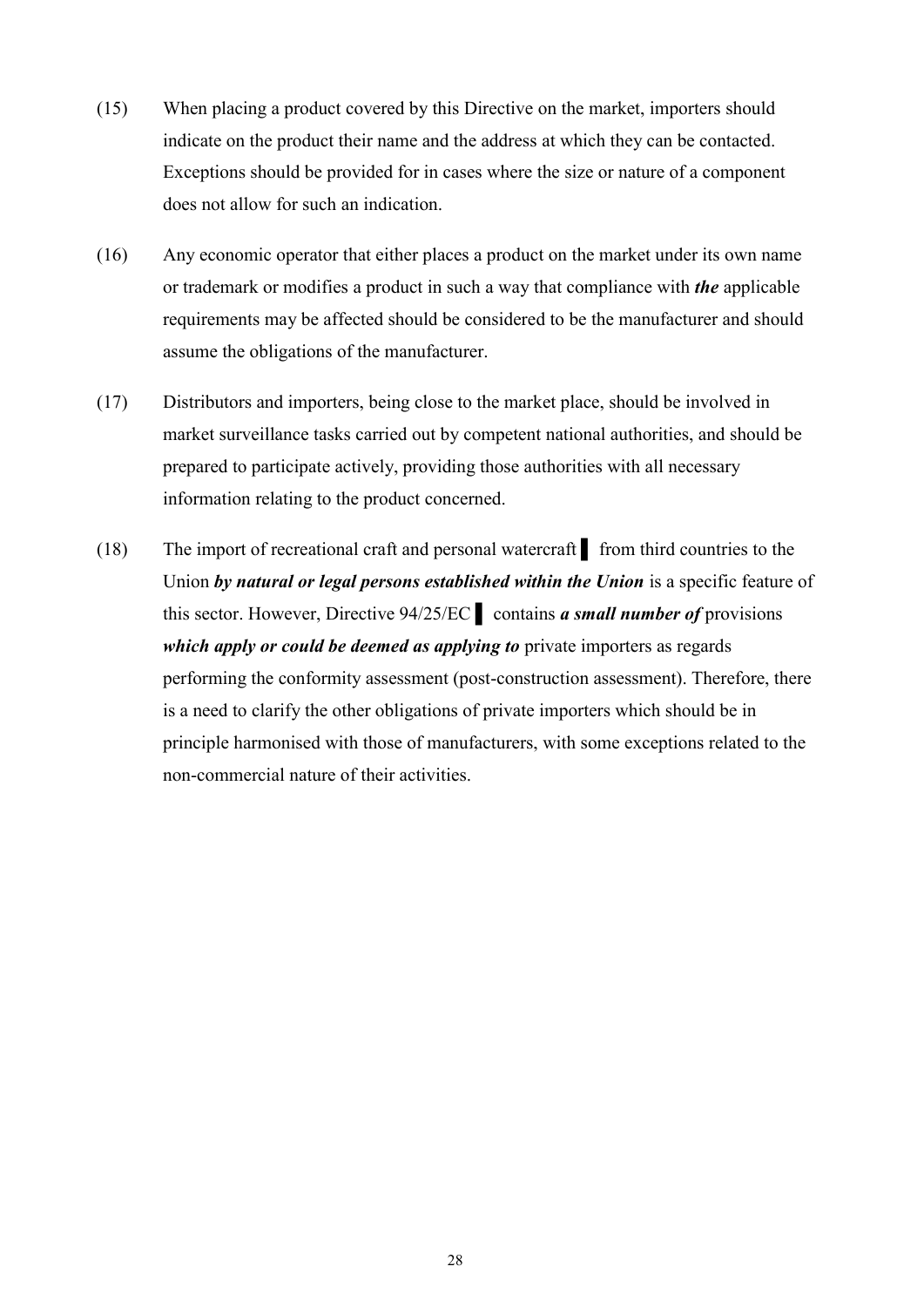(15) When placing a product covered by this Directive on the market, importers should indicate on the product their name and the address at which they can be contacted. Exceptions should be provided for in cases where the size or nature of a component does not allow for such an indication.

(16) Any economic operator that either places a product on the market under its own name or trademark or modifies a product in such a way that compliance with ***the*** applicable requirements may be affected should be considered to be the manufacturer and should assume the obligations of the manufacturer.

(17) Distributors and importers, being close to the market place, should be involved in market surveillance tasks carried out by competent national authorities, and should be prepared to participate actively, providing those authorities with all necessary information relating to the product concerned.

(18) The import of recreational craft and personal watercraft ▌ from third countries to the Union ***by natural or legal persons established within the Union*** is a specific feature of this sector. However, Directive 94/25/EC ▌ contains ***a small number of*** provisions ***which apply or could be deemed as applying to*** private importers as regards performing the conformity assessment (post-construction assessment). Therefore, there is a need to clarify the other obligations of private importers which should be in principle harmonised with those of manufacturers, with some exceptions related to the non-commercial nature of their activities.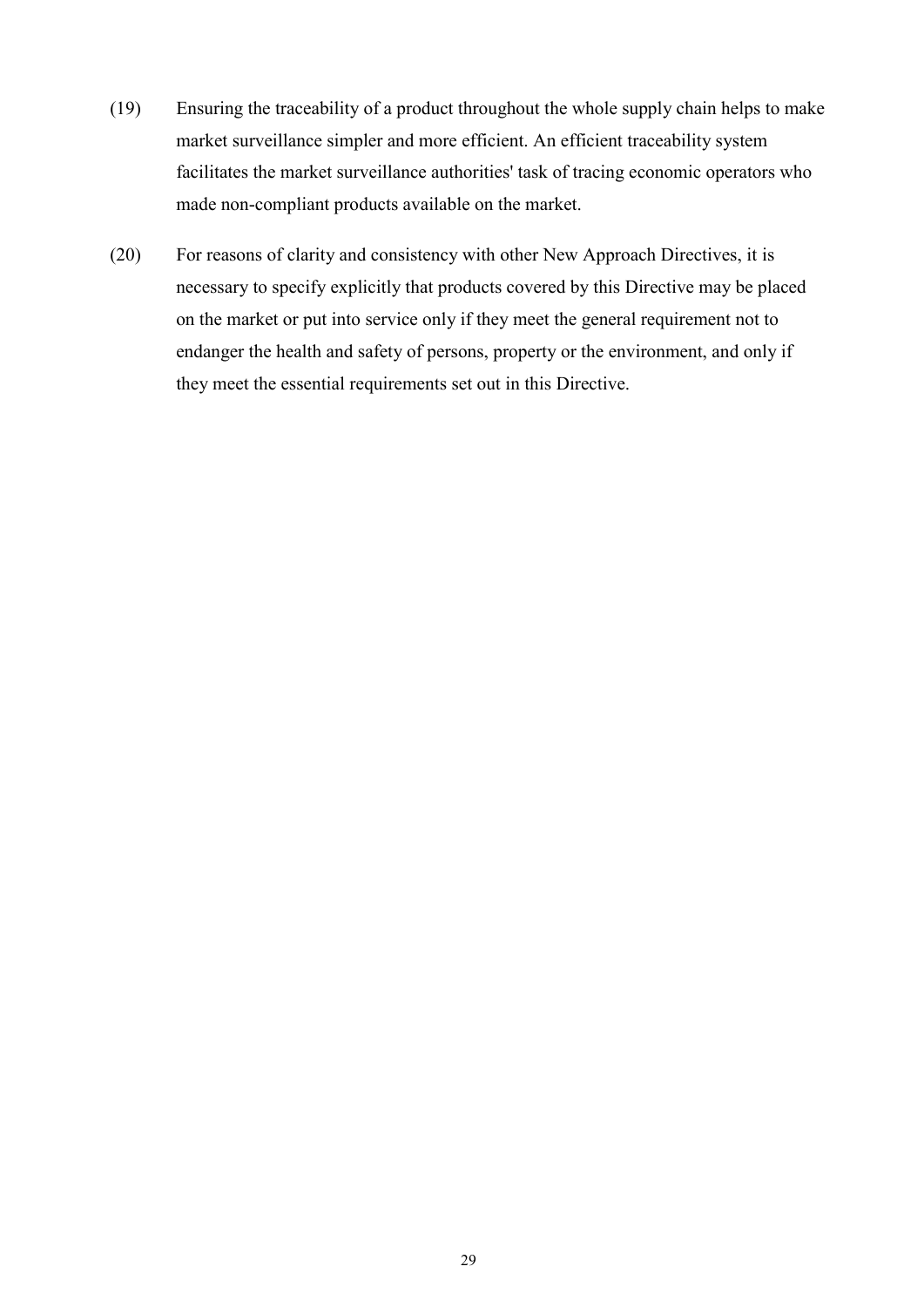(19) Ensuring the traceability of a product throughout the whole supply chain helps to make market surveillance simpler and more efficient. An efficient traceability system facilitates the market surveillance authorities' task of tracing economic operators who made non-compliant products available on the market.

(20) For reasons of clarity and consistency with other New Approach Directives, it is necessary to specify explicitly that products covered by this Directive may be placed on the market or put into service only if they meet the general requirement not to endanger the health and safety of persons, property or the environment, and only if they meet the essential requirements set out in this Directive.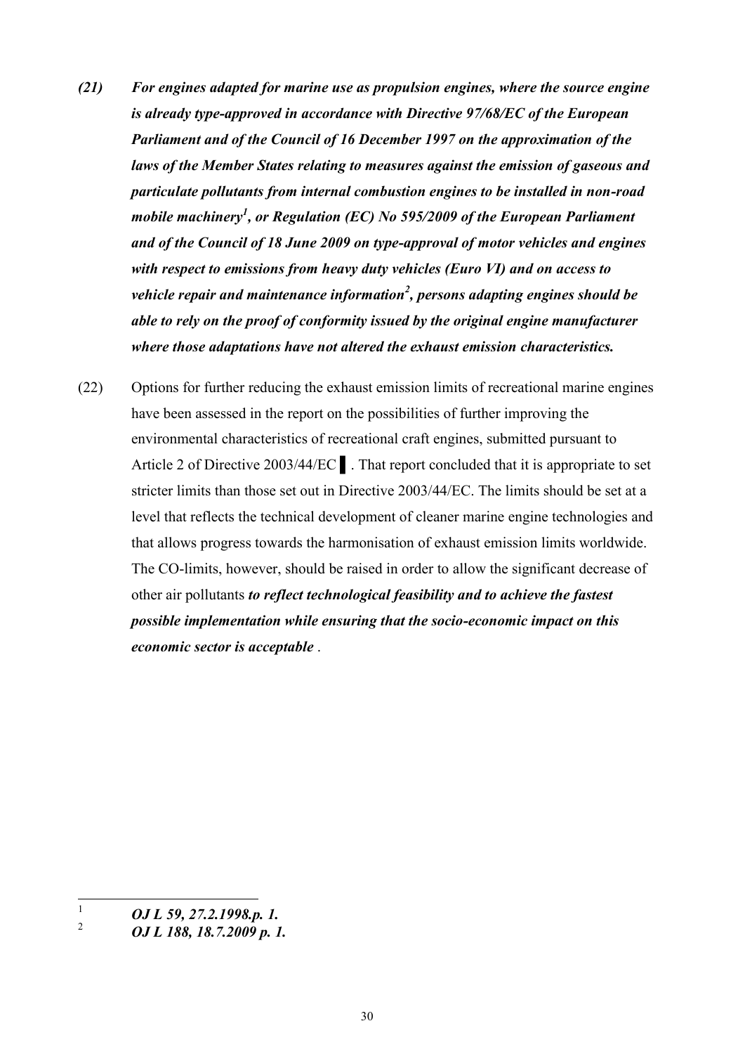*(21) For engines adapted for marine use as propulsion engines, where the source engine is already type-approved in accordance with Directive 97/68/EC of the European Parliament and of the Council of 16 December 1997 on the approximation of the laws of the Member States relating to measures against the emission of gaseous and particulate pollutants from internal combustion engines to be installed in non-road mobile machinery[1], or Regulation (EC) No 595/2009 of the European Parliament and of the Council of 18 June 2009 on type-approval of motor vehicles and engines with respect to emissions from heavy duty vehicles (Euro VI) and on access to vehicle repair and maintenance information[2], persons adapting engines should be able to rely on the proof of conformity issued by the original engine manufacturer where those adaptations have not altered the exhaust emission characteristics.*

(22) Options for further reducing the exhaust emission limits of recreational marine engines have been assessed in the report on the possibilities of further improving the environmental characteristics of recreational craft engines, submitted pursuant to Article 2 of Directive 2003/44/EC ▌. That report concluded that it is appropriate to set stricter limits than those set out in Directive 2003/44/EC. The limits should be set at a level that reflects the technical development of cleaner marine engine technologies and that allows progress towards the harmonisation of exhaust emission limits worldwide. The CO-limits, however, should be raised in order to allow the significant decrease of other air pollutants ***to reflect technological feasibility and to achieve the fastest possible implementation while ensuring that the socio-economic impact on this economic sector is acceptable*** .

---

[1] ***OJ L 59, 27.2.1998.p. 1.***

[2] ***OJ L 188, 18.7.2009 p. 1.***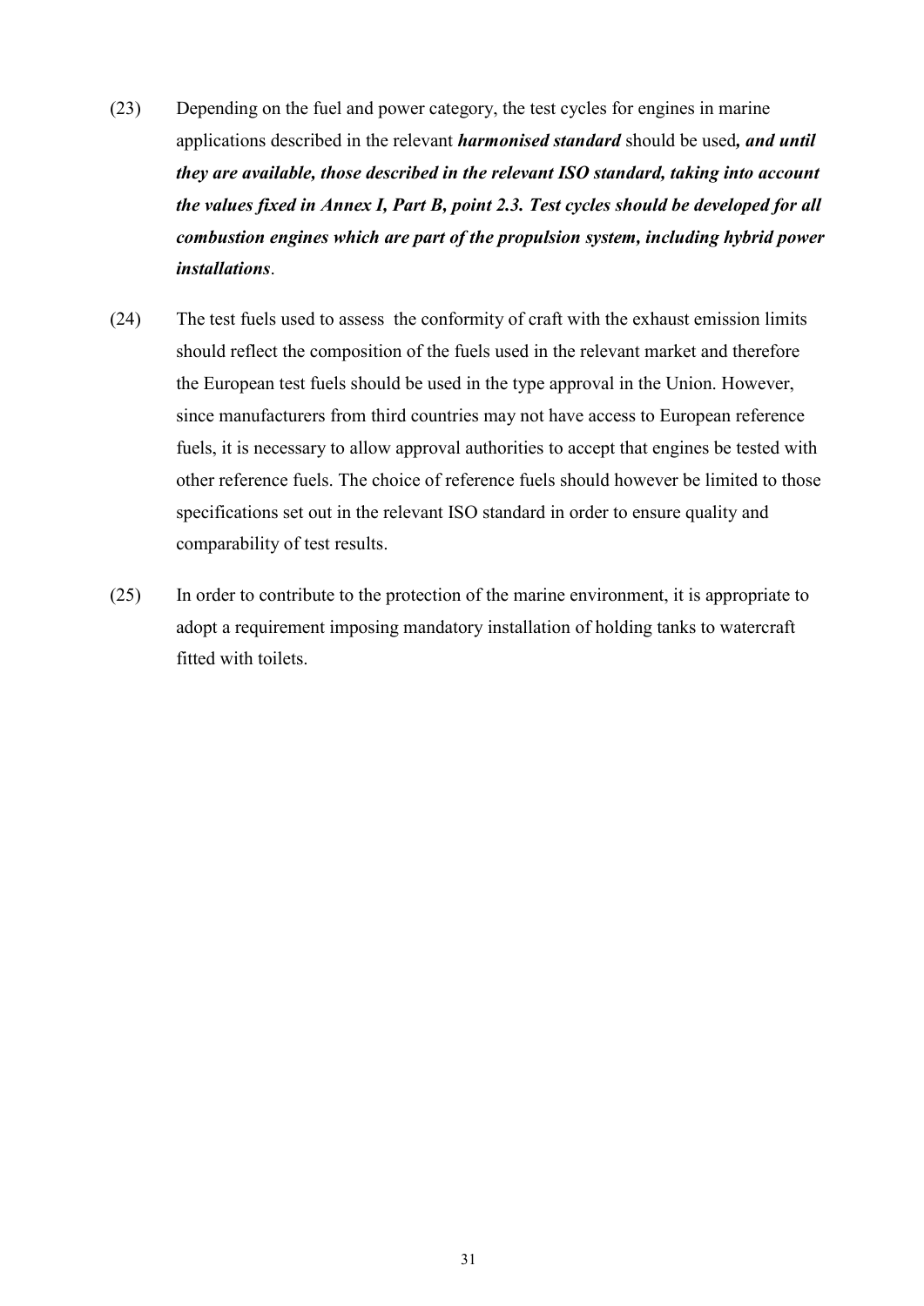(23) Depending on the fuel and power category, the test cycles for engines in marine applications described in the relevant ***harmonised standard*** should be used***, and until they are available, those described in the relevant ISO standard, taking into account the values fixed in Annex I, Part B, point 2.3. Test cycles should be developed for all combustion engines which are part of the propulsion system, including hybrid power installations***.

(24) The test fuels used to assess the conformity of craft with the exhaust emission limits should reflect the composition of the fuels used in the relevant market and therefore the European test fuels should be used in the type approval in the Union. However, since manufacturers from third countries may not have access to European reference fuels, it is necessary to allow approval authorities to accept that engines be tested with other reference fuels. The choice of reference fuels should however be limited to those specifications set out in the relevant ISO standard in order to ensure quality and comparability of test results.

(25) In order to contribute to the protection of the marine environment, it is appropriate to adopt a requirement imposing mandatory installation of holding tanks to watercraft fitted with toilets.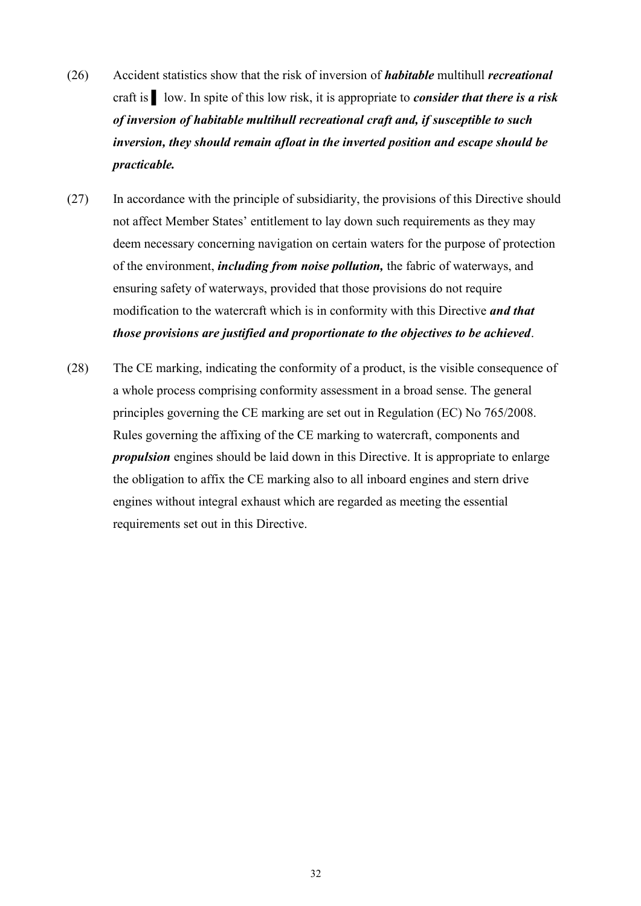(26) Accident statistics show that the risk of inversion of ***habitable*** multihull ***recreational*** craft is ▌ low. In spite of this low risk, it is appropriate to ***consider that there is a risk of inversion of habitable multihull recreational craft and, if susceptible to such inversion, they should remain afloat in the inverted position and escape should be practicable.***

(27) In accordance with the principle of subsidiarity, the provisions of this Directive should not affect Member States' entitlement to lay down such requirements as they may deem necessary concerning navigation on certain waters for the purpose of protection of the environment, ***including from noise pollution,*** the fabric of waterways, and ensuring safety of waterways, provided that those provisions do not require modification to the watercraft which is in conformity with this Directive ***and that those provisions are justified and proportionate to the objectives to be achieved***.

(28) The CE marking, indicating the conformity of a product, is the visible consequence of a whole process comprising conformity assessment in a broad sense. The general principles governing the CE marking are set out in Regulation (EC) No 765/2008. Rules governing the affixing of the CE marking to watercraft, components and ***propulsion*** engines should be laid down in this Directive. It is appropriate to enlarge the obligation to affix the CE marking also to all inboard engines and stern drive engines without integral exhaust which are regarded as meeting the essential requirements set out in this Directive.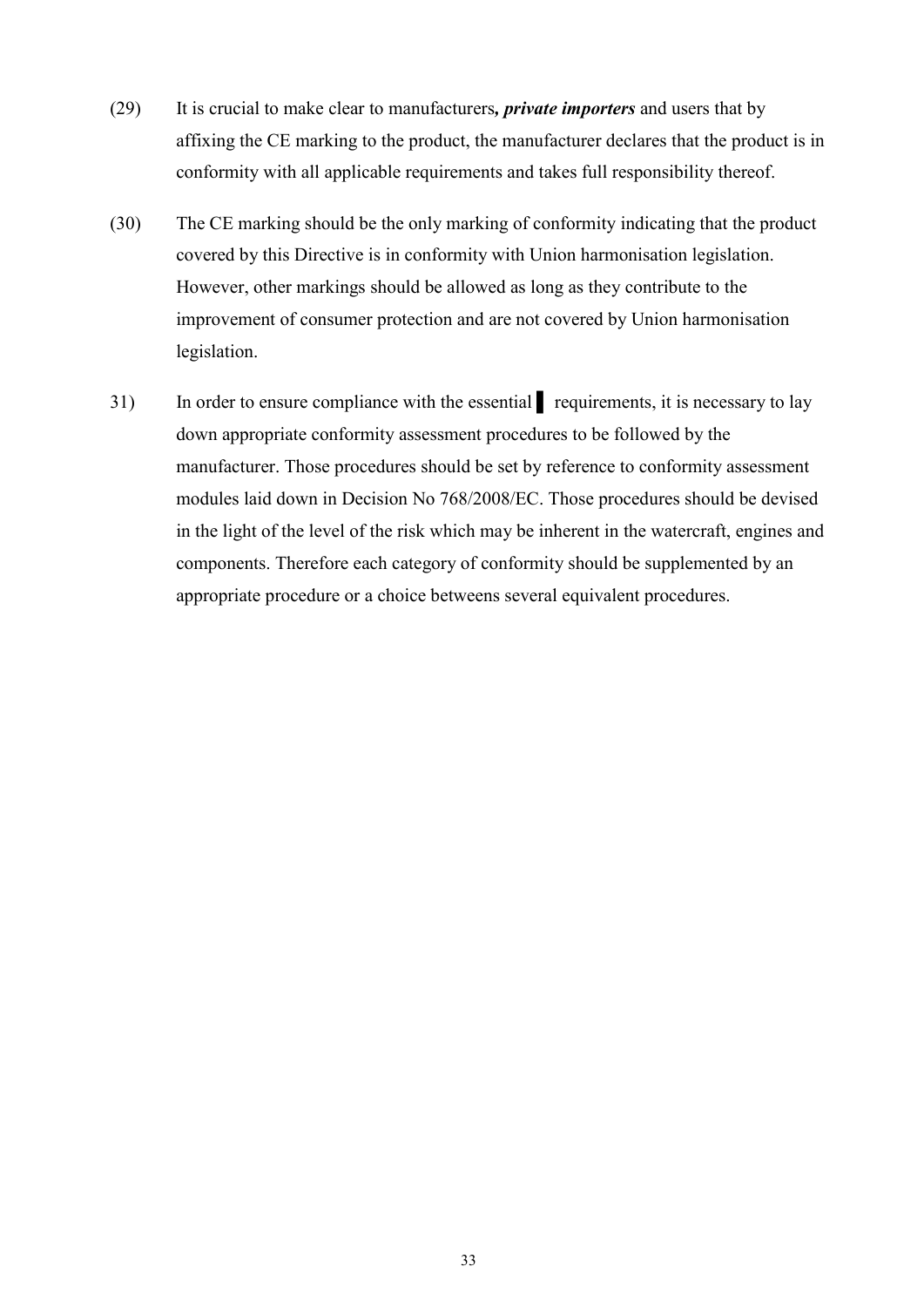(29) It is crucial to make clear to manufacturers***, private importers*** and users that by affixing the CE marking to the product, the manufacturer declares that the product is in conformity with all applicable requirements and takes full responsibility thereof.

(30) The CE marking should be the only marking of conformity indicating that the product covered by this Directive is in conformity with Union harmonisation legislation. However, other markings should be allowed as long as they contribute to the improvement of consumer protection and are not covered by Union harmonisation legislation.

31) In order to ensure compliance with the essential ▌ requirements, it is necessary to lay down appropriate conformity assessment procedures to be followed by the manufacturer. Those procedures should be set by reference to conformity assessment modules laid down in Decision No 768/2008/EC. Those procedures should be devised in the light of the level of the risk which may be inherent in the watercraft, engines and components. Therefore each category of conformity should be supplemented by an appropriate procedure or a choice betweens several equivalent procedures.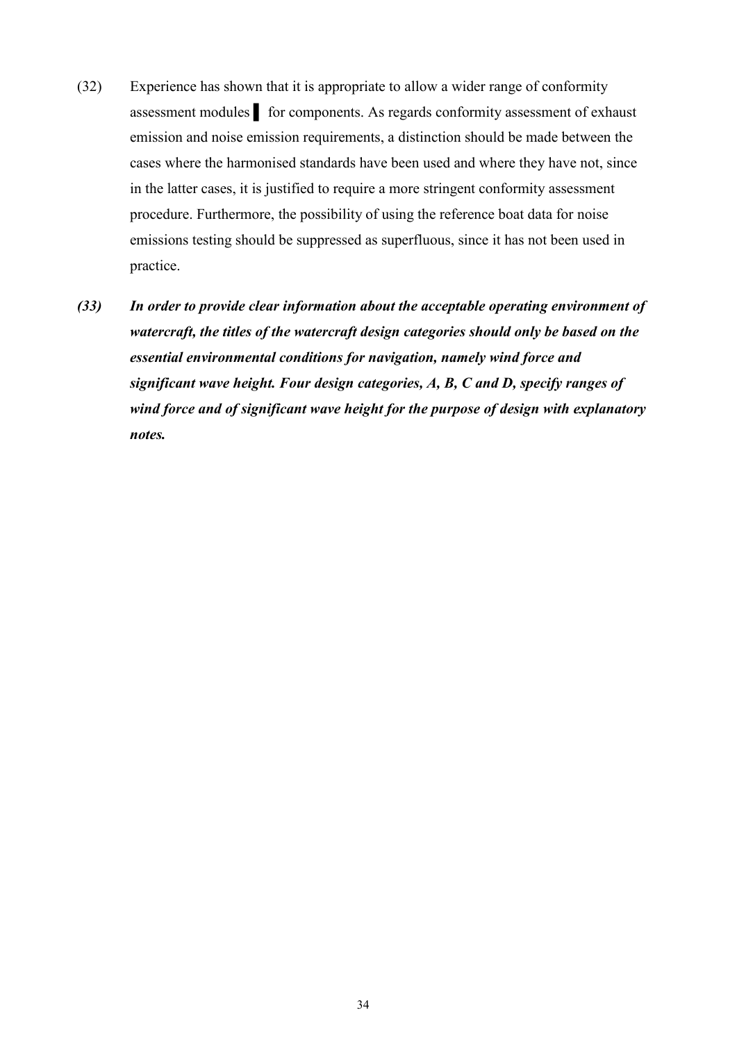(32) Experience has shown that it is appropriate to allow a wider range of conformity assessment modules ▌ for components. As regards conformity assessment of exhaust emission and noise emission requirements, a distinction should be made between the cases where the harmonised standards have been used and where they have not, since in the latter cases, it is justified to require a more stringent conformity assessment procedure. Furthermore, the possibility of using the reference boat data for noise emissions testing should be suppressed as superfluous, since it has not been used in practice.

***(33) In order to provide clear information about the acceptable operating environment of watercraft, the titles of the watercraft design categories should only be based on the essential environmental conditions for navigation, namely wind force and significant wave height. Four design categories, A, B, C and D, specify ranges of wind force and of significant wave height for the purpose of design with explanatory notes.***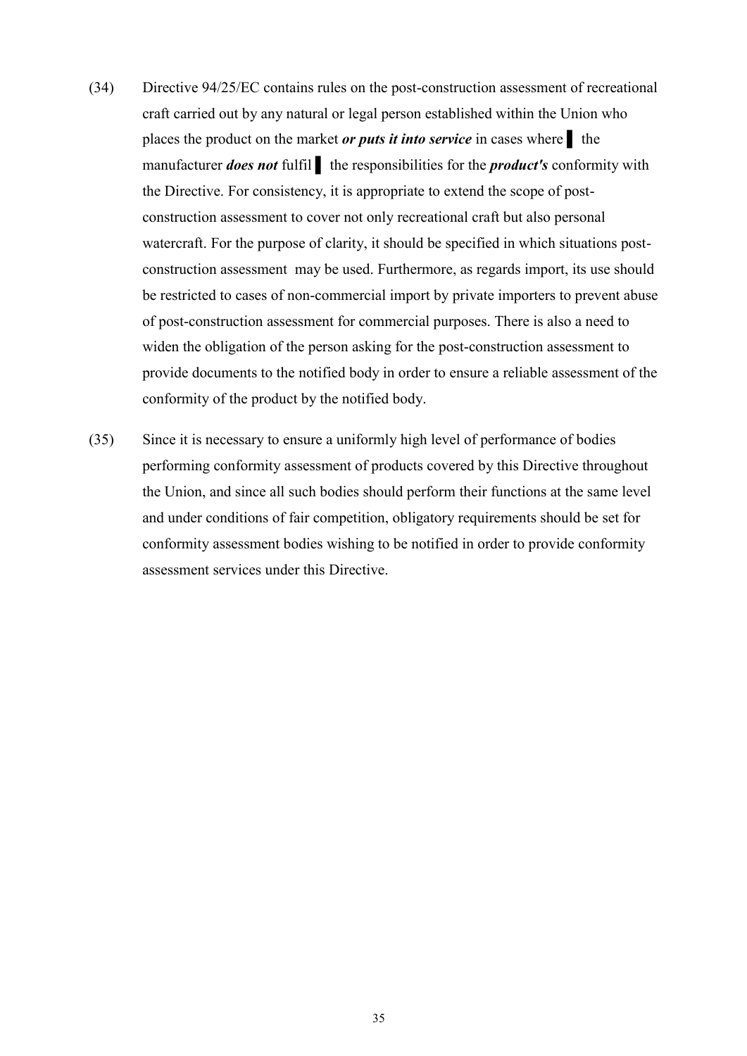(34) Directive 94/25/EC contains rules on the post-construction assessment of recreational craft carried out by any natural or legal person established within the Union who places the product on the market ***or puts it into service*** in cases where ▌ the manufacturer ***does not*** fulfil ▌ the responsibilities for the ***product's*** conformity with the Directive. For consistency, it is appropriate to extend the scope of post-construction assessment to cover not only recreational craft but also personal watercraft. For the purpose of clarity, it should be specified in which situations post-construction assessment may be used. Furthermore, as regards import, its use should be restricted to cases of non-commercial import by private importers to prevent abuse of post-construction assessment for commercial purposes. There is also a need to widen the obligation of the person asking for the post-construction assessment to provide documents to the notified body in order to ensure a reliable assessment of the conformity of the product by the notified body.

(35) Since it is necessary to ensure a uniformly high level of performance of bodies performing conformity assessment of products covered by this Directive throughout the Union, and since all such bodies should perform their functions at the same level and under conditions of fair competition, obligatory requirements should be set for conformity assessment bodies wishing to be notified in order to provide conformity assessment services under this Directive.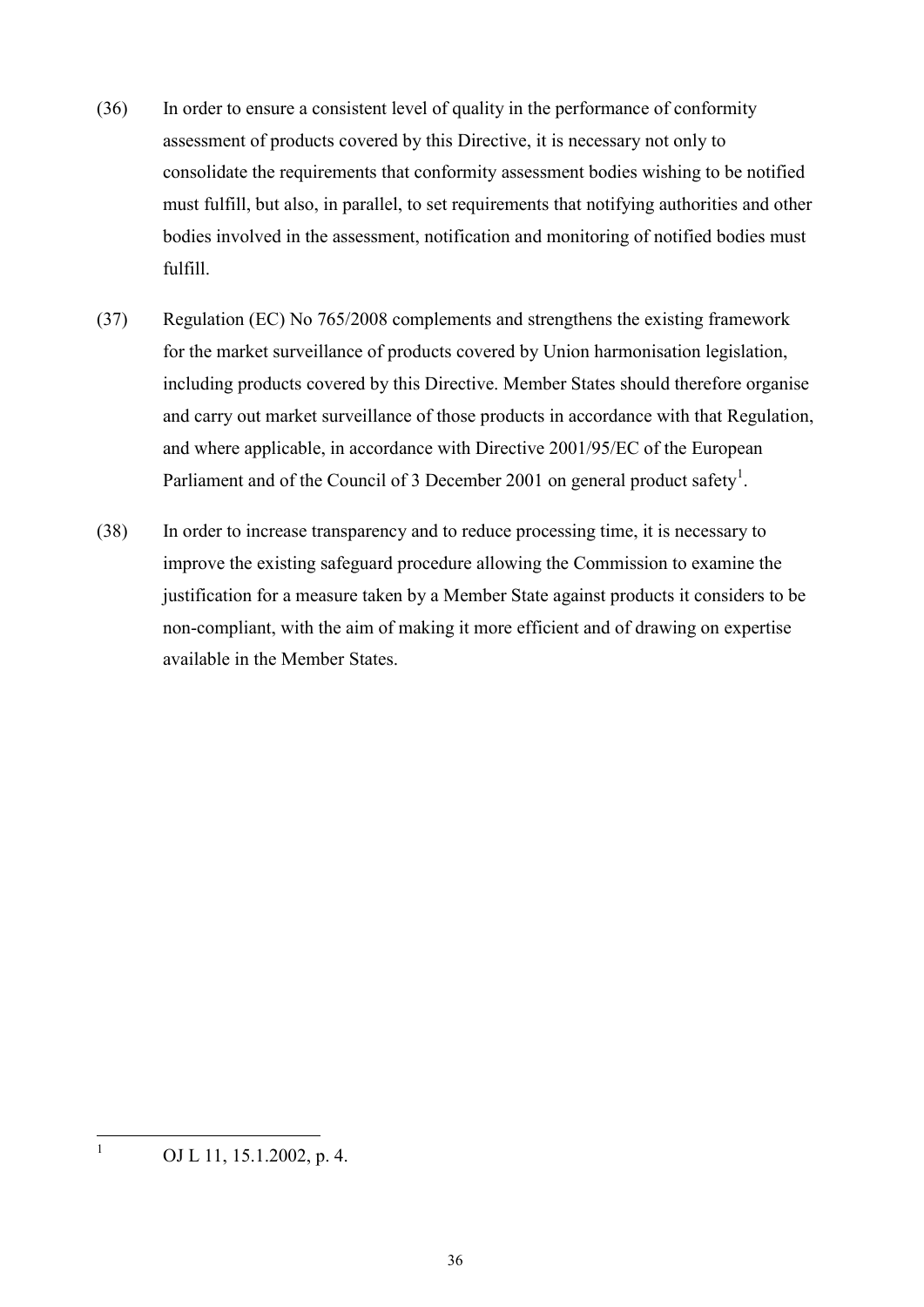(36) In order to ensure a consistent level of quality in the performance of conformity assessment of products covered by this Directive, it is necessary not only to consolidate the requirements that conformity assessment bodies wishing to be notified must fulfill, but also, in parallel, to set requirements that notifying authorities and other bodies involved in the assessment, notification and monitoring of notified bodies must fulfill.

(37) Regulation (EC) No 765/2008 complements and strengthens the existing framework for the market surveillance of products covered by Union harmonisation legislation, including products covered by this Directive. Member States should therefore organise and carry out market surveillance of those products in accordance with that Regulation, and where applicable, in accordance with Directive 2001/95/EC of the European Parliament and of the Council of 3 December 2001 on general product safety[1].

(38) In order to increase transparency and to reduce processing time, it is necessary to improve the existing safeguard procedure allowing the Commission to examine the justification for a measure taken by a Member State against products it considers to be non-compliant, with the aim of making it more efficient and of drawing on expertise available in the Member States.

---

[1] OJ L 11, 15.1.2002, p. 4.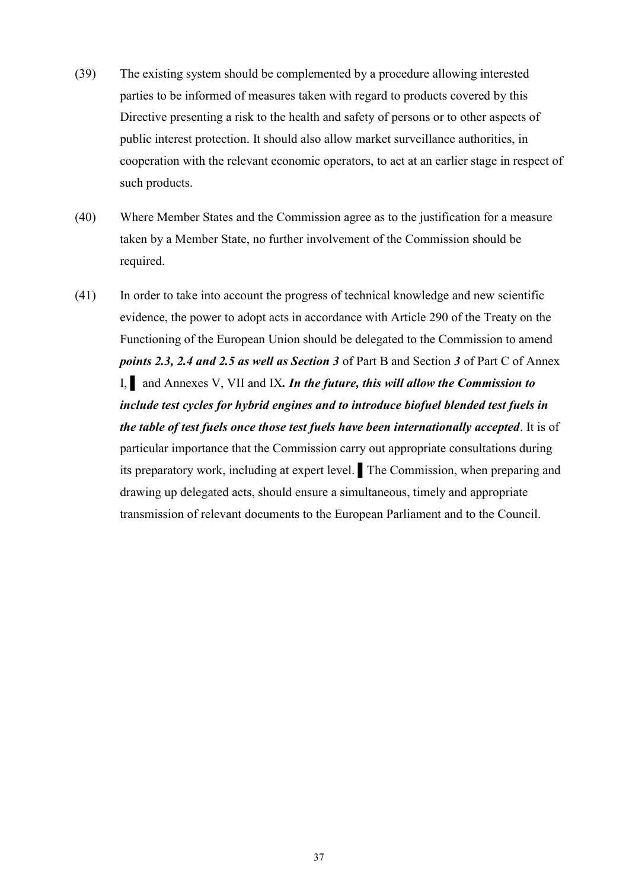(39) The existing system should be complemented by a procedure allowing interested parties to be informed of measures taken with regard to products covered by this Directive presenting a risk to the health and safety of persons or to other aspects of public interest protection. It should also allow market surveillance authorities, in cooperation with the relevant economic operators, to act at an earlier stage in respect of such products.

(40) Where Member States and the Commission agree as to the justification for a measure taken by a Member State, no further involvement of the Commission should be required.

(41) In order to take into account the progress of technical knowledge and new scientific evidence, the power to adopt acts in accordance with Article 290 of the Treaty on the Functioning of the European Union should be delegated to the Commission to amend ***points 2.3, 2.4 and 2.5 as well as Section 3*** of Part B and Section ***3*** of Part C of Annex I, ▌ and Annexes V, VII and IX***. In the future, this will allow the Commission to include test cycles for hybrid engines and to introduce biofuel blended test fuels in the table of test fuels once those test fuels have been internationally accepted***. It is of particular importance that the Commission carry out appropriate consultations during its preparatory work, including at expert level. ▌ The Commission, when preparing and drawing up delegated acts, should ensure a simultaneous, timely and appropriate transmission of relevant documents to the European Parliament and to the Council.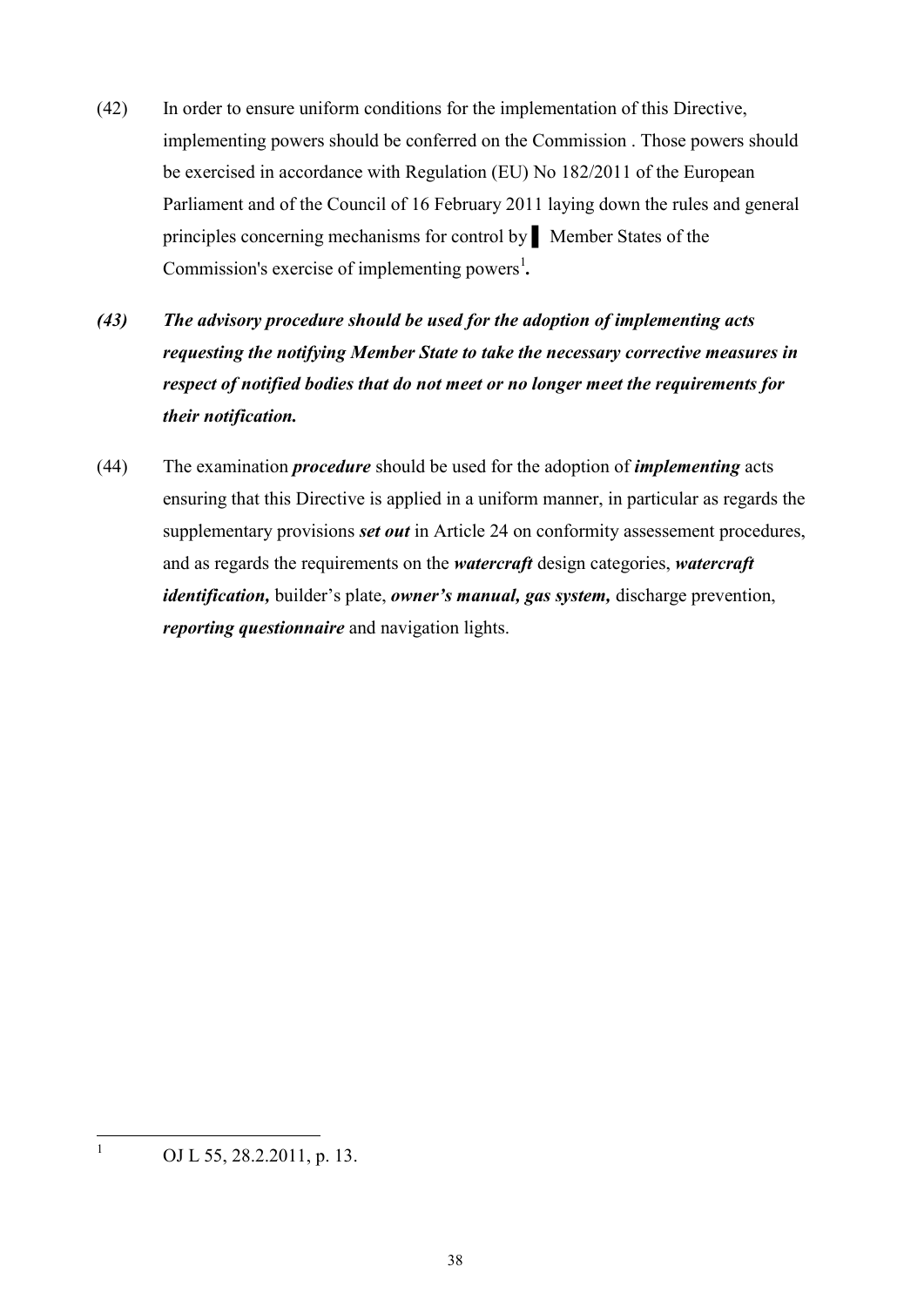(42) In order to ensure uniform conditions for the implementation of this Directive, implementing powers should be conferred on the Commission . Those powers should be exercised in accordance with Regulation (EU) No 182/2011 of the European Parliament and of the Council of 16 February 2011 laying down the rules and general principles concerning mechanisms for control by ▌ Member States of the Commission's exercise of implementing powers[1]**.**

***(43) The advisory procedure should be used for the adoption of implementing acts requesting the notifying Member State to take the necessary corrective measures in respect of notified bodies that do not meet or no longer meet the requirements for their notification.***

(44) The examination ***procedure*** should be used for the adoption of ***implementing*** acts ensuring that this Directive is applied in a uniform manner, in particular as regards the supplementary provisions ***set out*** in Article 24 on conformity assessement procedures, and as regards the requirements on the ***watercraft*** design categories, ***watercraft identification,*** builder's plate, ***owner's manual, gas system,*** discharge prevention, ***reporting questionnaire*** and navigation lights.

[1] OJ L 55, 28.2.2011, p. 13.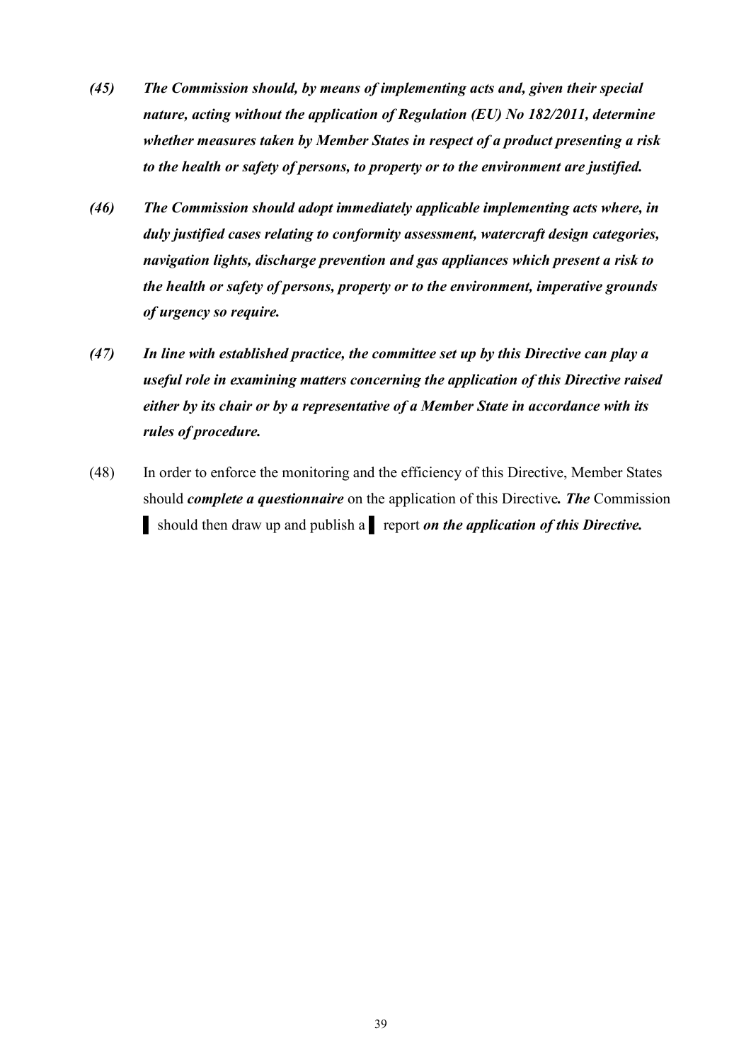***(45) The Commission should, by means of implementing acts and, given their special nature, acting without the application of Regulation (EU) No 182/2011, determine whether measures taken by Member States in respect of a product presenting a risk to the health or safety of persons, to property or to the environment are justified.***

***(46) The Commission should adopt immediately applicable implementing acts where, in duly justified cases relating to conformity assessment, watercraft design categories, navigation lights, discharge prevention and gas appliances which present a risk to the health or safety of persons, property or to the environment, imperative grounds of urgency so require.***

***(47) In line with established practice, the committee set up by this Directive can play a useful role in examining matters concerning the application of this Directive raised either by its chair or by a representative of a Member State in accordance with its rules of procedure.***

(48) In order to enforce the monitoring and the efficiency of this Directive, Member States should ***complete a questionnaire*** on the application of this Directive***. The*** Commission ▌ should then draw up and publish a ▌ report ***on the application of this Directive.***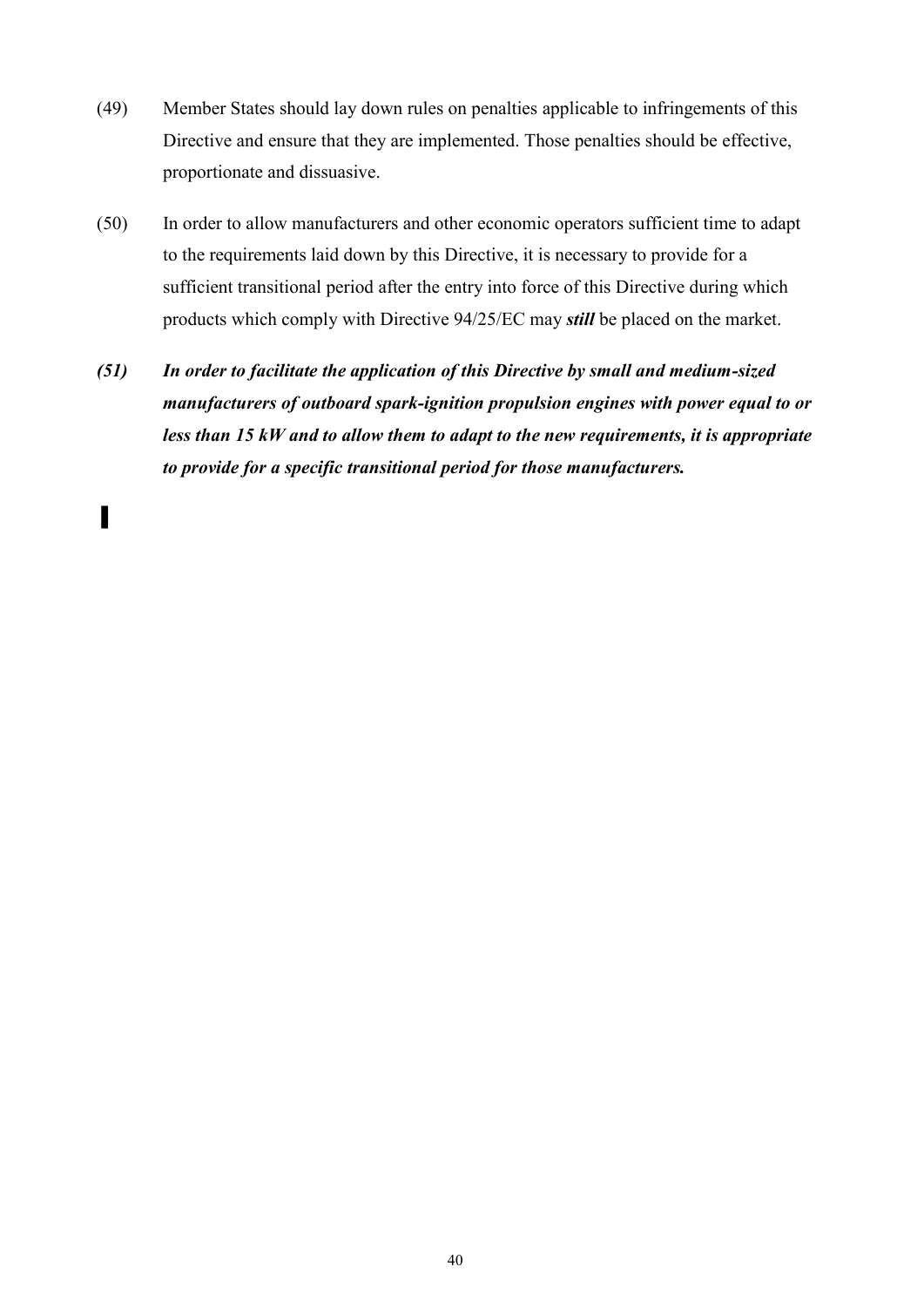(49) Member States should lay down rules on penalties applicable to infringements of this Directive and ensure that they are implemented. Those penalties should be effective, proportionate and dissuasive.

(50) In order to allow manufacturers and other economic operators sufficient time to adapt to the requirements laid down by this Directive, it is necessary to provide for a sufficient transitional period after the entry into force of this Directive during which products which comply with Directive 94/25/EC may ***still*** be placed on the market.

***(51) In order to facilitate the application of this Directive by small and medium-sized manufacturers of outboard spark-ignition propulsion engines with power equal to or less than 15 kW and to allow them to adapt to the new requirements, it is appropriate to provide for a specific transitional period for those manufacturers.***

▌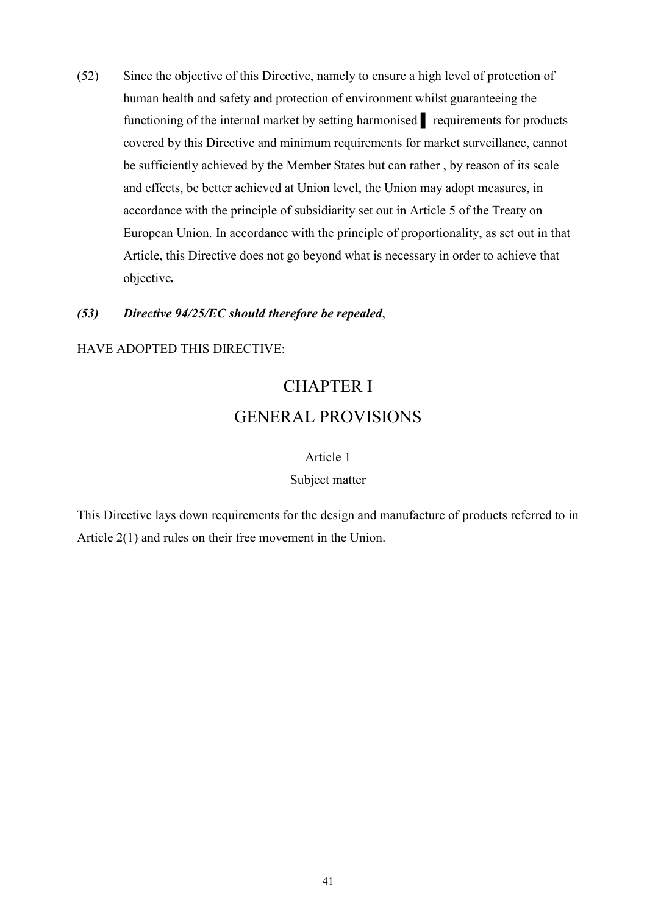(52) Since the objective of this Directive, namely to ensure a high level of protection of human health and safety and protection of environment whilst guaranteeing the functioning of the internal market by setting harmonised ▌ requirements for products covered by this Directive and minimum requirements for market surveillance, cannot be sufficiently achieved by the Member States but can rather , by reason of its scale and effects, be better achieved at Union level, the Union may adopt measures, in accordance with the principle of subsidiarity set out in Article 5 of the Treaty on European Union. In accordance with the principle of proportionality, as set out in that Article, this Directive does not go beyond what is necessary in order to achieve that objective**.**

***(53) Directive 94/25/EC should therefore be repealed***,

HAVE ADOPTED THIS DIRECTIVE:

# CHAPTER I
# GENERAL PROVISIONS

### Article 1
### Subject matter

This Directive lays down requirements for the design and manufacture of products referred to in Article 2(1) and rules on their free movement in the Union.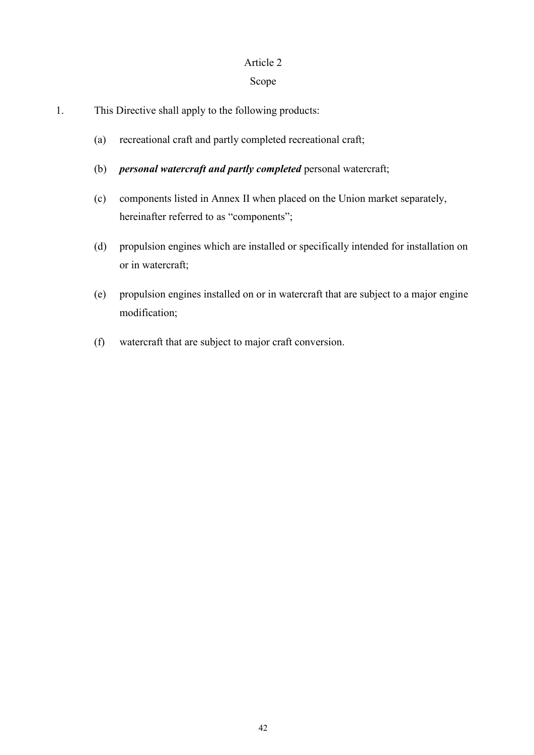## Article 2

## Scope

1. This Directive shall apply to the following products:

   (a) recreational craft and partly completed recreational craft;

   (b) ***personal watercraft and partly completed*** personal watercraft;

   (c) components listed in Annex II when placed on the Union market separately, hereinafter referred to as "components";

   (d) propulsion engines which are installed or specifically intended for installation on or in watercraft;

   (e) propulsion engines installed on or in watercraft that are subject to a major engine modification;

   (f) watercraft that are subject to major craft conversion.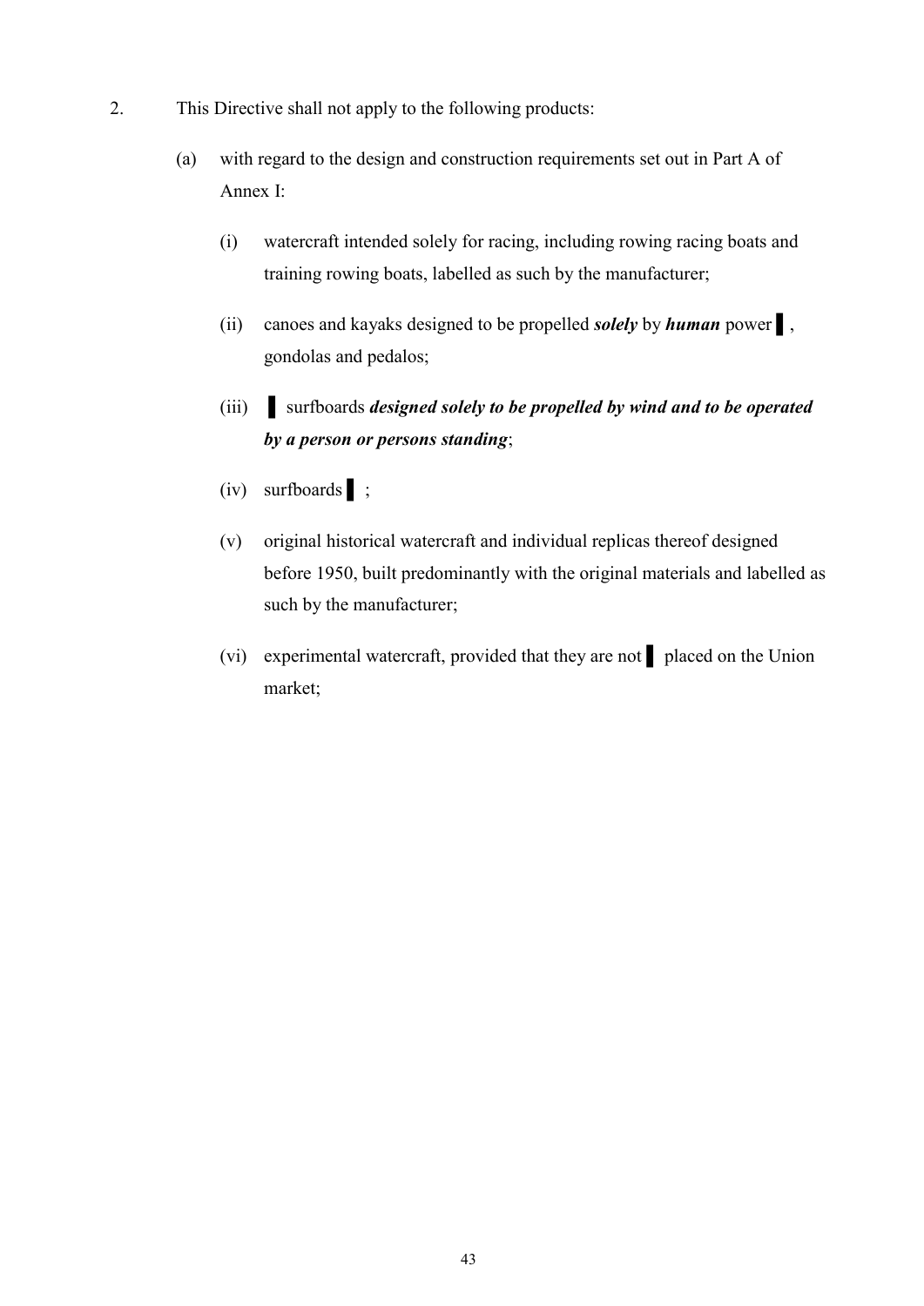2. This Directive shall not apply to the following products:

   (a) with regard to the design and construction requirements set out in Part A of Annex I:

      (i) watercraft intended solely for racing, including rowing racing boats and training rowing boats, labelled as such by the manufacturer;

      (ii) canoes and kayaks designed to be propelled ***solely*** by ***human*** power ▌, gondolas and pedalos;

      (iii) ▌ surfboards ***designed solely to be propelled by wind and to be operated by a person or persons standing***;

      (iv) surfboards ▌;

      (v) original historical watercraft and individual replicas thereof designed before 1950, built predominantly with the original materials and labelled as such by the manufacturer;

      (vi) experimental watercraft, provided that they are not ▌ placed on the Union market;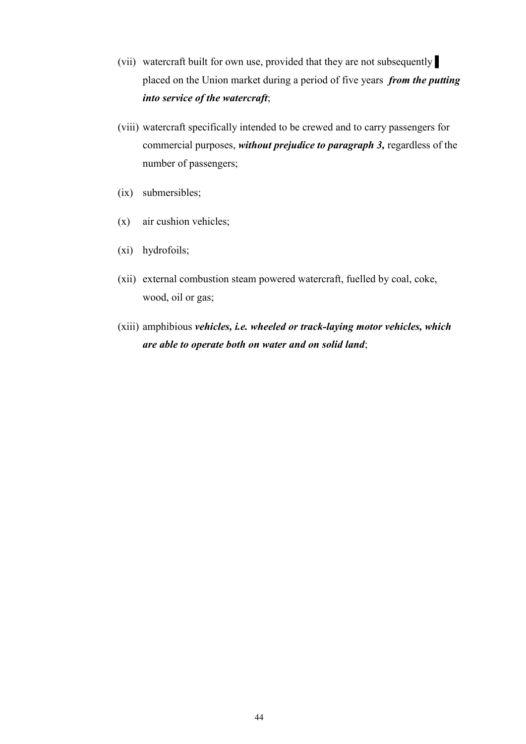(vii) watercraft built for own use, provided that they are not subsequently ▌ placed on the Union market during a period of five years ***from the putting into service of the watercraft***;

(viii) watercraft specifically intended to be crewed and to carry passengers for commercial purposes, ***without prejudice to paragraph 3,*** regardless of the number of passengers;

(ix) submersibles;

(x) air cushion vehicles;

(xi) hydrofoils;

(xii) external combustion steam powered watercraft, fuelled by coal, coke, wood, oil or gas;

(xiii) amphibious ***vehicles, i.e. wheeled or track-laying motor vehicles, which are able to operate both on water and on solid land***;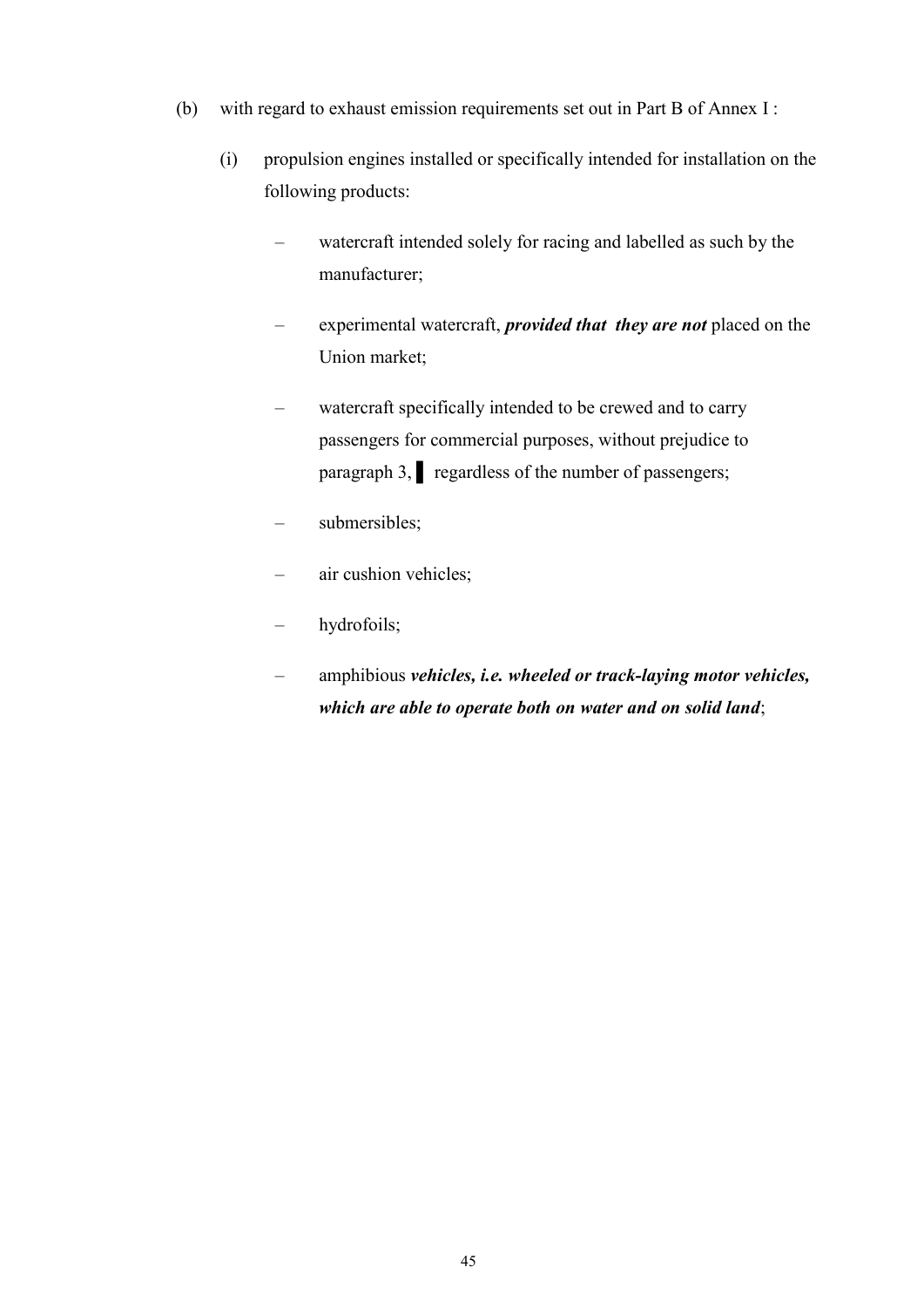(b) with regard to exhaust emission requirements set out in Part B of Annex I :

(i) propulsion engines installed or specifically intended for installation on the following products:

– watercraft intended solely for racing and labelled as such by the manufacturer;

– experimental watercraft, ***provided that they are not*** placed on the Union market;

– watercraft specifically intended to be crewed and to carry passengers for commercial purposes, without prejudice to paragraph 3, ▌ regardless of the number of passengers;

– submersibles;

– air cushion vehicles;

– hydrofoils;

– amphibious ***vehicles, i.e. wheeled or track-laying motor vehicles, which are able to operate both on water and on solid land***;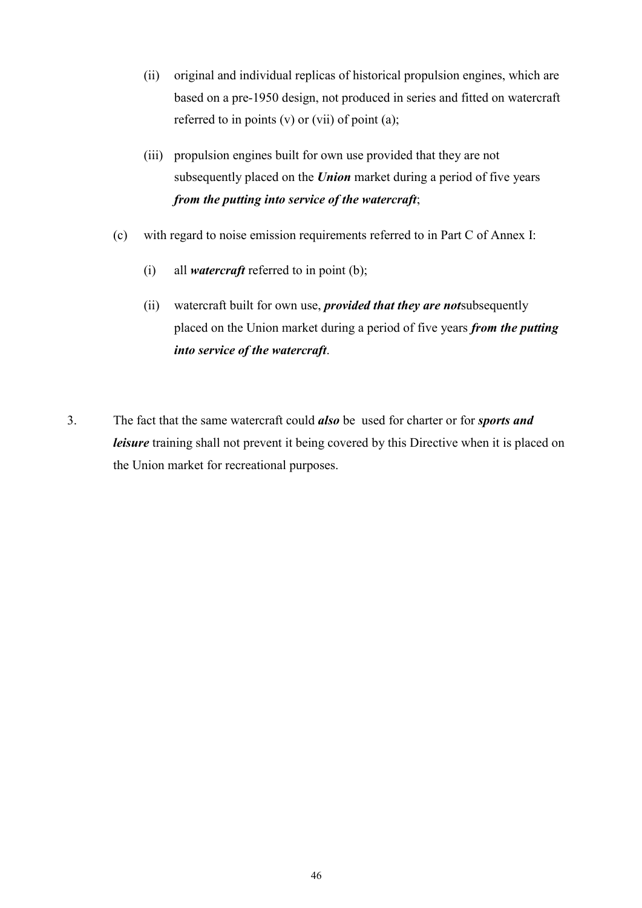(ii) original and individual replicas of historical propulsion engines, which are based on a pre-1950 design, not produced in series and fitted on watercraft referred to in points (v) or (vii) of point (a);

(iii) propulsion engines built for own use provided that they are not subsequently placed on the ***Union*** market during a period of five years ***from the putting into service of the watercraft***;

(c) with regard to noise emission requirements referred to in Part C of Annex I:

(i) all ***watercraft*** referred to in point (b);

(ii) watercraft built for own use, ***provided that they are not***subsequently placed on the Union market during a period of five years ***from the putting into service of the watercraft***.

3. The fact that the same watercraft could ***also*** be used for charter or for ***sports and leisure*** training shall not prevent it being covered by this Directive when it is placed on the Union market for recreational purposes.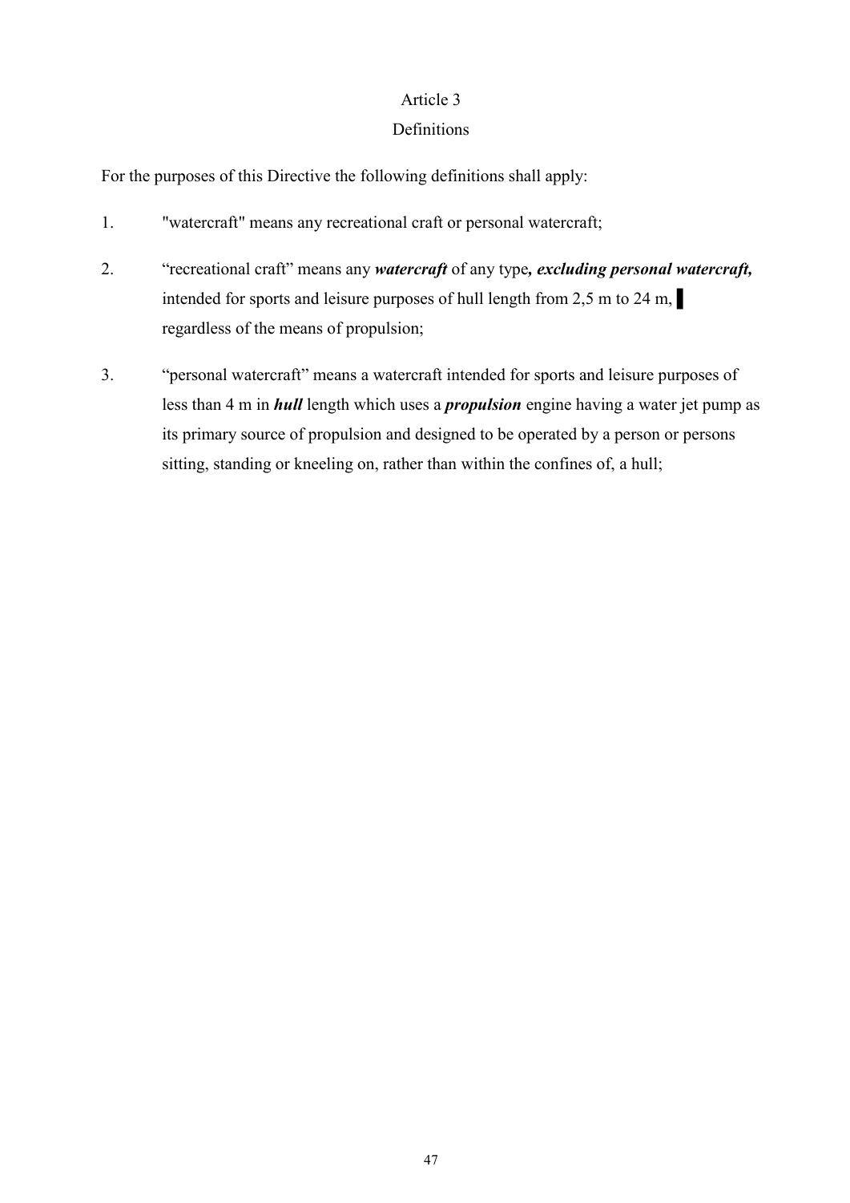Article 3

Definitions

For the purposes of this Directive the following definitions shall apply:

1. "watercraft" means any recreational craft or personal watercraft;

2. “recreational craft” means any ***watercraft*** of any type***, excluding personal watercraft,*** intended for sports and leisure purposes of hull length from 2,5 m to 24 m, ▌ regardless of the means of propulsion;

3. “personal watercraft” means a watercraft intended for sports and leisure purposes of less than 4 m in ***hull*** length which uses a ***propulsion*** engine having a water jet pump as its primary source of propulsion and designed to be operated by a person or persons sitting, standing or kneeling on, rather than within the confines of, a hull;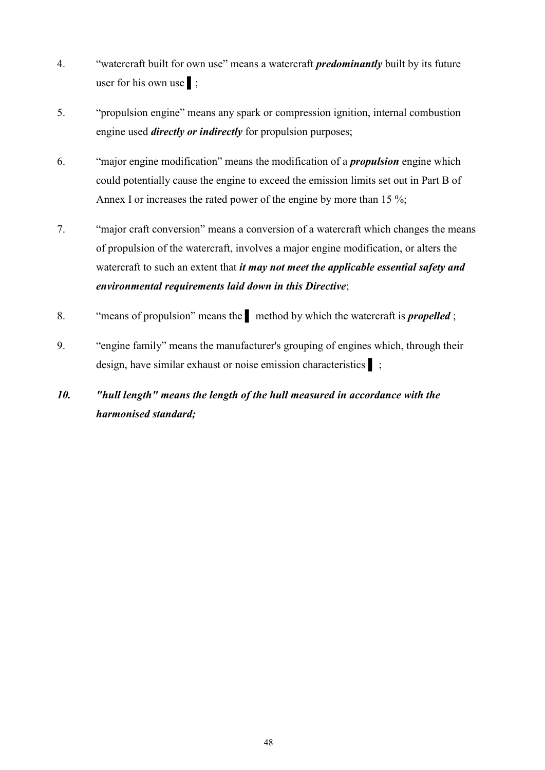4. “watercraft built for own use” means a watercraft ***predominantly*** built by its future user for his own use ▌;

5. “propulsion engine” means any spark or compression ignition, internal combustion engine used ***directly or indirectly*** for propulsion purposes;

6. “major engine modification” means the modification of a ***propulsion*** engine which could potentially cause the engine to exceed the emission limits set out in Part B of Annex I or increases the rated power of the engine by more than 15 %;

7. “major craft conversion” means a conversion of a watercraft which changes the means of propulsion of the watercraft, involves a major engine modification, or alters the watercraft to such an extent that ***it may not meet the applicable essential safety and environmental requirements laid down in this Directive***;

8. “means of propulsion” means the ▌ method by which the watercraft is ***propelled*** ;

9. “engine family” means the manufacturer's grouping of engines which, through their design, have similar exhaust or noise emission characteristics ▌ ;

***10. "hull length" means the length of the hull measured in accordance with the harmonised standard;***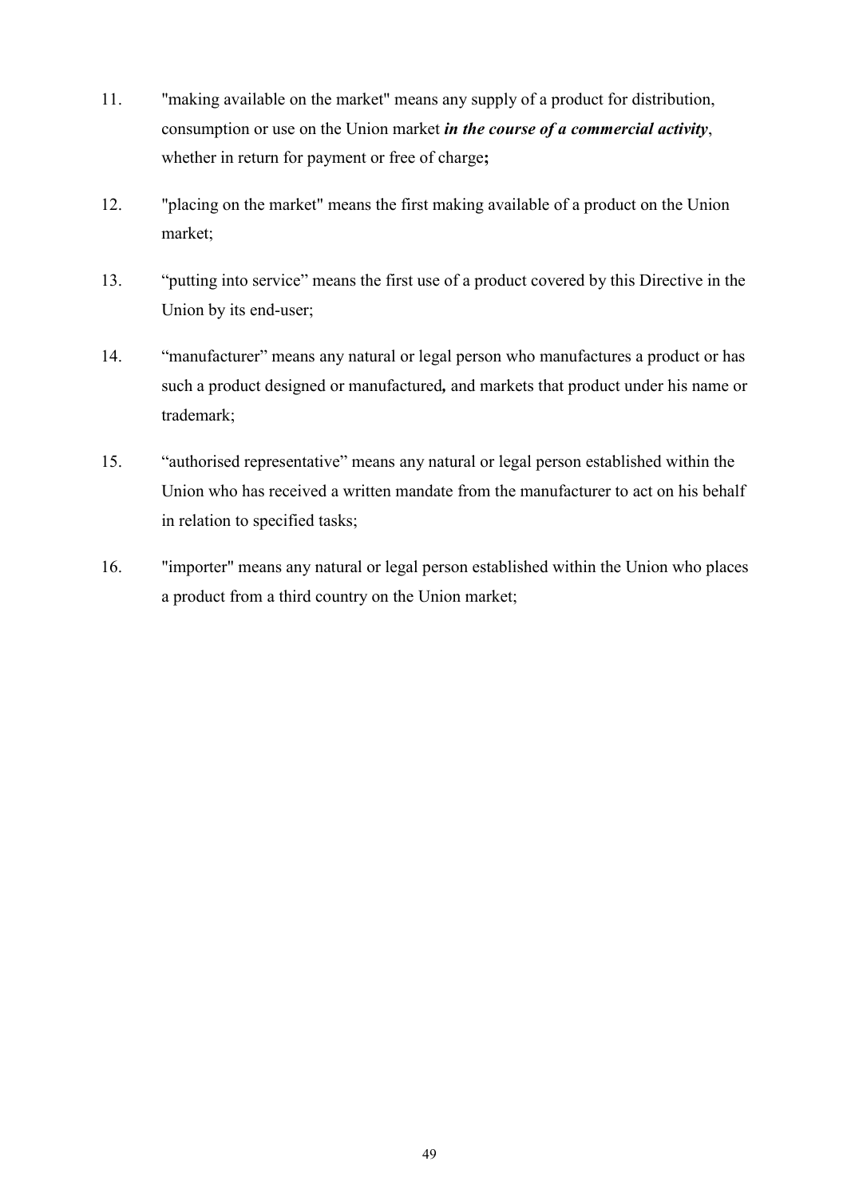11. "making available on the market" means any supply of a product for distribution, consumption or use on the Union market ***in the course of a commercial activity***, whether in return for payment or free of charge**;**

12. "placing on the market" means the first making available of a product on the Union market;

13. “putting into service” means the first use of a product covered by this Directive in the Union by its end-user;

14. “manufacturer” means any natural or legal person who manufactures a product or has such a product designed or manufactured**,** and markets that product under his name or trademark;

15. “authorised representative” means any natural or legal person established within the Union who has received a written mandate from the manufacturer to act on his behalf in relation to specified tasks;

16. "importer" means any natural or legal person established within the Union who places a product from a third country on the Union market;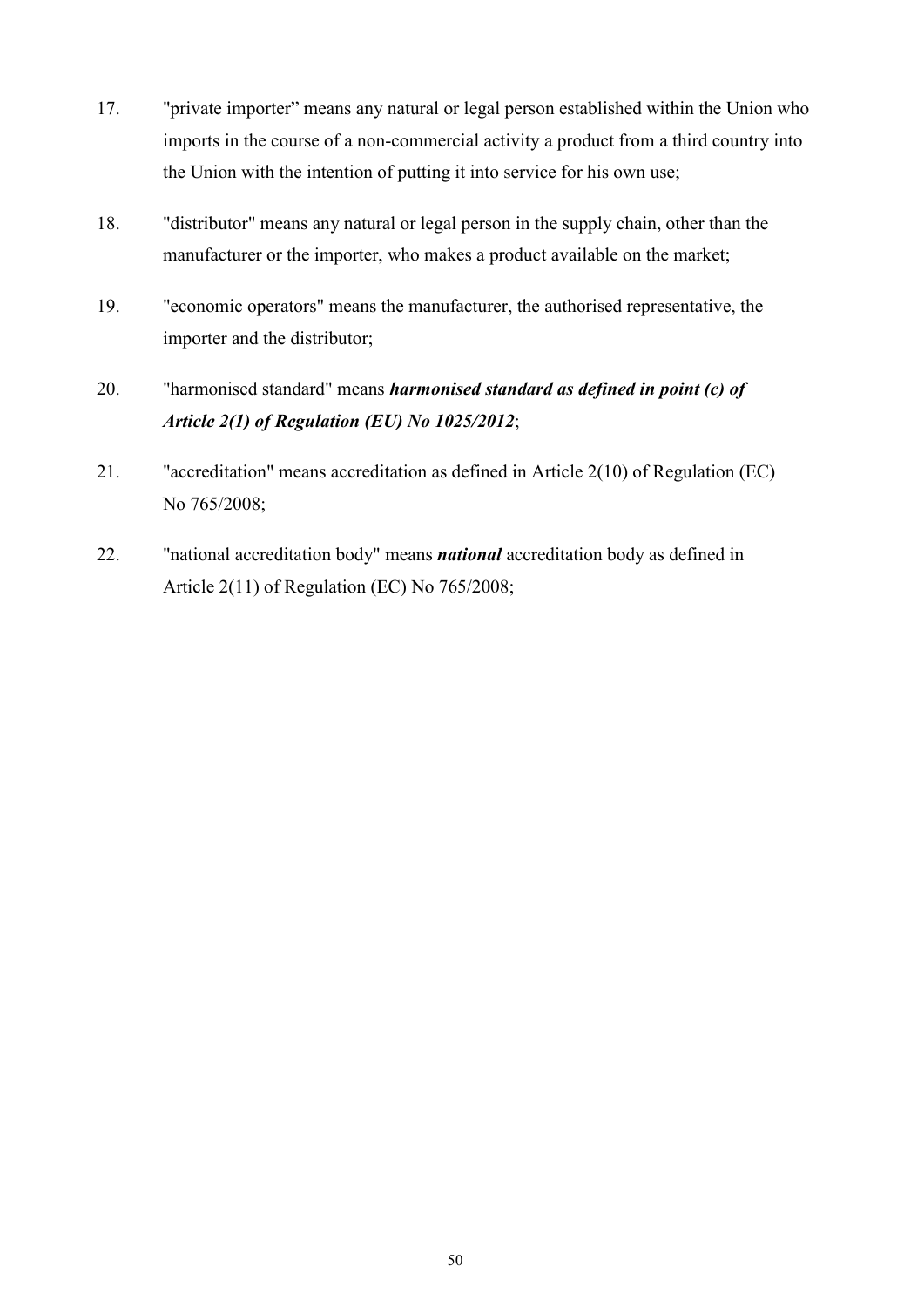17. "private importer" means any natural or legal person established within the Union who imports in the course of a non-commercial activity a product from a third country into the Union with the intention of putting it into service for his own use;

18. "distributor" means any natural or legal person in the supply chain, other than the manufacturer or the importer, who makes a product available on the market;

19. "economic operators" means the manufacturer, the authorised representative, the importer and the distributor;

20. "harmonised standard" means ***harmonised standard as defined in point (c) of Article 2(1) of Regulation (EU) No 1025/2012***;

21. "accreditation" means accreditation as defined in Article 2(10) of Regulation (EC) No 765/2008;

22. "national accreditation body" means ***national*** accreditation body as defined in Article 2(11) of Regulation (EC) No 765/2008;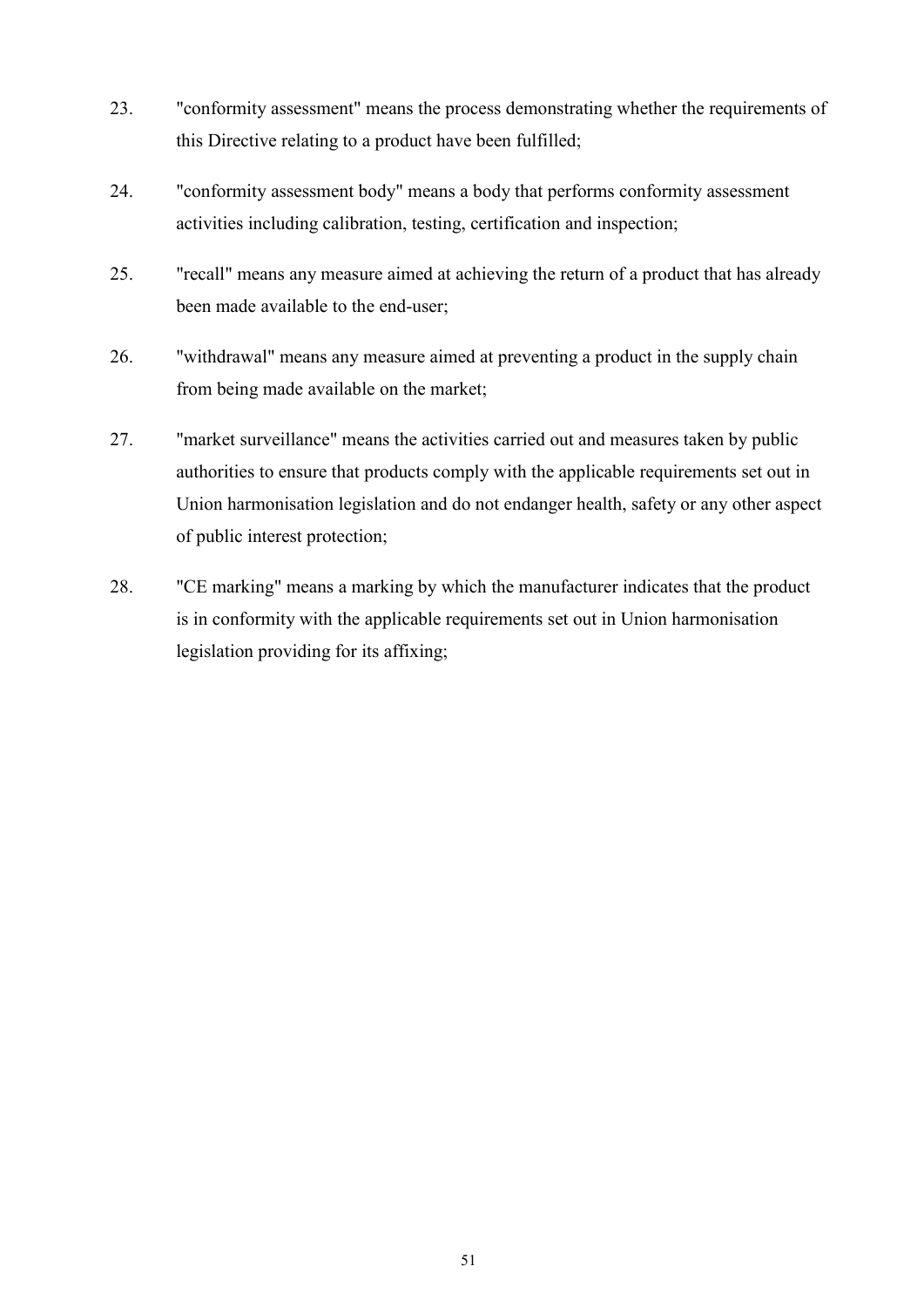23. "conformity assessment" means the process demonstrating whether the requirements of this Directive relating to a product have been fulfilled;

24. "conformity assessment body" means a body that performs conformity assessment activities including calibration, testing, certification and inspection;

25. "recall" means any measure aimed at achieving the return of a product that has already been made available to the end-user;

26. "withdrawal" means any measure aimed at preventing a product in the supply chain from being made available on the market;

27. "market surveillance" means the activities carried out and measures taken by public authorities to ensure that products comply with the applicable requirements set out in Union harmonisation legislation and do not endanger health, safety or any other aspect of public interest protection;

28. "CE marking" means a marking by which the manufacturer indicates that the product is in conformity with the applicable requirements set out in Union harmonisation legislation providing for its affixing;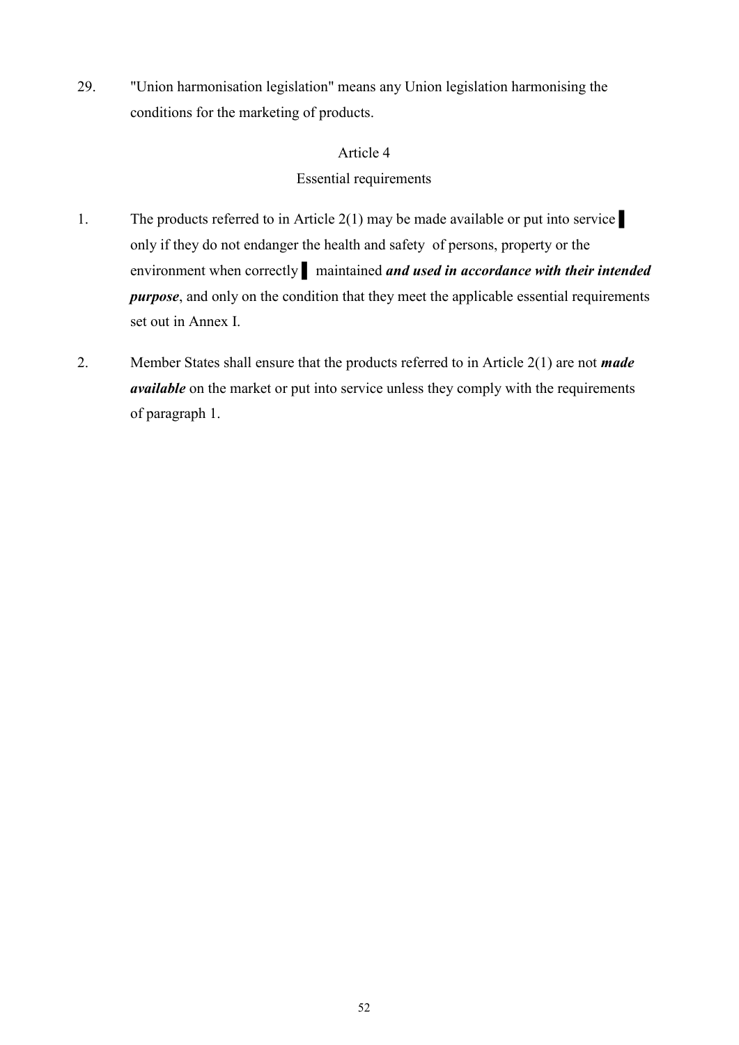29. "Union harmonisation legislation" means any Union legislation harmonising the conditions for the marketing of products.

Article 4

Essential requirements

1. The products referred to in Article 2(1) may be made available or put into service ▌ only if they do not endanger the health and safety of persons, property or the environment when correctly ▌ maintained ***and used in accordance with their intended purpose***, and only on the condition that they meet the applicable essential requirements set out in Annex I.

2. Member States shall ensure that the products referred to in Article 2(1) are not ***made available*** on the market or put into service unless they comply with the requirements of paragraph 1.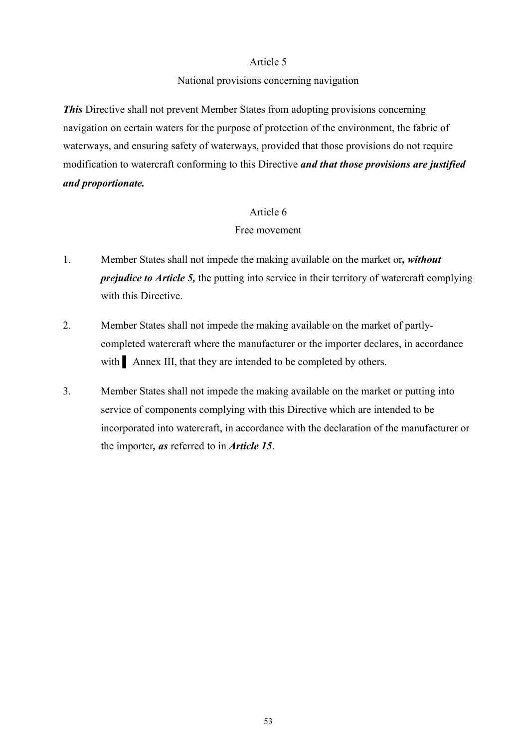## Article 5

### National provisions concerning navigation

***This*** Directive shall not prevent Member States from adopting provisions concerning navigation on certain waters for the purpose of protection of the environment, the fabric of waterways, and ensuring safety of waterways, provided that those provisions do not require modification to watercraft conforming to this Directive ***and that those provisions are justified and proportionate.***

## Article 6

### Free movement

1. Member States shall not impede the making available on the market or***, without prejudice to Article 5,*** the putting into service in their territory of watercraft complying with this Directive.

2. Member States shall not impede the making available on the market of partly-completed watercraft where the manufacturer or the importer declares, in accordance with ▌ Annex III, that they are intended to be completed by others.

3. Member States shall not impede the making available on the market or putting into service of components complying with this Directive which are intended to be incorporated into watercraft, in accordance with the declaration of the manufacturer or the importer***, as*** referred to in ***Article 15***.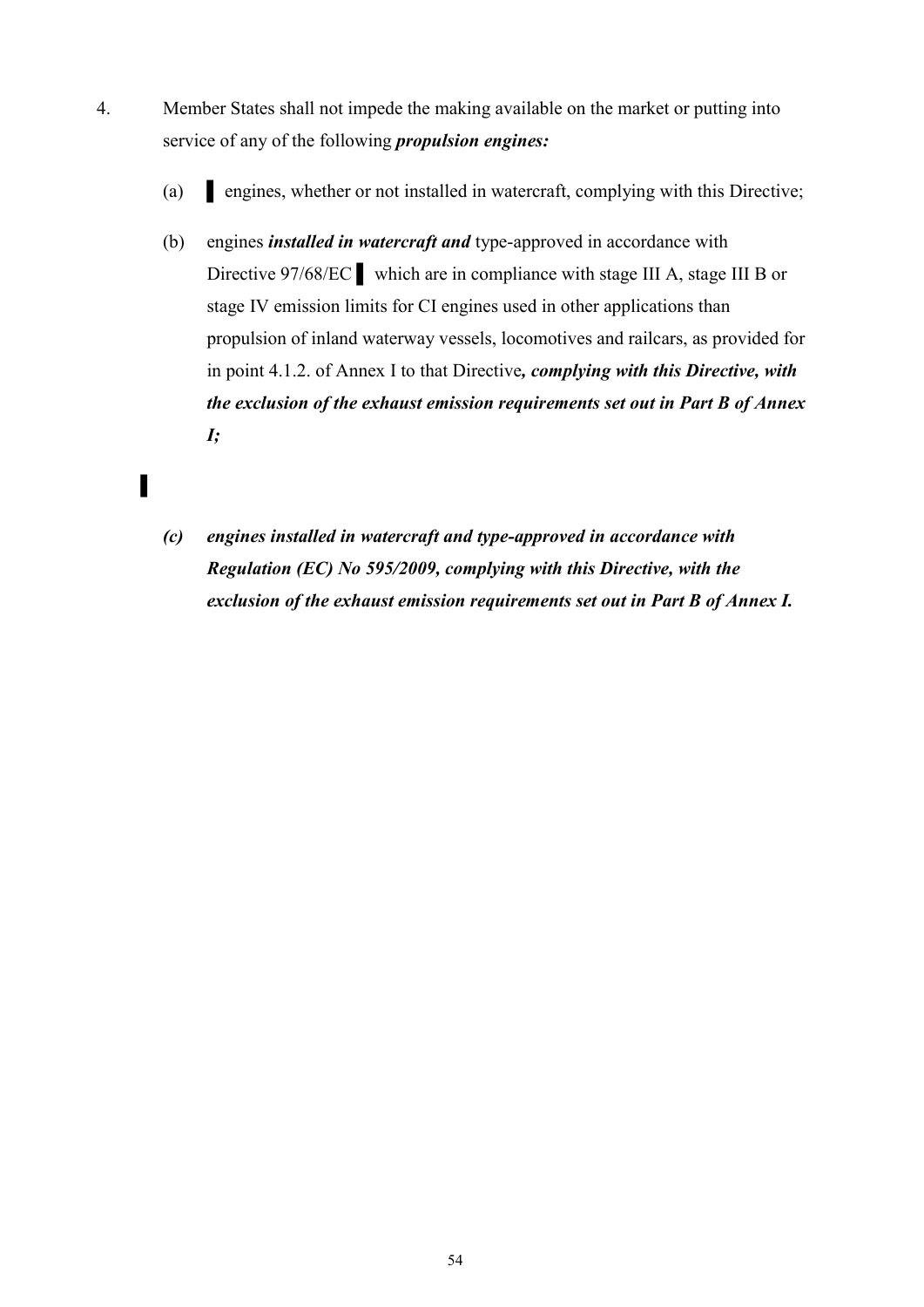4. Member States shall not impede the making available on the market or putting into service of any of the following ***propulsion engines:***

   (a) ▌ engines, whether or not installed in watercraft, complying with this Directive;

   (b) engines ***installed in watercraft and*** type-approved in accordance with Directive 97/68/EC ▌ which are in compliance with stage III A, stage III B or stage IV emission limits for CI engines used in other applications than propulsion of inland waterway vessels, locomotives and railcars, as provided for in point 4.1.2. of Annex I to that Directive***, complying with this Directive, with the exclusion of the exhaust emission requirements set out in Part B of Annex I;***

▌

   ***(c) engines installed in watercraft and type-approved in accordance with Regulation (EC) No 595/2009, complying with this Directive, with the exclusion of the exhaust emission requirements set out in Part B of Annex I.***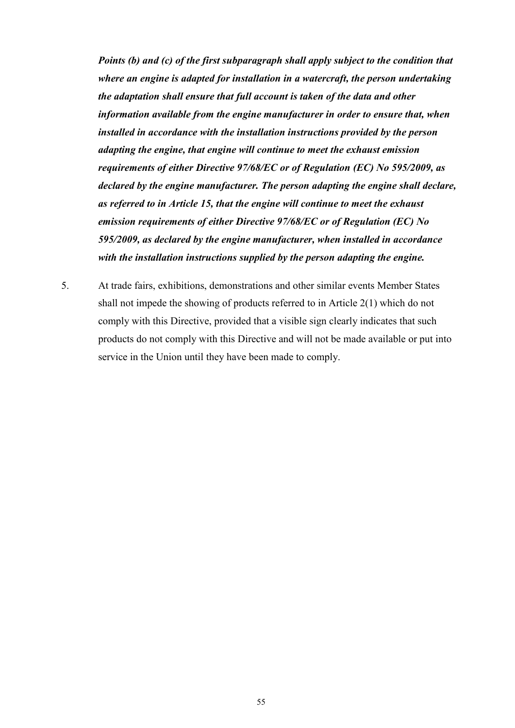***Points (b) and (c) of the first subparagraph shall apply subject to the condition that where an engine is adapted for installation in a watercraft, the person undertaking the adaptation shall ensure that full account is taken of the data and other information available from the engine manufacturer in order to ensure that, when installed in accordance with the installation instructions provided by the person adapting the engine, that engine will continue to meet the exhaust emission requirements of either Directive 97/68/EC or of Regulation (EC) No 595/2009, as declared by the engine manufacturer. The person adapting the engine shall declare, as referred to in Article 15, that the engine will continue to meet the exhaust emission requirements of either Directive 97/68/EC or of Regulation (EC) No 595/2009, as declared by the engine manufacturer, when installed in accordance with the installation instructions supplied by the person adapting the engine.***

5. At trade fairs, exhibitions, demonstrations and other similar events Member States shall not impede the showing of products referred to in Article 2(1) which do not comply with this Directive, provided that a visible sign clearly indicates that such products do not comply with this Directive and will not be made available or put into service in the Union until they have been made to comply.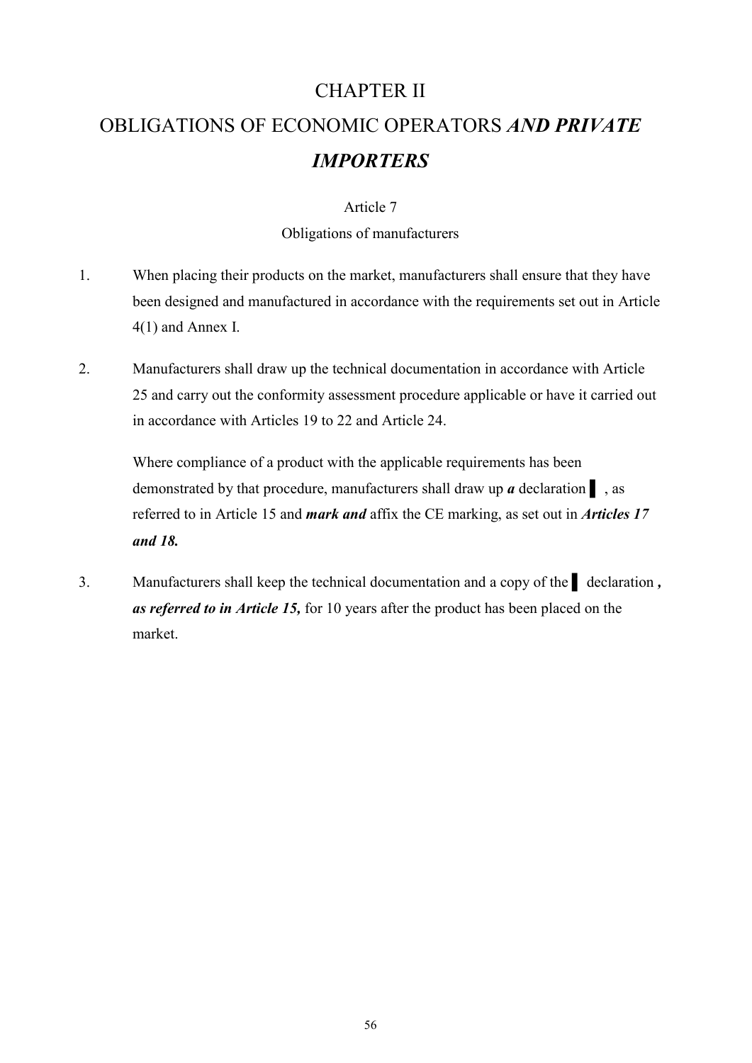# CHAPTER II

# OBLIGATIONS OF ECONOMIC OPERATORS *AND PRIVATE IMPORTERS*

## Article 7

## Obligations of manufacturers

1. When placing their products on the market, manufacturers shall ensure that they have been designed and manufactured in accordance with the requirements set out in Article 4(1) and Annex I.

2. Manufacturers shall draw up the technical documentation in accordance with Article 25 and carry out the conformity assessment procedure applicable or have it carried out in accordance with Articles 19 to 22 and Article 24.

   Where compliance of a product with the applicable requirements has been demonstrated by that procedure, manufacturers shall draw up ***a*** declaration ▌, as referred to in Article 15 and ***mark and*** affix the CE marking, as set out in ***Articles 17 and 18.***

3. Manufacturers shall keep the technical documentation and a copy of the ▌ declaration ***, as referred to in Article 15,*** for 10 years after the product has been placed on the market.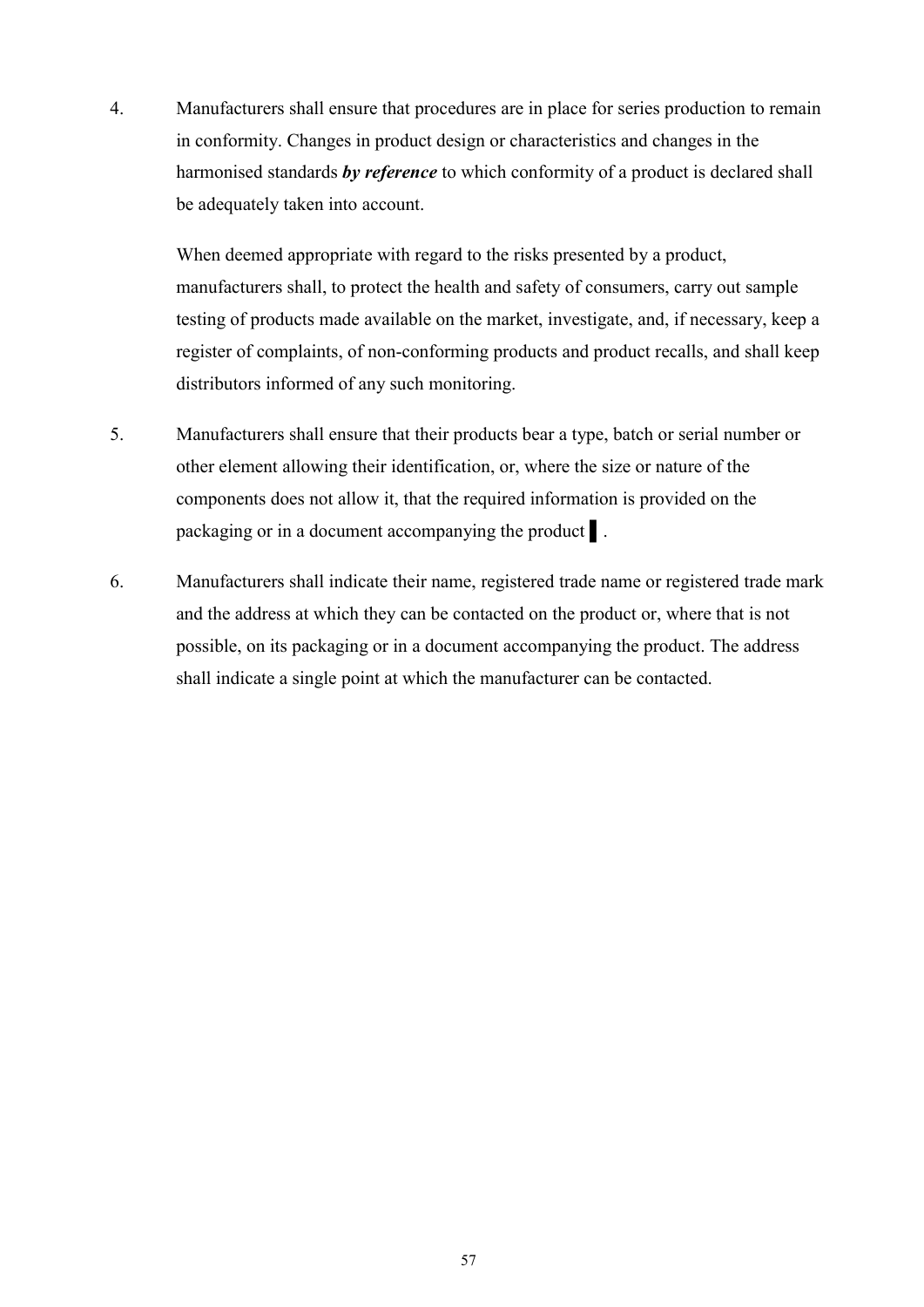4. Manufacturers shall ensure that procedures are in place for series production to remain in conformity. Changes in product design or characteristics and changes in the harmonised standards ***by reference*** to which conformity of a product is declared shall be adequately taken into account.

   When deemed appropriate with regard to the risks presented by a product, manufacturers shall, to protect the health and safety of consumers, carry out sample testing of products made available on the market, investigate, and, if necessary, keep a register of complaints, of non-conforming products and product recalls, and shall keep distributors informed of any such monitoring.

5. Manufacturers shall ensure that their products bear a type, batch or serial number or other element allowing their identification, or, where the size or nature of the components does not allow it, that the required information is provided on the packaging or in a document accompanying the product ▌.

6. Manufacturers shall indicate their name, registered trade name or registered trade mark and the address at which they can be contacted on the product or, where that is not possible, on its packaging or in a document accompanying the product. The address shall indicate a single point at which the manufacturer can be contacted.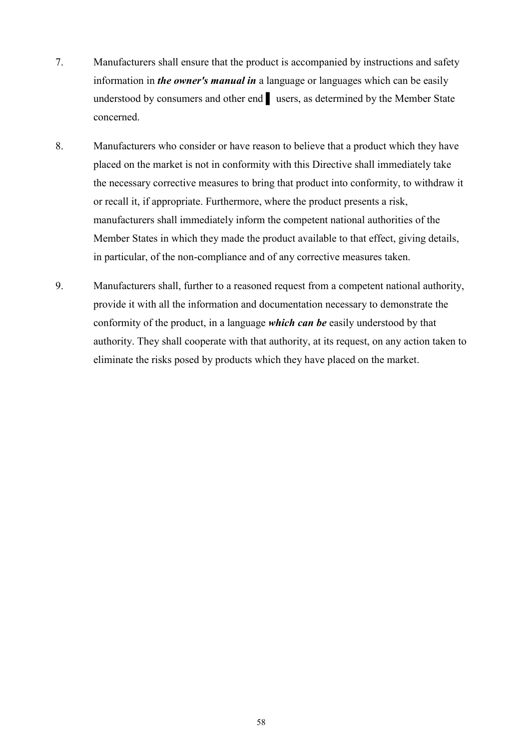7. Manufacturers shall ensure that the product is accompanied by instructions and safety information in ***the owner's manual in*** a language or languages which can be easily understood by consumers and other end ▌ users, as determined by the Member State concerned.

8. Manufacturers who consider or have reason to believe that a product which they have placed on the market is not in conformity with this Directive shall immediately take the necessary corrective measures to bring that product into conformity, to withdraw it or recall it, if appropriate. Furthermore, where the product presents a risk, manufacturers shall immediately inform the competent national authorities of the Member States in which they made the product available to that effect, giving details, in particular, of the non-compliance and of any corrective measures taken.

9. Manufacturers shall, further to a reasoned request from a competent national authority, provide it with all the information and documentation necessary to demonstrate the conformity of the product, in a language ***which can be*** easily understood by that authority. They shall cooperate with that authority, at its request, on any action taken to eliminate the risks posed by products which they have placed on the market.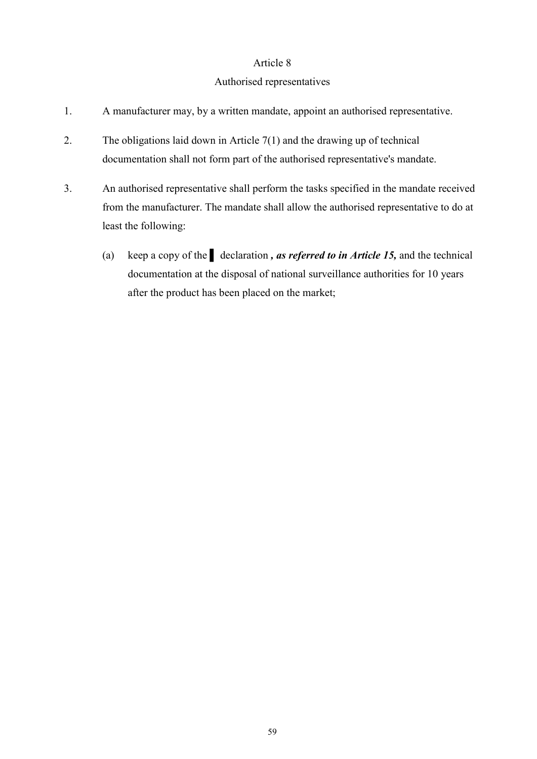Article 8

Authorised representatives

1. A manufacturer may, by a written mandate, appoint an authorised representative.

2. The obligations laid down in Article 7(1) and the drawing up of technical documentation shall not form part of the authorised representative's mandate.

3. An authorised representative shall perform the tasks specified in the mandate received from the manufacturer. The mandate shall allow the authorised representative to do at least the following:

   (a) keep a copy of the ▌ declaration ***, as referred to in Article 15,*** and the technical documentation at the disposal of national surveillance authorities for 10 years after the product has been placed on the market;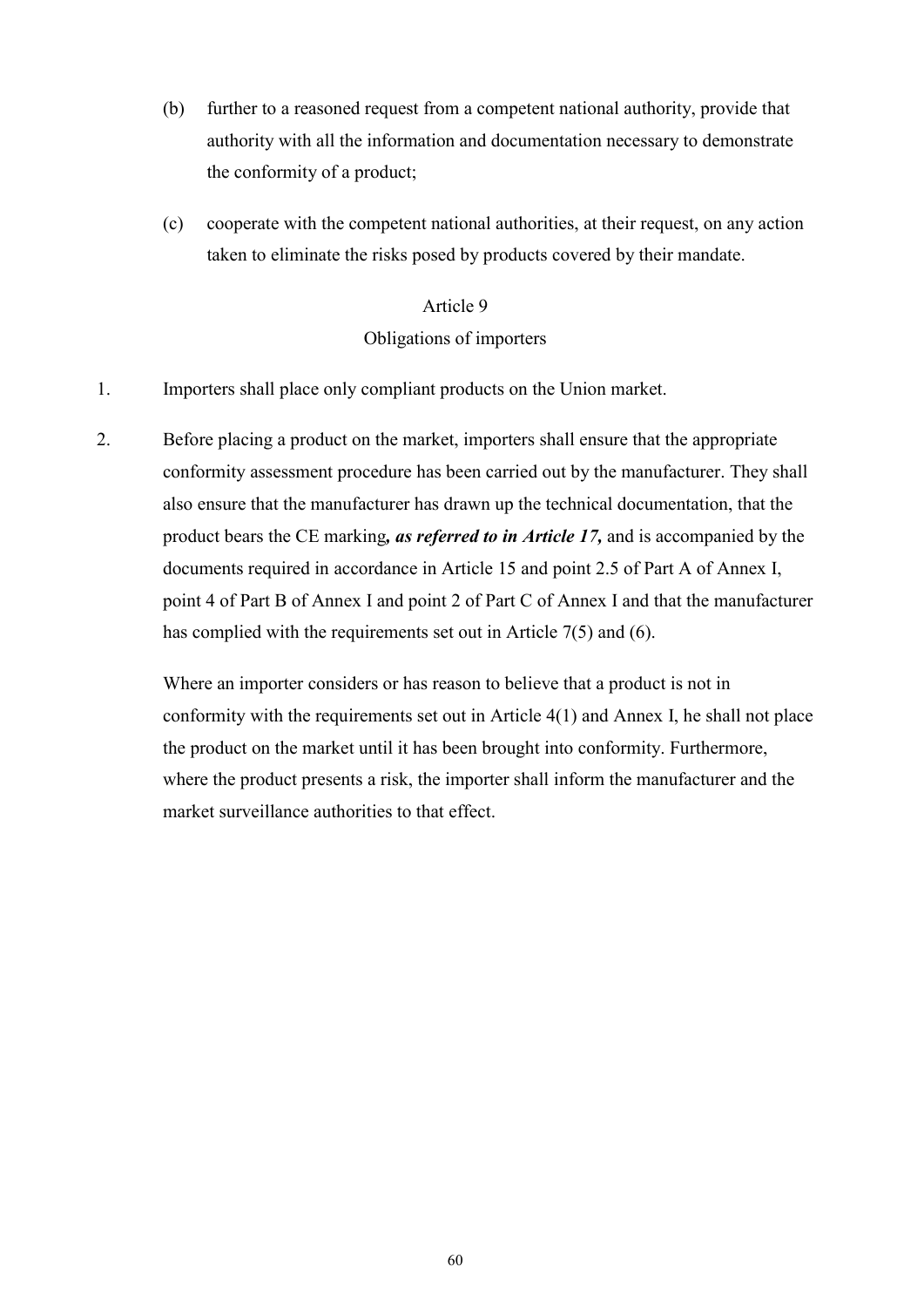(b) further to a reasoned request from a competent national authority, provide that authority with all the information and documentation necessary to demonstrate the conformity of a product;

(c) cooperate with the competent national authorities, at their request, on any action taken to eliminate the risks posed by products covered by their mandate.

## Article 9
## Obligations of importers

1. Importers shall place only compliant products on the Union market.

2. Before placing a product on the market, importers shall ensure that the appropriate conformity assessment procedure has been carried out by the manufacturer. They shall also ensure that the manufacturer has drawn up the technical documentation, that the product bears the CE marking***, as referred to in Article 17,*** and is accompanied by the documents required in accordance in Article 15 and point 2.5 of Part A of Annex I, point 4 of Part B of Annex I and point 2 of Part C of Annex I and that the manufacturer has complied with the requirements set out in Article 7(5) and (6).

   Where an importer considers or has reason to believe that a product is not in conformity with the requirements set out in Article 4(1) and Annex I, he shall not place the product on the market until it has been brought into conformity. Furthermore, where the product presents a risk, the importer shall inform the manufacturer and the market surveillance authorities to that effect.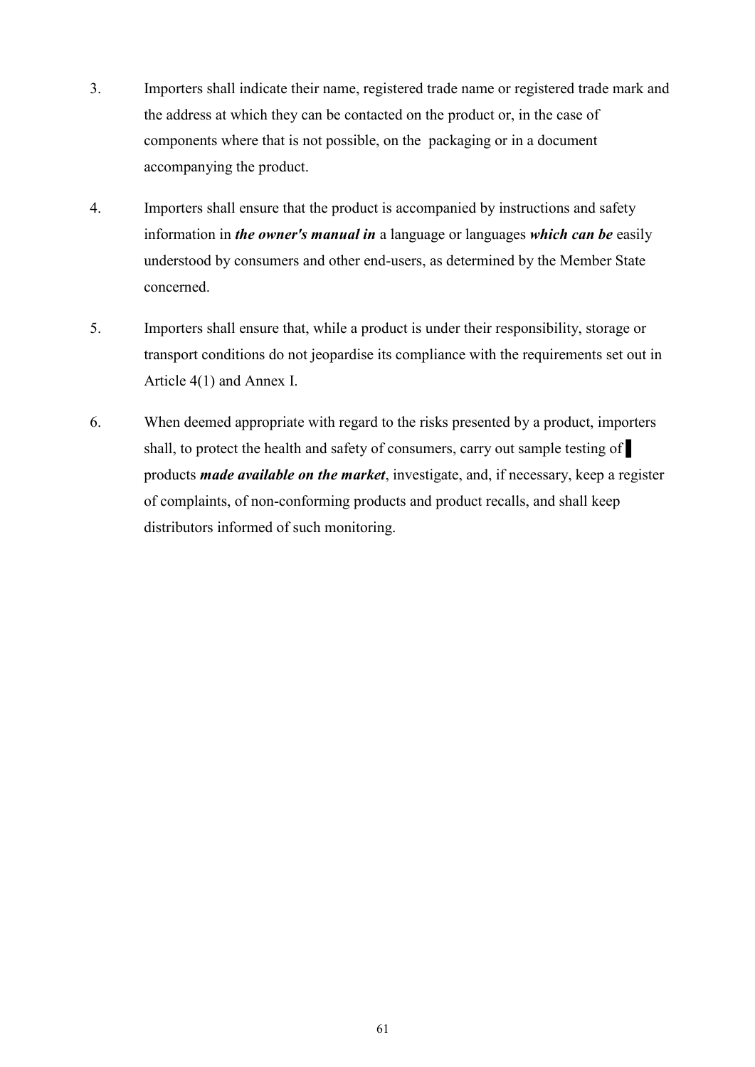3. Importers shall indicate their name, registered trade name or registered trade mark and the address at which they can be contacted on the product or, in the case of components where that is not possible, on the packaging or in a document accompanying the product.

4. Importers shall ensure that the product is accompanied by instructions and safety information in ***the owner's manual in*** a language or languages ***which can be*** easily understood by consumers and other end-users, as determined by the Member State concerned.

5. Importers shall ensure that, while a product is under their responsibility, storage or transport conditions do not jeopardise its compliance with the requirements set out in Article 4(1) and Annex I.

6. When deemed appropriate with regard to the risks presented by a product, importers shall, to protect the health and safety of consumers, carry out sample testing of ▌ products ***made available on the market***, investigate, and, if necessary, keep a register of complaints, of non-conforming products and product recalls, and shall keep distributors informed of such monitoring.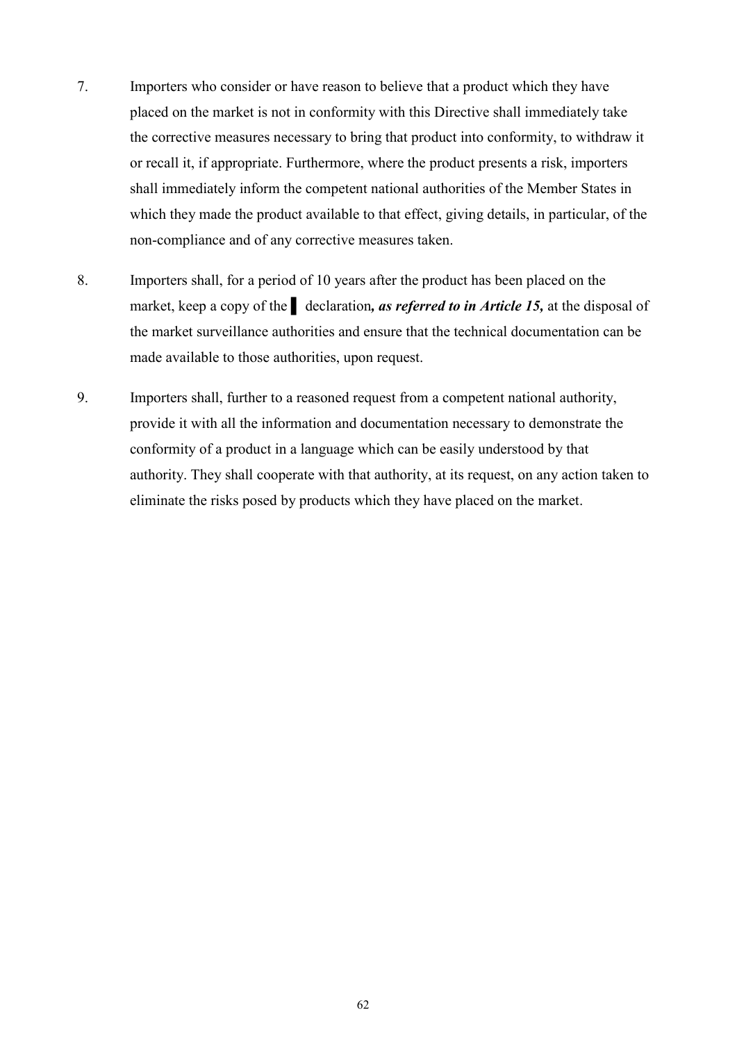7. Importers who consider or have reason to believe that a product which they have placed on the market is not in conformity with this Directive shall immediately take the corrective measures necessary to bring that product into conformity, to withdraw it or recall it, if appropriate. Furthermore, where the product presents a risk, importers shall immediately inform the competent national authorities of the Member States in which they made the product available to that effect, giving details, in particular, of the non-compliance and of any corrective measures taken.

8. Importers shall, for a period of 10 years after the product has been placed on the market, keep a copy of the ▌ declaration***, as referred to in Article 15,*** at the disposal of the market surveillance authorities and ensure that the technical documentation can be made available to those authorities, upon request.

9. Importers shall, further to a reasoned request from a competent national authority, provide it with all the information and documentation necessary to demonstrate the conformity of a product in a language which can be easily understood by that authority. They shall cooperate with that authority, at its request, on any action taken to eliminate the risks posed by products which they have placed on the market.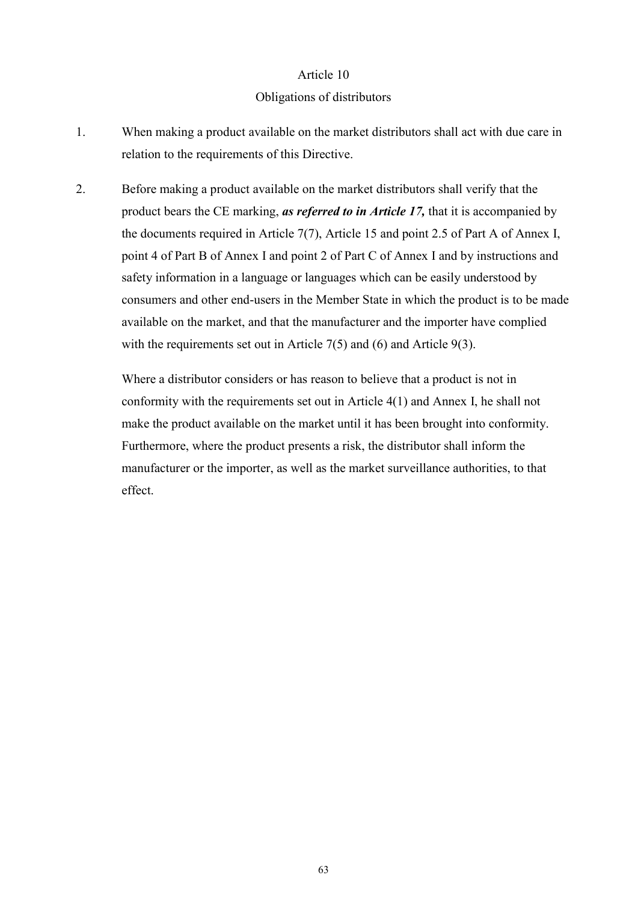## Article 10

## Obligations of distributors

1. When making a product available on the market distributors shall act with due care in relation to the requirements of this Directive.

2. Before making a product available on the market distributors shall verify that the product bears the CE marking, ***as referred to in Article 17,*** that it is accompanied by the documents required in Article 7(7), Article 15 and point 2.5 of Part A of Annex I, point 4 of Part B of Annex I and point 2 of Part C of Annex I and by instructions and safety information in a language or languages which can be easily understood by consumers and other end-users in the Member State in which the product is to be made available on the market, and that the manufacturer and the importer have complied with the requirements set out in Article 7(5) and (6) and Article 9(3).

   Where a distributor considers or has reason to believe that a product is not in conformity with the requirements set out in Article 4(1) and Annex I, he shall not make the product available on the market until it has been brought into conformity. Furthermore, where the product presents a risk, the distributor shall inform the manufacturer or the importer, as well as the market surveillance authorities, to that effect.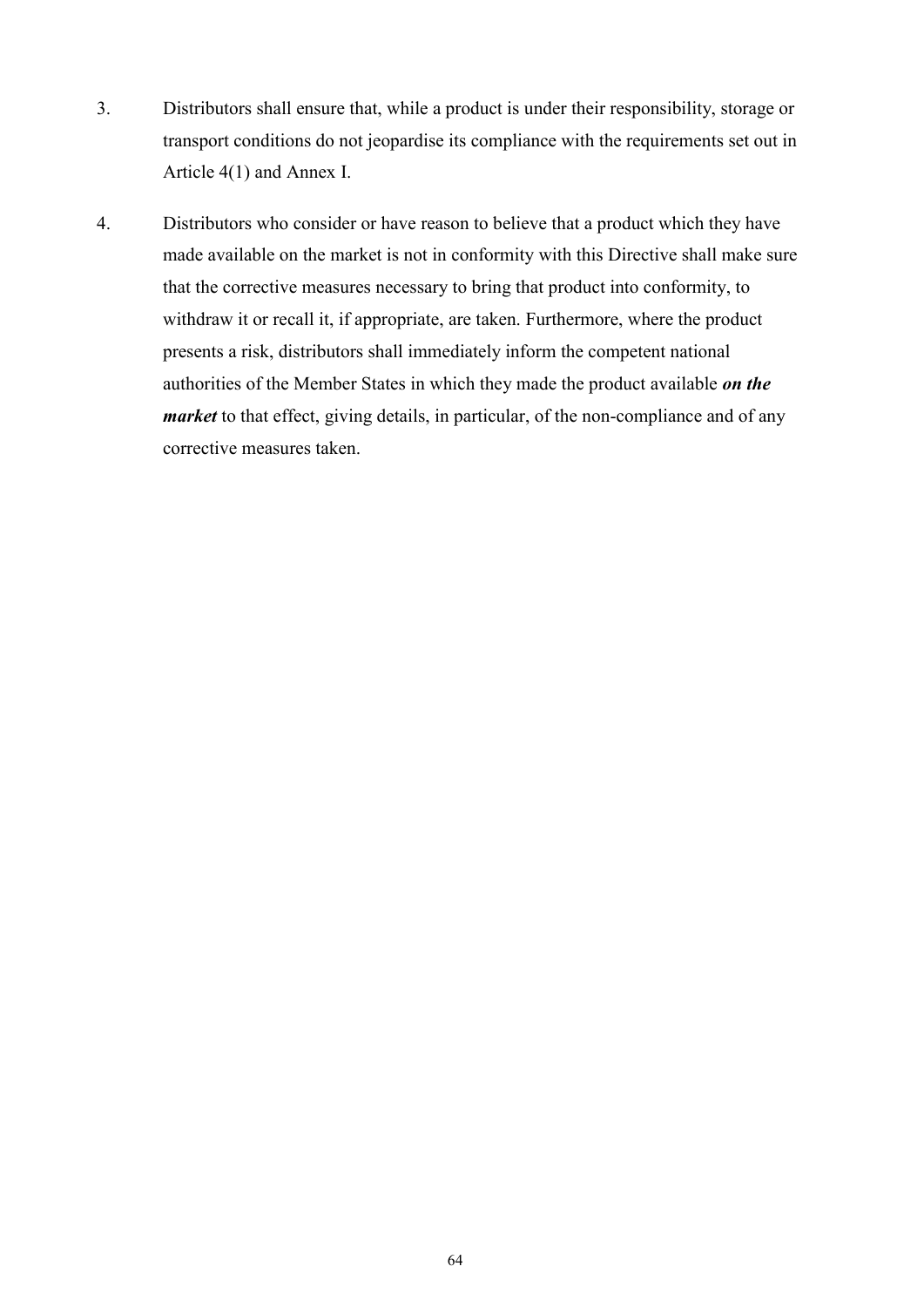3. Distributors shall ensure that, while a product is under their responsibility, storage or transport conditions do not jeopardise its compliance with the requirements set out in Article 4(1) and Annex I.

4. Distributors who consider or have reason to believe that a product which they have made available on the market is not in conformity with this Directive shall make sure that the corrective measures necessary to bring that product into conformity, to withdraw it or recall it, if appropriate, are taken. Furthermore, where the product presents a risk, distributors shall immediately inform the competent national authorities of the Member States in which they made the product available ***on the market*** to that effect, giving details, in particular, of the non-compliance and of any corrective measures taken.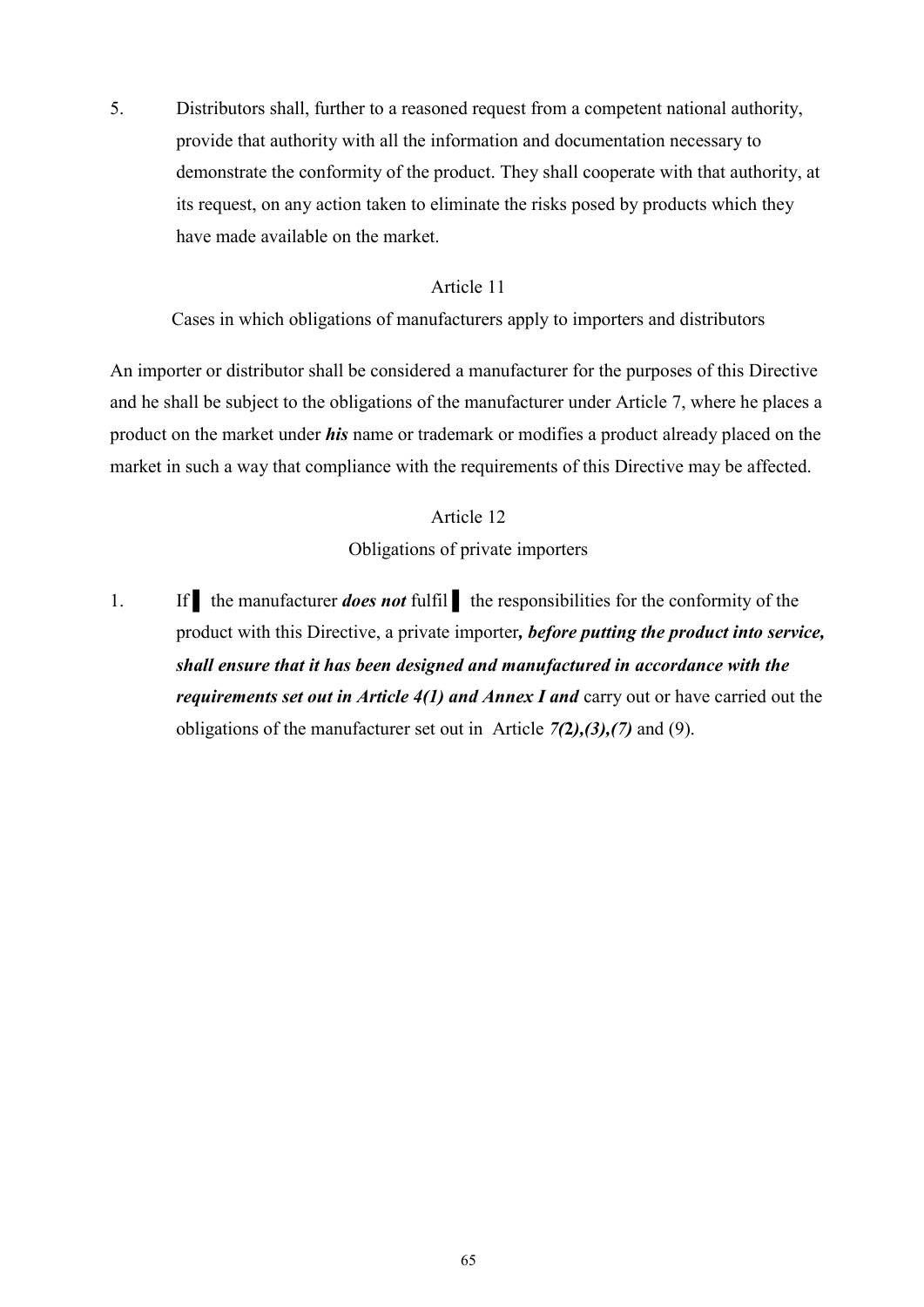5. Distributors shall, further to a reasoned request from a competent national authority, provide that authority with all the information and documentation necessary to demonstrate the conformity of the product. They shall cooperate with that authority, at its request, on any action taken to eliminate the risks posed by products which they have made available on the market.

Article 11

Cases in which obligations of manufacturers apply to importers and distributors

An importer or distributor shall be considered a manufacturer for the purposes of this Directive and he shall be subject to the obligations of the manufacturer under Article 7, where he places a product on the market under ***his*** name or trademark or modifies a product already placed on the market in such a way that compliance with the requirements of this Directive may be affected.

Article 12

Obligations of private importers

1. If ▌ the manufacturer ***does not*** fulfil ▌ the responsibilities for the conformity of the product with this Directive, a private importer***, before putting the product into service, shall ensure that it has been designed and manufactured in accordance with the requirements set out in Article 4(1) and Annex I and*** carry out or have carried out the obligations of the manufacturer set out in Article ***7(2),(3),(7)*** and (9).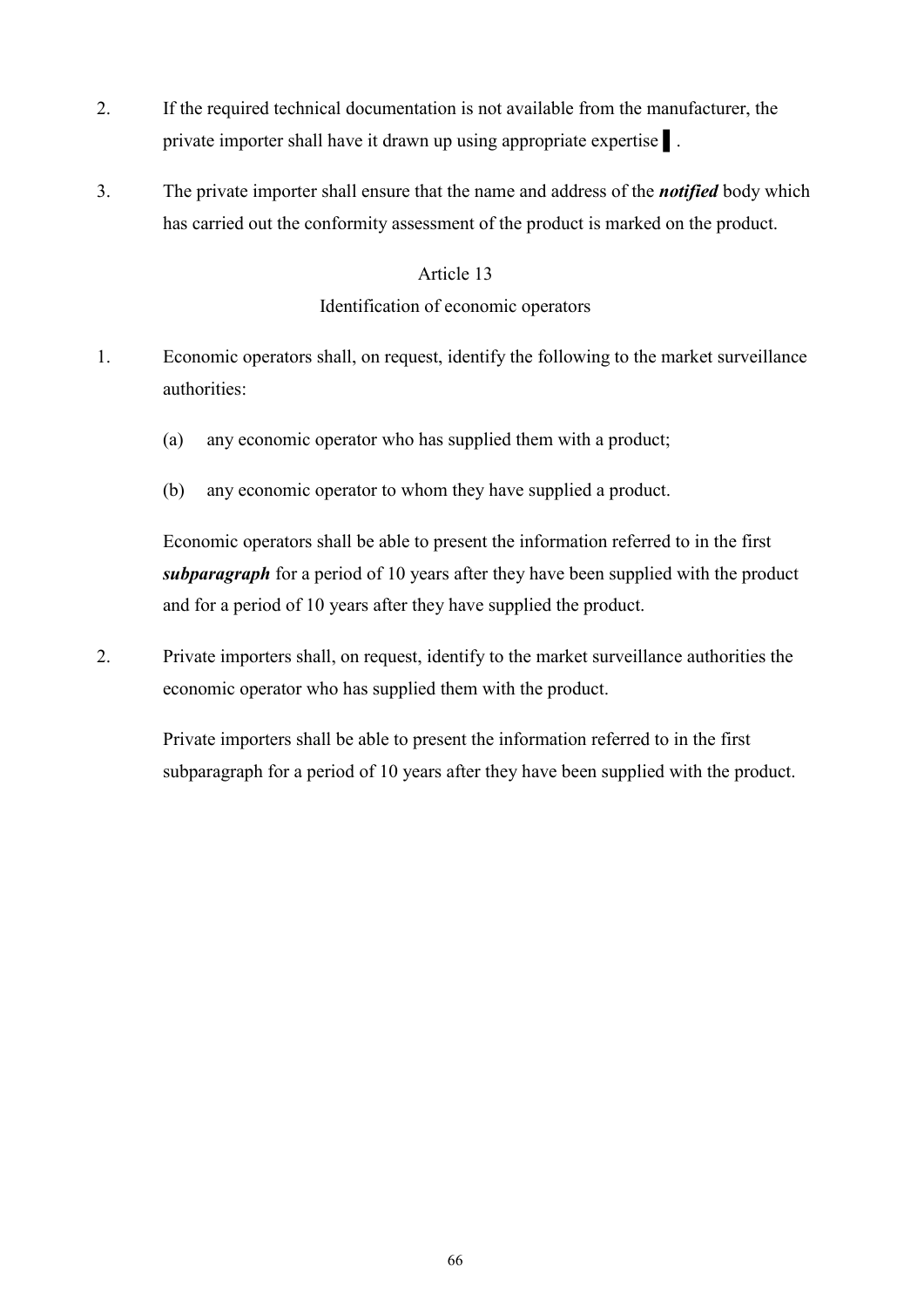2. If the required technical documentation is not available from the manufacturer, the private importer shall have it drawn up using appropriate expertise ▌.

3. The private importer shall ensure that the name and address of the ***notified*** body which has carried out the conformity assessment of the product is marked on the product.

Article 13

Identification of economic operators

1. Economic operators shall, on request, identify the following to the market surveillance authorities:

   (a) any economic operator who has supplied them with a product;

   (b) any economic operator to whom they have supplied a product.

   Economic operators shall be able to present the information referred to in the first ***subparagraph*** for a period of 10 years after they have been supplied with the product and for a period of 10 years after they have supplied the product.

2. Private importers shall, on request, identify to the market surveillance authorities the economic operator who has supplied them with the product.

   Private importers shall be able to present the information referred to in the first subparagraph for a period of 10 years after they have been supplied with the product.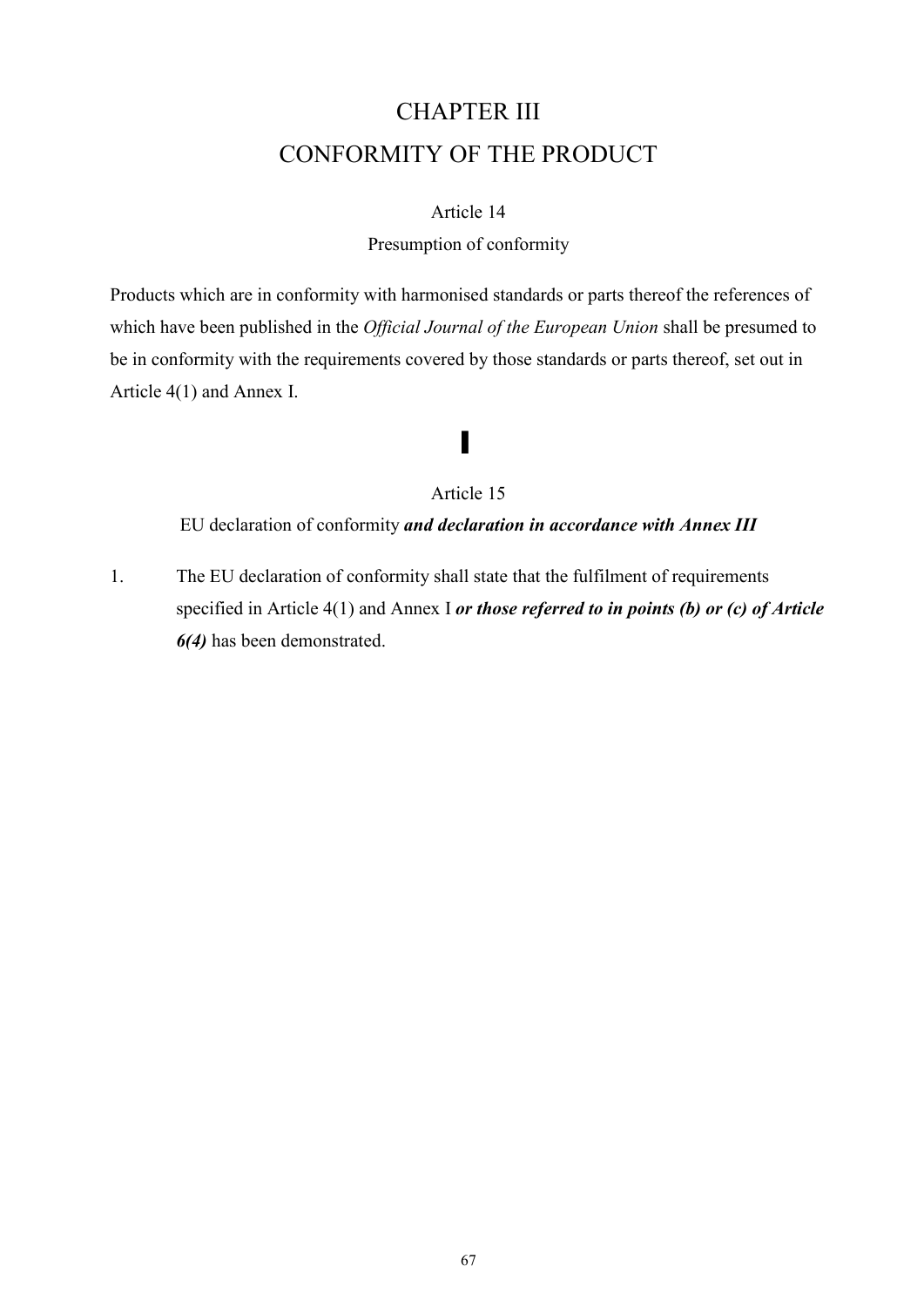# CHAPTER III

# CONFORMITY OF THE PRODUCT

### Article 14

### Presumption of conformity

Products which are in conformity with harmonised standards or parts thereof the references of which have been published in the *Official Journal of the European Union* shall be presumed to be in conformity with the requirements covered by those standards or parts thereof, set out in Article 4(1) and Annex I.

▌

### Article 15

### EU declaration of conformity ***and declaration in accordance with Annex III***

1. The EU declaration of conformity shall state that the fulfilment of requirements specified in Article 4(1) and Annex I ***or those referred to in points (b) or (c) of Article 6(4)*** has been demonstrated.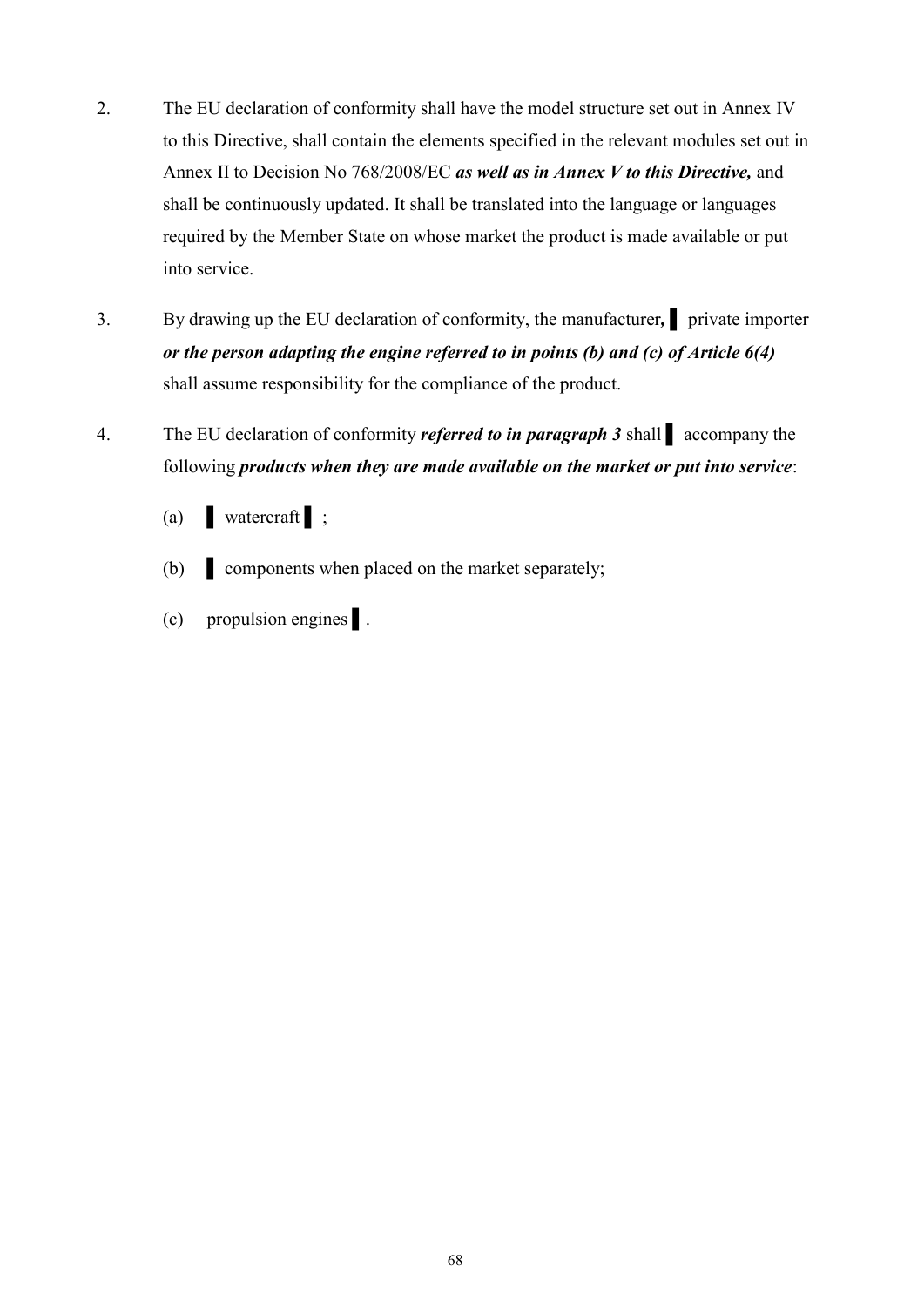2. The EU declaration of conformity shall have the model structure set out in Annex IV to this Directive, shall contain the elements specified in the relevant modules set out in Annex II to Decision No 768/2008/EC ***as well as in Annex V to this Directive,*** and shall be continuously updated. It shall be translated into the language or languages required by the Member State on whose market the product is made available or put into service.

3. By drawing up the EU declaration of conformity, the manufacturer**,** ▌ private importer ***or the person adapting the engine referred to in points (b) and (c) of Article 6(4)*** shall assume responsibility for the compliance of the product.

4. The EU declaration of conformity ***referred to in paragraph 3*** shall ▌ accompany the following ***products when they are made available on the market or put into service***:

   (a) ▌ watercraft ▌ ;

   (b) ▌ components when placed on the market separately;

   (c) propulsion engines ▌ .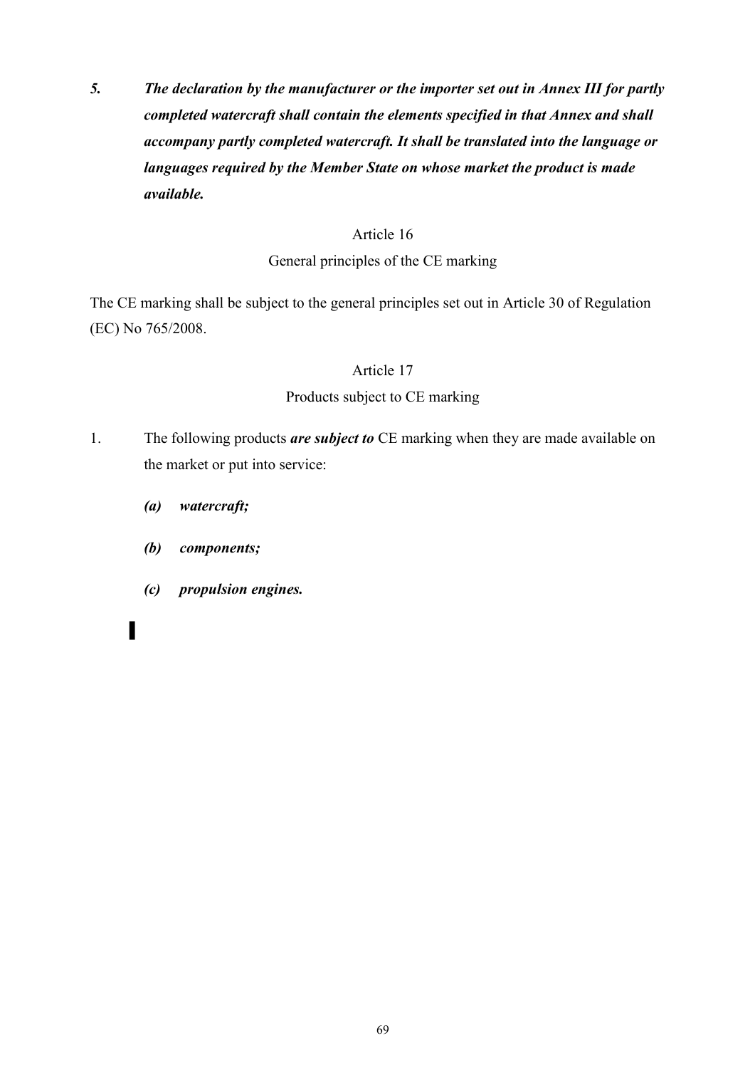*5.* ***The declaration by the manufacturer or the importer set out in Annex III for partly completed watercraft shall contain the elements specified in that Annex and shall accompany partly completed watercraft. It shall be translated into the language or languages required by the Member State on whose market the product is made available.***

Article 16

General principles of the CE marking

The CE marking shall be subject to the general principles set out in Article 30 of Regulation (EC) No 765/2008.

Article 17

Products subject to CE marking

1. The following products ***are subject to*** CE marking when they are made available on the market or put into service:

   ***(a) watercraft;***

   ***(b) components;***

   ***(c) propulsion engines.***

▌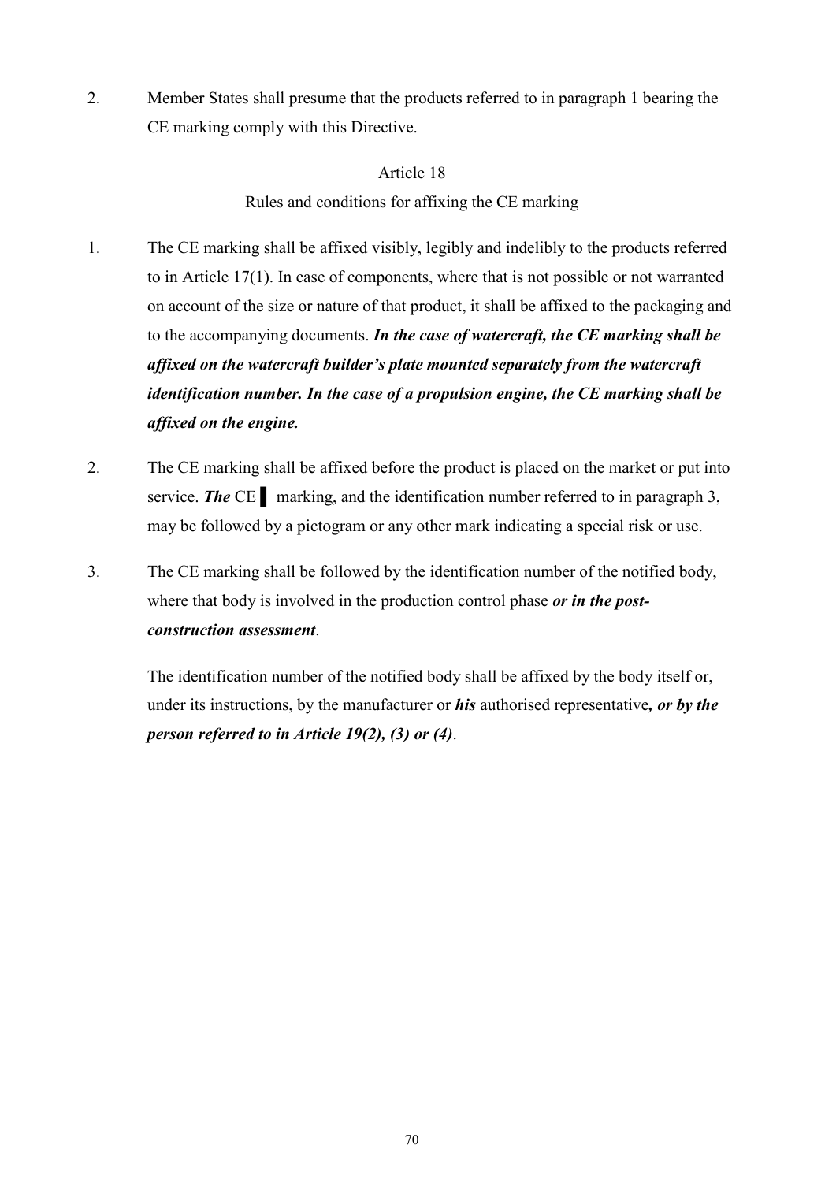2. Member States shall presume that the products referred to in paragraph 1 bearing the CE marking comply with this Directive.

Article 18

Rules and conditions for affixing the CE marking

1. The CE marking shall be affixed visibly, legibly and indelibly to the products referred to in Article 17(1). In case of components, where that is not possible or not warranted on account of the size or nature of that product, it shall be affixed to the packaging and to the accompanying documents. ***In the case of watercraft, the CE marking shall be affixed on the watercraft builder's plate mounted separately from the watercraft identification number. In the case of a propulsion engine, the CE marking shall be affixed on the engine.***

2. The CE marking shall be affixed before the product is placed on the market or put into service. ***The*** CE ▌ marking, and the identification number referred to in paragraph 3, may be followed by a pictogram or any other mark indicating a special risk or use.

3. The CE marking shall be followed by the identification number of the notified body, where that body is involved in the production control phase ***or in the post-construction assessment***.

   The identification number of the notified body shall be affixed by the body itself or, under its instructions, by the manufacturer or ***his*** authorised representative***, or by the person referred to in Article 19(2), (3) or (4)***.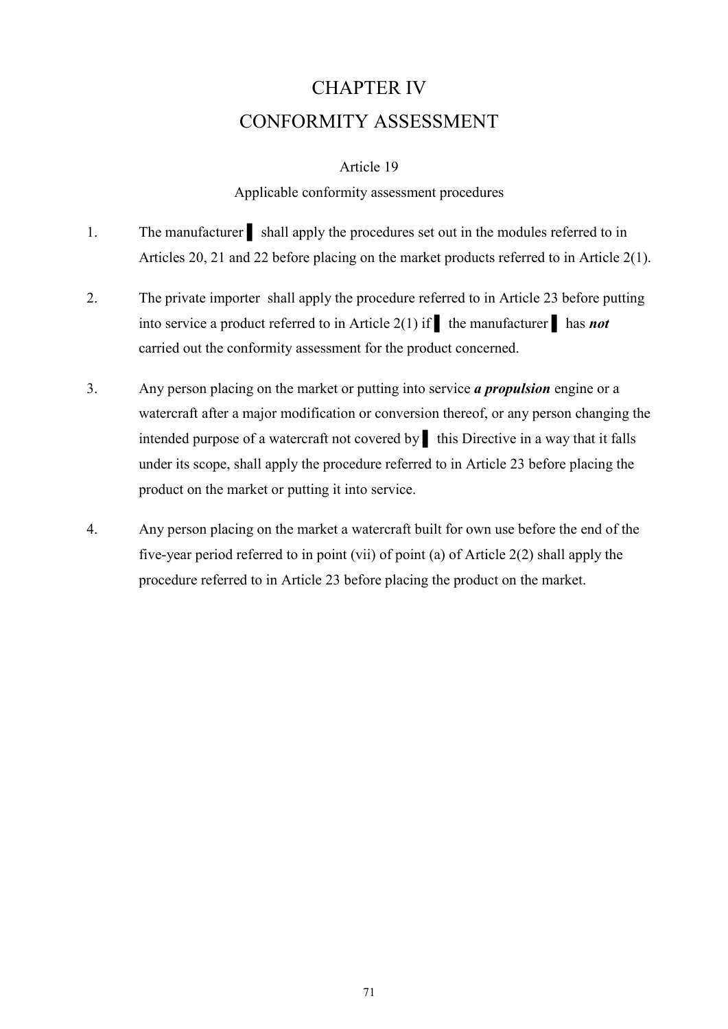# CHAPTER IV
# CONFORMITY ASSESSMENT

Article 19

Applicable conformity assessment procedures

1. The manufacturer ▌ shall apply the procedures set out in the modules referred to in Articles 20, 21 and 22 before placing on the market products referred to in Article 2(1).

2. The private importer shall apply the procedure referred to in Article 23 before putting into service a product referred to in Article 2(1) if ▌ the manufacturer ▌ has ***not*** carried out the conformity assessment for the product concerned.

3. Any person placing on the market or putting into service ***a propulsion*** engine or a watercraft after a major modification or conversion thereof, or any person changing the intended purpose of a watercraft not covered by ▌ this Directive in a way that it falls under its scope, shall apply the procedure referred to in Article 23 before placing the product on the market or putting it into service.

4. Any person placing on the market a watercraft built for own use before the end of the five-year period referred to in point (vii) of point (a) of Article 2(2) shall apply the procedure referred to in Article 23 before placing the product on the market.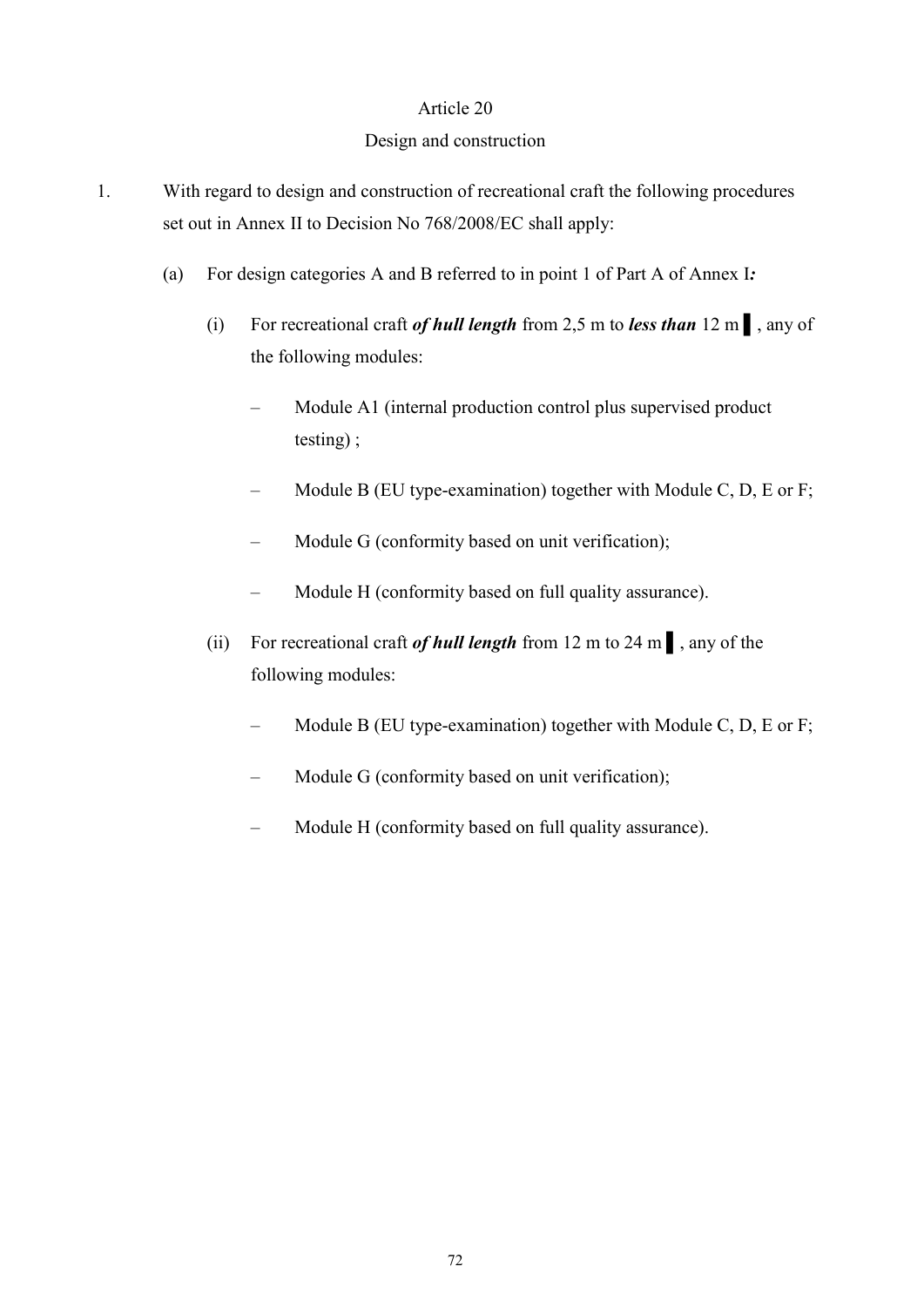Article 20

Design and construction

1. With regard to design and construction of recreational craft the following procedures set out in Annex II to Decision No 768/2008/EC shall apply:

   (a) For design categories A and B referred to in point 1 of Part A of Annex I*:*

      (i) For recreational craft ***of hull length*** from 2,5 m to ***less than*** 12 m ▌, any of the following modules:

         – Module A1 (internal production control plus supervised product testing) ;

         – Module B (EU type-examination) together with Module C, D, E or F;

         – Module G (conformity based on unit verification);

         – Module H (conformity based on full quality assurance).

      (ii) For recreational craft ***of hull length*** from 12 m to 24 m ▌, any of the following modules:

         – Module B (EU type-examination) together with Module C, D, E or F;

         – Module G (conformity based on unit verification);

         – Module H (conformity based on full quality assurance).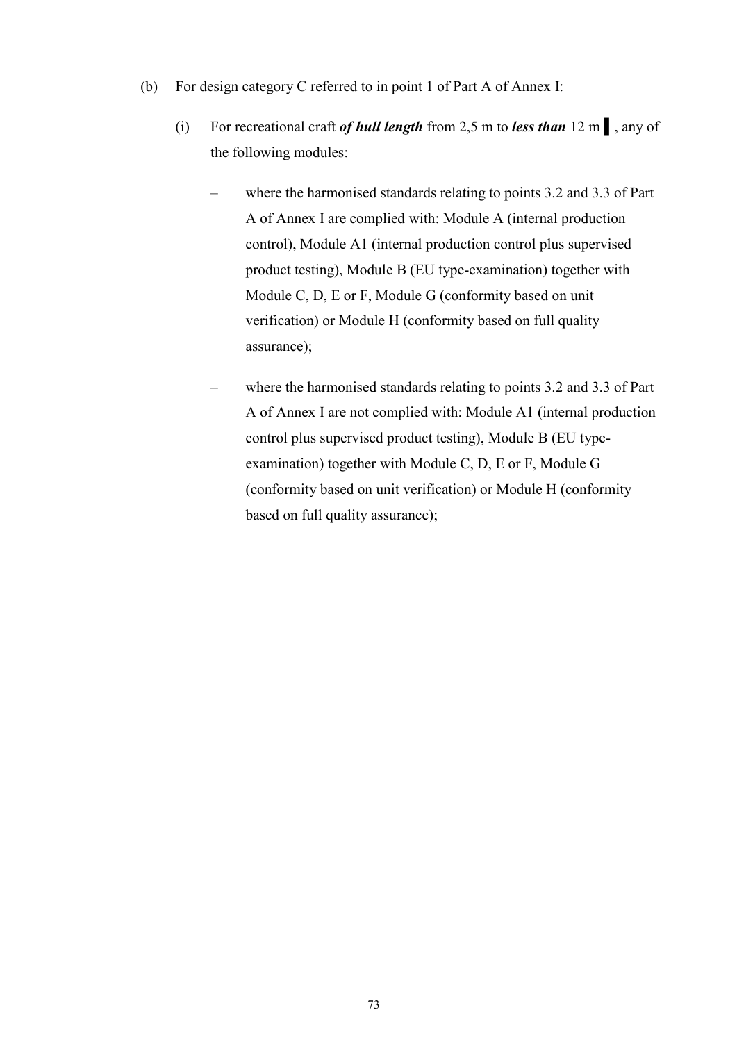(b) For design category C referred to in point 1 of Part A of Annex I:

   (i) For recreational craft ***of hull length*** from 2,5 m to ***less than*** 12 m ▌, any of the following modules:

   – where the harmonised standards relating to points 3.2 and 3.3 of Part A of Annex I are complied with: Module A (internal production control), Module A1 (internal production control plus supervised product testing), Module B (EU type-examination) together with Module C, D, E or F, Module G (conformity based on unit verification) or Module H (conformity based on full quality assurance);

   – where the harmonised standards relating to points 3.2 and 3.3 of Part A of Annex I are not complied with: Module A1 (internal production control plus supervised product testing), Module B (EU type-examination) together with Module C, D, E or F, Module G (conformity based on unit verification) or Module H (conformity based on full quality assurance);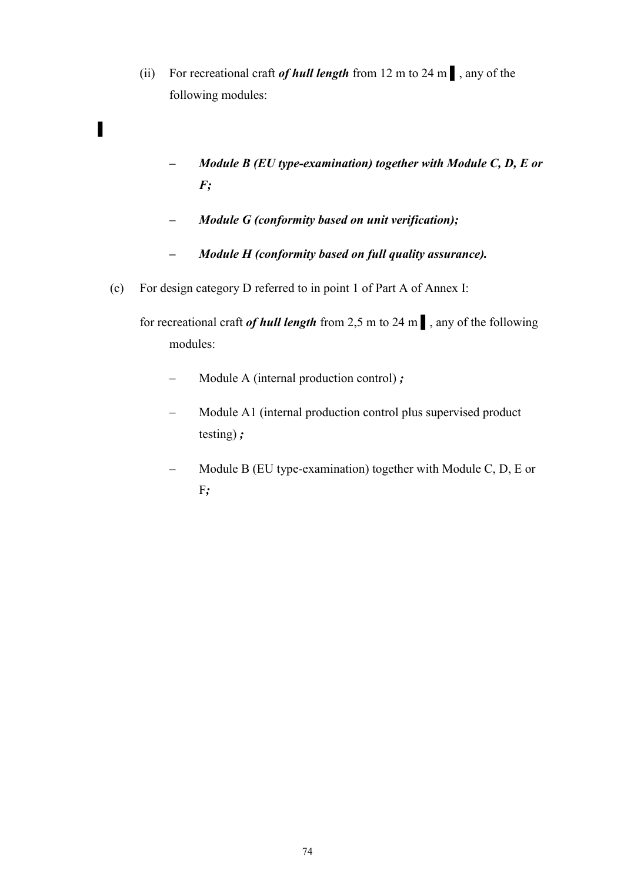(ii) For recreational craft ***of hull length*** from 12 m to 24 m ▌, any of the following modules:

▌

– ***Module B (EU type-examination) together with Module C, D, E or F;***

– ***Module G (conformity based on unit verification);***

– ***Module H (conformity based on full quality assurance).***

(c) For design category D referred to in point 1 of Part A of Annex I:

for recreational craft ***of hull length*** from 2,5 m to 24 m ▌, any of the following modules:

– Module A (internal production control) ***;***

– Module A1 (internal production control plus supervised product testing) ***;***

– Module B (EU type-examination) together with Module C, D, E or F***;***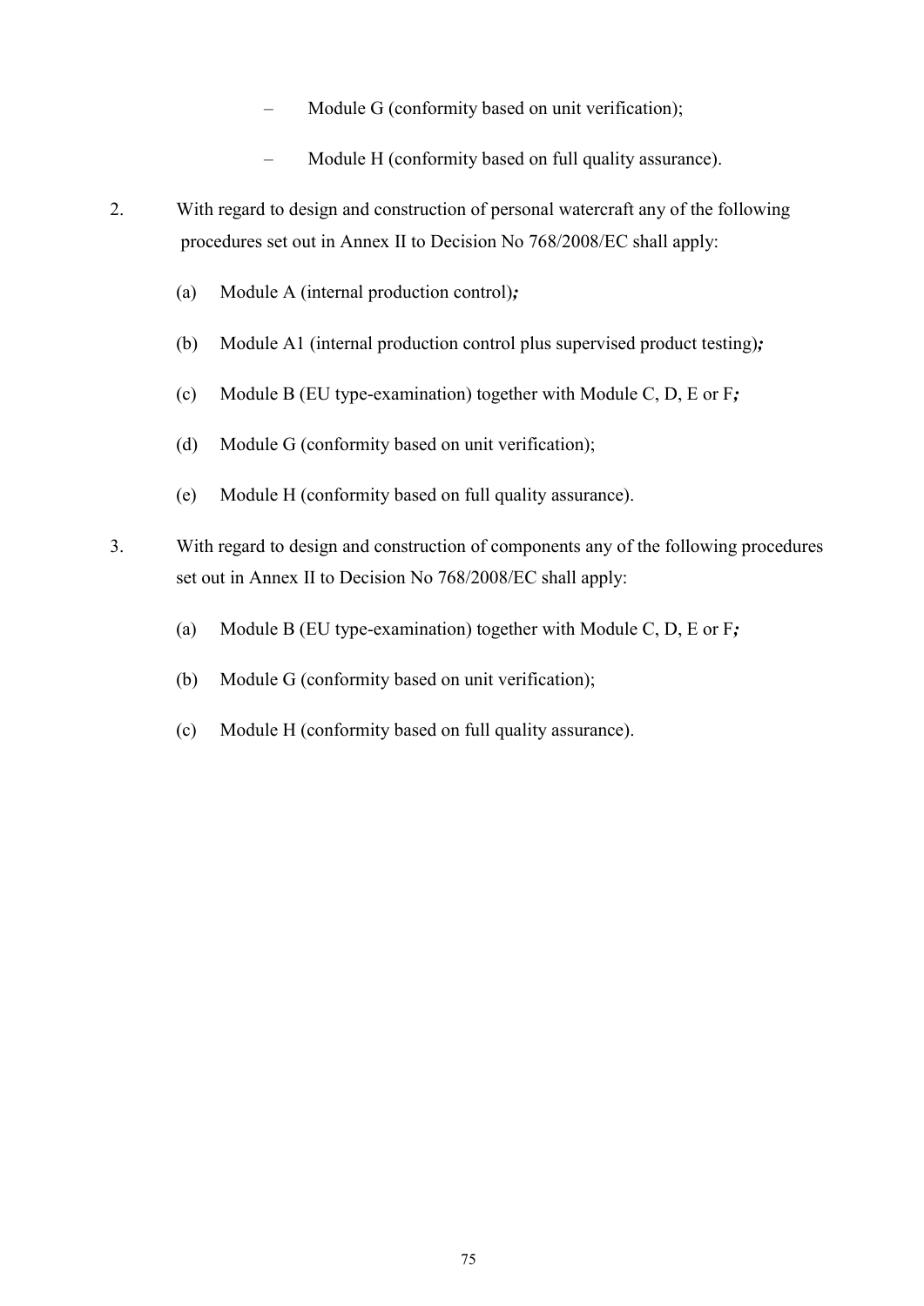- Module G (conformity based on unit verification);
- Module H (conformity based on full quality assurance).

2. With regard to design and construction of personal watercraft any of the following procedures set out in Annex II to Decision No 768/2008/EC shall apply:

   (a) Module A (internal production control)*;*

   (b) Module A1 (internal production control plus supervised product testing)*;*

   (c) Module B (EU type-examination) together with Module C, D, E or F*;*

   (d) Module G (conformity based on unit verification);

   (e) Module H (conformity based on full quality assurance).

3. With regard to design and construction of components any of the following procedures set out in Annex II to Decision No 768/2008/EC shall apply:

   (a) Module B (EU type-examination) together with Module C, D, E or F*;*

   (b) Module G (conformity based on unit verification);

   (c) Module H (conformity based on full quality assurance).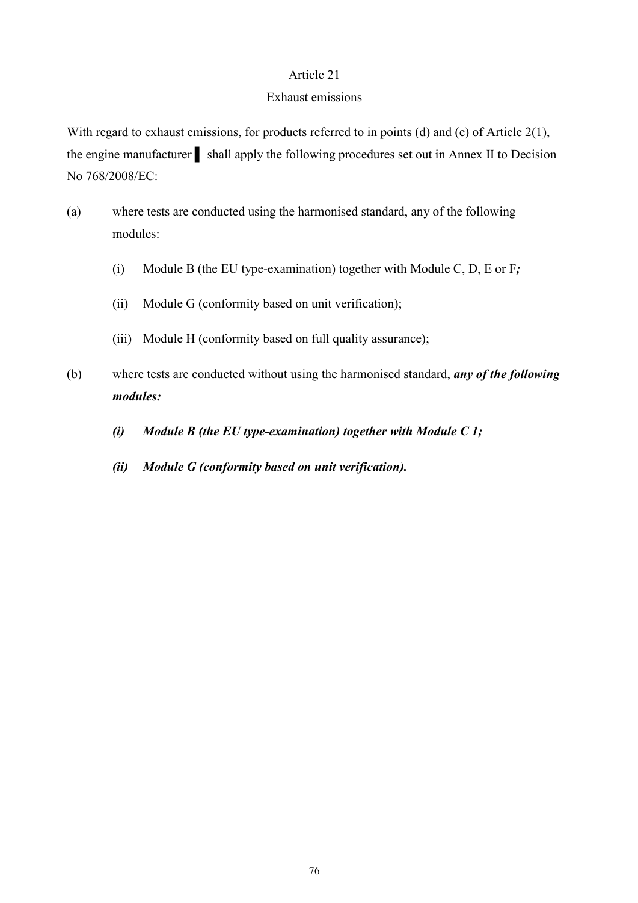Article 21

Exhaust emissions

With regard to exhaust emissions, for products referred to in points (d) and (e) of Article 2(1), the engine manufacturer ▌ shall apply the following procedures set out in Annex II to Decision No 768/2008/EC:

(a) where tests are conducted using the harmonised standard, any of the following modules:

(i) Module B (the EU type-examination) together with Module C, D, E or F***;***

(ii) Module G (conformity based on unit verification);

(iii) Module H (conformity based on full quality assurance);

(b) where tests are conducted without using the harmonised standard, ***any of the following modules:***

***(i) Module B (the EU type-examination) together with Module C 1;***

***(ii) Module G (conformity based on unit verification).***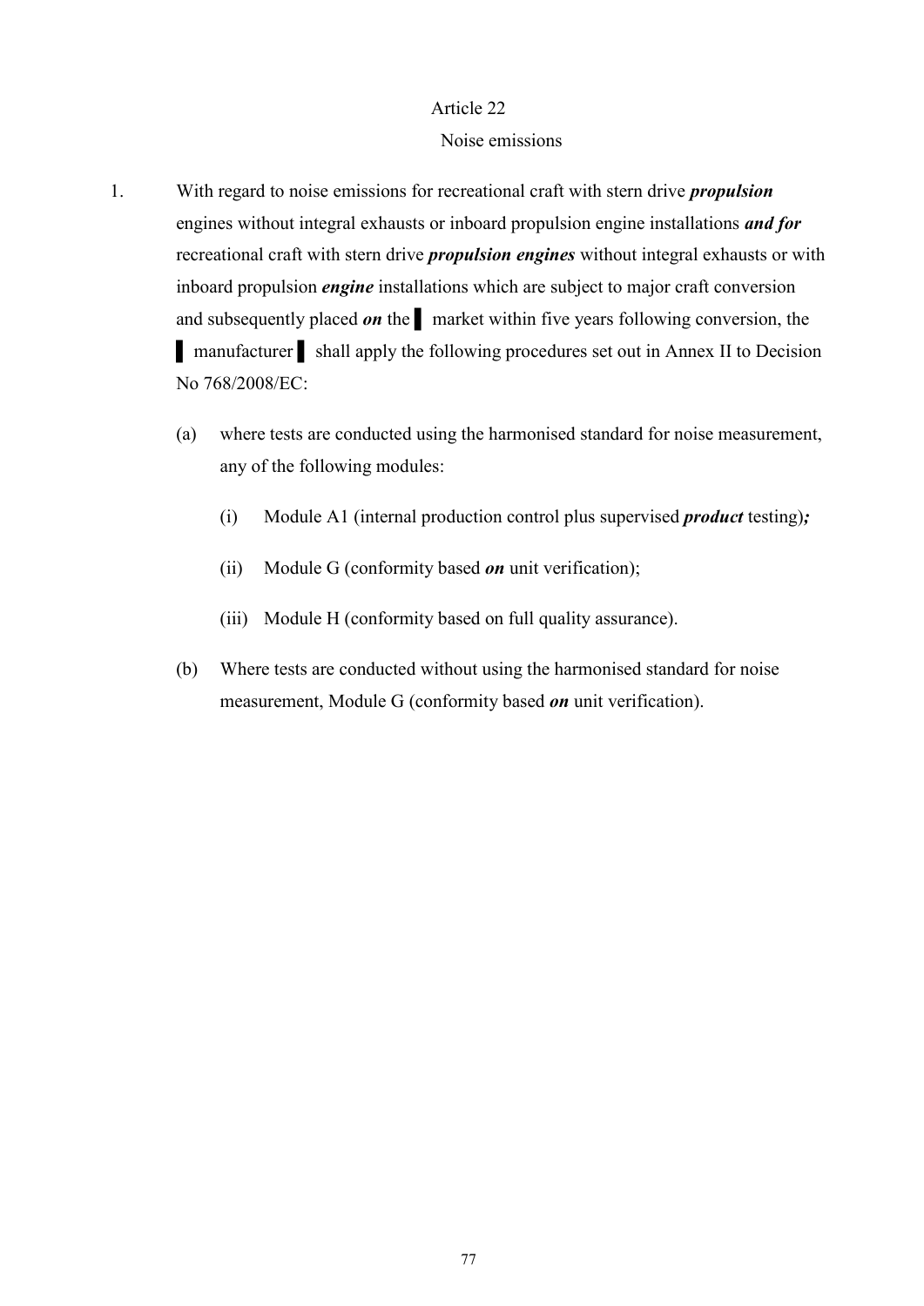Article 22

Noise emissions

1. With regard to noise emissions for recreational craft with stern drive ***propulsion*** engines without integral exhausts or inboard propulsion engine installations ***and for*** recreational craft with stern drive ***propulsion engines*** without integral exhausts or with inboard propulsion ***engine*** installations which are subject to major craft conversion and subsequently placed ***on*** the ▌ market within five years following conversion, the ▌ manufacturer ▌ shall apply the following procedures set out in Annex II to Decision No 768/2008/EC:

   (a) where tests are conducted using the harmonised standard for noise measurement, any of the following modules:

      (i) Module A1 (internal production control plus supervised ***product*** testing)***;***

      (ii) Module G (conformity based ***on*** unit verification);

      (iii) Module H (conformity based on full quality assurance).

   (b) Where tests are conducted without using the harmonised standard for noise measurement, Module G (conformity based ***on*** unit verification).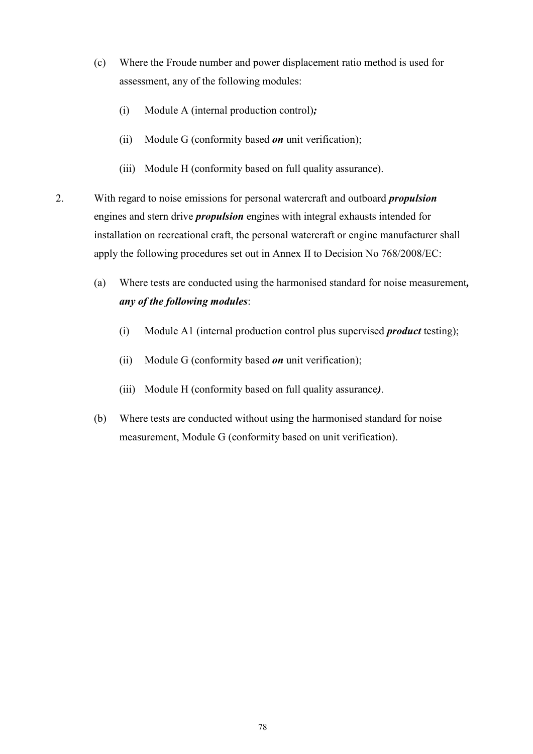(c) Where the Froude number and power displacement ratio method is used for assessment, any of the following modules:

   (i) Module A (internal production control)***;***

   (ii) Module G (conformity based ***on*** unit verification);

   (iii) Module H (conformity based on full quality assurance).

2. With regard to noise emissions for personal watercraft and outboard ***propulsion*** engines and stern drive ***propulsion*** engines with integral exhausts intended for installation on recreational craft, the personal watercraft or engine manufacturer shall apply the following procedures set out in Annex II to Decision No 768/2008/EC:

   (a) Where tests are conducted using the harmonised standard for noise measurement***, any of the following modules***:

      (i) Module A1 (internal production control plus supervised ***product*** testing);

      (ii) Module G (conformity based ***on*** unit verification);

      (iii) Module H (conformity based on full quality assurance***)***.

   (b) Where tests are conducted without using the harmonised standard for noise measurement, Module G (conformity based on unit verification).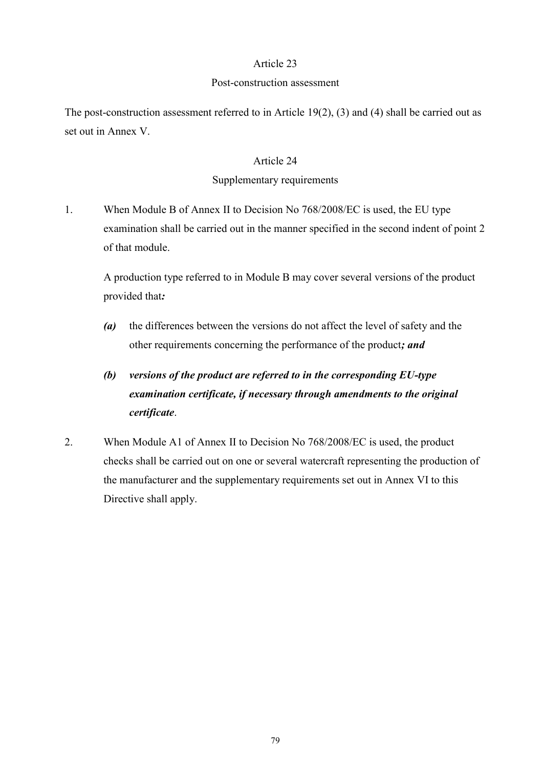Article 23

Post-construction assessment

The post-construction assessment referred to in Article 19(2), (3) and (4) shall be carried out as set out in Annex V.

Article 24

Supplementary requirements

1. When Module B of Annex II to Decision No 768/2008/EC is used, the EU type examination shall be carried out in the manner specified in the second indent of point 2 of that module.

   A production type referred to in Module B may cover several versions of the product provided that***:***

   ***(a)*** the differences between the versions do not affect the level of safety and the other requirements concerning the performance of the product***; and***

   ***(b) versions of the product are referred to in the corresponding EU-type examination certificate, if necessary through amendments to the original certificate***.

2. When Module A1 of Annex II to Decision No 768/2008/EC is used, the product checks shall be carried out on one or several watercraft representing the production of the manufacturer and the supplementary requirements set out in Annex VI to this Directive shall apply.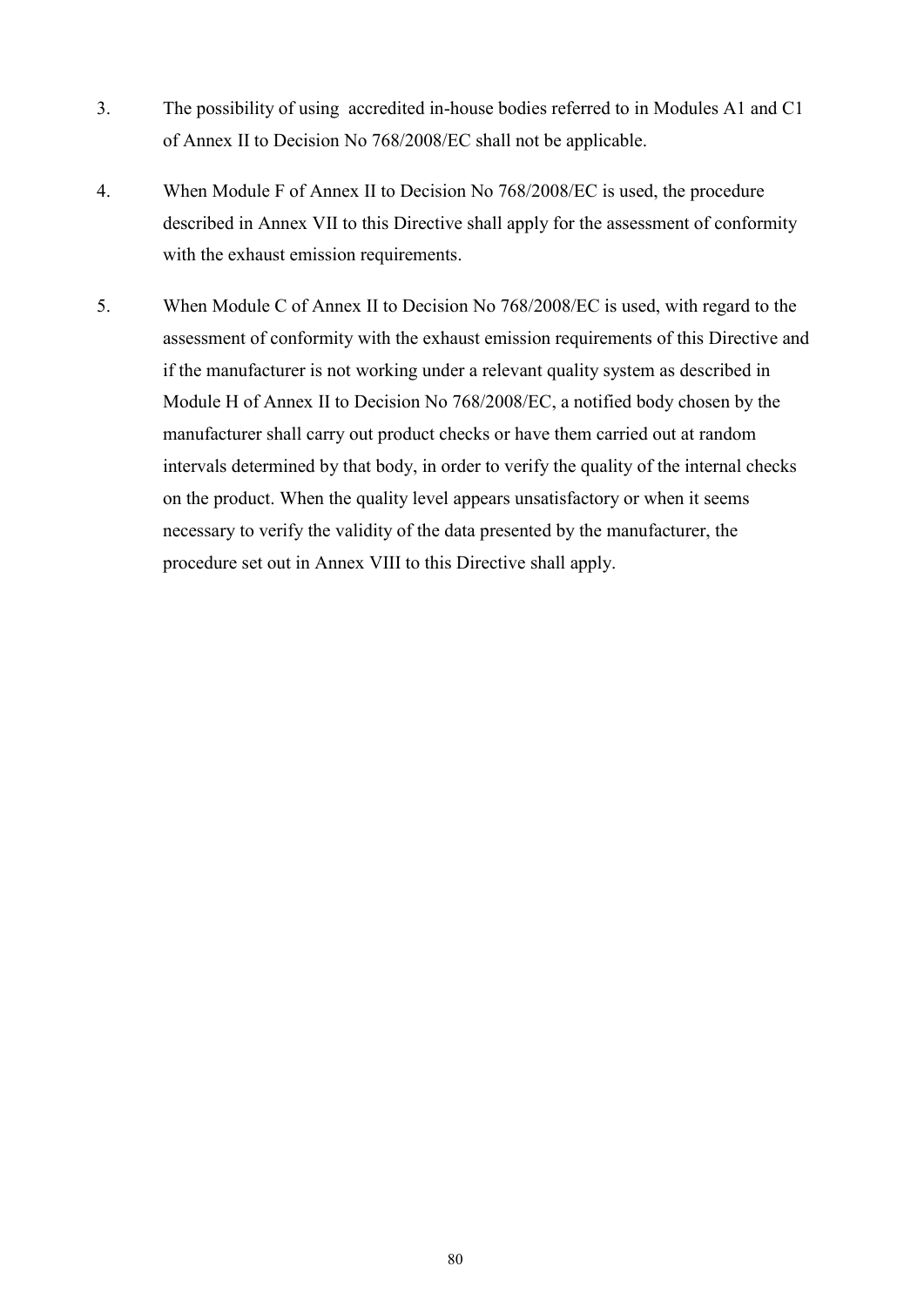3. The possibility of using accredited in-house bodies referred to in Modules A1 and C1 of Annex II to Decision No 768/2008/EC shall not be applicable.

4. When Module F of Annex II to Decision No 768/2008/EC is used, the procedure described in Annex VII to this Directive shall apply for the assessment of conformity with the exhaust emission requirements.

5. When Module C of Annex II to Decision No 768/2008/EC is used, with regard to the assessment of conformity with the exhaust emission requirements of this Directive and if the manufacturer is not working under a relevant quality system as described in Module H of Annex II to Decision No 768/2008/EC, a notified body chosen by the manufacturer shall carry out product checks or have them carried out at random intervals determined by that body, in order to verify the quality of the internal checks on the product. When the quality level appears unsatisfactory or when it seems necessary to verify the validity of the data presented by the manufacturer, the procedure set out in Annex VIII to this Directive shall apply.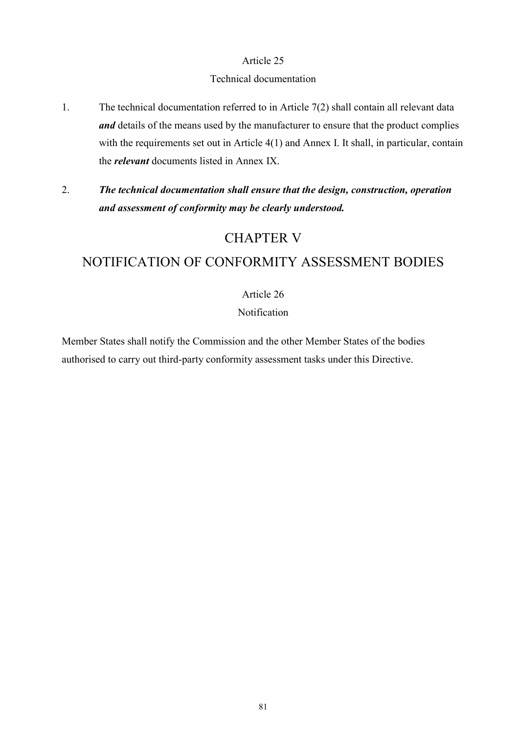### Article 25

### Technical documentation

1. The technical documentation referred to in Article 7(2) shall contain all relevant data ***and*** details of the means used by the manufacturer to ensure that the product complies with the requirements set out in Article 4(1) and Annex I. It shall, in particular, contain the ***relevant*** documents listed in Annex IX.

2. ***The technical documentation shall ensure that the design, construction, operation and assessment of conformity may be clearly understood.***

# CHAPTER V

# NOTIFICATION OF CONFORMITY ASSESSMENT BODIES

### Article 26

### Notification

Member States shall notify the Commission and the other Member States of the bodies authorised to carry out third-party conformity assessment tasks under this Directive.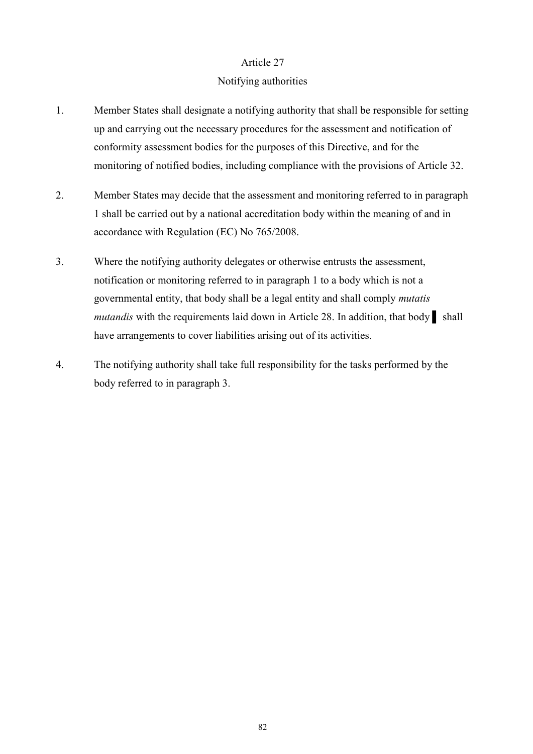## Article 27

## Notifying authorities

1. Member States shall designate a notifying authority that shall be responsible for setting up and carrying out the necessary procedures for the assessment and notification of conformity assessment bodies for the purposes of this Directive, and for the monitoring of notified bodies, including compliance with the provisions of Article 32.

2. Member States may decide that the assessment and monitoring referred to in paragraph 1 shall be carried out by a national accreditation body within the meaning of and in accordance with Regulation (EC) No 765/2008.

3. Where the notifying authority delegates or otherwise entrusts the assessment, notification or monitoring referred to in paragraph 1 to a body which is not a governmental entity, that body shall be a legal entity and shall comply *mutatis mutandis* with the requirements laid down in Article 28. In addition, that body ▌ shall have arrangements to cover liabilities arising out of its activities.

4. The notifying authority shall take full responsibility for the tasks performed by the body referred to in paragraph 3.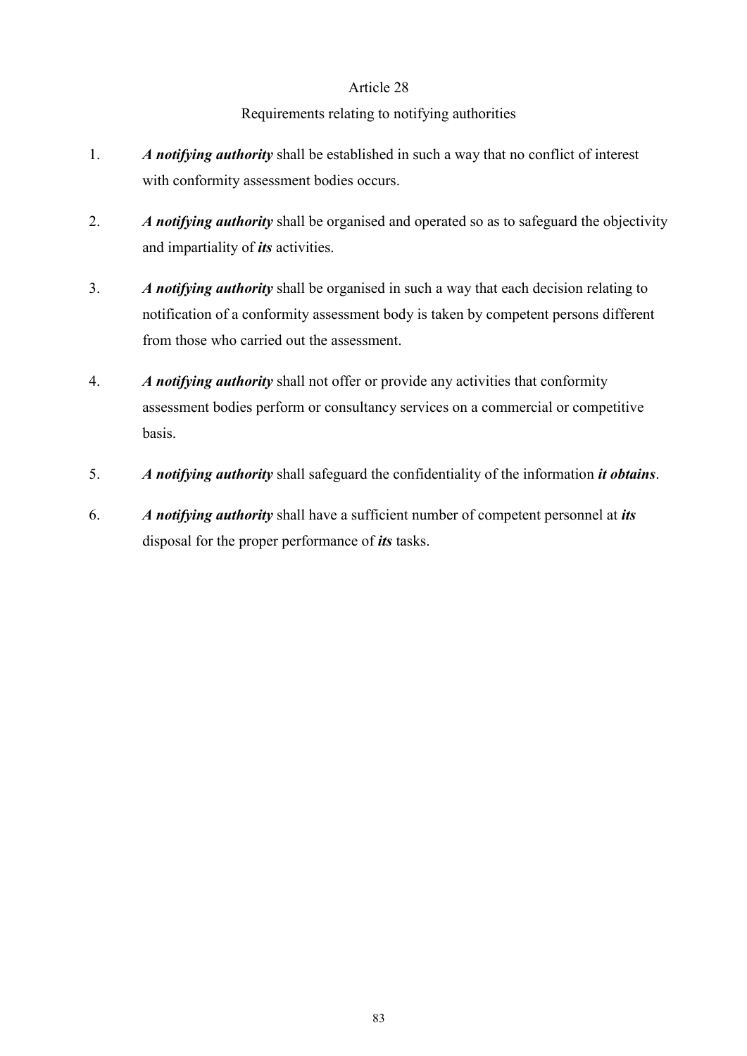## Article 28

### Requirements relating to notifying authorities

1. ***A notifying authority*** shall be established in such a way that no conflict of interest with conformity assessment bodies occurs.

2. ***A notifying authority*** shall be organised and operated so as to safeguard the objectivity and impartiality of ***its*** activities.

3. ***A notifying authority*** shall be organised in such a way that each decision relating to notification of a conformity assessment body is taken by competent persons different from those who carried out the assessment.

4. ***A notifying authority*** shall not offer or provide any activities that conformity assessment bodies perform or consultancy services on a commercial or competitive basis.

5. ***A notifying authority*** shall safeguard the confidentiality of the information ***it obtains***.

6. ***A notifying authority*** shall have a sufficient number of competent personnel at ***its*** disposal for the proper performance of ***its*** tasks.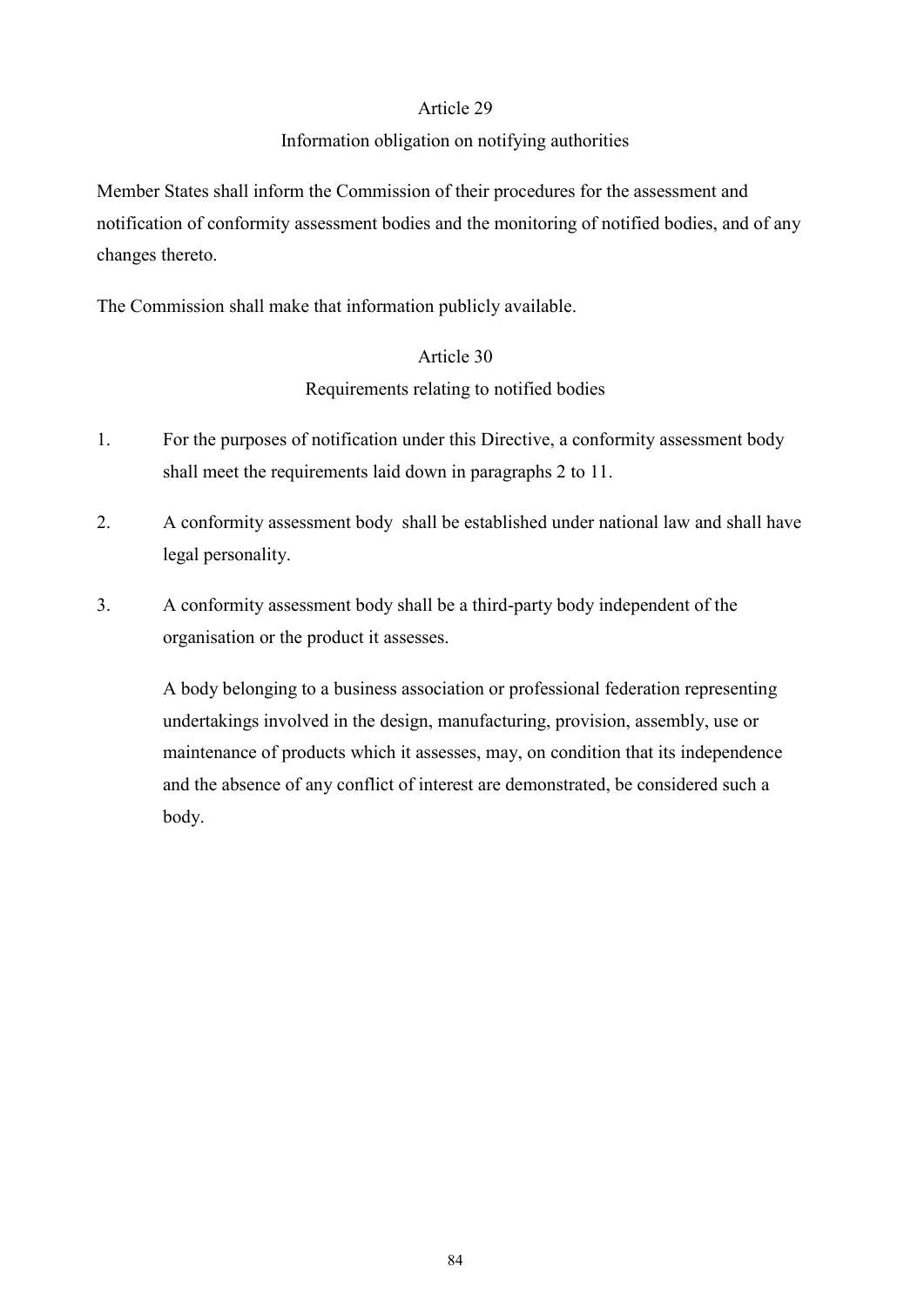## Article 29

### Information obligation on notifying authorities

Member States shall inform the Commission of their procedures for the assessment and notification of conformity assessment bodies and the monitoring of notified bodies, and of any changes thereto.

The Commission shall make that information publicly available.

## Article 30

### Requirements relating to notified bodies

1. For the purposes of notification under this Directive, a conformity assessment body shall meet the requirements laid down in paragraphs 2 to 11.

2. A conformity assessment body shall be established under national law and shall have legal personality.

3. A conformity assessment body shall be a third-party body independent of the organisation or the product it assesses.

   A body belonging to a business association or professional federation representing undertakings involved in the design, manufacturing, provision, assembly, use or maintenance of products which it assesses, may, on condition that its independence and the absence of any conflict of interest are demonstrated, be considered such a body.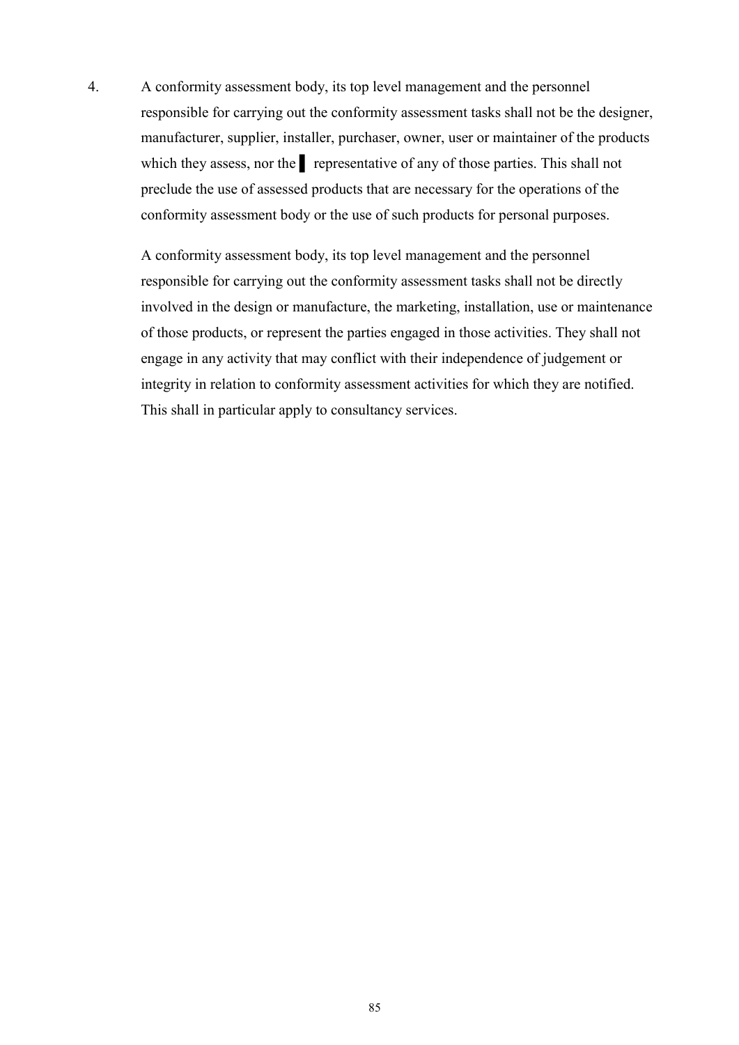4. A conformity assessment body, its top level management and the personnel responsible for carrying out the conformity assessment tasks shall not be the designer, manufacturer, supplier, installer, purchaser, owner, user or maintainer of the products which they assess, nor the ▌ representative of any of those parties. This shall not preclude the use of assessed products that are necessary for the operations of the conformity assessment body or the use of such products for personal purposes.

   A conformity assessment body, its top level management and the personnel responsible for carrying out the conformity assessment tasks shall not be directly involved in the design or manufacture, the marketing, installation, use or maintenance of those products, or represent the parties engaged in those activities. They shall not engage in any activity that may conflict with their independence of judgement or integrity in relation to conformity assessment activities for which they are notified. This shall in particular apply to consultancy services.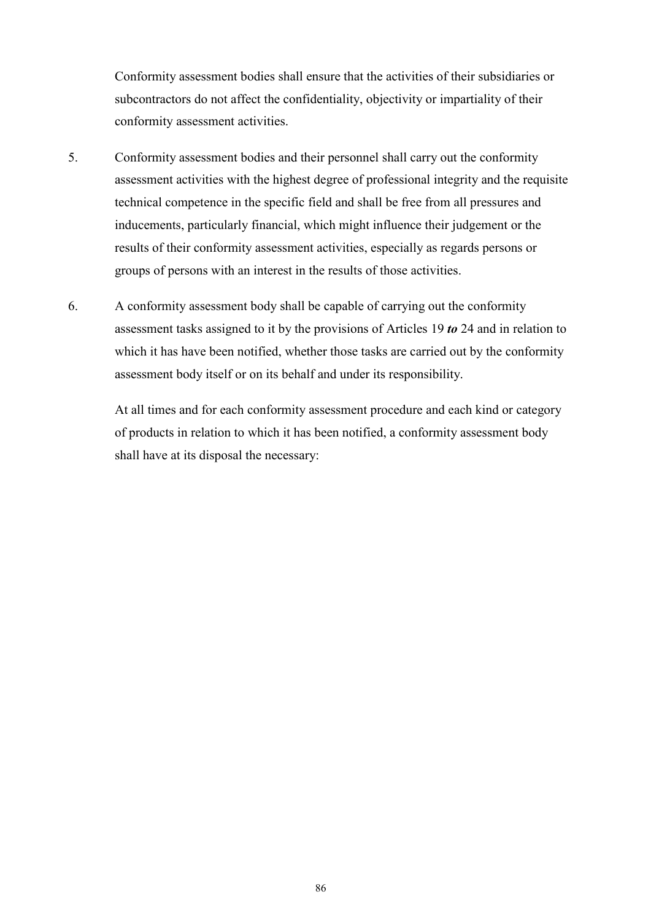Conformity assessment bodies shall ensure that the activities of their subsidiaries or subcontractors do not affect the confidentiality, objectivity or impartiality of their conformity assessment activities.

5. Conformity assessment bodies and their personnel shall carry out the conformity assessment activities with the highest degree of professional integrity and the requisite technical competence in the specific field and shall be free from all pressures and inducements, particularly financial, which might influence their judgement or the results of their conformity assessment activities, especially as regards persons or groups of persons with an interest in the results of those activities.

6. A conformity assessment body shall be capable of carrying out the conformity assessment tasks assigned to it by the provisions of Articles 19 ***to*** 24 and in relation to which it has have been notified, whether those tasks are carried out by the conformity assessment body itself or on its behalf and under its responsibility.

   At all times and for each conformity assessment procedure and each kind or category of products in relation to which it has been notified, a conformity assessment body shall have at its disposal the necessary: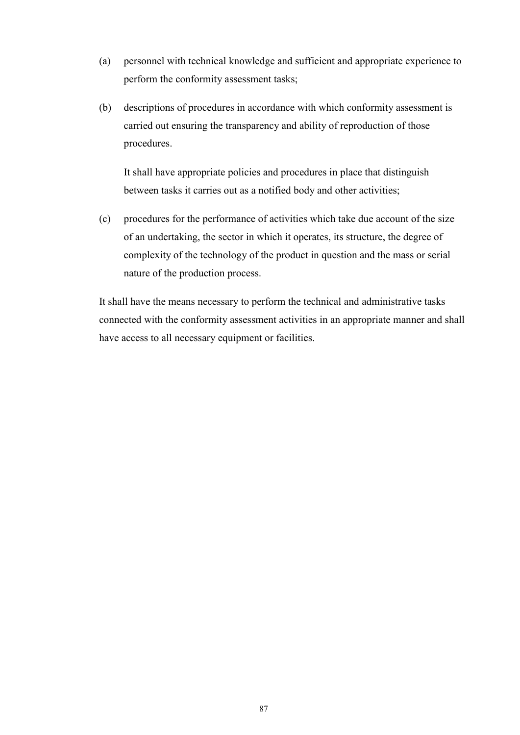(a) personnel with technical knowledge and sufficient and appropriate experience to perform the conformity assessment tasks;

(b) descriptions of procedures in accordance with which conformity assessment is carried out ensuring the transparency and ability of reproduction of those procedures.

   It shall have appropriate policies and procedures in place that distinguish between tasks it carries out as a notified body and other activities;

(c) procedures for the performance of activities which take due account of the size of an undertaking, the sector in which it operates, its structure, the degree of complexity of the technology of the product in question and the mass or serial nature of the production process.

It shall have the means necessary to perform the technical and administrative tasks connected with the conformity assessment activities in an appropriate manner and shall have access to all necessary equipment or facilities.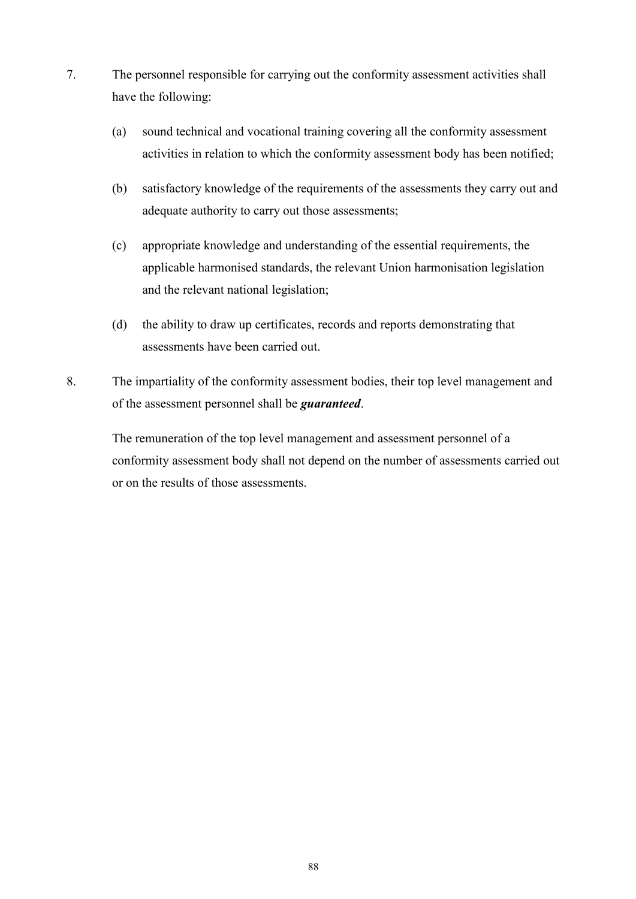7. The personnel responsible for carrying out the conformity assessment activities shall have the following:

   (a) sound technical and vocational training covering all the conformity assessment activities in relation to which the conformity assessment body has been notified;

   (b) satisfactory knowledge of the requirements of the assessments they carry out and adequate authority to carry out those assessments;

   (c) appropriate knowledge and understanding of the essential requirements, the applicable harmonised standards, the relevant Union harmonisation legislation and the relevant national legislation;

   (d) the ability to draw up certificates, records and reports demonstrating that assessments have been carried out.

8. The impartiality of the conformity assessment bodies, their top level management and of the assessment personnel shall be ***guaranteed***.

   The remuneration of the top level management and assessment personnel of a conformity assessment body shall not depend on the number of assessments carried out or on the results of those assessments.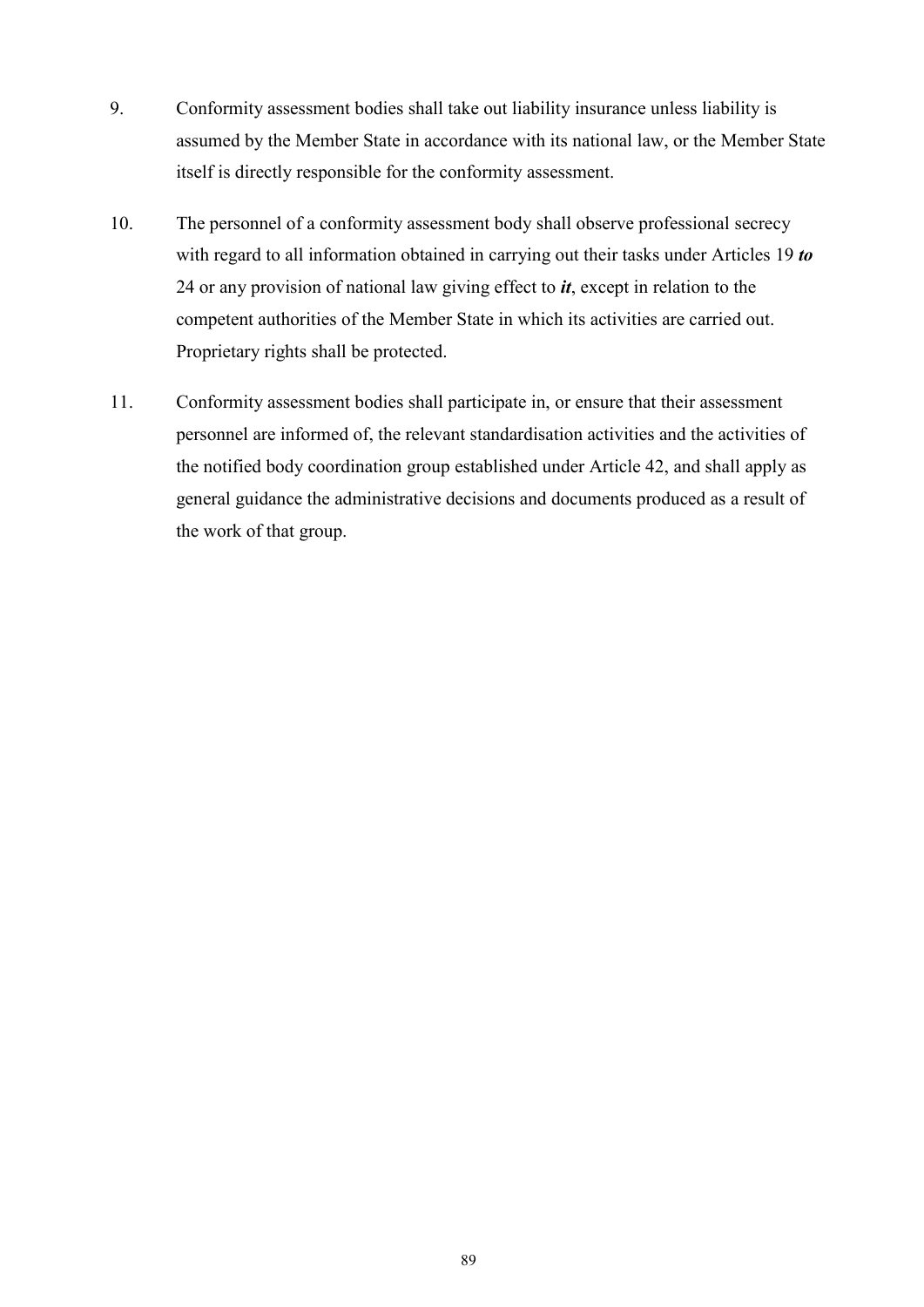9. Conformity assessment bodies shall take out liability insurance unless liability is assumed by the Member State in accordance with its national law, or the Member State itself is directly responsible for the conformity assessment.

10. The personnel of a conformity assessment body shall observe professional secrecy with regard to all information obtained in carrying out their tasks under Articles 19 ***to*** 24 or any provision of national law giving effect to ***it***, except in relation to the competent authorities of the Member State in which its activities are carried out. Proprietary rights shall be protected.

11. Conformity assessment bodies shall participate in, or ensure that their assessment personnel are informed of, the relevant standardisation activities and the activities of the notified body coordination group established under Article 42, and shall apply as general guidance the administrative decisions and documents produced as a result of the work of that group.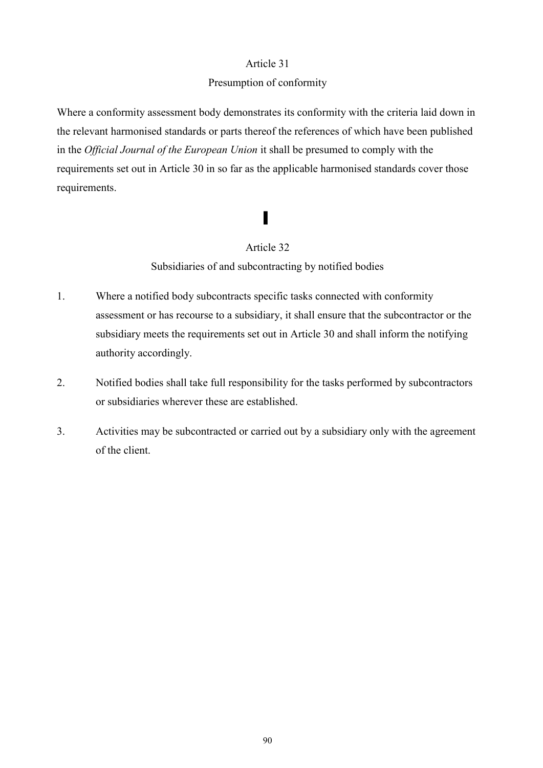## Article 31

### Presumption of conformity

Where a conformity assessment body demonstrates its conformity with the criteria laid down in the relevant harmonised standards or parts thereof the references of which have been published in the *Official Journal of the European Union* it shall be presumed to comply with the requirements set out in Article 30 in so far as the applicable harmonised standards cover those requirements.

## Article 32

### Subsidiaries of and subcontracting by notified bodies

1. Where a notified body subcontracts specific tasks connected with conformity assessment or has recourse to a subsidiary, it shall ensure that the subcontractor or the subsidiary meets the requirements set out in Article 30 and shall inform the notifying authority accordingly.

2. Notified bodies shall take full responsibility for the tasks performed by subcontractors or subsidiaries wherever these are established.

3. Activities may be subcontracted or carried out by a subsidiary only with the agreement of the client.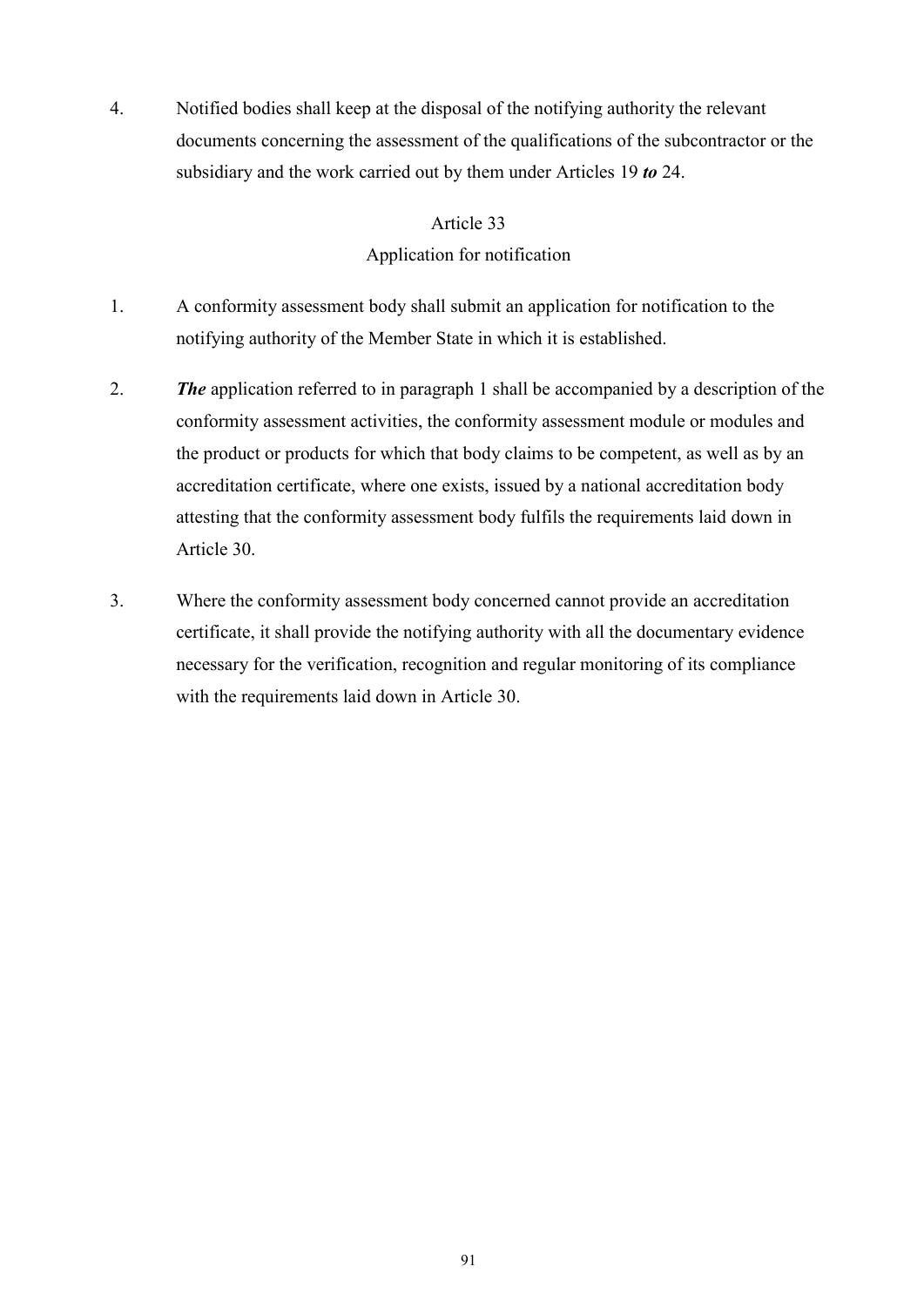4. Notified bodies shall keep at the disposal of the notifying authority the relevant documents concerning the assessment of the qualifications of the subcontractor or the subsidiary and the work carried out by them under Articles 19 ***to*** 24.

## Article 33
## Application for notification

1. A conformity assessment body shall submit an application for notification to the notifying authority of the Member State in which it is established.

2. ***The*** application referred to in paragraph 1 shall be accompanied by a description of the conformity assessment activities, the conformity assessment module or modules and the product or products for which that body claims to be competent, as well as by an accreditation certificate, where one exists, issued by a national accreditation body attesting that the conformity assessment body fulfils the requirements laid down in Article 30.

3. Where the conformity assessment body concerned cannot provide an accreditation certificate, it shall provide the notifying authority with all the documentary evidence necessary for the verification, recognition and regular monitoring of its compliance with the requirements laid down in Article 30.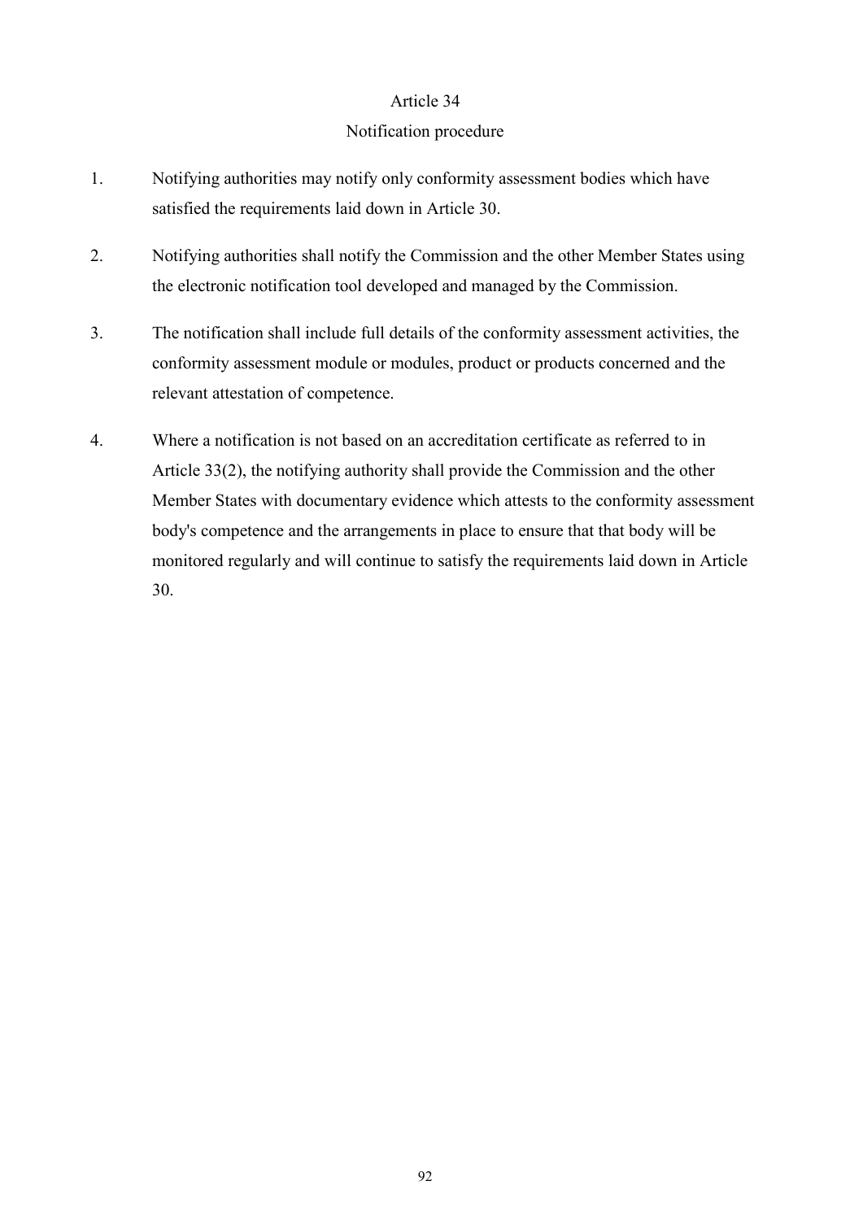## Article 34

### Notification procedure

1. Notifying authorities may notify only conformity assessment bodies which have satisfied the requirements laid down in Article 30.

2. Notifying authorities shall notify the Commission and the other Member States using the electronic notification tool developed and managed by the Commission.

3. The notification shall include full details of the conformity assessment activities, the conformity assessment module or modules, product or products concerned and the relevant attestation of competence.

4. Where a notification is not based on an accreditation certificate as referred to in Article 33(2), the notifying authority shall provide the Commission and the other Member States with documentary evidence which attests to the conformity assessment body's competence and the arrangements in place to ensure that that body will be monitored regularly and will continue to satisfy the requirements laid down in Article 30.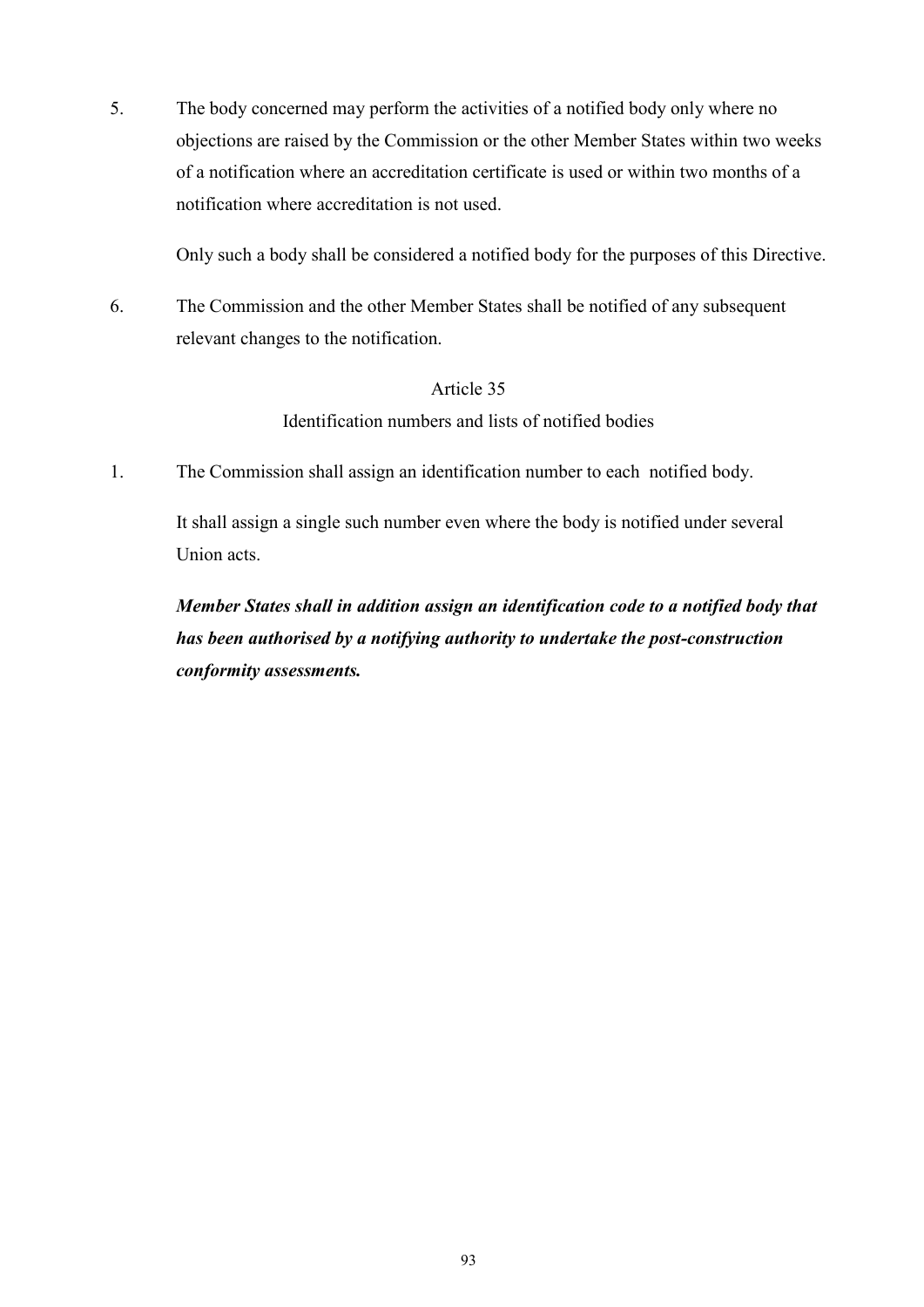5. The body concerned may perform the activities of a notified body only where no objections are raised by the Commission or the other Member States within two weeks of a notification where an accreditation certificate is used or within two months of a notification where accreditation is not used.

 Only such a body shall be considered a notified body for the purposes of this Directive.

6. The Commission and the other Member States shall be notified of any subsequent relevant changes to the notification.

Article 35

Identification numbers and lists of notified bodies

1. The Commission shall assign an identification number to each notified body.

 It shall assign a single such number even where the body is notified under several Union acts.

 ***Member States shall in addition assign an identification code to a notified body that has been authorised by a notifying authority to undertake the post-construction conformity assessments.***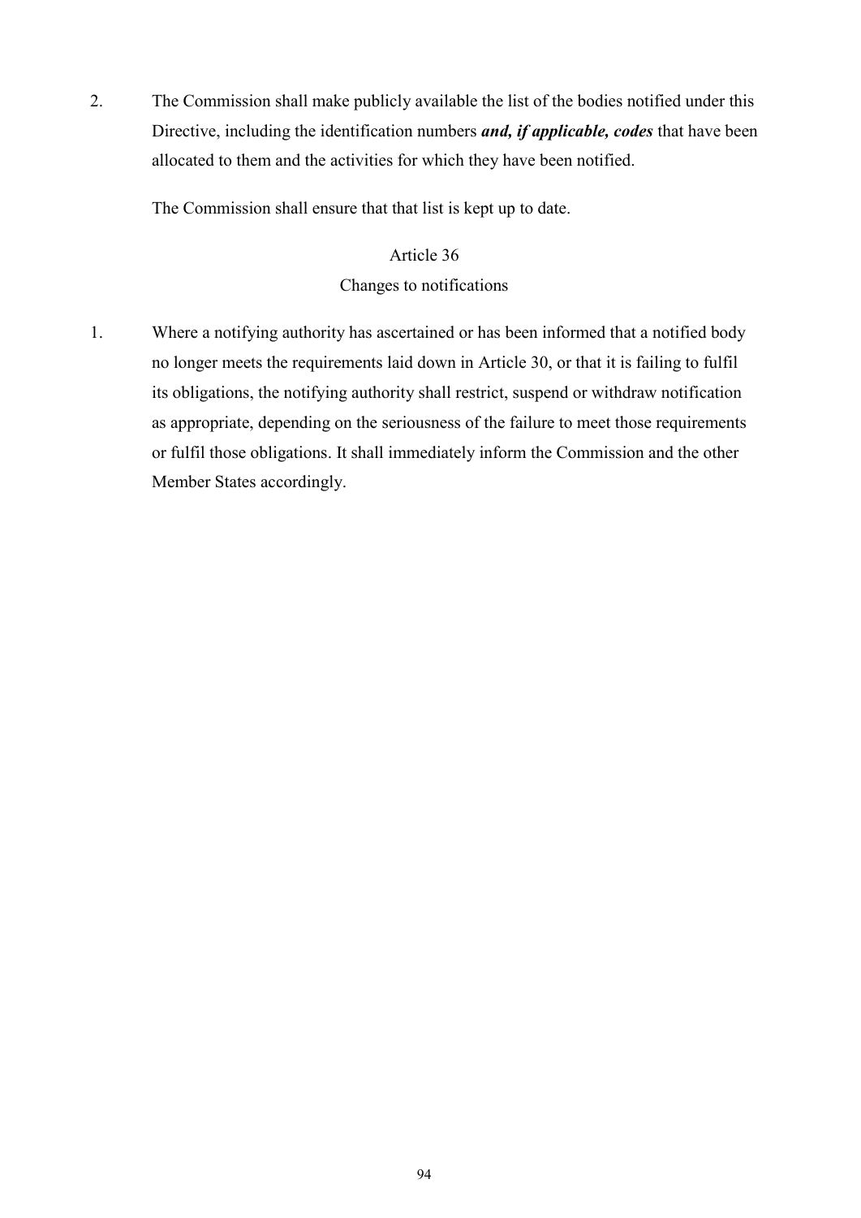2. The Commission shall make publicly available the list of the bodies notified under this Directive, including the identification numbers ***and, if applicable, codes*** that have been allocated to them and the activities for which they have been notified.

   The Commission shall ensure that that list is kept up to date.

## Article 36

## Changes to notifications

1. Where a notifying authority has ascertained or has been informed that a notified body no longer meets the requirements laid down in Article 30, or that it is failing to fulfil its obligations, the notifying authority shall restrict, suspend or withdraw notification as appropriate, depending on the seriousness of the failure to meet those requirements or fulfil those obligations. It shall immediately inform the Commission and the other Member States accordingly.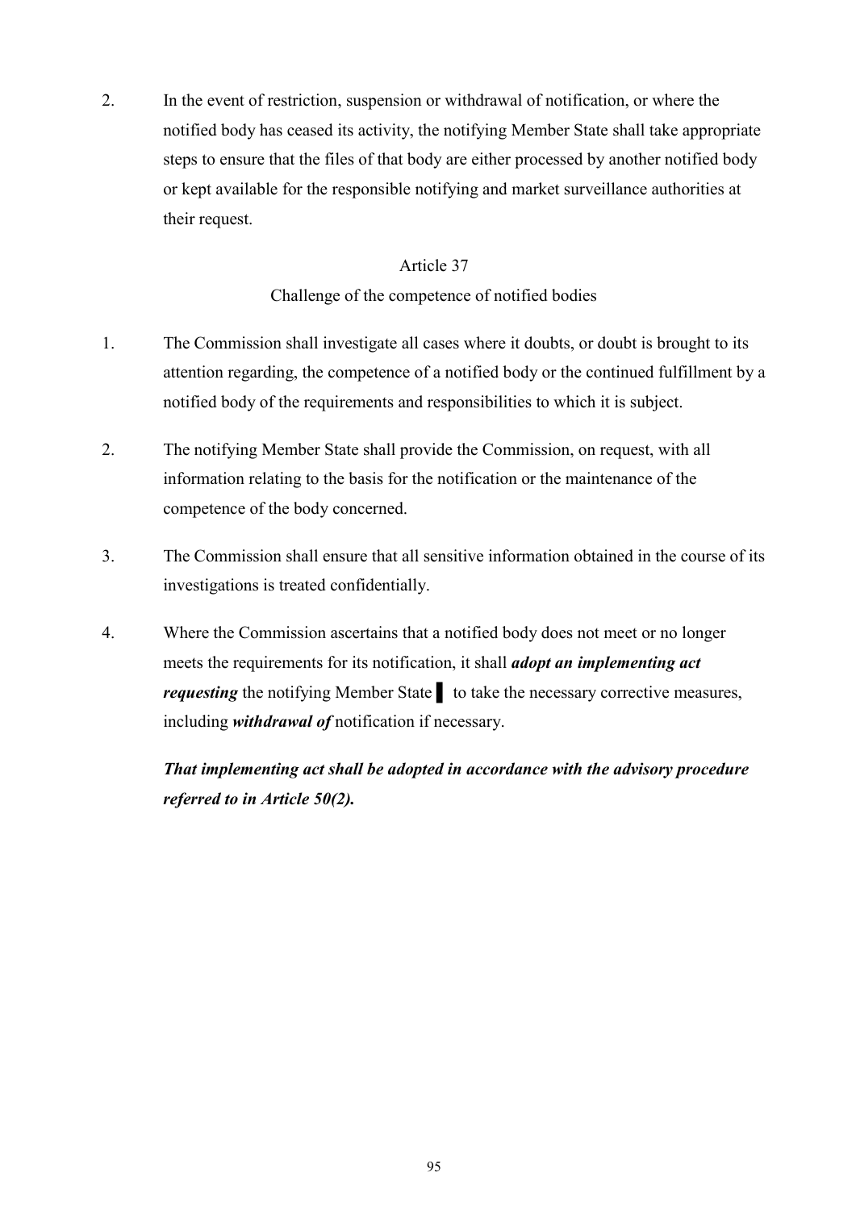2. In the event of restriction, suspension or withdrawal of notification, or where the notified body has ceased its activity, the notifying Member State shall take appropriate steps to ensure that the files of that body are either processed by another notified body or kept available for the responsible notifying and market surveillance authorities at their request.

Article 37

Challenge of the competence of notified bodies

1. The Commission shall investigate all cases where it doubts, or doubt is brought to its attention regarding, the competence of a notified body or the continued fulfillment by a notified body of the requirements and responsibilities to which it is subject.

2. The notifying Member State shall provide the Commission, on request, with all information relating to the basis for the notification or the maintenance of the competence of the body concerned.

3. The Commission shall ensure that all sensitive information obtained in the course of its investigations is treated confidentially.

4. Where the Commission ascertains that a notified body does not meet or no longer meets the requirements for its notification, it shall ***adopt an implementing act requesting*** the notifying Member State ▌ to take the necessary corrective measures, including ***withdrawal of*** notification if necessary.

***That implementing act shall be adopted in accordance with the advisory procedure referred to in Article 50(2).***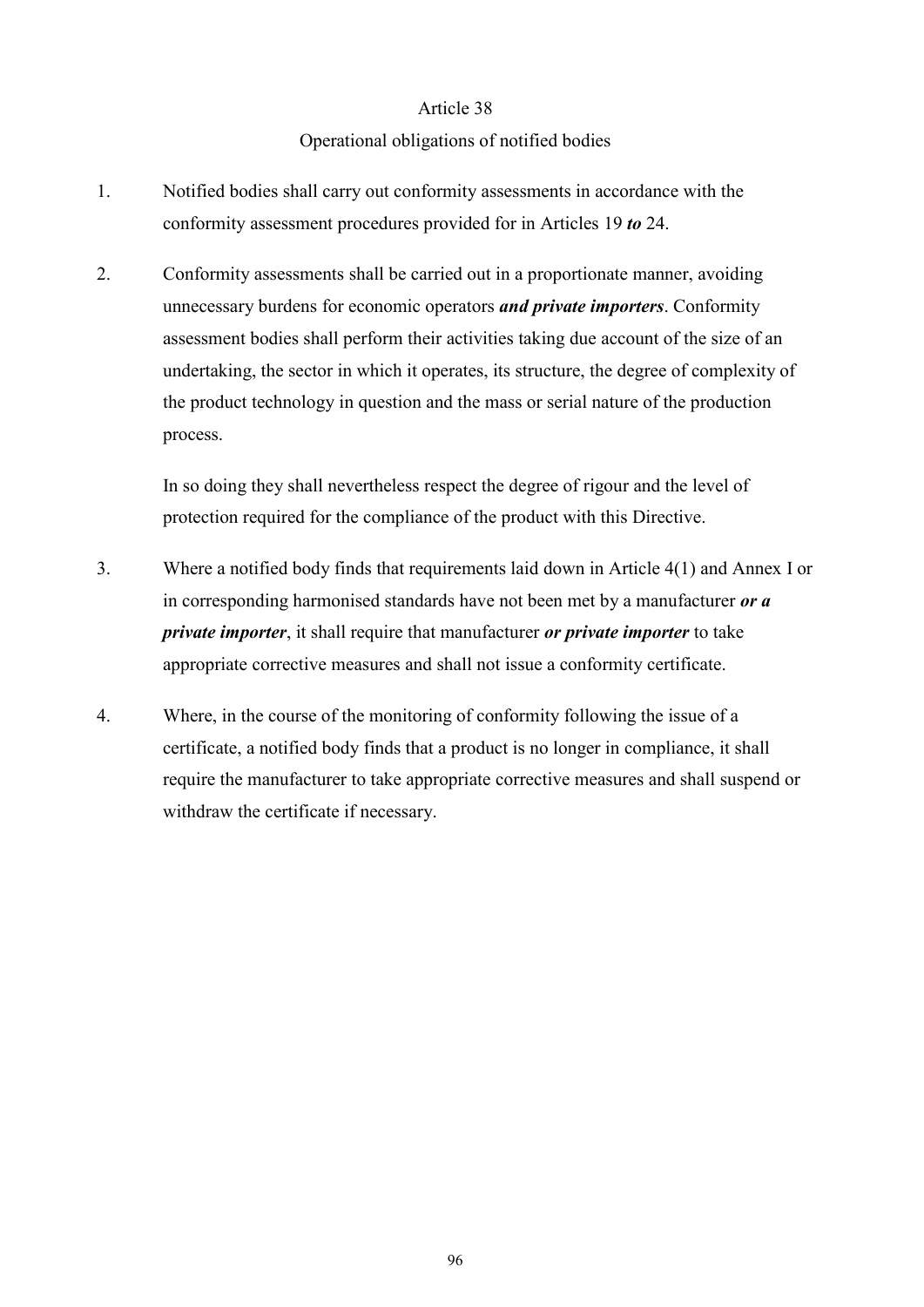Article 38

Operational obligations of notified bodies

1. Notified bodies shall carry out conformity assessments in accordance with the conformity assessment procedures provided for in Articles 19 ***to*** 24.

2. Conformity assessments shall be carried out in a proportionate manner, avoiding unnecessary burdens for economic operators ***and private importers***. Conformity assessment bodies shall perform their activities taking due account of the size of an undertaking, the sector in which it operates, its structure, the degree of complexity of the product technology in question and the mass or serial nature of the production process.

   In so doing they shall nevertheless respect the degree of rigour and the level of protection required for the compliance of the product with this Directive.

3. Where a notified body finds that requirements laid down in Article 4(1) and Annex I or in corresponding harmonised standards have not been met by a manufacturer ***or a private importer***, it shall require that manufacturer ***or private importer*** to take appropriate corrective measures and shall not issue a conformity certificate.

4. Where, in the course of the monitoring of conformity following the issue of a certificate, a notified body finds that a product is no longer in compliance, it shall require the manufacturer to take appropriate corrective measures and shall suspend or withdraw the certificate if necessary.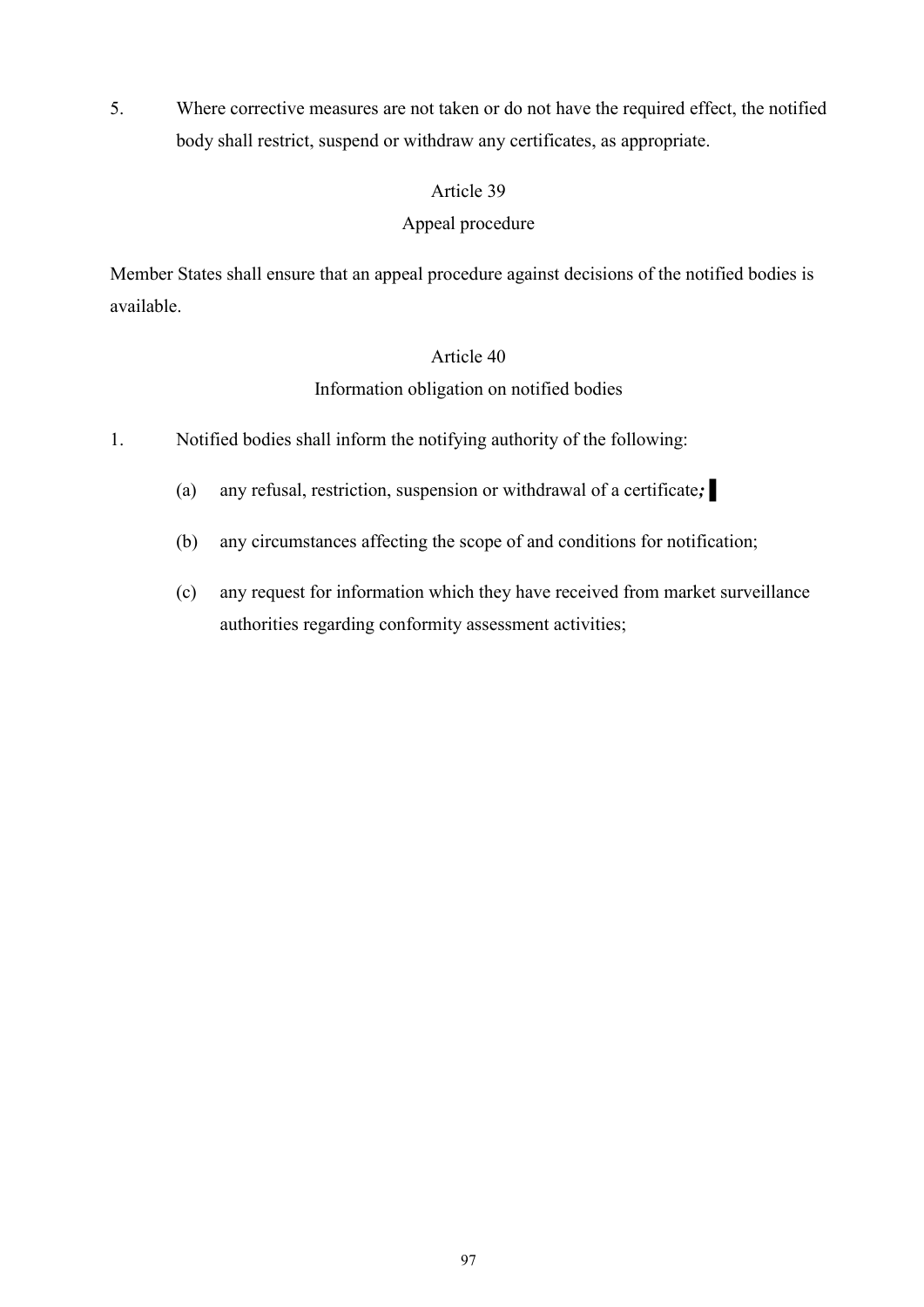5. Where corrective measures are not taken or do not have the required effect, the notified body shall restrict, suspend or withdraw any certificates, as appropriate.

### Article 39

### Appeal procedure

Member States shall ensure that an appeal procedure against decisions of the notified bodies is available.

### Article 40

### Information obligation on notified bodies

1. Notified bodies shall inform the notifying authority of the following:

   (a) any refusal, restriction, suspension or withdrawal of a certificate***;*** ▌

   (b) any circumstances affecting the scope of and conditions for notification;

   (c) any request for information which they have received from market surveillance authorities regarding conformity assessment activities;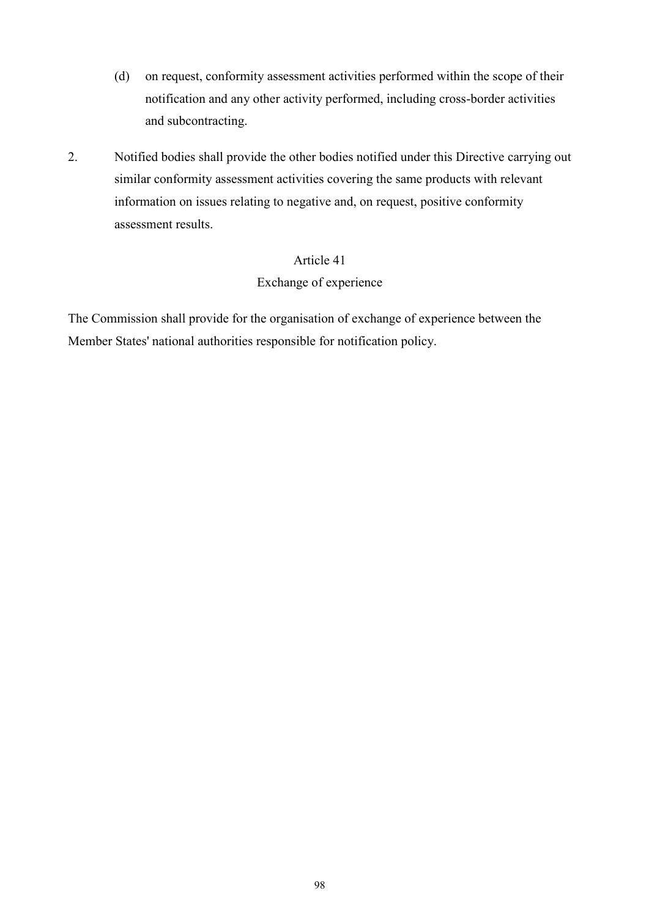(d) on request, conformity assessment activities performed within the scope of their notification and any other activity performed, including cross-border activities and subcontracting.

2. Notified bodies shall provide the other bodies notified under this Directive carrying out similar conformity assessment activities covering the same products with relevant information on issues relating to negative and, on request, positive conformity assessment results.

## Article 41
## Exchange of experience

The Commission shall provide for the organisation of exchange of experience between the Member States' national authorities responsible for notification policy.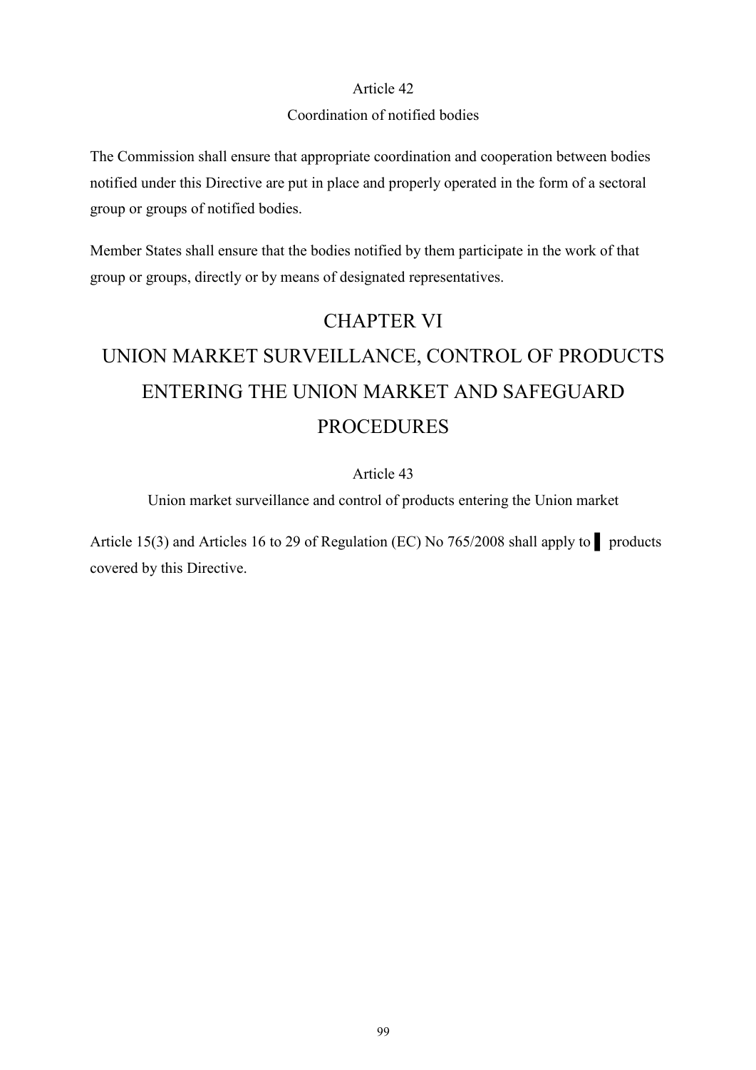Article 42

Coordination of notified bodies

The Commission shall ensure that appropriate coordination and cooperation between bodies notified under this Directive are put in place and properly operated in the form of a sectoral group or groups of notified bodies.

Member States shall ensure that the bodies notified by them participate in the work of that group or groups, directly or by means of designated representatives.

# CHAPTER VI

# UNION MARKET SURVEILLANCE, CONTROL OF PRODUCTS ENTERING THE UNION MARKET AND SAFEGUARD PROCEDURES

Article 43

Union market surveillance and control of products entering the Union market

Article 15(3) and Articles 16 to 29 of Regulation (EC) No 765/2008 shall apply to ▌ products covered by this Directive.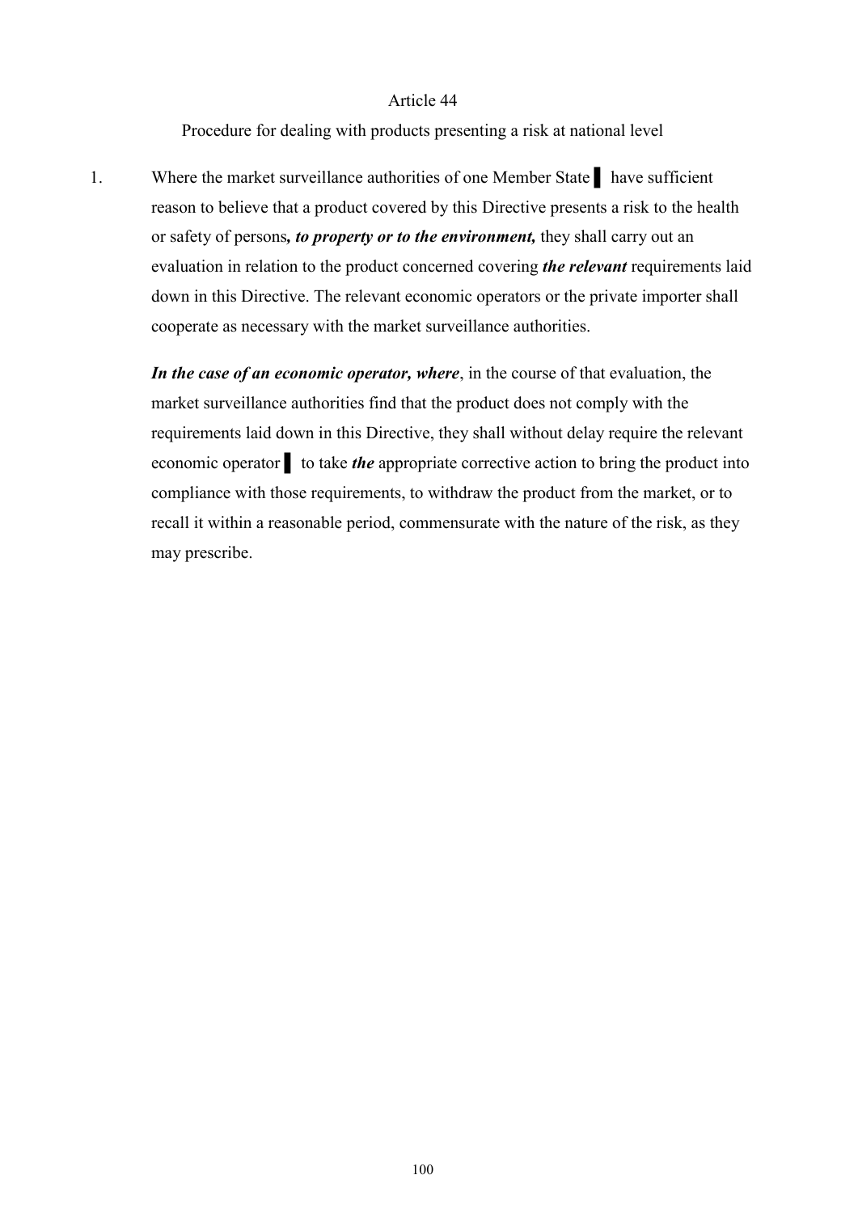Article 44

Procedure for dealing with products presenting a risk at national level

1. Where the market surveillance authorities of one Member State ▌ have sufficient reason to believe that a product covered by this Directive presents a risk to the health or safety of persons***, to property or to the environment,*** they shall carry out an evaluation in relation to the product concerned covering ***the relevant*** requirements laid down in this Directive. The relevant economic operators or the private importer shall cooperate as necessary with the market surveillance authorities.

   ***In the case of an economic operator, where***, in the course of that evaluation, the market surveillance authorities find that the product does not comply with the requirements laid down in this Directive, they shall without delay require the relevant economic operator ▌ to take ***the*** appropriate corrective action to bring the product into compliance with those requirements, to withdraw the product from the market, or to recall it within a reasonable period, commensurate with the nature of the risk, as they may prescribe.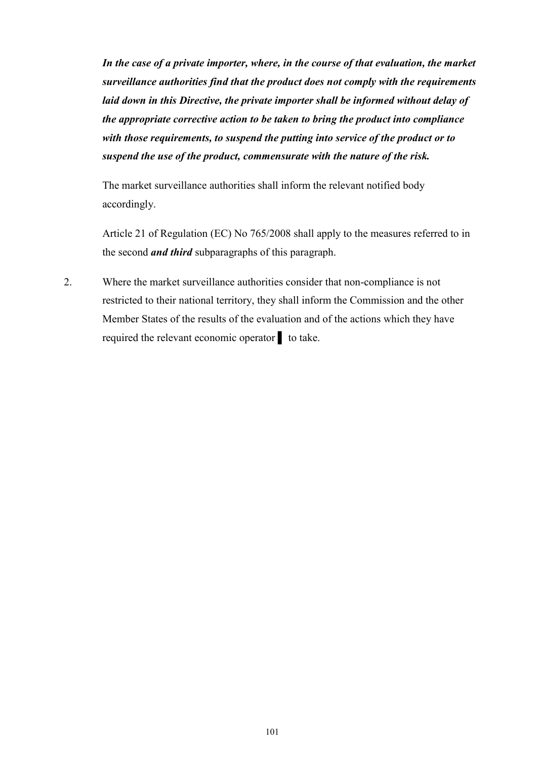***In the case of a private importer, where, in the course of that evaluation, the market surveillance authorities find that the product does not comply with the requirements laid down in this Directive, the private importer shall be informed without delay of the appropriate corrective action to be taken to bring the product into compliance with those requirements, to suspend the putting into service of the product or to suspend the use of the product, commensurate with the nature of the risk.***

The market surveillance authorities shall inform the relevant notified body accordingly.

Article 21 of Regulation (EC) No 765/2008 shall apply to the measures referred to in the second ***and third*** subparagraphs of this paragraph.

2. Where the market surveillance authorities consider that non-compliance is not restricted to their national territory, they shall inform the Commission and the other Member States of the results of the evaluation and of the actions which they have required the relevant economic operator ▌ to take.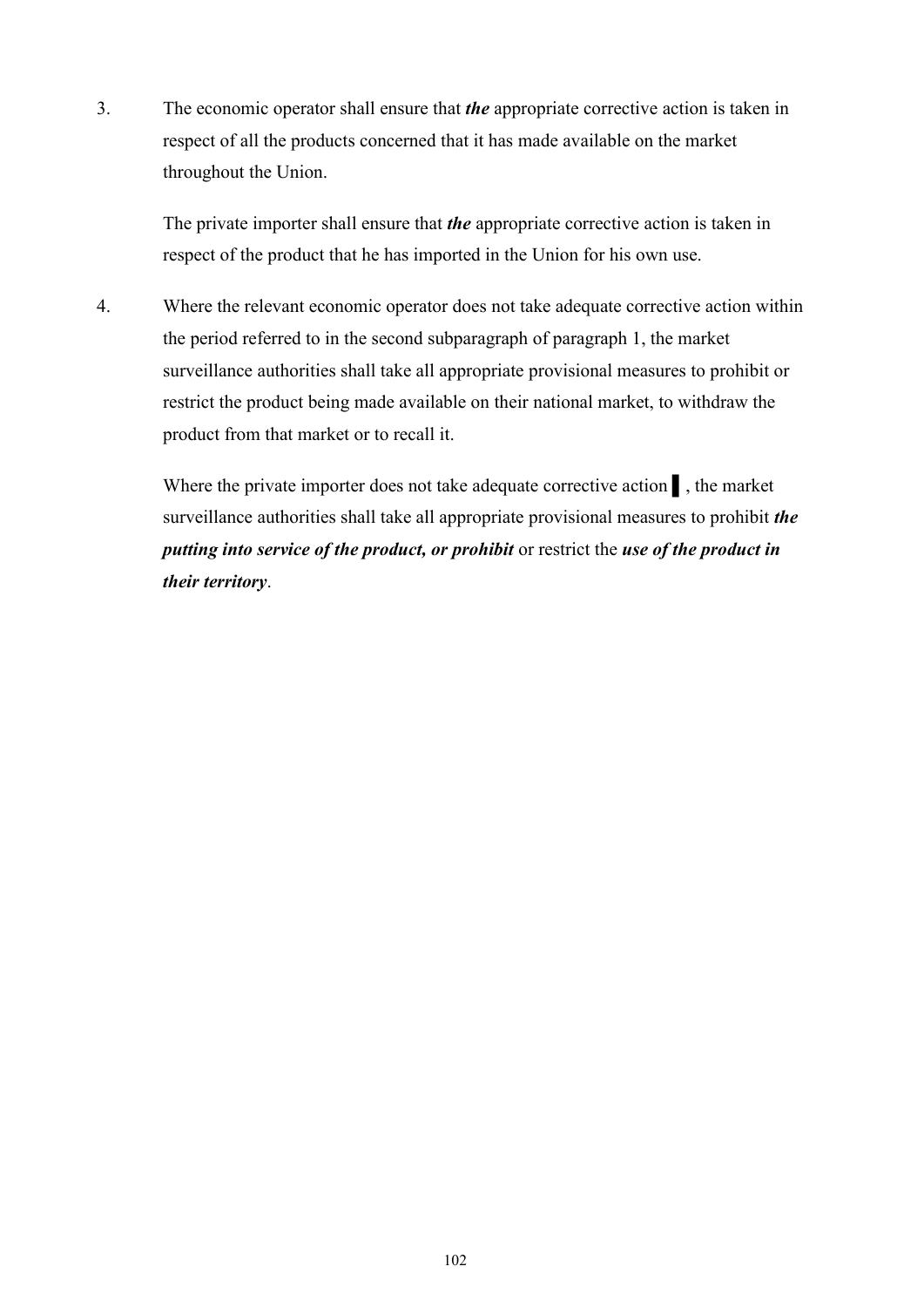3. The economic operator shall ensure that ***the*** appropriate corrective action is taken in respect of all the products concerned that it has made available on the market throughout the Union.

   The private importer shall ensure that ***the*** appropriate corrective action is taken in respect of the product that he has imported in the Union for his own use.

4. Where the relevant economic operator does not take adequate corrective action within the period referred to in the second subparagraph of paragraph 1, the market surveillance authorities shall take all appropriate provisional measures to prohibit or restrict the product being made available on their national market, to withdraw the product from that market or to recall it.

   Where the private importer does not take adequate corrective action ▌, the market surveillance authorities shall take all appropriate provisional measures to prohibit ***the putting into service of the product, or prohibit*** or restrict the ***use of the product in their territory***.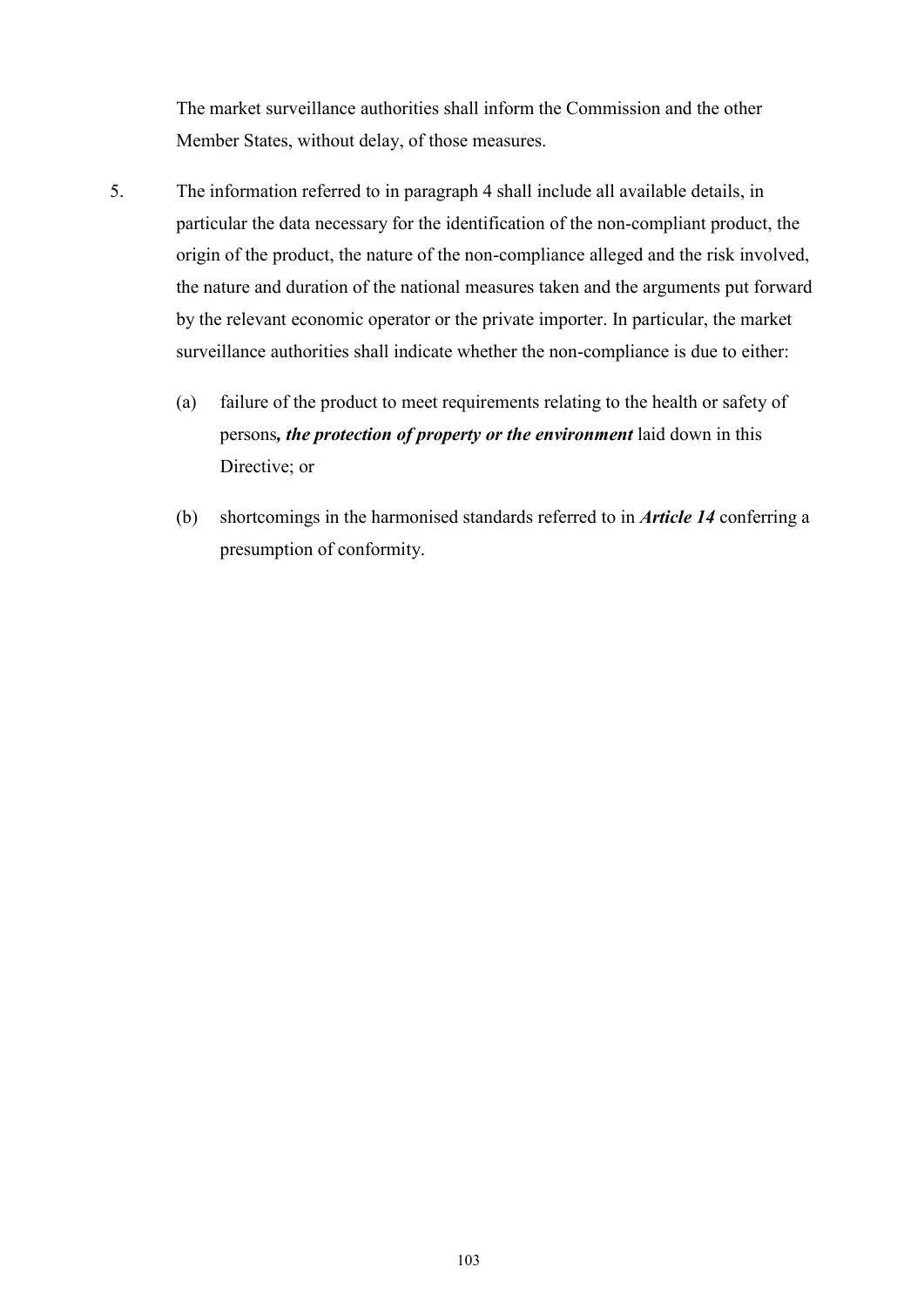The market surveillance authorities shall inform the Commission and the other Member States, without delay, of those measures.

5. The information referred to in paragraph 4 shall include all available details, in particular the data necessary for the identification of the non-compliant product, the origin of the product, the nature of the non-compliance alleged and the risk involved, the nature and duration of the national measures taken and the arguments put forward by the relevant economic operator or the private importer. In particular, the market surveillance authorities shall indicate whether the non-compliance is due to either:

   (a) failure of the product to meet requirements relating to the health or safety of persons***, the protection of property or the environment*** laid down in this Directive; or

   (b) shortcomings in the harmonised standards referred to in ***Article 14*** conferring a presumption of conformity.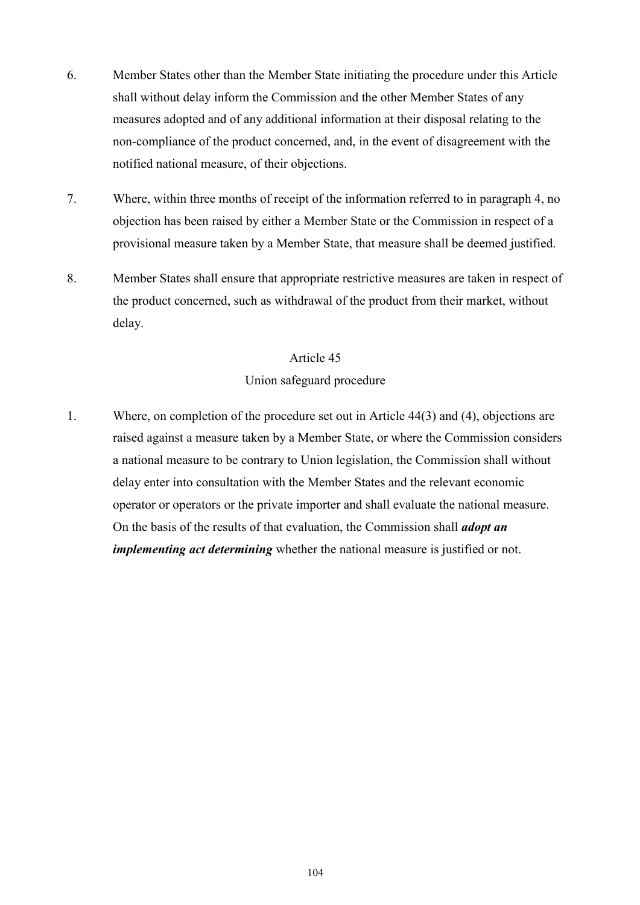6. Member States other than the Member State initiating the procedure under this Article shall without delay inform the Commission and the other Member States of any measures adopted and of any additional information at their disposal relating to the non-compliance of the product concerned, and, in the event of disagreement with the notified national measure, of their objections.

7. Where, within three months of receipt of the information referred to in paragraph 4, no objection has been raised by either a Member State or the Commission in respect of a provisional measure taken by a Member State, that measure shall be deemed justified.

8. Member States shall ensure that appropriate restrictive measures are taken in respect of the product concerned, such as withdrawal of the product from their market, without delay.

## Article 45

## Union safeguard procedure

1. Where, on completion of the procedure set out in Article 44(3) and (4), objections are raised against a measure taken by a Member State, or where the Commission considers a national measure to be contrary to Union legislation, the Commission shall without delay enter into consultation with the Member States and the relevant economic operator or operators or the private importer and shall evaluate the national measure. On the basis of the results of that evaluation, the Commission shall ***adopt an implementing act determining*** whether the national measure is justified or not.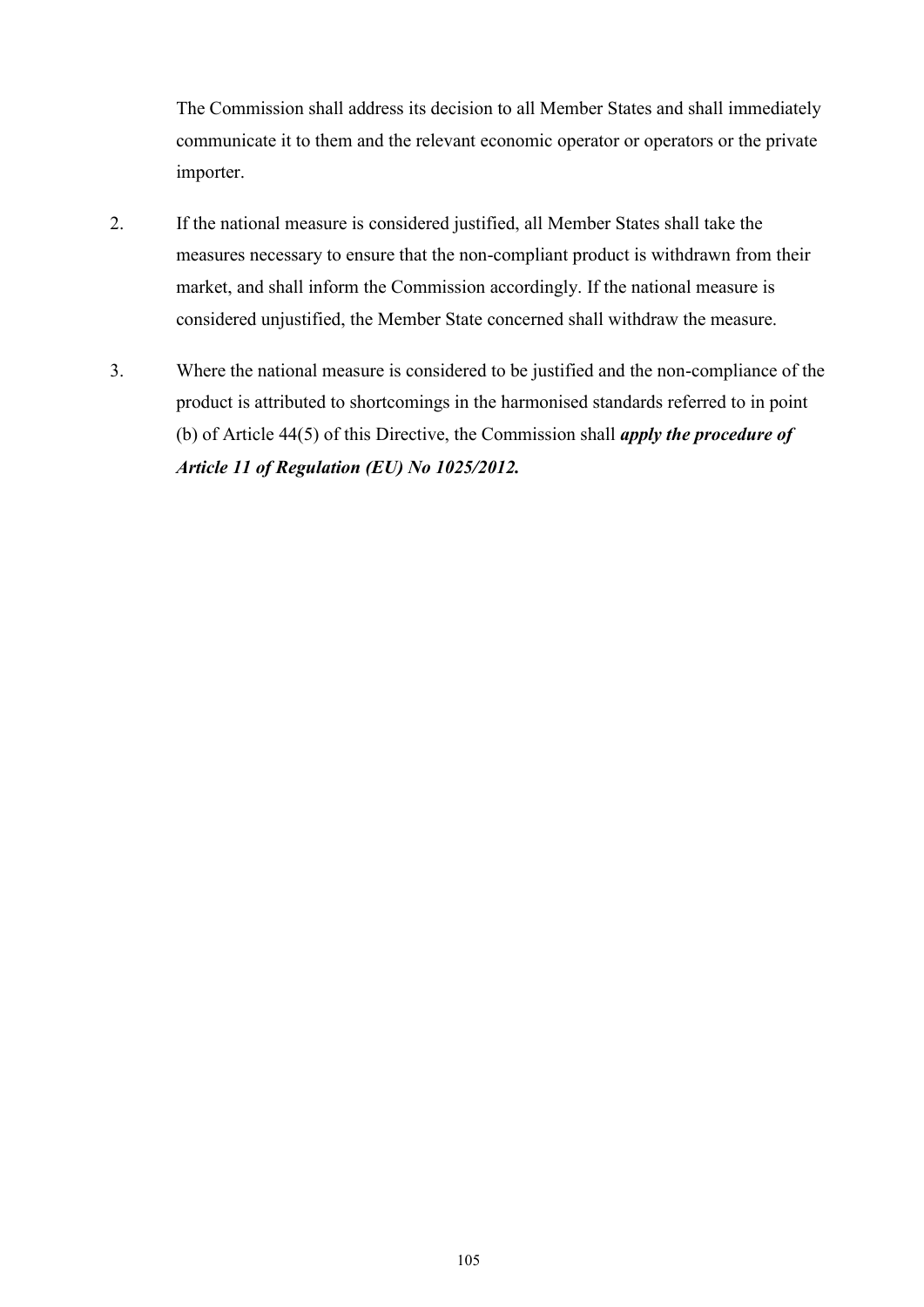The Commission shall address its decision to all Member States and shall immediately communicate it to them and the relevant economic operator or operators or the private importer.

2. If the national measure is considered justified, all Member States shall take the measures necessary to ensure that the non-compliant product is withdrawn from their market, and shall inform the Commission accordingly. If the national measure is considered unjustified, the Member State concerned shall withdraw the measure.

3. Where the national measure is considered to be justified and the non-compliance of the product is attributed to shortcomings in the harmonised standards referred to in point (b) of Article 44(5) of this Directive, the Commission shall ***apply the procedure of Article 11 of Regulation (EU) No 1025/2012.***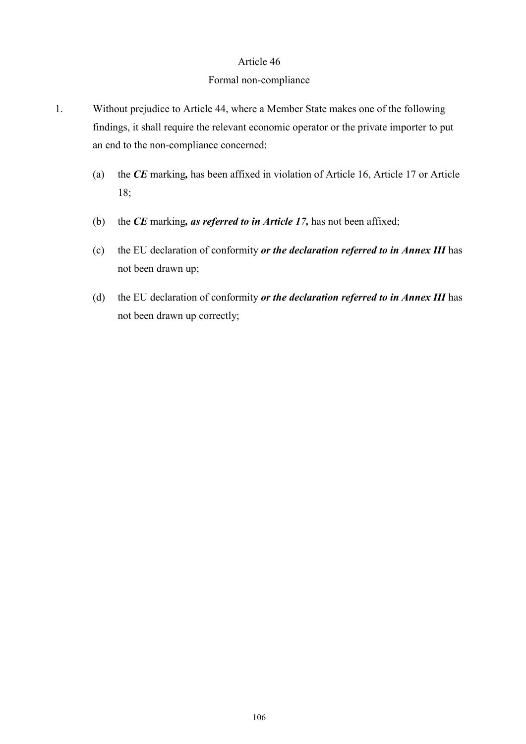Article 46

Formal non-compliance

1. Without prejudice to Article 44, where a Member State makes one of the following findings, it shall require the relevant economic operator or the private importer to put an end to the non-compliance concerned:

   (a) the ***CE*** marking***,*** has been affixed in violation of Article 16, Article 17 or Article 18;

   (b) the ***CE*** marking***, as referred to in Article 17,*** has not been affixed;

   (c) the EU declaration of conformity ***or the declaration referred to in Annex III*** has not been drawn up;

   (d) the EU declaration of conformity ***or the declaration referred to in Annex III*** has not been drawn up correctly;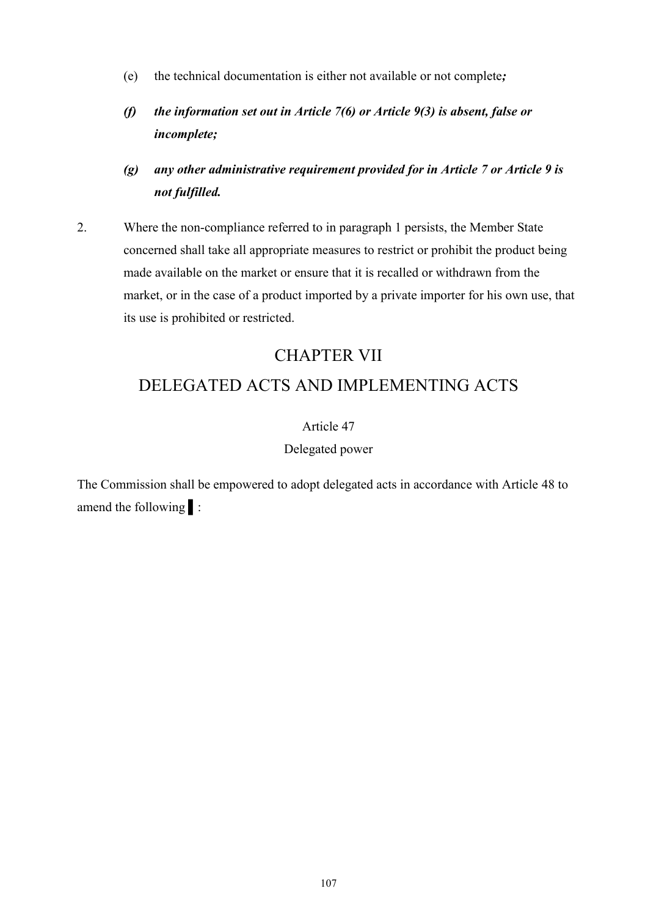(e) the technical documentation is either not available or not complete***;***

***(f) the information set out in Article 7(6) or Article 9(3) is absent, false or incomplete;***

***(g) any other administrative requirement provided for in Article 7 or Article 9 is not fulfilled.***

2. Where the non-compliance referred to in paragraph 1 persists, the Member State concerned shall take all appropriate measures to restrict or prohibit the product being made available on the market or ensure that it is recalled or withdrawn from the market, or in the case of a product imported by a private importer for his own use, that its use is prohibited or restricted.

# CHAPTER VII
# DELEGATED ACTS AND IMPLEMENTING ACTS

Article 47

Delegated power

The Commission shall be empowered to adopt delegated acts in accordance with Article 48 to amend the following ▌: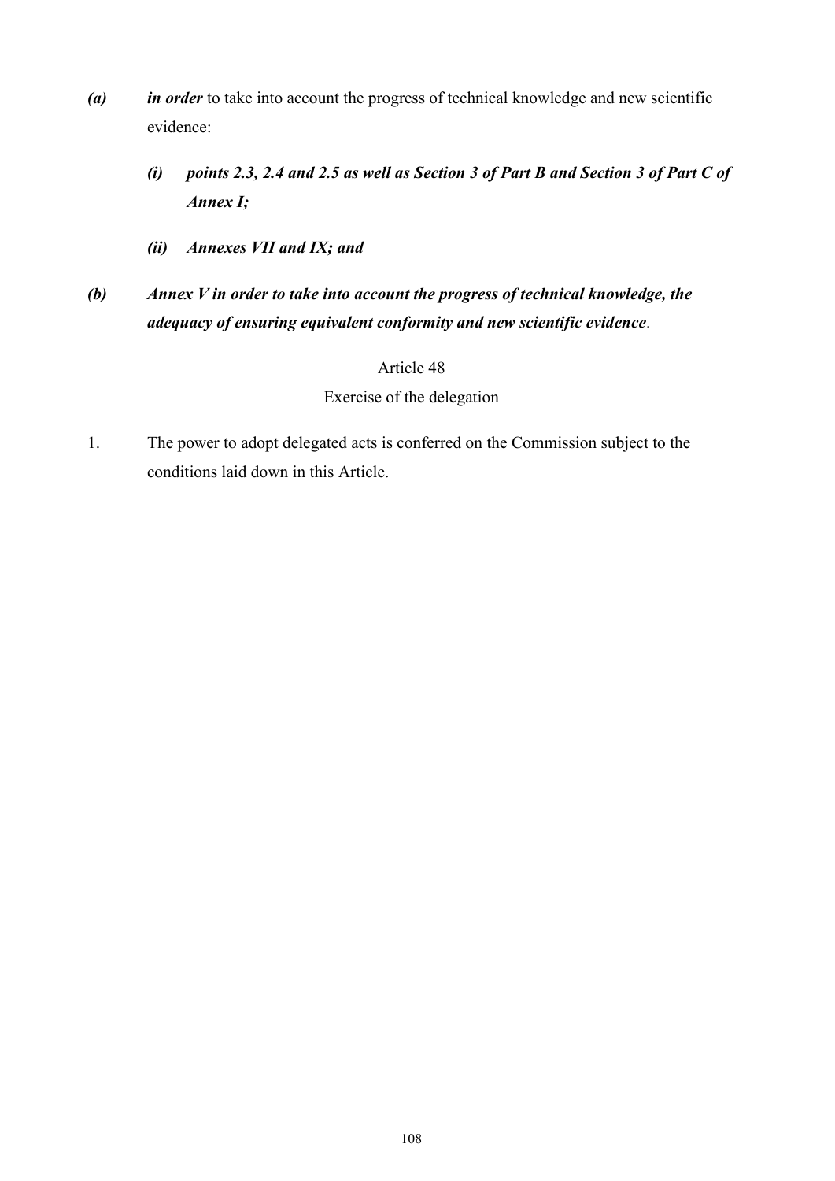*(a)* ***in order*** to take into account the progress of technical knowledge and new scientific evidence:

   ***(i) points 2.3, 2.4 and 2.5 as well as Section 3 of Part B and Section 3 of Part C of Annex I;***

   ***(ii) Annexes VII and IX; and***

***(b) Annex V in order to take into account the progress of technical knowledge, the adequacy of ensuring equivalent conformity and new scientific evidence***.

Article 48

Exercise of the delegation

1. The power to adopt delegated acts is conferred on the Commission subject to the conditions laid down in this Article.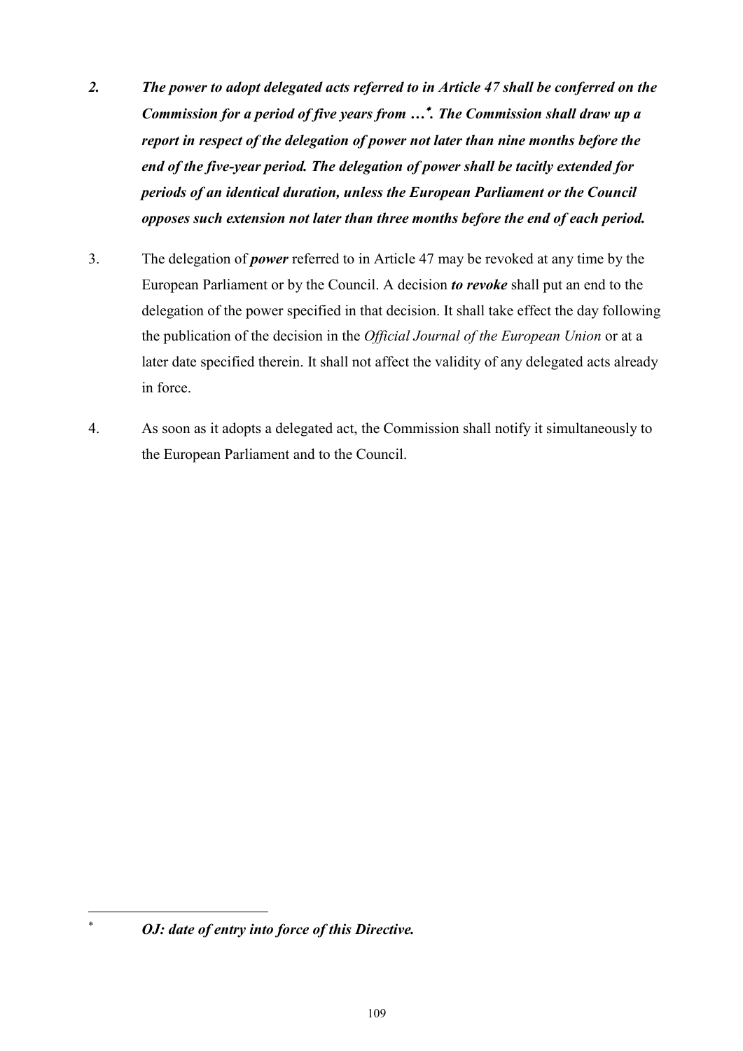***2.*** ***The power to adopt delegated acts referred to in Article 47 shall be conferred on the Commission for a period of five years from …[*]. The Commission shall draw up a report in respect of the delegation of power not later than nine months before the end of the five-year period. The delegation of power shall be tacitly extended for periods of an identical duration, unless the European Parliament or the Council opposes such extension not later than three months before the end of each period.***

3. The delegation of ***power*** referred to in Article 47 may be revoked at any time by the European Parliament or by the Council. A decision ***to revoke*** shall put an end to the delegation of the power specified in that decision. It shall take effect the day following the publication of the decision in the *Official Journal of the European Union* or at a later date specified therein. It shall not affect the validity of any delegated acts already in force.

4. As soon as it adopts a delegated act, the Commission shall notify it simultaneously to the European Parliament and to the Council.

---

[*] ***OJ: date of entry into force of this Directive.***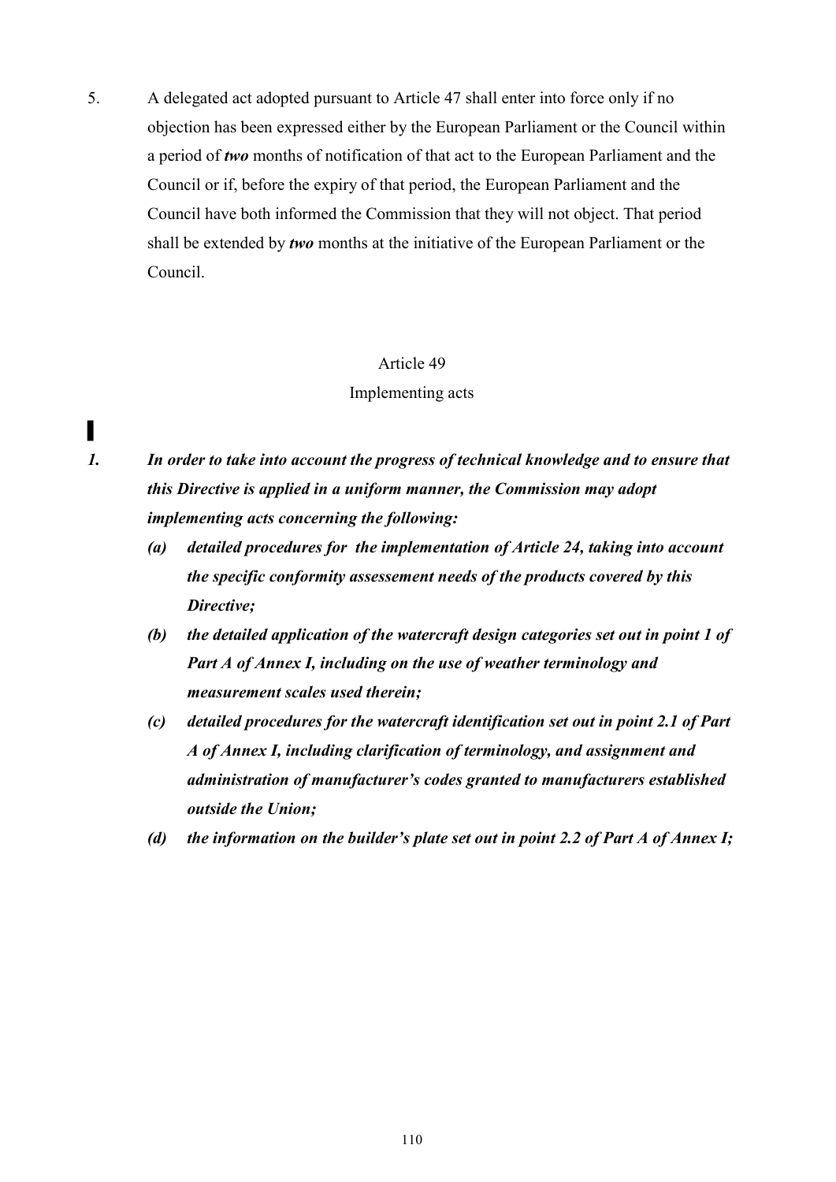5. A delegated act adopted pursuant to Article 47 shall enter into force only if no objection has been expressed either by the European Parliament or the Council within a period of ***two*** months of notification of that act to the European Parliament and the Council or if, before the expiry of that period, the European Parliament and the Council have both informed the Commission that they will not object. That period shall be extended by ***two*** months at the initiative of the European Parliament or the Council.

Article 49

Implementing acts

▌

***1. In order to take into account the progress of technical knowledge and to ensure that this Directive is applied in a uniform manner, the Commission may adopt implementing acts concerning the following:***

***(a) detailed procedures for the implementation of Article 24, taking into account the specific conformity assessement needs of the products covered by this Directive;***

***(b) the detailed application of the watercraft design categories set out in point 1 of Part A of Annex I, including on the use of weather terminology and measurement scales used therein;***

***(c) detailed procedures for the watercraft identification set out in point 2.1 of Part A of Annex I, including clarification of terminology, and assignment and administration of manufacturer's codes granted to manufacturers established outside the Union;***

***(d) the information on the builder's plate set out in point 2.2 of Part A of Annex I;***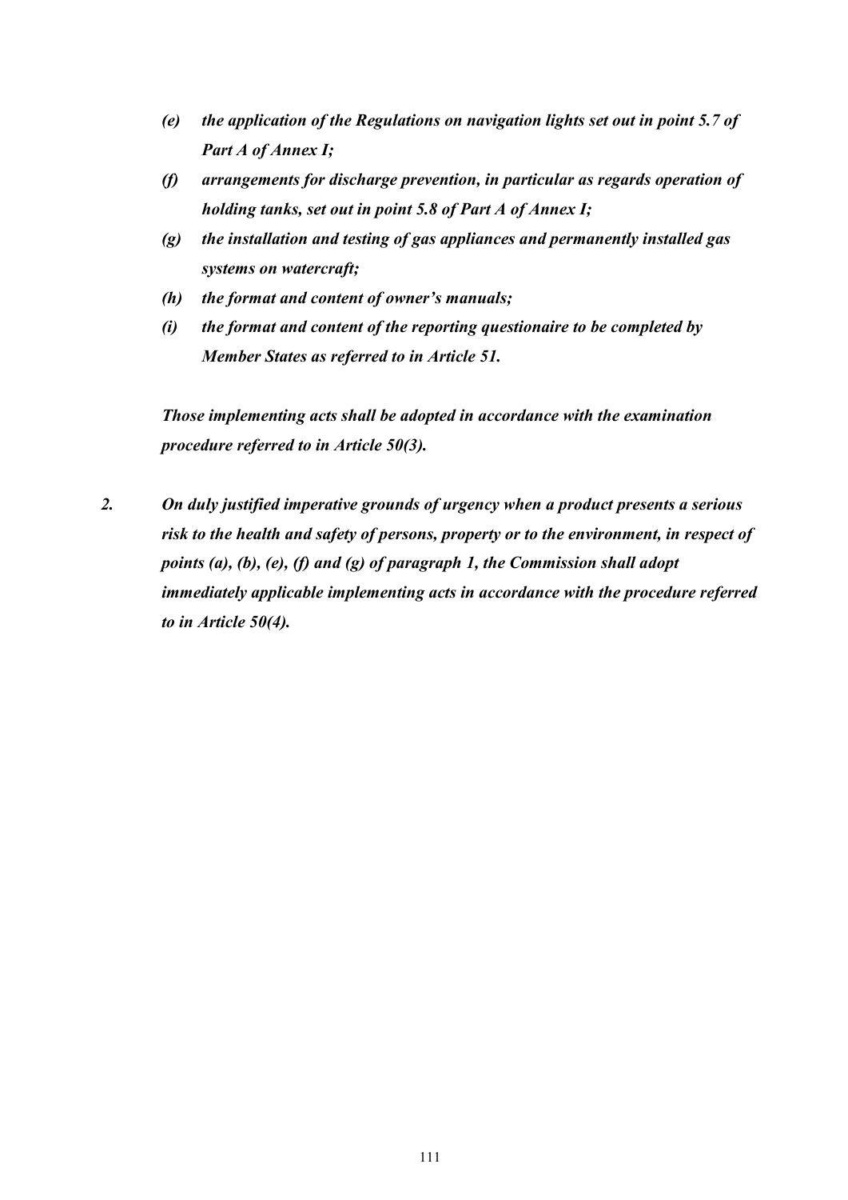*(e) the application of the Regulations on navigation lights set out in point 5.7 of Part A of Annex I;*

*(f) arrangements for discharge prevention, in particular as regards operation of holding tanks, set out in point 5.8 of Part A of Annex I;*

*(g) the installation and testing of gas appliances and permanently installed gas systems on watercraft;*

*(h) the format and content of owner's manuals;*

*(i) the format and content of the reporting questionaire to be completed by Member States as referred to in Article 51.*

***Those implementing acts shall be adopted in accordance with the examination procedure referred to in Article 50(3).***

***2. On duly justified imperative grounds of urgency when a product presents a serious risk to the health and safety of persons, property or to the environment, in respect of points (a), (b), (e), (f) and (g) of paragraph 1, the Commission shall adopt immediately applicable implementing acts in accordance with the procedure referred to in Article 50(4).***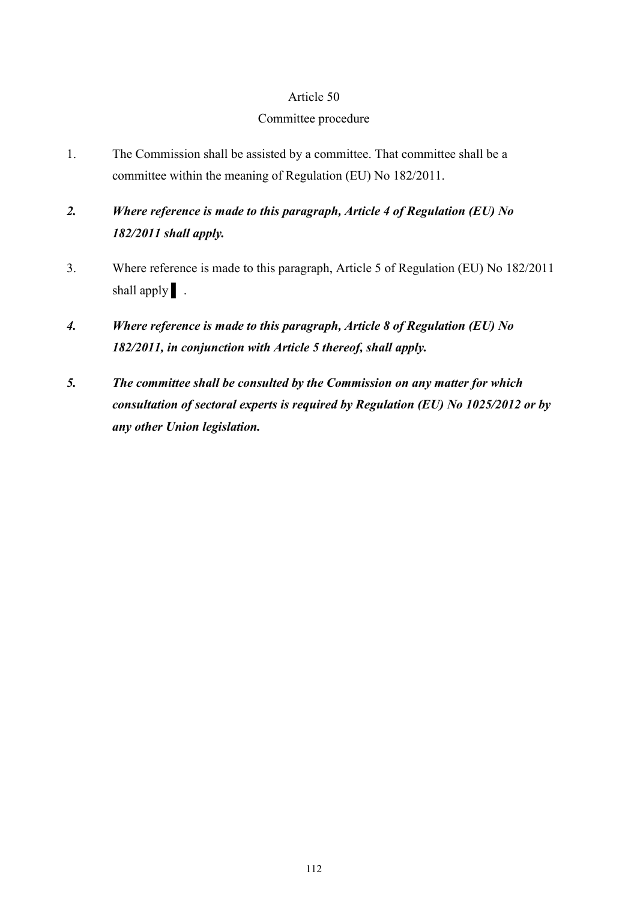Article 50

Committee procedure

1. The Commission shall be assisted by a committee. That committee shall be a committee within the meaning of Regulation (EU) No 182/2011.

***2. Where reference is made to this paragraph, Article 4 of Regulation (EU) No 182/2011 shall apply.***

3. Where reference is made to this paragraph, Article 5 of Regulation (EU) No 182/2011 shall apply ▌.

***4. Where reference is made to this paragraph, Article 8 of Regulation (EU) No 182/2011, in conjunction with Article 5 thereof, shall apply.***

***5. The committee shall be consulted by the Commission on any matter for which consultation of sectoral experts is required by Regulation (EU) No 1025/2012 or by any other Union legislation.***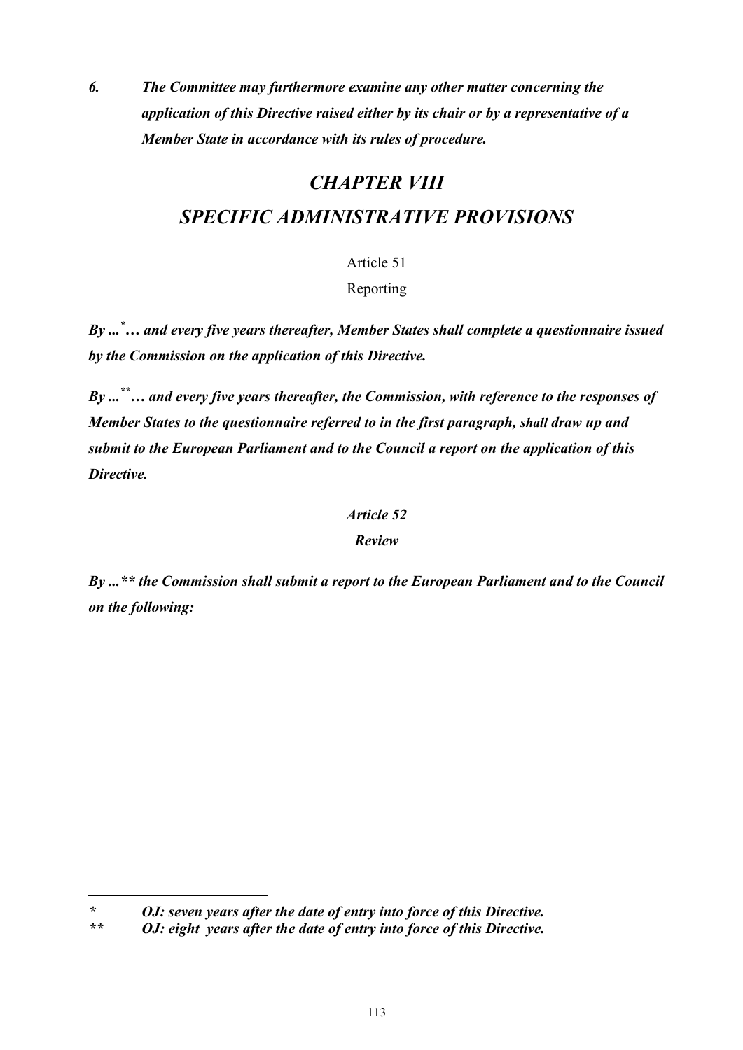*6. The Committee may furthermore examine any other matter concerning the application of this Directive raised either by its chair or by a representative of a Member State in accordance with its rules of procedure.*

# *CHAPTER VIII*
# *SPECIFIC ADMINISTRATIVE PROVISIONS*

Article 51

Reporting

***By ...[*]… and every five years thereafter, Member States shall complete a questionnaire issued by the Commission on the application of this Directive.***

***By ...[**]… and every five years thereafter, the Commission, with reference to the responses of Member States to the questionnaire referred to in the first paragraph,*** ***shall draw up and submit to the European Parliament and to the Council a report on the application of this Directive.***

***Article 52***

***Review***

***By ...** the Commission shall submit a report to the European Parliament and to the Council on the following:***

---

***\*** OJ: seven years after the date of entry into force of this Directive.*

***\*\*** OJ: eight years after the date of entry into force of this Directive.*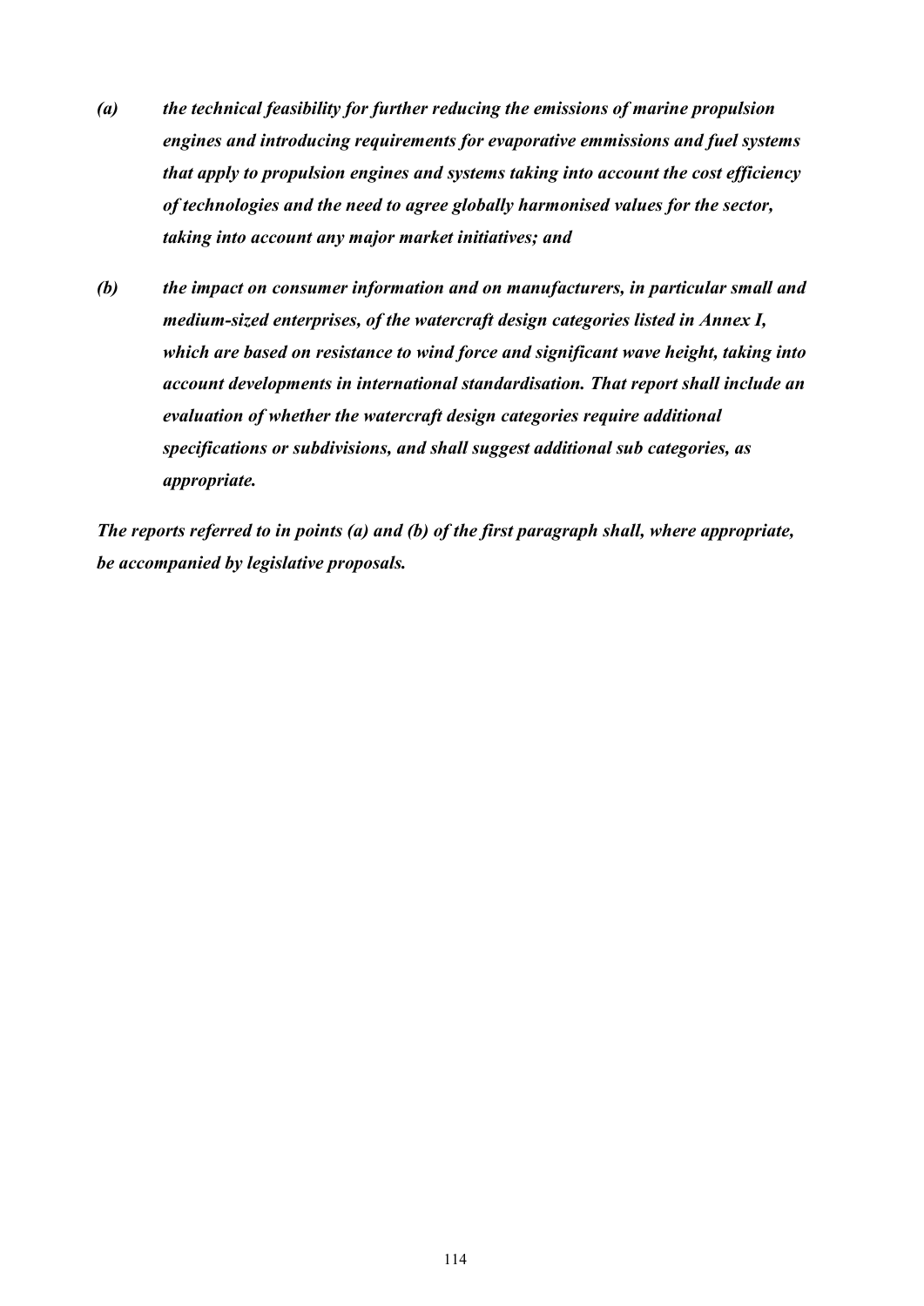*(a) the technical feasibility for further reducing the emissions of marine propulsion engines and introducing requirements for evaporative emmissions and fuel systems that apply to propulsion engines and systems taking into account the cost efficiency of technologies and the need to agree globally harmonised values for the sector, taking into account any major market initiatives; and*

*(b) the impact on consumer information and on manufacturers, in particular small and medium-sized enterprises, of the watercraft design categories listed in Annex I, which are based on resistance to wind force and significant wave height, taking into account developments in international standardisation. That report shall include an evaluation of whether the watercraft design categories require additional specifications or subdivisions, and shall suggest additional sub categories, as appropriate.*

*The reports referred to in points (a) and (b) of the first paragraph shall, where appropriate, be accompanied by legislative proposals.*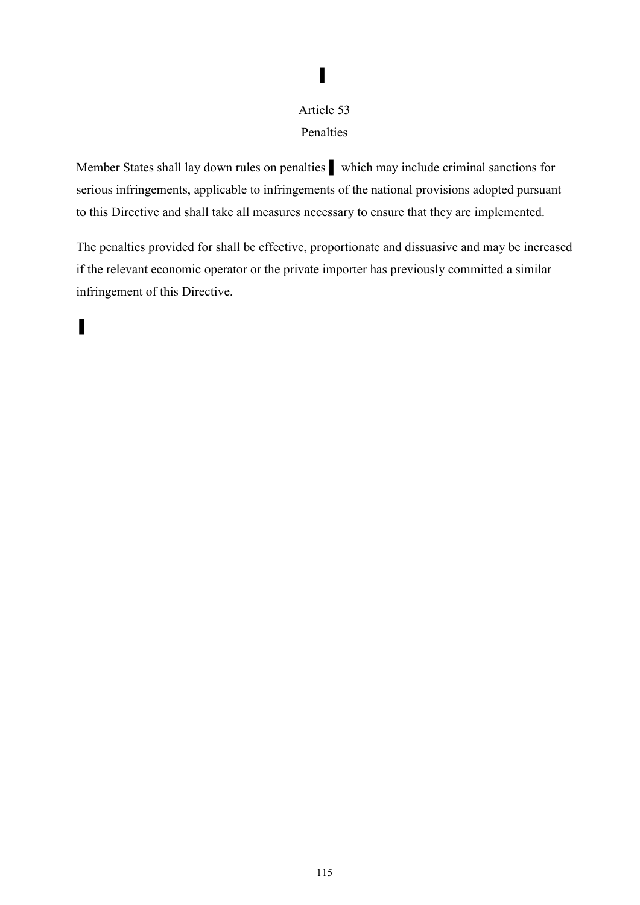▌

## Article 53
## Penalties

Member States shall lay down rules on penalties ▌ which may include criminal sanctions for serious infringements, applicable to infringements of the national provisions adopted pursuant to this Directive and shall take all measures necessary to ensure that they are implemented.

The penalties provided for shall be effective, proportionate and dissuasive and may be increased if the relevant economic operator or the private importer has previously committed a similar infringement of this Directive.

▌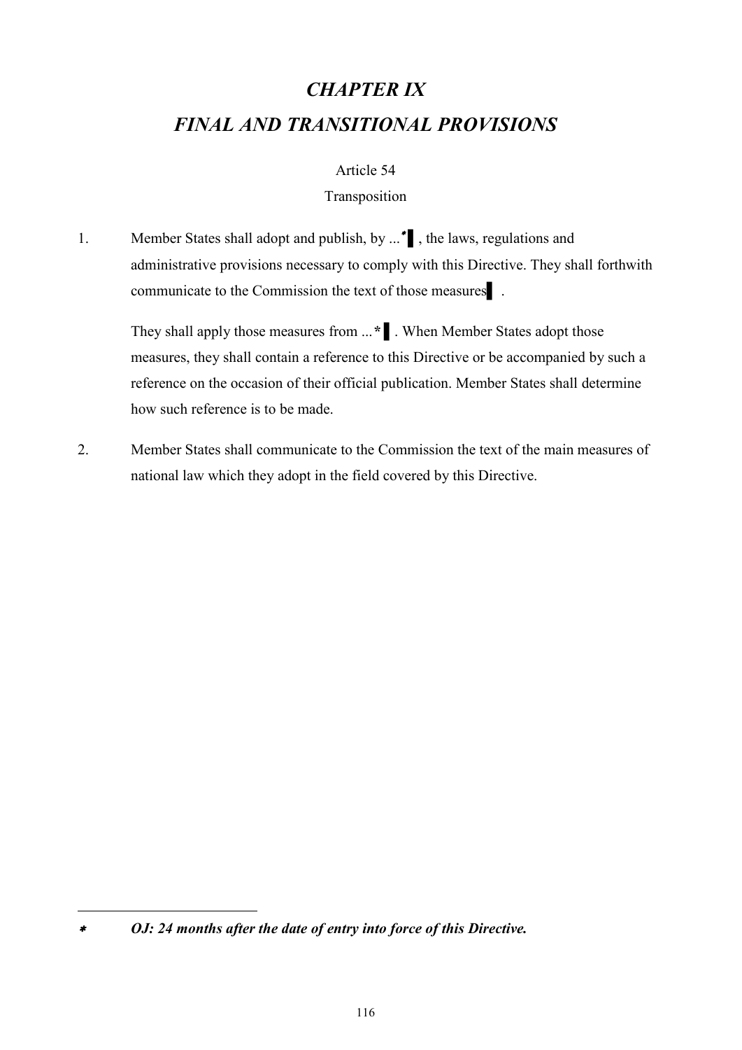# *CHAPTER IX*

# *FINAL AND TRANSITIONAL PROVISIONS*

Article 54

Transposition

1. Member States shall adopt and publish, by ...* ▌, the laws, regulations and administrative provisions necessary to comply with this Directive. They shall forthwith communicate to the Commission the text of those measures ▌.

   They shall apply those measures from ...* ▌. When Member States adopt those measures, they shall contain a reference to this Directive or be accompanied by such a reference on the occasion of their official publication. Member States shall determine how such reference is to be made.

2. Member States shall communicate to the Commission the text of the main measures of national law which they adopt in the field covered by this Directive.

---

\* ***OJ: 24 months after the date of entry into force of this Directive.***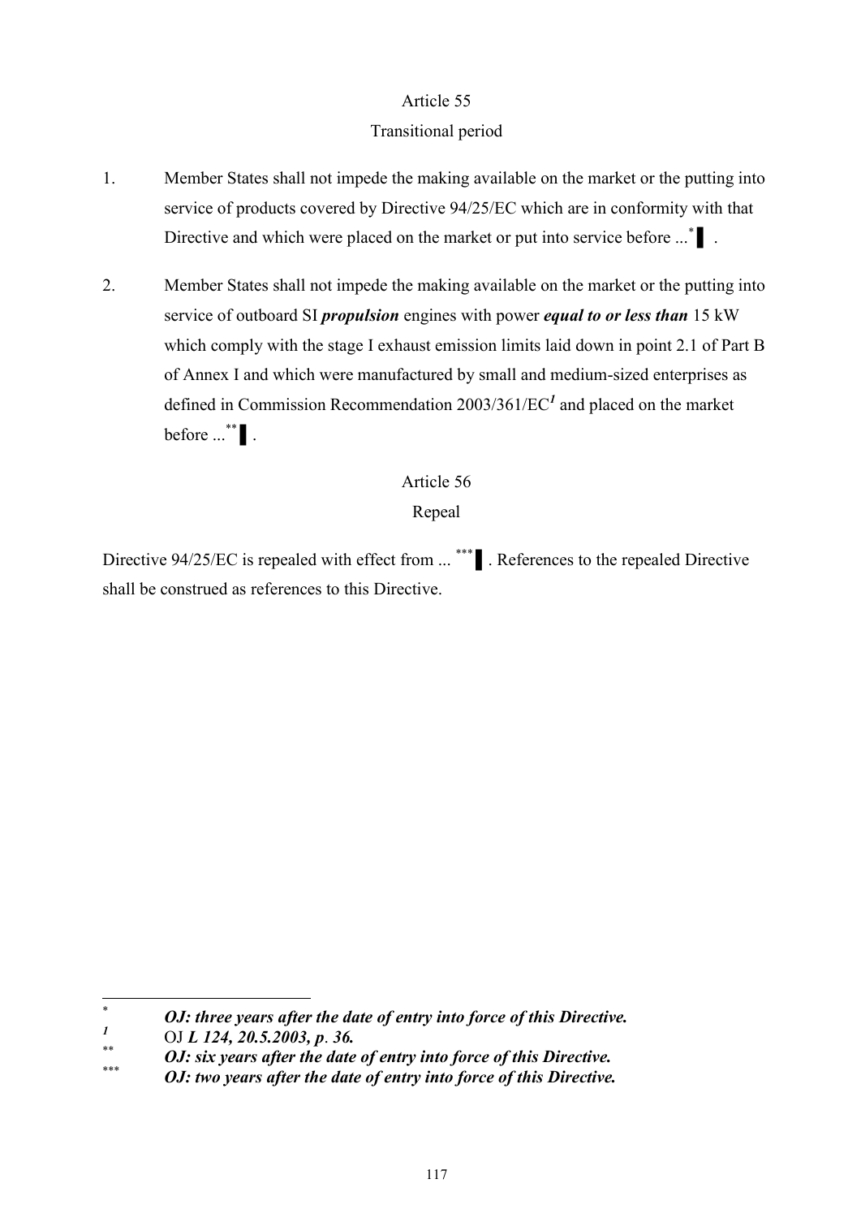## Article 55

### Transitional period

1. Member States shall not impede the making available on the market or the putting into service of products covered by Directive 94/25/EC which are in conformity with that Directive and which were placed on the market or put into service before ...[*] ▌.

2. Member States shall not impede the making available on the market or the putting into service of outboard SI ***propulsion*** engines with power ***equal to or less than*** 15 kW which comply with the stage I exhaust emission limits laid down in point 2.1 of Part B of Annex I and which were manufactured by small and medium-sized enterprises as defined in Commission Recommendation 2003/361/EC[1] and placed on the market before ...[**] ▌.

## Article 56

### Repeal

Directive 94/25/EC is repealed with effect from ... [***] ▌. References to the repealed Directive shall be construed as references to this Directive.

---

[*] ***OJ: three years after the date of entry into force of this Directive.***

[1] OJ ***L 124, 20.5.2003, p. 36.***

[**] ***OJ: six years after the date of entry into force of this Directive.***

[***] ***OJ: two years after the date of entry into force of this Directive.***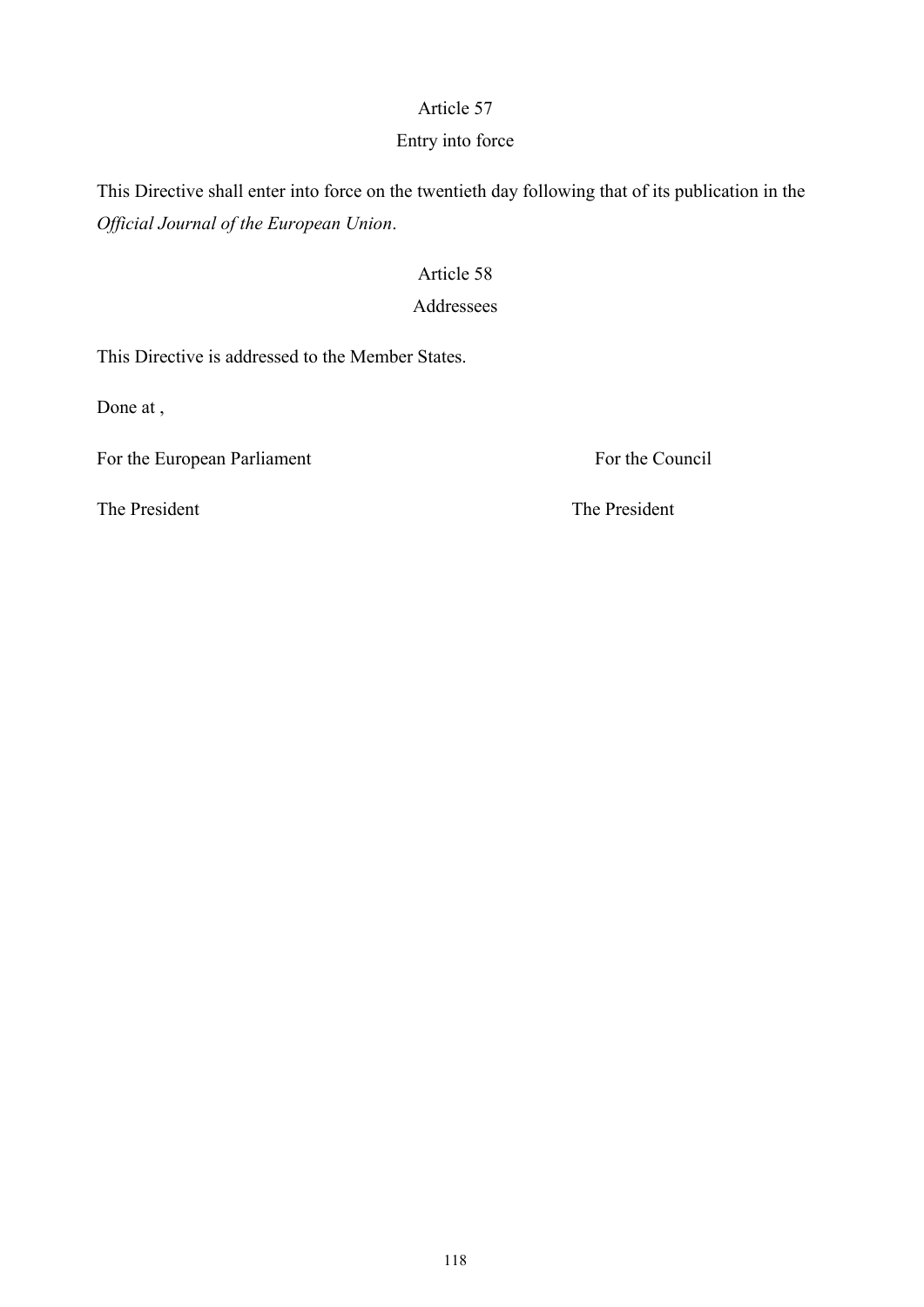## Article 57

### Entry into force

This Directive shall enter into force on the twentieth day following that of its publication in the *Official Journal of the European Union*.

## Article 58

### Addressees

This Directive is addressed to the Member States.

Done at ,

For the European Parliament

The President

For the Council

The President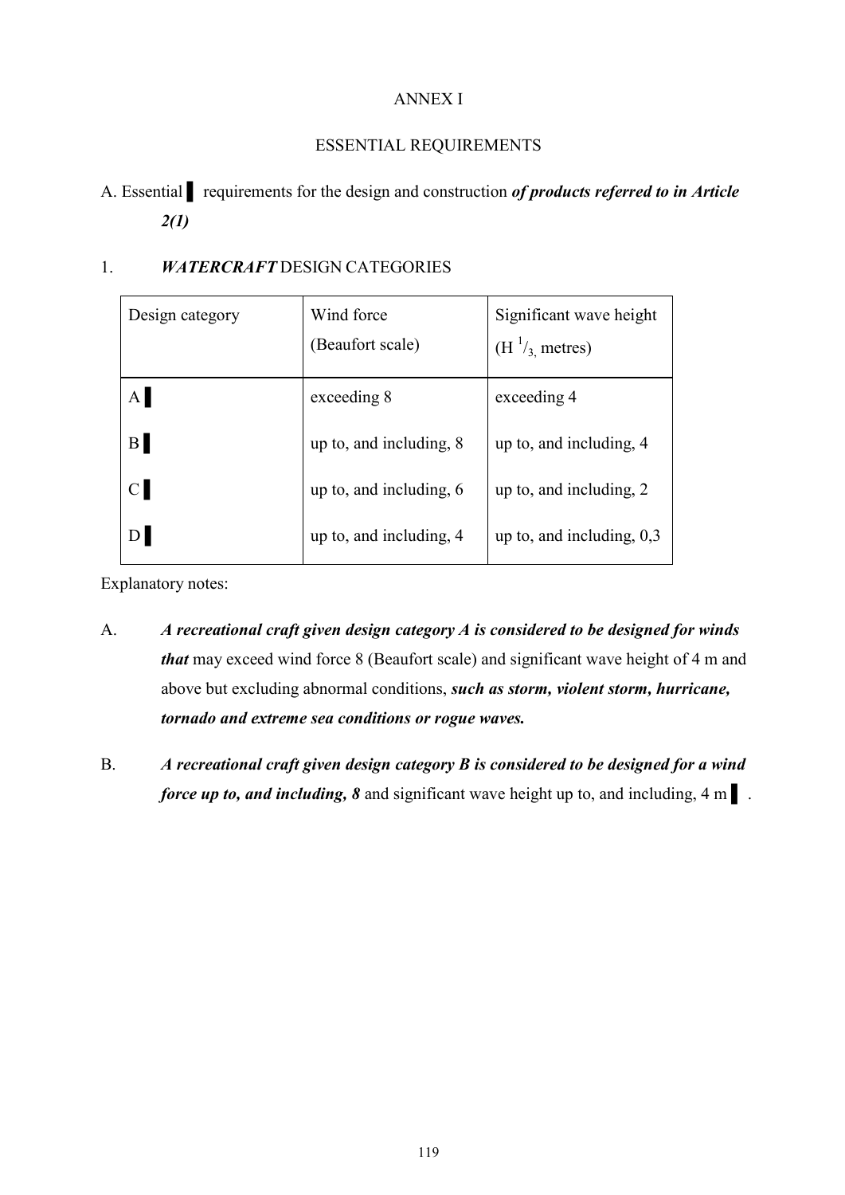ANNEX I

ESSENTIAL REQUIREMENTS

A. Essential ▌ requirements for the design and construction ***of products referred to in Article 2(1)***

1. ***WATERCRAFT*** DESIGN CATEGORIES

| Design category | Wind force (Beaufort scale) | Significant wave height ($H\ ^{1}/_{3}$, metres) |
|---|---|---|
| A ▌ | exceeding 8 | exceeding 4 |
| B ▌ | up to, and including, 8 | up to, and including, 4 |
| C ▌ | up to, and including, 6 | up to, and including, 2 |
| D ▌ | up to, and including, 4 | up to, and including, 0,3 |

Explanatory notes:

A. ***A recreational craft given design category A is considered to be designed for winds that*** may exceed wind force 8 (Beaufort scale) and significant wave height of 4 m and above but excluding abnormal conditions, ***such as storm, violent storm, hurricane, tornado and extreme sea conditions or rogue waves.***

B. ***A recreational craft given design category B is considered to be designed for a wind force up to, and including, 8*** and significant wave height up to, and including, 4 m ▌ .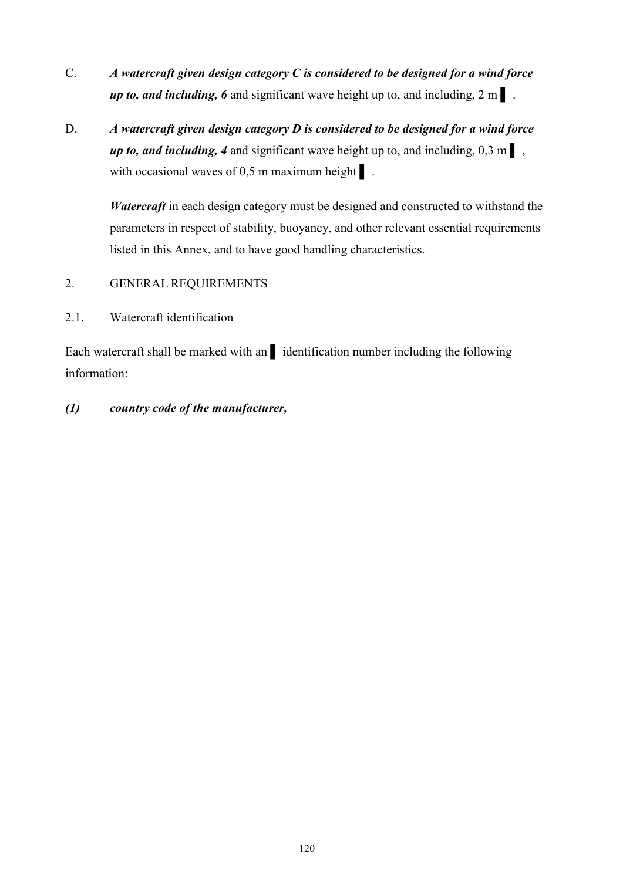C. ***A watercraft given design category C is considered to be designed for a wind force up to, and including, 6*** and significant wave height up to, and including, 2 m ▌.

D. ***A watercraft given design category D is considered to be designed for a wind force up to, and including, 4*** and significant wave height up to, and including, 0,3 m ▌, with occasional waves of 0,5 m maximum height ▌.

***Watercraft*** in each design category must be designed and constructed to withstand the parameters in respect of stability, buoyancy, and other relevant essential requirements listed in this Annex, and to have good handling characteristics.

2. GENERAL REQUIREMENTS

2.1. Watercraft identification

Each watercraft shall be marked with an ▌ identification number including the following information:

***(1) country code of the manufacturer,***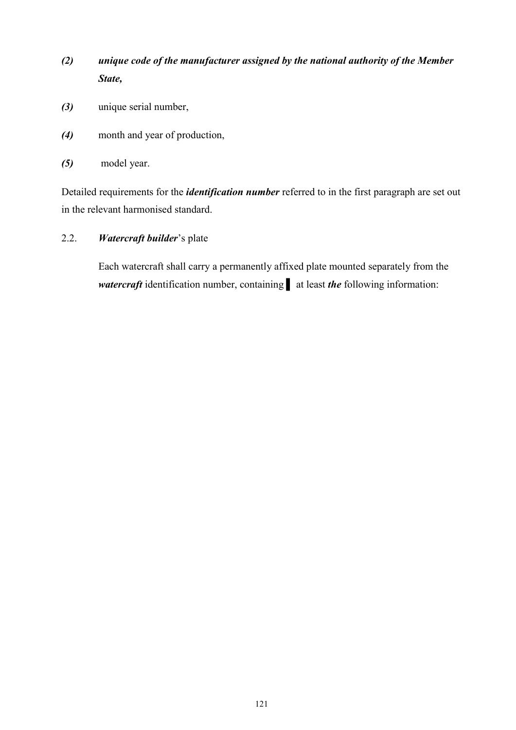*(2)* ***unique code of the manufacturer assigned by the national authority of the Member State,***

*(3)* unique serial number,

*(4)* month and year of production,

*(5)* model year.

Detailed requirements for the ***identification number*** referred to in the first paragraph are set out in the relevant harmonised standard.

2.2. ***Watercraft builder***'s plate

Each watercraft shall carry a permanently affixed plate mounted separately from the ***watercraft*** identification number, containing ▌ at least ***the*** following information: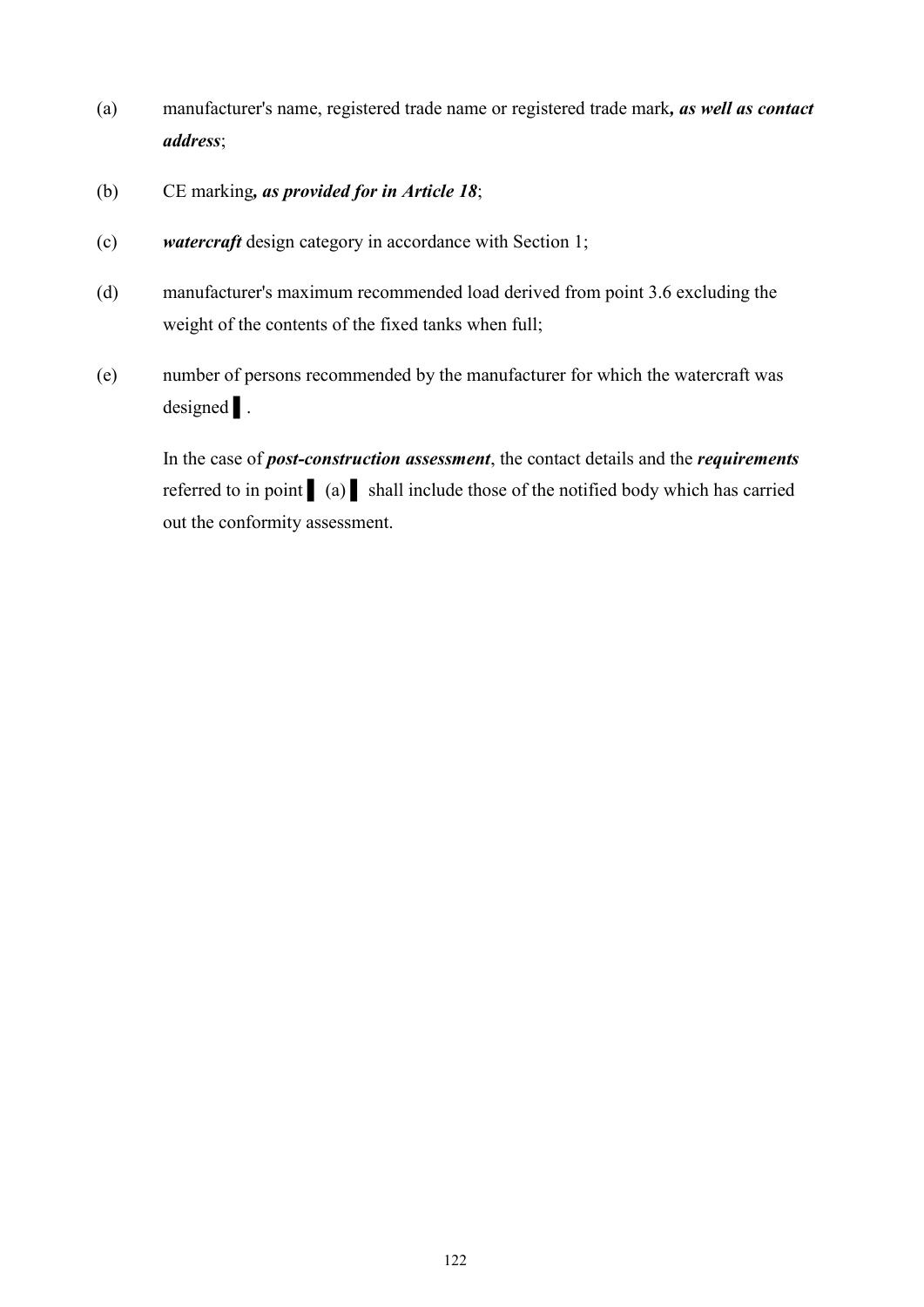(a) manufacturer's name, registered trade name or registered trade mark***, as well as contact address***;

(b) CE marking***, as provided for in Article 18***;

(c) ***watercraft*** design category in accordance with Section 1;

(d) manufacturer's maximum recommended load derived from point 3.6 excluding the weight of the contents of the fixed tanks when full;

(e) number of persons recommended by the manufacturer for which the watercraft was designed ▌.

In the case of ***post-construction assessment***, the contact details and the ***requirements*** referred to in point ▌ (a) ▌ shall include those of the notified body which has carried out the conformity assessment.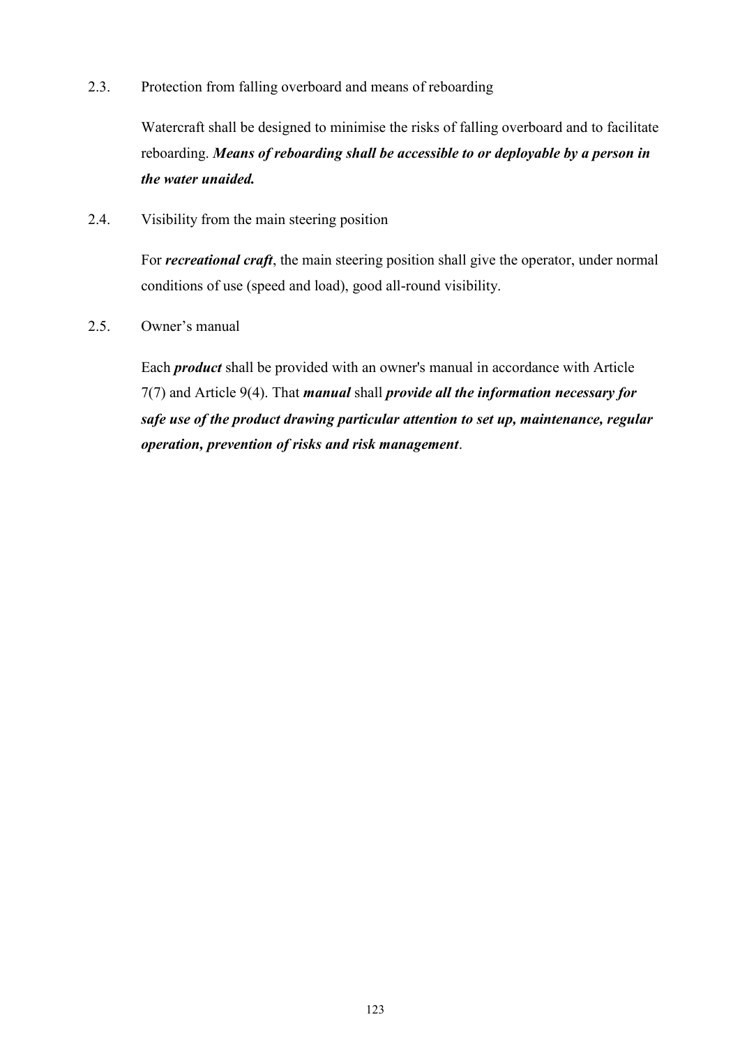2.3. Protection from falling overboard and means of reboarding

Watercraft shall be designed to minimise the risks of falling overboard and to facilitate reboarding. ***Means of reboarding shall be accessible to or deployable by a person in the water unaided.***

2.4. Visibility from the main steering position

For ***recreational craft***, the main steering position shall give the operator, under normal conditions of use (speed and load), good all-round visibility.

2.5. Owner's manual

Each ***product*** shall be provided with an owner's manual in accordance with Article 7(7) and Article 9(4). That ***manual*** shall ***provide all the information necessary for safe use of the product drawing particular attention to set up, maintenance, regular operation, prevention of risks and risk management***.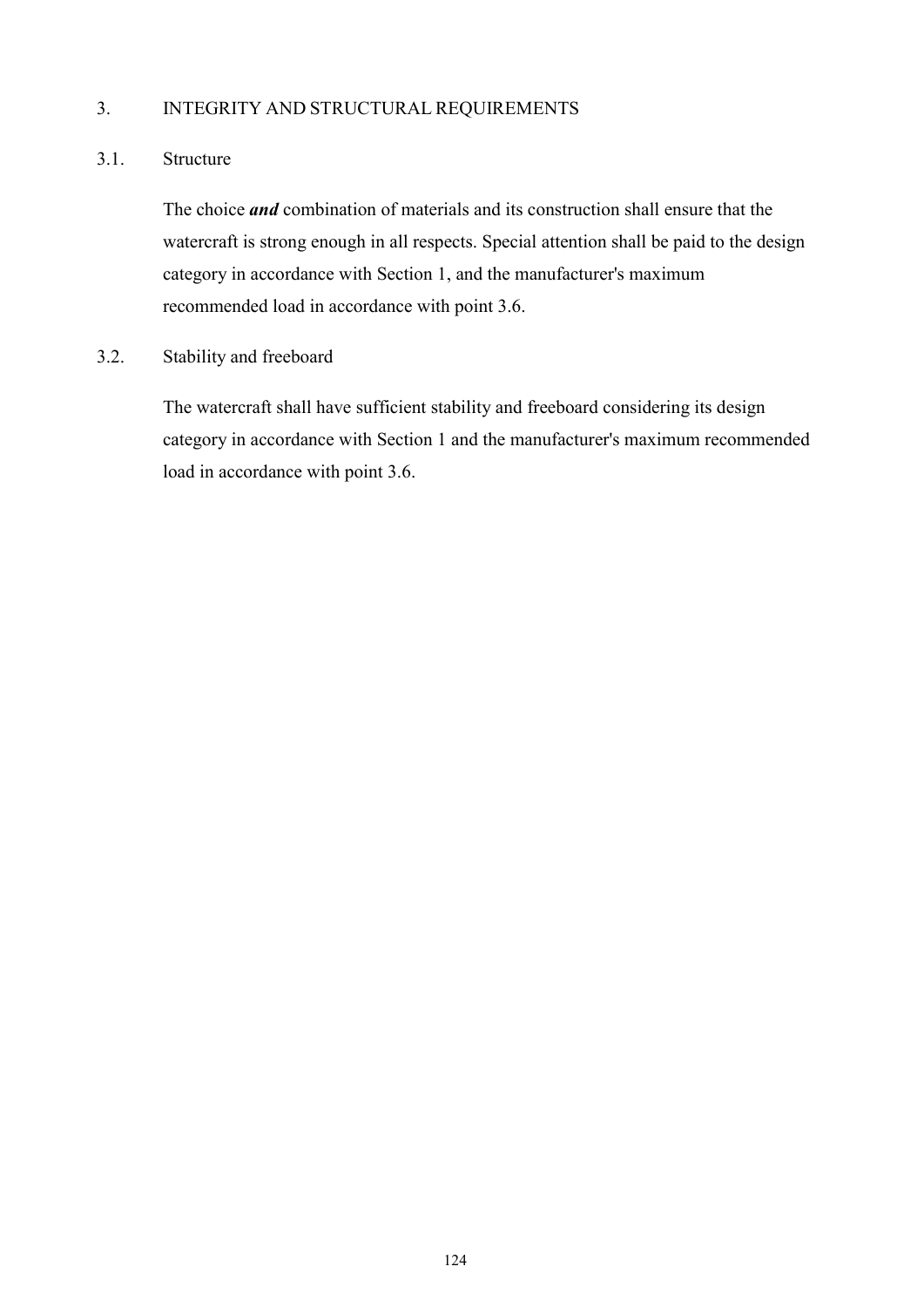# 3. INTEGRITY AND STRUCTURAL REQUIREMENTS

## 3.1. Structure

The choice ***and*** combination of materials and its construction shall ensure that the watercraft is strong enough in all respects. Special attention shall be paid to the design category in accordance with Section 1, and the manufacturer's maximum recommended load in accordance with point 3.6.

## 3.2. Stability and freeboard

The watercraft shall have sufficient stability and freeboard considering its design category in accordance with Section 1 and the manufacturer's maximum recommended load in accordance with point 3.6.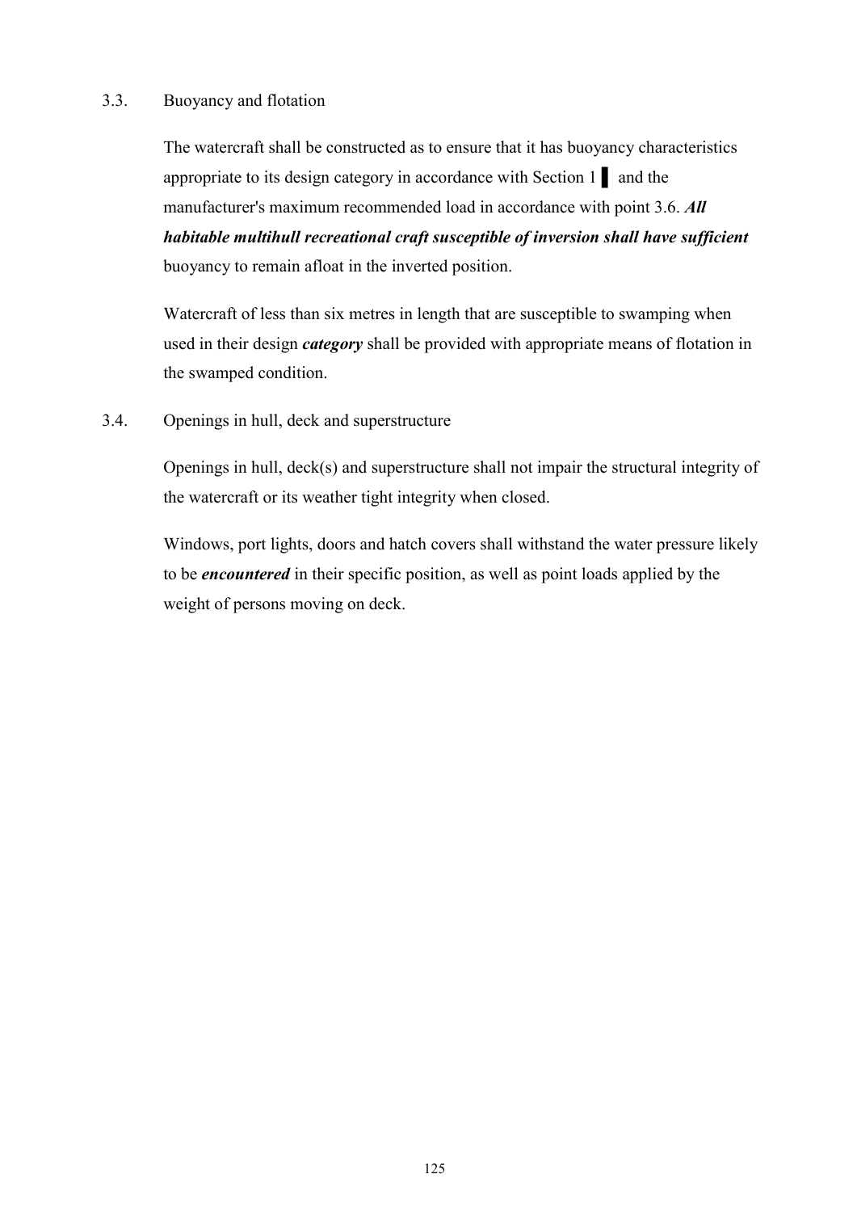3.3. Buoyancy and flotation

The watercraft shall be constructed as to ensure that it has buoyancy characteristics appropriate to its design category in accordance with Section 1 ▌ and the manufacturer's maximum recommended load in accordance with point 3.6. ***All habitable multihull recreational craft susceptible of inversion shall have sufficient*** buoyancy to remain afloat in the inverted position.

Watercraft of less than six metres in length that are susceptible to swamping when used in their design ***category*** shall be provided with appropriate means of flotation in the swamped condition.

3.4. Openings in hull, deck and superstructure

Openings in hull, deck(s) and superstructure shall not impair the structural integrity of the watercraft or its weather tight integrity when closed.

Windows, port lights, doors and hatch covers shall withstand the water pressure likely to be ***encountered*** in their specific position, as well as point loads applied by the weight of persons moving on deck.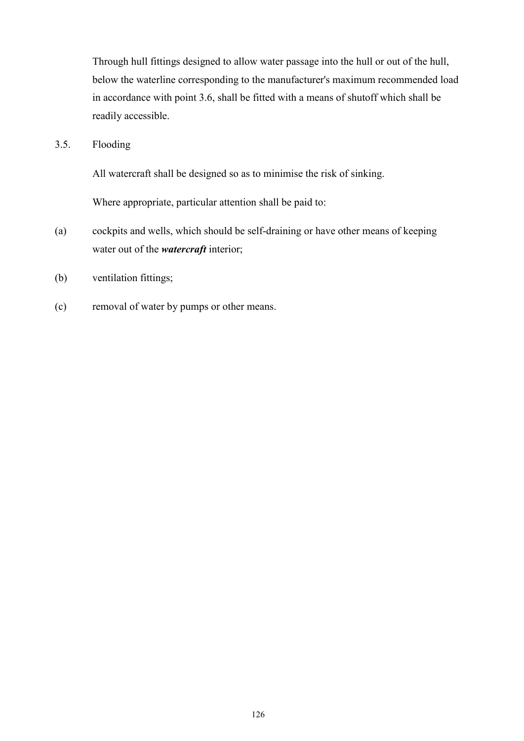Through hull fittings designed to allow water passage into the hull or out of the hull, below the waterline corresponding to the manufacturer's maximum recommended load in accordance with point 3.6, shall be fitted with a means of shutoff which shall be readily accessible.

3.5. Flooding

All watercraft shall be designed so as to minimise the risk of sinking.

Where appropriate, particular attention shall be paid to:

(a) cockpits and wells, which should be self-draining or have other means of keeping water out of the ***watercraft*** interior;

(b) ventilation fittings;

(c) removal of water by pumps or other means.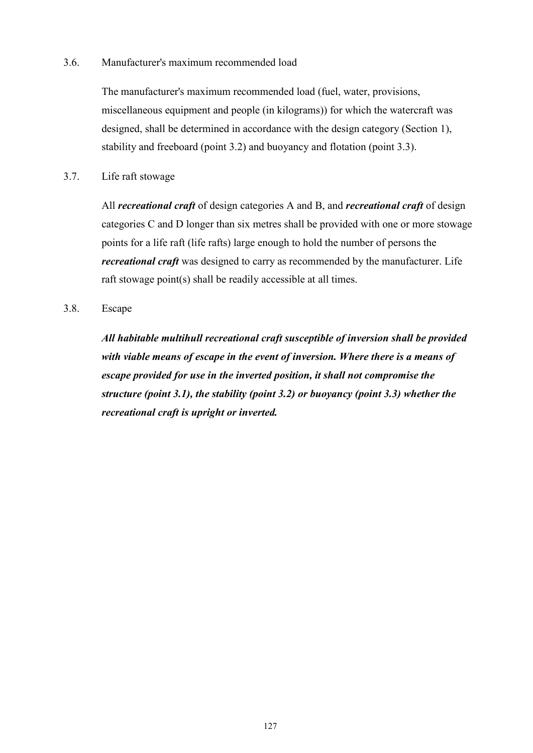3.6. Manufacturer's maximum recommended load

The manufacturer's maximum recommended load (fuel, water, provisions, miscellaneous equipment and people (in kilograms)) for which the watercraft was designed, shall be determined in accordance with the design category (Section 1), stability and freeboard (point 3.2) and buoyancy and flotation (point 3.3).

3.7. Life raft stowage

All ***recreational craft*** of design categories A and B, and ***recreational craft*** of design categories C and D longer than six metres shall be provided with one or more stowage points for a life raft (life rafts) large enough to hold the number of persons the ***recreational craft*** was designed to carry as recommended by the manufacturer. Life raft stowage point(s) shall be readily accessible at all times.

3.8. Escape

***All habitable multihull recreational craft susceptible of inversion shall be provided with viable means of escape in the event of inversion. Where there is a means of escape provided for use in the inverted position, it shall not compromise the structure (point 3.1), the stability (point 3.2) or buoyancy (point 3.3) whether the recreational craft is upright or inverted.***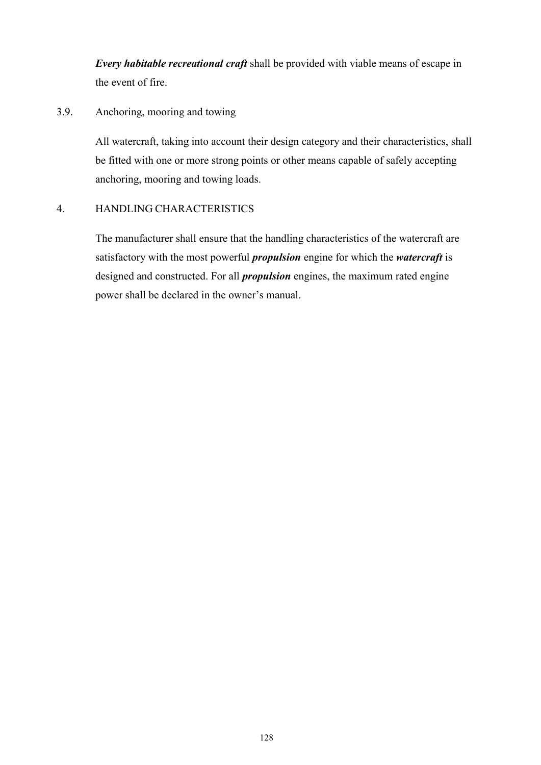***Every habitable recreational craft*** shall be provided with viable means of escape in the event of fire.

3.9. Anchoring, mooring and towing

All watercraft, taking into account their design category and their characteristics, shall be fitted with one or more strong points or other means capable of safely accepting anchoring, mooring and towing loads.

4. HANDLING CHARACTERISTICS

The manufacturer shall ensure that the handling characteristics of the watercraft are satisfactory with the most powerful ***propulsion*** engine for which the ***watercraft*** is designed and constructed. For all ***propulsion*** engines, the maximum rated engine power shall be declared in the owner's manual.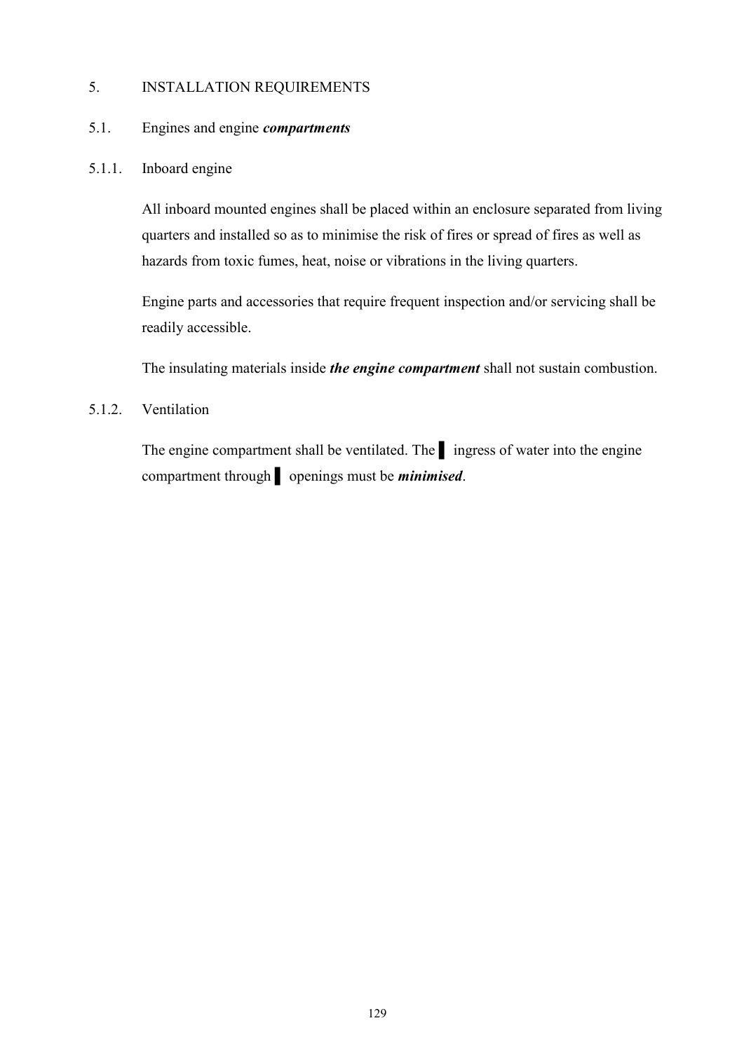5. INSTALLATION REQUIREMENTS

5.1. Engines and engine ***compartments***

5.1.1. Inboard engine

All inboard mounted engines shall be placed within an enclosure separated from living quarters and installed so as to minimise the risk of fires or spread of fires as well as hazards from toxic fumes, heat, noise or vibrations in the living quarters.

Engine parts and accessories that require frequent inspection and/or servicing shall be readily accessible.

The insulating materials inside ***the engine compartment*** shall not sustain combustion.

5.1.2. Ventilation

The engine compartment shall be ventilated. The ▌ ingress of water into the engine compartment through ▌ openings must be ***minimised***.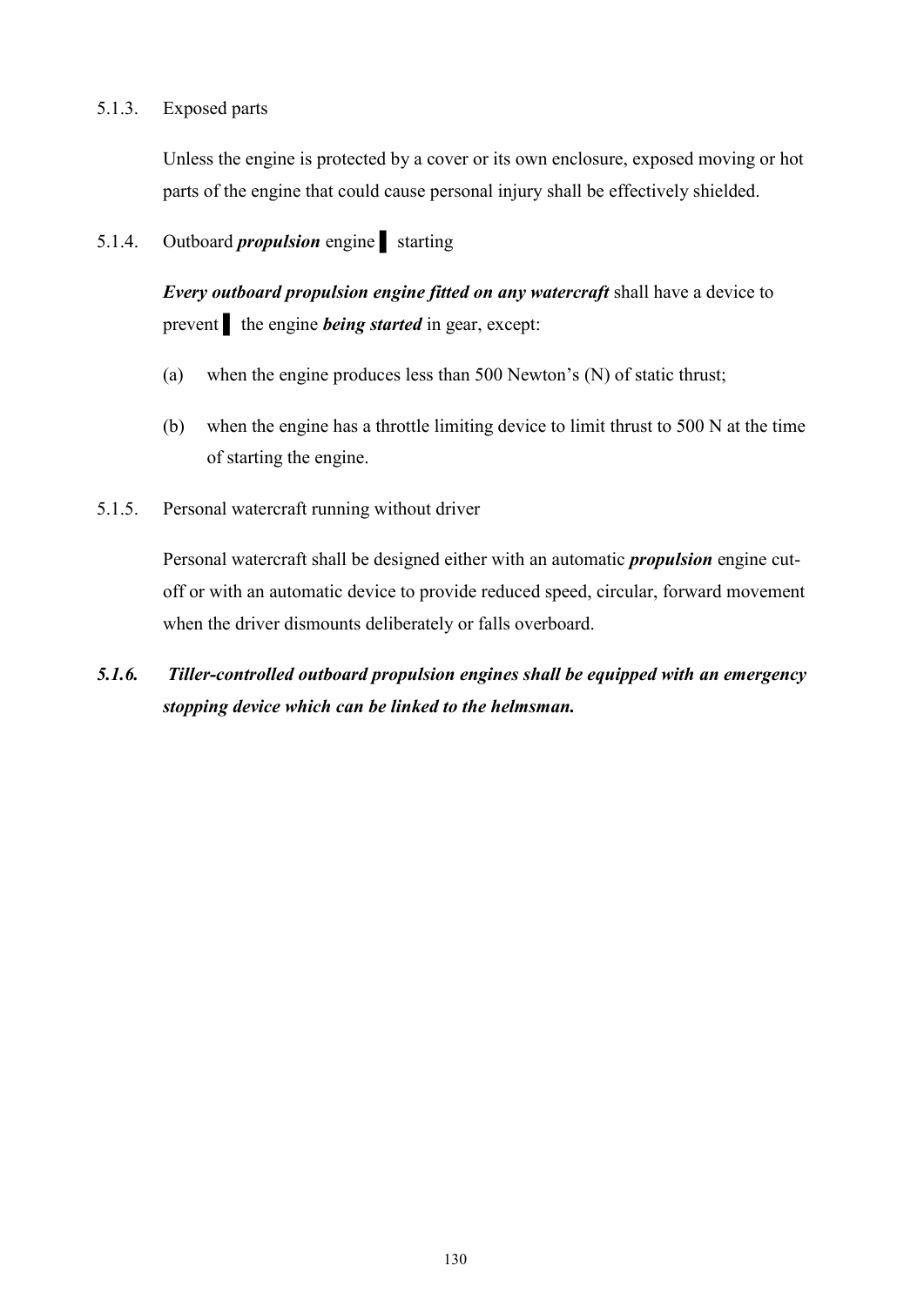5.1.3. Exposed parts

Unless the engine is protected by a cover or its own enclosure, exposed moving or hot parts of the engine that could cause personal injury shall be effectively shielded.

5.1.4. Outboard ***propulsion*** engine ▌ starting

***Every outboard propulsion engine fitted on any watercraft*** shall have a device to prevent ▌ the engine ***being started*** in gear, except:

(a) when the engine produces less than 500 Newton's (N) of static thrust;

(b) when the engine has a throttle limiting device to limit thrust to 500 N at the time of starting the engine.

5.1.5. Personal watercraft running without driver

Personal watercraft shall be designed either with an automatic ***propulsion*** engine cut-off or with an automatic device to provide reduced speed, circular, forward movement when the driver dismounts deliberately or falls overboard.

***5.1.6. Tiller-controlled outboard propulsion engines shall be equipped with an emergency stopping device which can be linked to the helmsman.***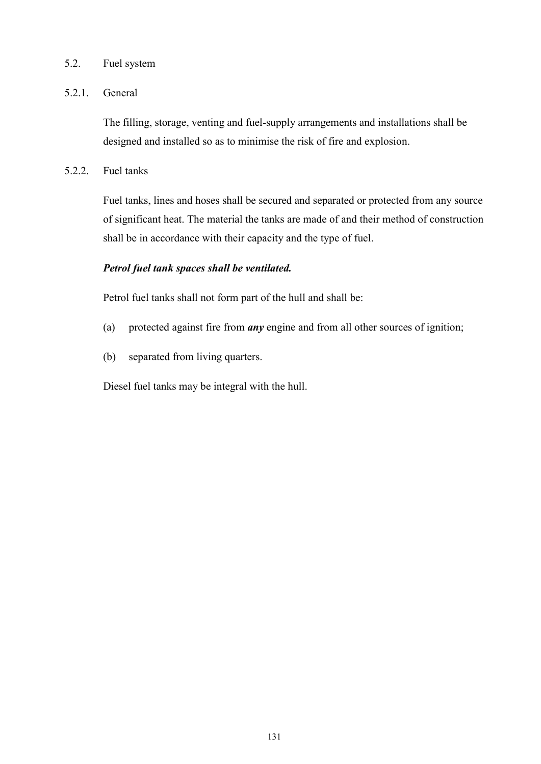## 5.2. Fuel system

### 5.2.1. General

The filling, storage, venting and fuel-supply arrangements and installations shall be designed and installed so as to minimise the risk of fire and explosion.

### 5.2.2. Fuel tanks

Fuel tanks, lines and hoses shall be secured and separated or protected from any source of significant heat. The material the tanks are made of and their method of construction shall be in accordance with their capacity and the type of fuel.

***Petrol fuel tank spaces shall be ventilated.***

Petrol fuel tanks shall not form part of the hull and shall be:

(a) protected against fire from ***any*** engine and from all other sources of ignition;

(b) separated from living quarters.

Diesel fuel tanks may be integral with the hull.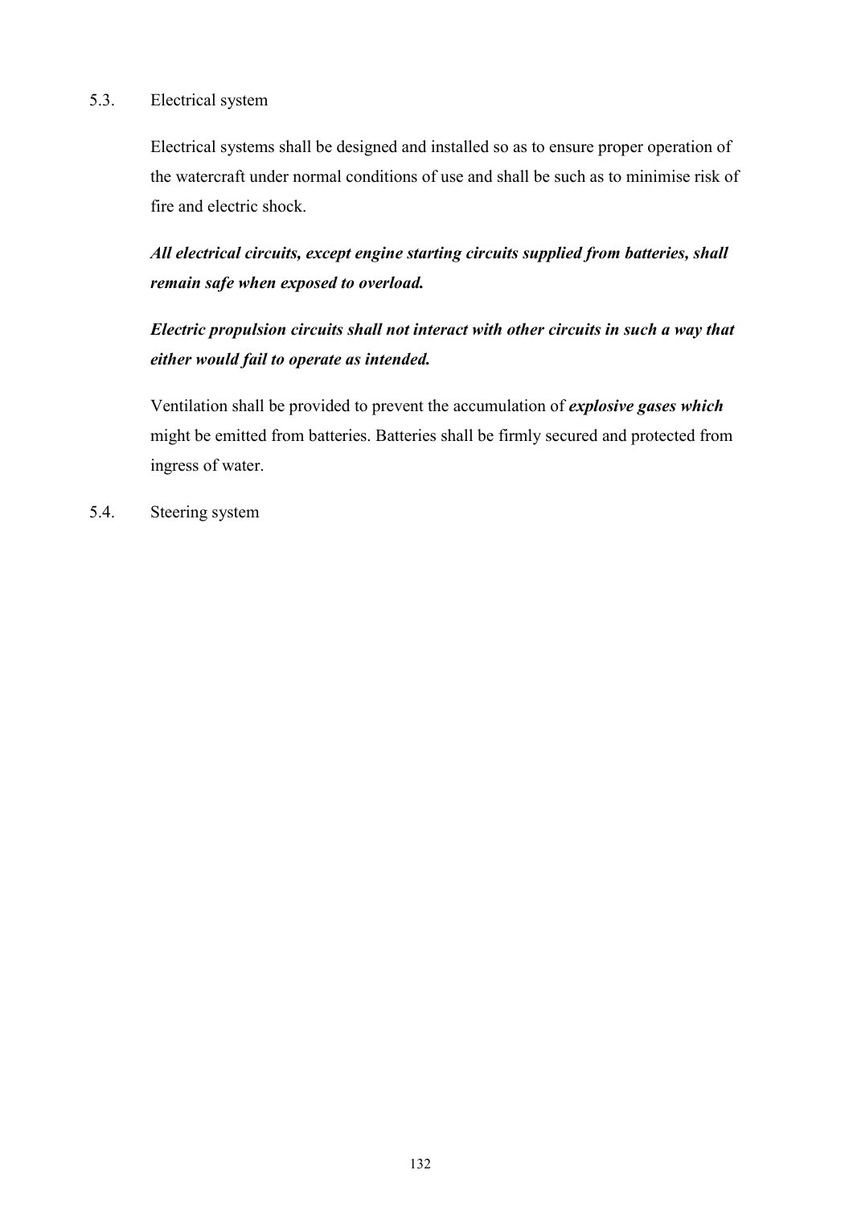5.3. Electrical system

Electrical systems shall be designed and installed so as to ensure proper operation of the watercraft under normal conditions of use and shall be such as to minimise risk of fire and electric shock.

***All electrical circuits, except engine starting circuits supplied from batteries, shall remain safe when exposed to overload.***

***Electric propulsion circuits shall not interact with other circuits in such a way that either would fail to operate as intended.***

Ventilation shall be provided to prevent the accumulation of ***explosive gases which*** might be emitted from batteries. Batteries shall be firmly secured and protected from ingress of water.

5.4. Steering system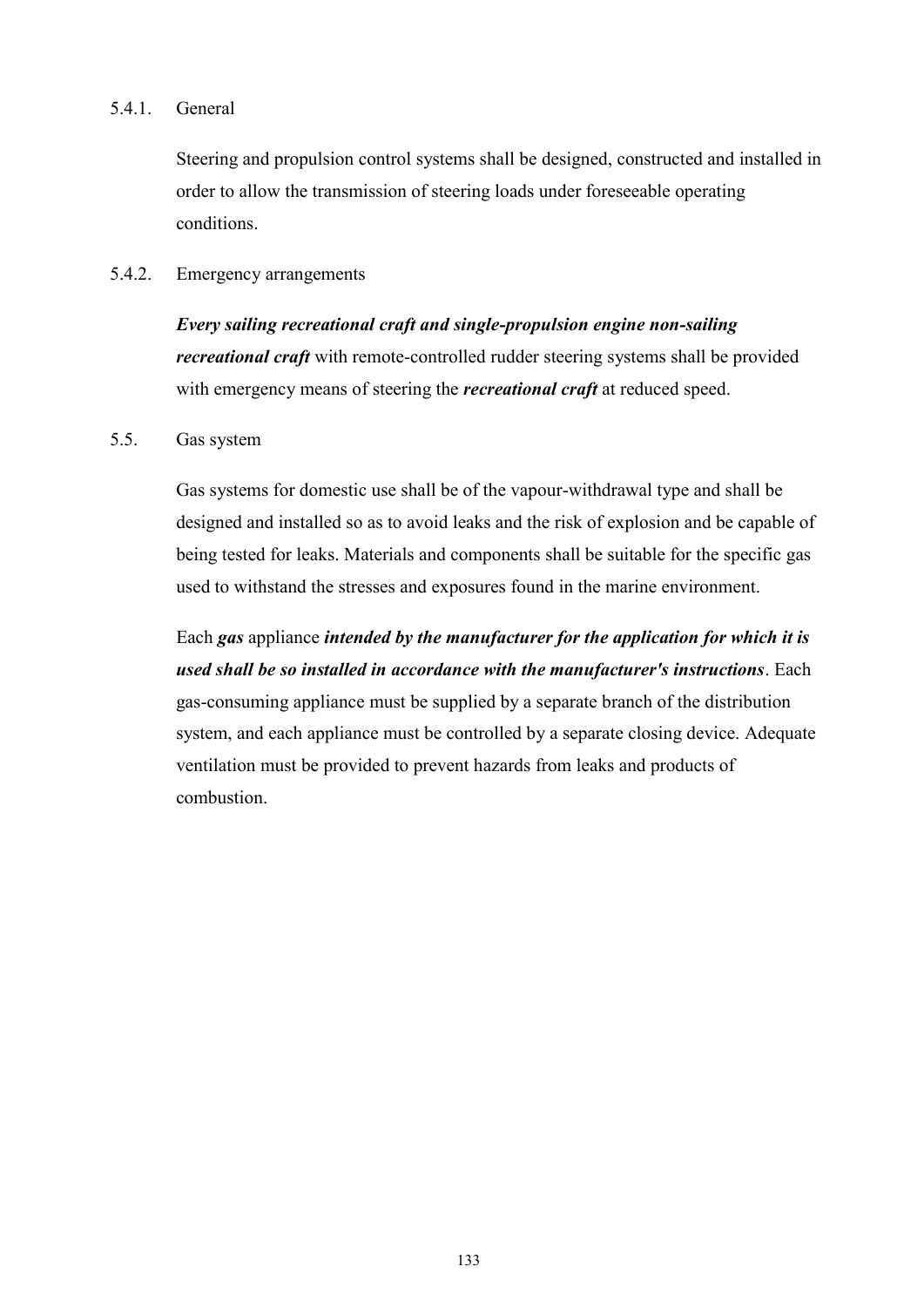5.4.1. General

Steering and propulsion control systems shall be designed, constructed and installed in order to allow the transmission of steering loads under foreseeable operating conditions.

5.4.2. Emergency arrangements

***Every sailing recreational craft and single-propulsion engine non-sailing recreational craft*** with remote-controlled rudder steering systems shall be provided with emergency means of steering the ***recreational craft*** at reduced speed.

5.5. Gas system

Gas systems for domestic use shall be of the vapour-withdrawal type and shall be designed and installed so as to avoid leaks and the risk of explosion and be capable of being tested for leaks. Materials and components shall be suitable for the specific gas used to withstand the stresses and exposures found in the marine environment.

Each ***gas*** appliance ***intended by the manufacturer for the application for which it is used shall be so installed in accordance with the manufacturer's instructions***. Each gas-consuming appliance must be supplied by a separate branch of the distribution system, and each appliance must be controlled by a separate closing device. Adequate ventilation must be provided to prevent hazards from leaks and products of combustion.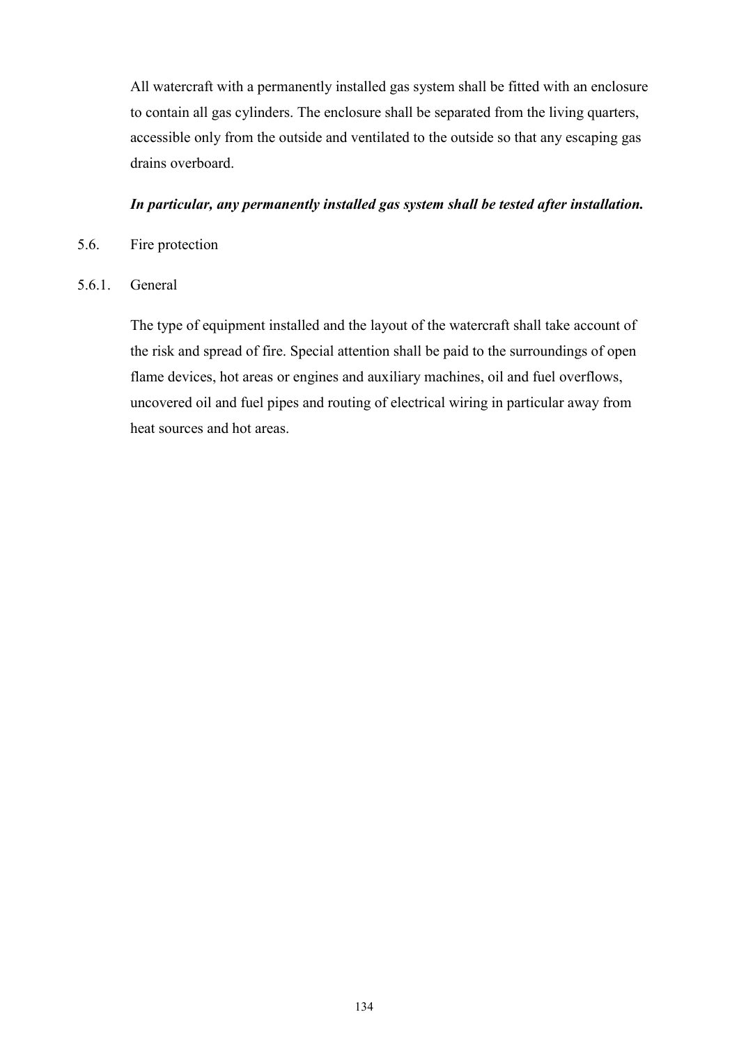All watercraft with a permanently installed gas system shall be fitted with an enclosure to contain all gas cylinders. The enclosure shall be separated from the living quarters, accessible only from the outside and ventilated to the outside so that any escaping gas drains overboard.

***In particular, any permanently installed gas system shall be tested after installation.***

5.6. Fire protection

5.6.1. General

The type of equipment installed and the layout of the watercraft shall take account of the risk and spread of fire. Special attention shall be paid to the surroundings of open flame devices, hot areas or engines and auxiliary machines, oil and fuel overflows, uncovered oil and fuel pipes and routing of electrical wiring in particular away from heat sources and hot areas.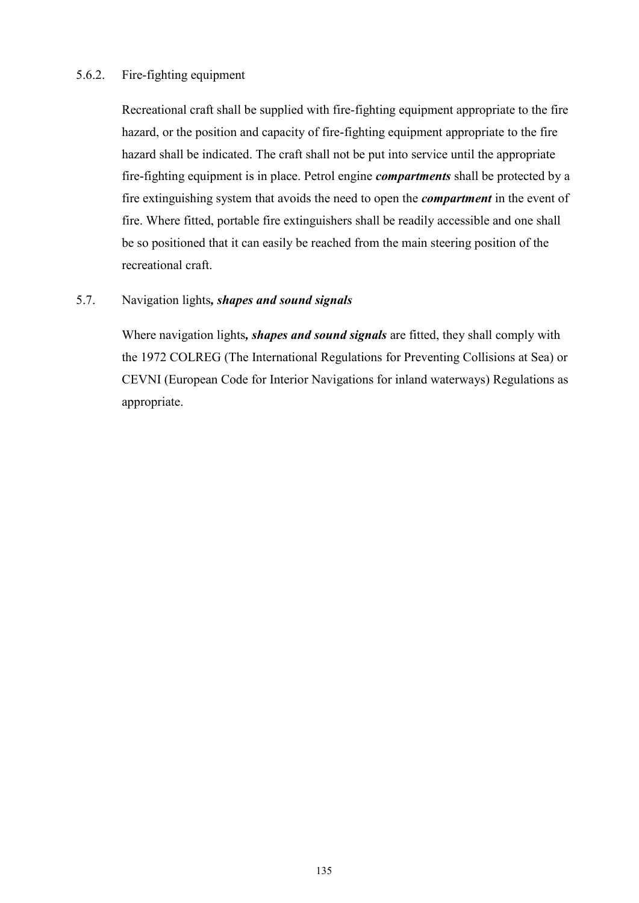5.6.2. Fire-fighting equipment

Recreational craft shall be supplied with fire-fighting equipment appropriate to the fire hazard, or the position and capacity of fire-fighting equipment appropriate to the fire hazard shall be indicated. The craft shall not be put into service until the appropriate fire-fighting equipment is in place. Petrol engine ***compartments*** shall be protected by a fire extinguishing system that avoids the need to open the ***compartment*** in the event of fire. Where fitted, portable fire extinguishers shall be readily accessible and one shall be so positioned that it can easily be reached from the main steering position of the recreational craft.

5.7. Navigation lights***, shapes and sound signals***

Where navigation lights***, shapes and sound signals*** are fitted, they shall comply with the 1972 COLREG (The International Regulations for Preventing Collisions at Sea) or CEVNI (European Code for Interior Navigations for inland waterways) Regulations as appropriate.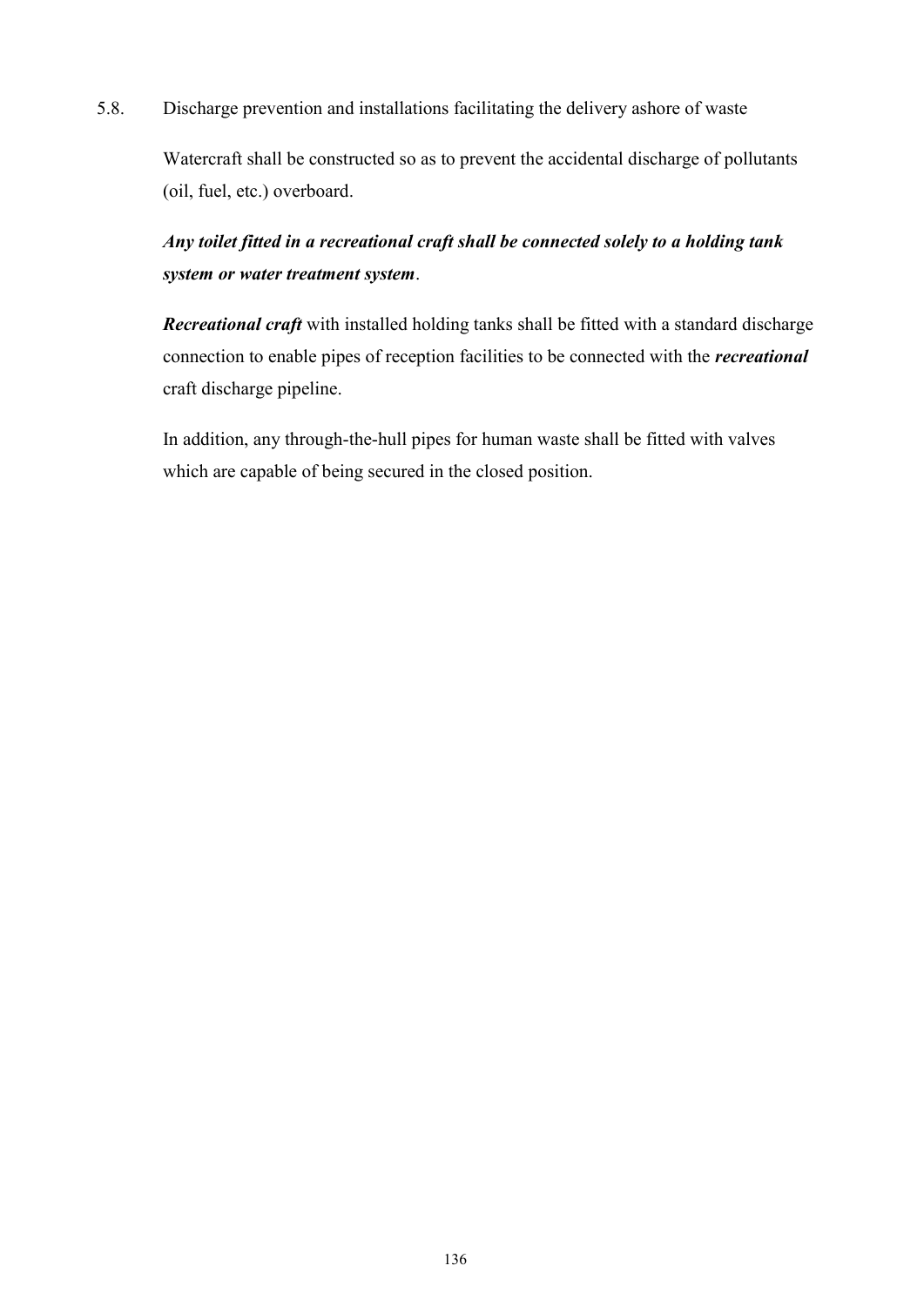5.8. Discharge prevention and installations facilitating the delivery ashore of waste

Watercraft shall be constructed so as to prevent the accidental discharge of pollutants (oil, fuel, etc.) overboard.

***Any toilet fitted in a recreational craft shall be connected solely to a holding tank system or water treatment system***.

***Recreational craft*** with installed holding tanks shall be fitted with a standard discharge connection to enable pipes of reception facilities to be connected with the ***recreational*** craft discharge pipeline.

In addition, any through-the-hull pipes for human waste shall be fitted with valves which are capable of being secured in the closed position.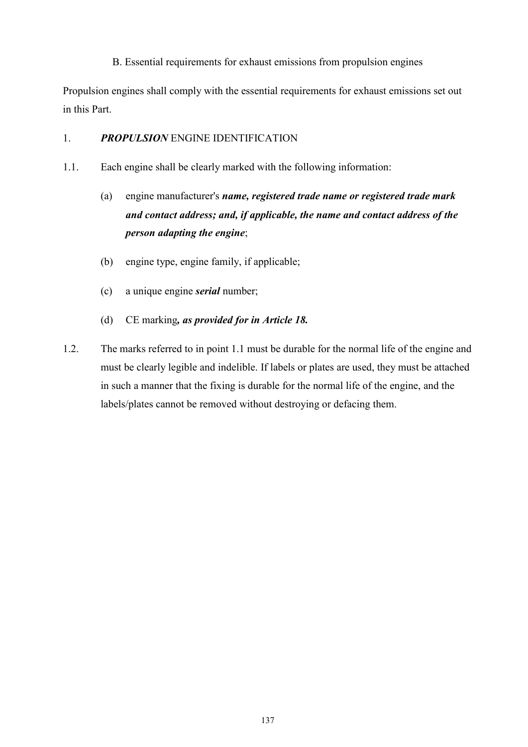## B. Essential requirements for exhaust emissions from propulsion engines

Propulsion engines shall comply with the essential requirements for exhaust emissions set out in this Part.

### 1. ***PROPULSION*** ENGINE IDENTIFICATION

1.1. Each engine shall be clearly marked with the following information:

(a) engine manufacturer's ***name, registered trade name or registered trade mark and contact address; and, if applicable, the name and contact address of the person adapting the engine***;

(b) engine type, engine family, if applicable;

(c) a unique engine ***serial*** number;

(d) CE marking***, as provided for in Article 18.***

1.2. The marks referred to in point 1.1 must be durable for the normal life of the engine and must be clearly legible and indelible. If labels or plates are used, they must be attached in such a manner that the fixing is durable for the normal life of the engine, and the labels/plates cannot be removed without destroying or defacing them.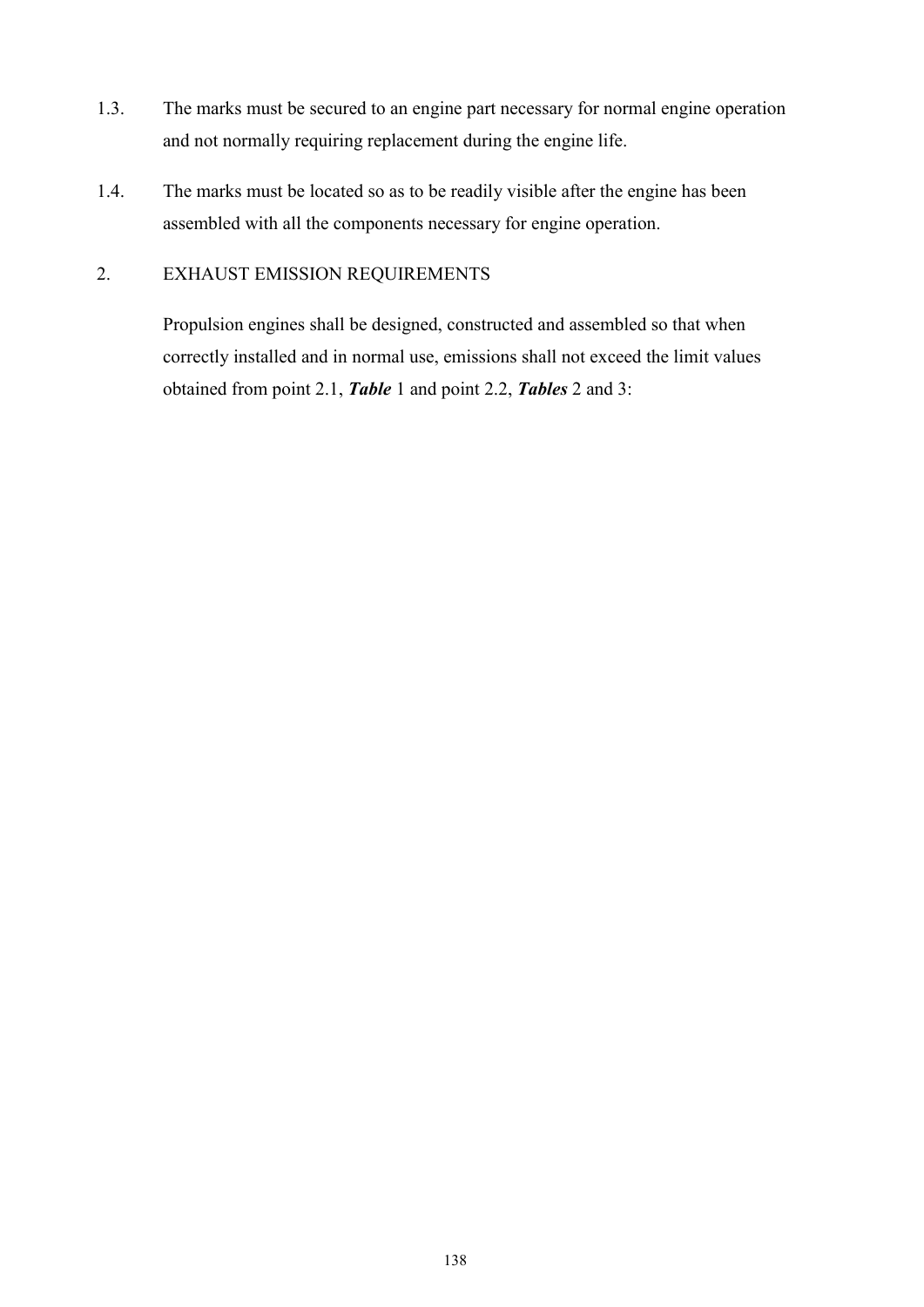1.3. The marks must be secured to an engine part necessary for normal engine operation and not normally requiring replacement during the engine life.

1.4. The marks must be located so as to be readily visible after the engine has been assembled with all the components necessary for engine operation.

## 2. EXHAUST EMISSION REQUIREMENTS

Propulsion engines shall be designed, constructed and assembled so that when correctly installed and in normal use, emissions shall not exceed the limit values obtained from point 2.1, ***Table*** 1 and point 2.2, ***Tables*** 2 and 3: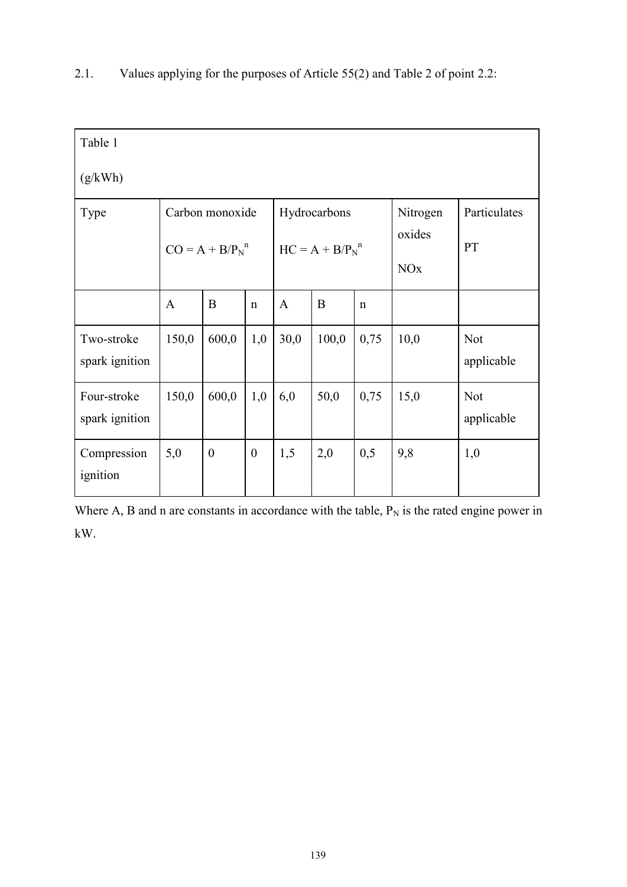2.1. Values applying for the purposes of Article 55(2) and Table 2 of point 2.2:

| Table 1 (g/kWh) | | | | | | | | |
|---|---|---|---|---|---|---|---|---|
| Type | Carbon monoxide $CO = A + B/P_N^n$ | | | Hydrocarbons $HC = A + B/P_N^n$ | | | Nitrogen oxides NOx | Particulates PT |
| | A | B | n | A | B | n | | |
| Two-stroke spark ignition | 150,0 | 600,0 | 1,0 | 30,0 | 100,0 | 0,75 | 10,0 | Not applicable |
| Four-stroke spark ignition | 150,0 | 600,0 | 1,0 | 6,0 | 50,0 | 0,75 | 15,0 | Not applicable |
| Compression ignition | 5,0 | 0 | 0 | 1,5 | 2,0 | 0,5 | 9,8 | 1,0 |

Where A, B and n are constants in accordance with the table, $P_N$ is the rated engine power in kW.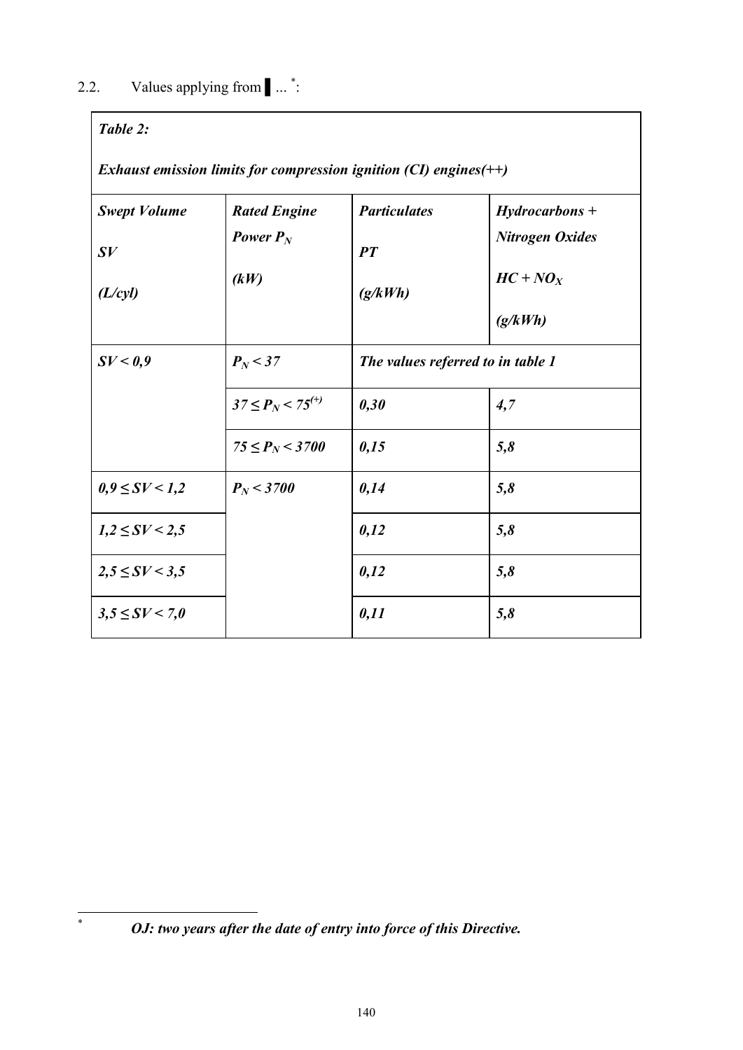2.2. Values applying from ▌ ... [*]:

| ***Table 2:*** ***Exhaust emission limits for compression ignition (CI) engines(++)*** | | | |
|---|---|---|---|
| ***Swept Volume SV (L/cyl)*** | ***Rated Engine Power $P_N$ (kW)*** | ***Particulates PT (g/kWh)*** | ***Hydrocarbons + Nitrogen Oxides $HC + NO_X$ (g/kWh)*** |
| ***SV < 0,9*** | ***$P_N < 37$*** | ***The values referred to in table 1*** | |
| | ***$37 \leq P_N < 75^{(+)}$*** | ***0,30*** | ***4,7*** |
| | ***$75 \leq P_N < 3700$*** | ***0,15*** | ***5,8*** |
| ***$0,9 \leq SV < 1,2$*** | ***$P_N < 3700$*** | ***0,14*** | ***5,8*** |
| ***$1,2 \leq SV < 2,5$*** | | ***0,12*** | ***5,8*** |
| ***$2,5 \leq SV < 3,5$*** | | ***0,12*** | ***5,8*** |
| ***$3,5 \leq SV < 7,0$*** | | ***0,11*** | ***5,8*** |

[*] ***OJ: two years after the date of entry into force of this Directive.***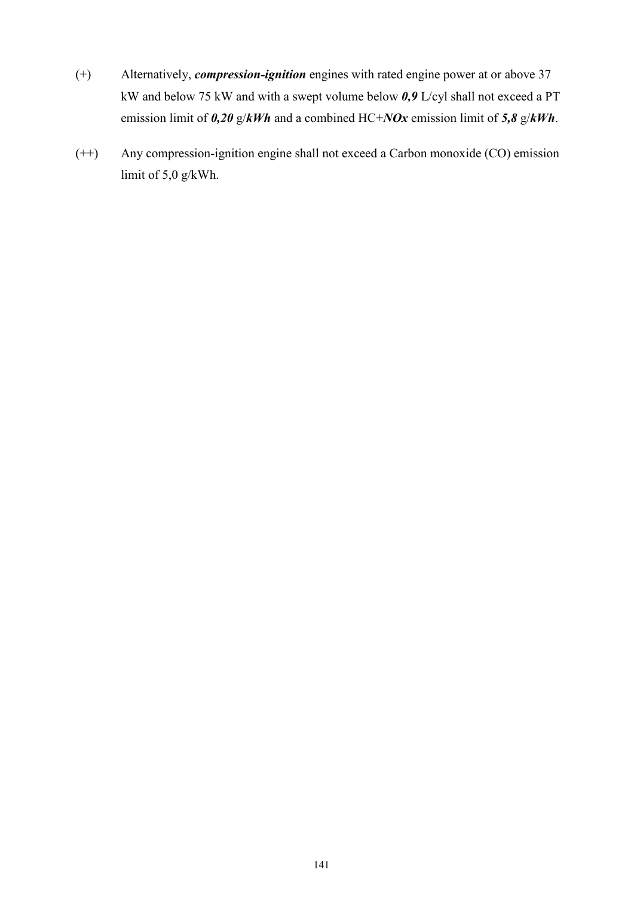(+) Alternatively, ***compression-ignition*** engines with rated engine power at or above 37 kW and below 75 kW and with a swept volume below ***0,9*** L/cyl shall not exceed a PT emission limit of ***0,20*** g/***kWh*** and a combined HC+***NOx*** emission limit of ***5,8*** g/***kWh***.

(++) Any compression-ignition engine shall not exceed a Carbon monoxide (CO) emission limit of 5,0 g/kWh.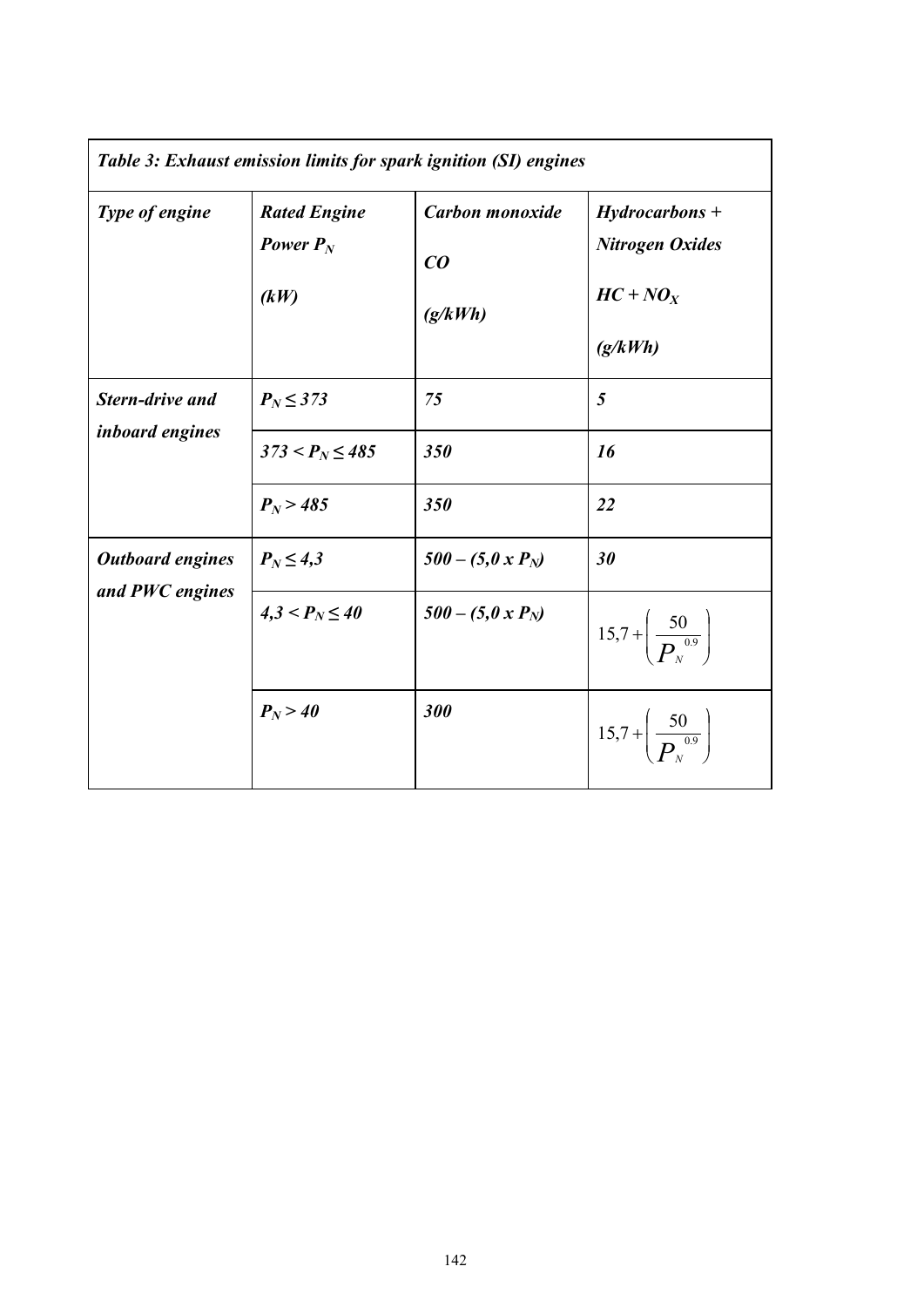*Table 3: Exhaust emission limits for spark ignition (SI) engines*

| *Type of engine* | *Rated Engine Power $P_N$ (kW)* | *Carbon monoxide CO (g/kWh)* | *Hydrocarbons + Nitrogen Oxides $HC + NO_X$ (g/kWh)* |
|---|---|---|---|
| ***Stern-drive and inboard engines*** | $P_N \leq 373$ | *75* | *5* |
| | $373 < P_N \leq 485$ | ***350*** | ***16*** |
| | $P_N > 485$ | ***350*** | ***22*** |
| ***Outboard engines and PWC engines*** | $P_N \leq 4{,}3$ | $500 - (5{,}0 \times P_N)$ | ***30*** |
| | $4{,}3 < P_N \leq 40$ | $500 - (5{,}0 \times P_N)$ | $15{,}7 + \left( \frac{50}{P_N^{\ 0.9}} \right)$ |
| | $P_N > 40$ | ***300*** | $15{,}7 + \left( \frac{50}{P_N^{\ 0.9}} \right)$ |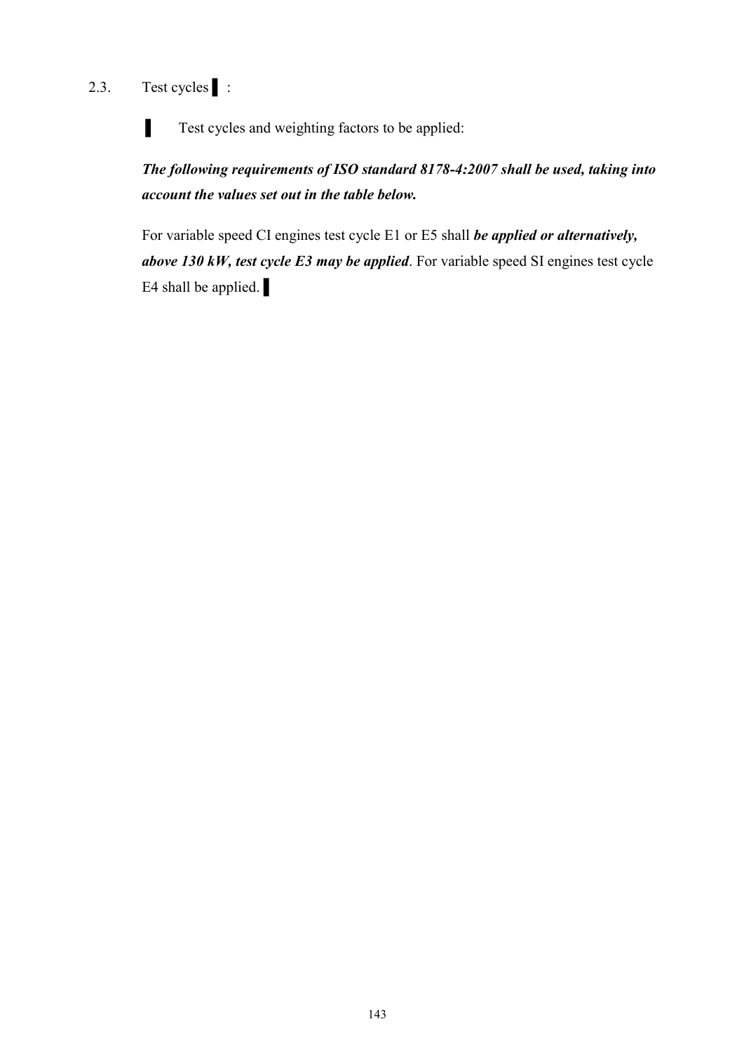2.3. Test cycles ▌:

▌ Test cycles and weighting factors to be applied:

***The following requirements of ISO standard 8178-4:2007 shall be used, taking into account the values set out in the table below.***

For variable speed CI engines test cycle E1 or E5 shall ***be applied or alternatively, above 130 kW, test cycle E3 may be applied***. For variable speed SI engines test cycle E4 shall be applied. ▌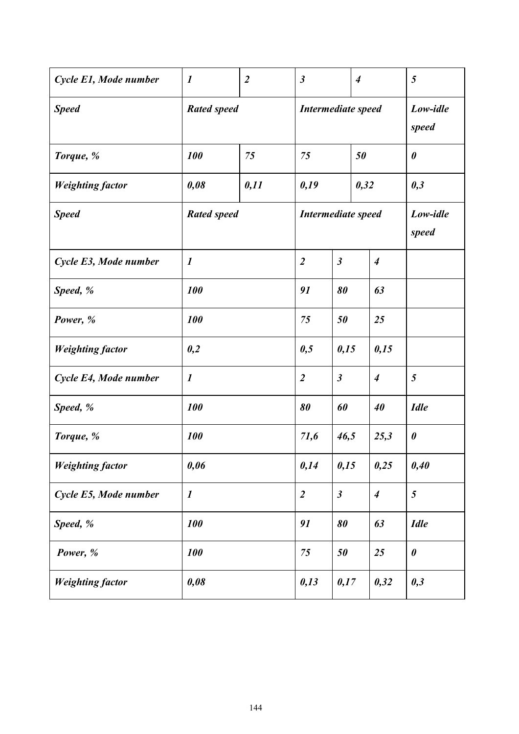| *Cycle E1, Mode number* | *1* | *2* | *3* | | *4* | | *5* |
|---|---|---|---|---|---|---|---|
| ***Speed*** | ***Rated speed*** | | ***Intermediate speed*** | | | | ***Low-idle speed*** |
| ***Torque, %*** | ***100*** | ***75*** | ***75*** | | ***50*** | | ***0*** |
| ***Weighting factor*** | ***0,08*** | ***0,11*** | ***0,19*** | | ***0,32*** | | ***0,3*** |
| ***Speed*** | ***Rated speed*** | | ***Intermediate speed*** | | | | ***Low-idle speed*** |
| ***Cycle E3, Mode number*** | ***1*** | | ***2*** | ***3*** | | ***4*** | |
| ***Speed, %*** | ***100*** | | ***91*** | ***80*** | | ***63*** | |
| ***Power, %*** | ***100*** | | ***75*** | ***50*** | | ***25*** | |
| ***Weighting factor*** | ***0,2*** | | ***0,5*** | ***0,15*** | | ***0,15*** | |
| ***Cycle E4, Mode number*** | ***1*** | | ***2*** | ***3*** | | ***4*** | ***5*** |
| ***Speed, %*** | ***100*** | | ***80*** | ***60*** | | ***40*** | ***Idle*** |
| ***Torque, %*** | ***100*** | | ***71,6*** | ***46,5*** | | ***25,3*** | ***0*** |
| ***Weighting factor*** | ***0,06*** | | ***0,14*** | ***0,15*** | | ***0,25*** | ***0,40*** |
| ***Cycle E5, Mode number*** | ***1*** | | ***2*** | ***3*** | | ***4*** | ***5*** |
| ***Speed, %*** | ***100*** | | ***91*** | ***80*** | | ***63*** | ***Idle*** |
| ***Power, %*** | ***100*** | | ***75*** | ***50*** | | ***25*** | ***0*** |
| ***Weighting factor*** | ***0,08*** | | ***0,13*** | ***0,17*** | | ***0,32*** | ***0,3*** |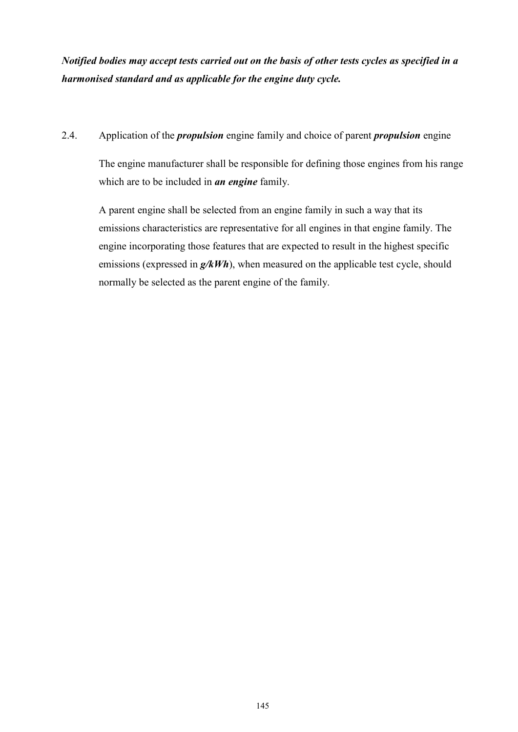***Notified bodies may accept tests carried out on the basis of other tests cycles as specified in a harmonised standard and as applicable for the engine duty cycle.***

2.4. Application of the ***propulsion*** engine family and choice of parent ***propulsion*** engine

The engine manufacturer shall be responsible for defining those engines from his range which are to be included in ***an engine*** family.

A parent engine shall be selected from an engine family in such a way that its emissions characteristics are representative for all engines in that engine family. The engine incorporating those features that are expected to result in the highest specific emissions (expressed in ***g/kWh***), when measured on the applicable test cycle, should normally be selected as the parent engine of the family.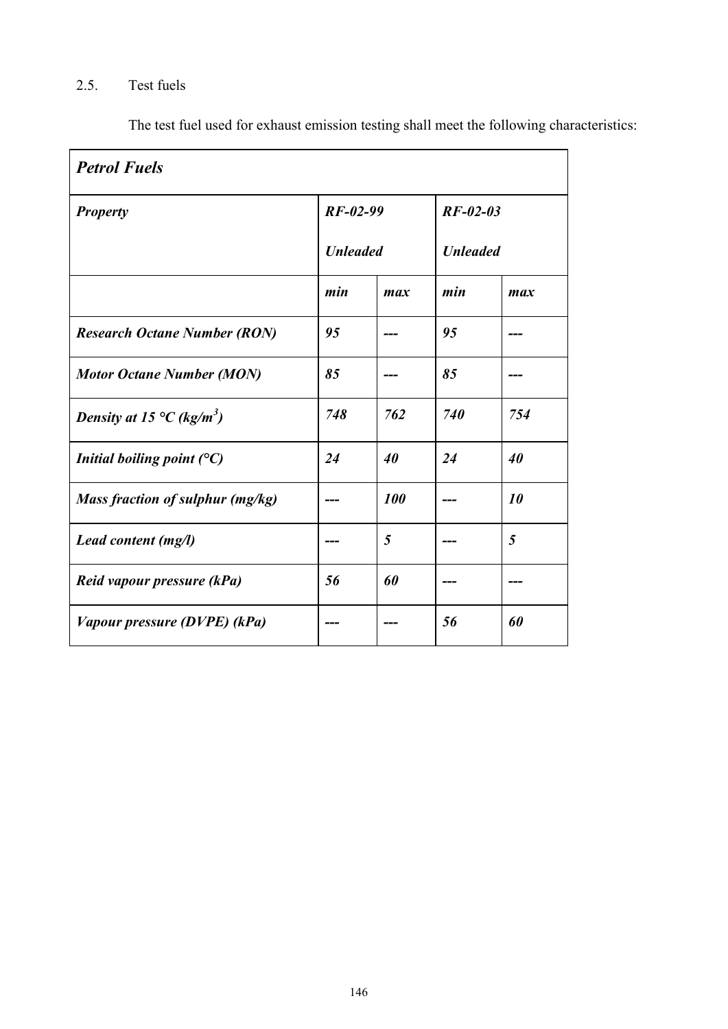2.5. Test fuels

The test fuel used for exhaust emission testing shall meet the following characteristics:

| *Petrol Fuels* | | | | |
|---|---|---|---|---|
| ***Property*** | ***RF-02-99 Unleaded*** | | ***RF-02-03 Unleaded*** | |
| | ***min*** | ***max*** | ***min*** | ***max*** |
| ***Research Octane Number (RON)*** | ***95*** | ***---*** | ***95*** | ***---*** |
| ***Motor Octane Number (MON)*** | ***85*** | ***---*** | ***85*** | ***---*** |
| ***Density at 15 °C (kg/m³)*** | ***748*** | ***762*** | ***740*** | ***754*** |
| ***Initial boiling point (°C)*** | ***24*** | ***40*** | ***24*** | ***40*** |
| ***Mass fraction of sulphur (mg/kg)*** | ***---*** | ***100*** | ***---*** | ***10*** |
| ***Lead content (mg/l)*** | ***---*** | ***5*** | ***---*** | ***5*** |
| ***Reid vapour pressure (kPa)*** | ***56*** | ***60*** | ***---*** | ***---*** |
| ***Vapour pressure (DVPE) (kPa)*** | ***---*** | ***---*** | ***56*** | ***60*** |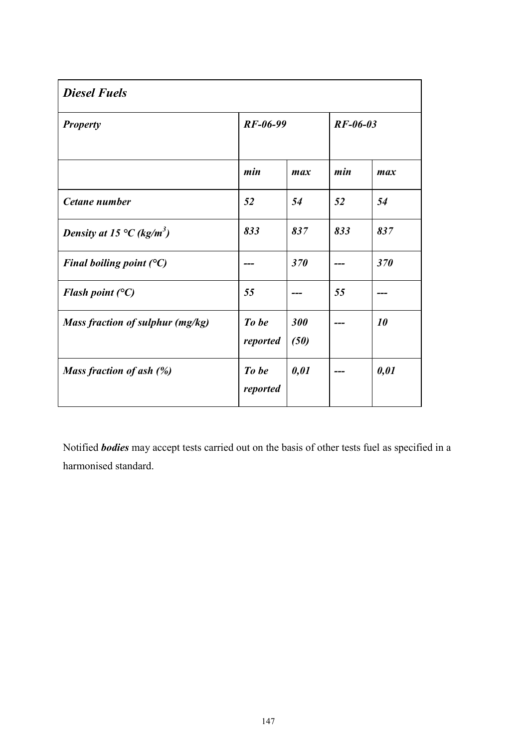| ***Diesel Fuels*** | | | | |
| --- | --- | --- | --- | --- |
| ***Property*** | ***RF-06-99*** | | ***RF-06-03*** | |
| | ***min*** | ***max*** | ***min*** | ***max*** |
| ***Cetane number*** | ***52*** | ***54*** | ***52*** | ***54*** |
| ***Density at 15 °C (kg/m$^3$)*** | ***833*** | ***837*** | ***833*** | ***837*** |
| ***Final boiling point (°C)*** | ***---*** | ***370*** | ***---*** | ***370*** |
| ***Flash point (°C)*** | ***55*** | ***---*** | ***55*** | ***---*** |
| ***Mass fraction of sulphur (mg/kg)*** | ***To be reported*** | ***300 (50)*** | ***---*** | ***10*** |
| ***Mass fraction of ash (%)*** | ***To be reported*** | ***0,01*** | ***---*** | ***0,01*** |

Notified ***bodies*** may accept tests carried out on the basis of other tests fuel as specified in a harmonised standard.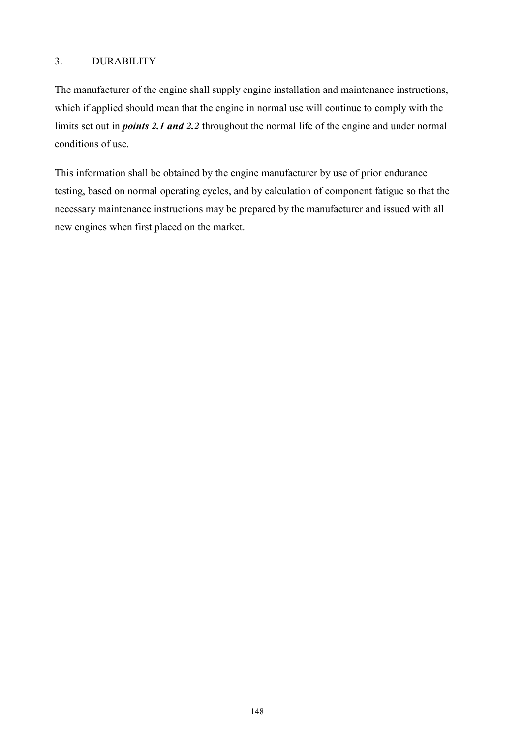## 3. DURABILITY

The manufacturer of the engine shall supply engine installation and maintenance instructions, which if applied should mean that the engine in normal use will continue to comply with the limits set out in ***points 2.1 and 2.2*** throughout the normal life of the engine and under normal conditions of use.

This information shall be obtained by the engine manufacturer by use of prior endurance testing, based on normal operating cycles, and by calculation of component fatigue so that the necessary maintenance instructions may be prepared by the manufacturer and issued with all new engines when first placed on the market.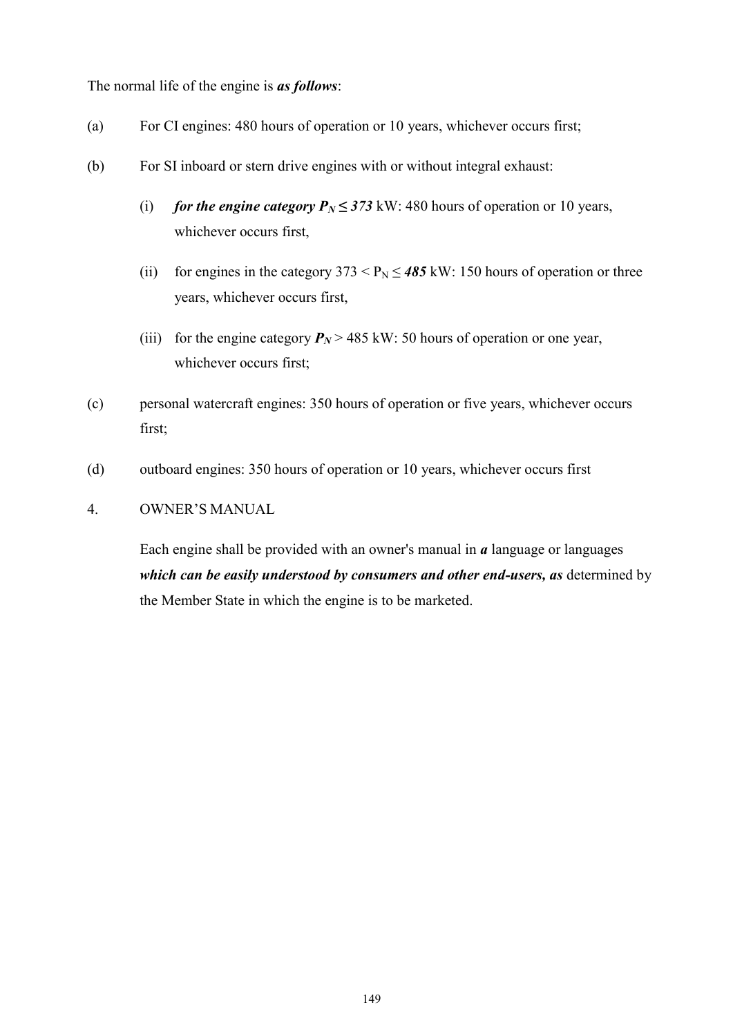The normal life of the engine is ***as follows***:

(a) For CI engines: 480 hours of operation or 10 years, whichever occurs first;

(b) For SI inboard or stern drive engines with or without integral exhaust:

- (i) ***for the engine category*** $P_N \leq 373$ kW: 480 hours of operation or 10 years, whichever occurs first,
- (ii) for engines in the category $373 < P_N \leq 485$ kW: 150 hours of operation or three years, whichever occurs first,
- (iii) for the engine category $P_N > 485$ kW: 50 hours of operation or one year, whichever occurs first;

(c) personal watercraft engines: 350 hours of operation or five years, whichever occurs first;

(d) outboard engines: 350 hours of operation or 10 years, whichever occurs first

4. OWNER'S MANUAL

Each engine shall be provided with an owner's manual in ***a*** language or languages ***which can be easily understood by consumers and other end-users, as*** determined by the Member State in which the engine is to be marketed.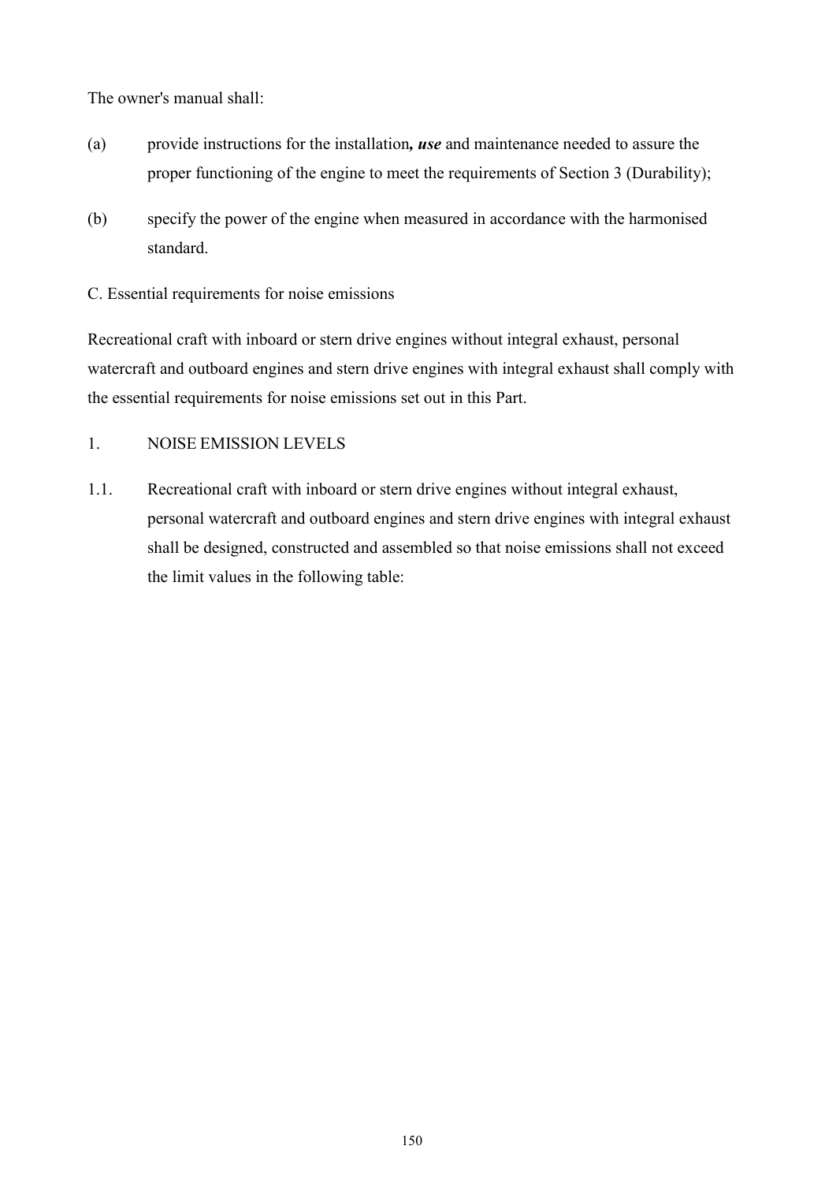The owner's manual shall:

(a) provide instructions for the installation***, use*** and maintenance needed to assure the proper functioning of the engine to meet the requirements of Section 3 (Durability);

(b) specify the power of the engine when measured in accordance with the harmonised standard.

C. Essential requirements for noise emissions

Recreational craft with inboard or stern drive engines without integral exhaust, personal watercraft and outboard engines and stern drive engines with integral exhaust shall comply with the essential requirements for noise emissions set out in this Part.

1. NOISE EMISSION LEVELS

1.1. Recreational craft with inboard or stern drive engines without integral exhaust, personal watercraft and outboard engines and stern drive engines with integral exhaust shall be designed, constructed and assembled so that noise emissions shall not exceed the limit values in the following table: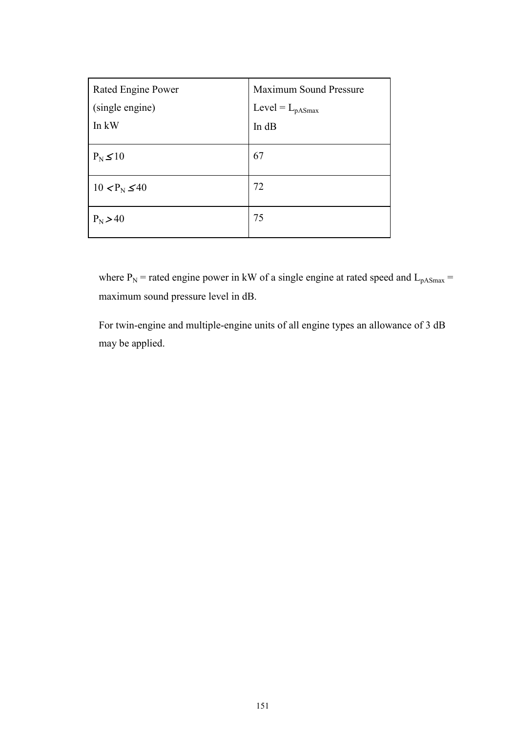| Rated Engine Power (single engine) In kW | Maximum Sound Pressure Level = $L_{pASmax}$ In dB |
|---|---|
| $P_N \leq 10$ | 67 |
| $10 < P_N \leq 40$ | 72 |
| $P_N > 40$ | 75 |

where $P_N$ = rated engine power in kW of a single engine at rated speed and $L_{pASmax}$ = maximum sound pressure level in dB.

For twin-engine and multiple-engine units of all engine types an allowance of 3 dB may be applied.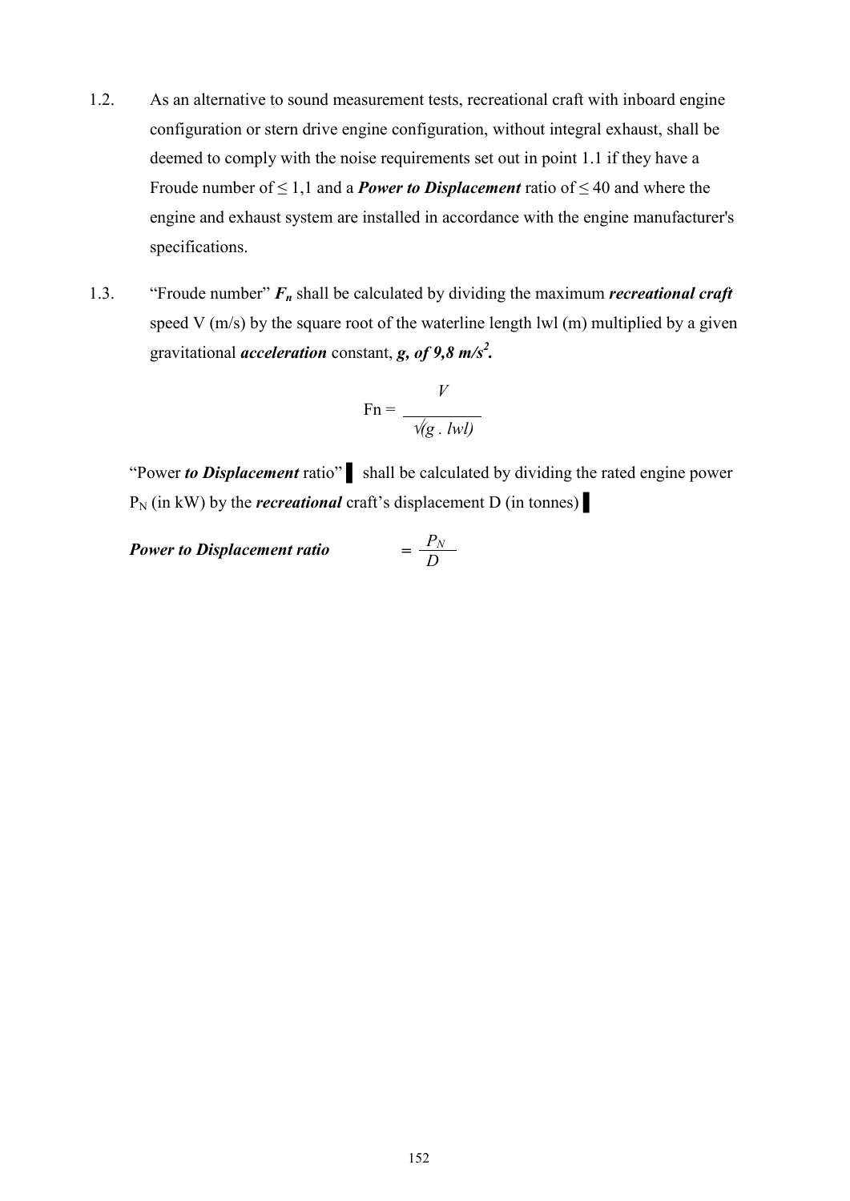1.2. As an alternative to sound measurement tests, recreational craft with inboard engine configuration or stern drive engine configuration, without integral exhaust, shall be deemed to comply with the noise requirements set out in point 1.1 if they have a Froude number of ≤ 1,1 and a ***Power to Displacement*** ratio of ≤ 40 and where the engine and exhaust system are installed in accordance with the engine manufacturer's specifications.

1.3. "Froude number" $F_n$ shall be calculated by dividing the maximum ***recreational craft*** speed V (m/s) by the square root of the waterline length lwl (m) multiplied by a given gravitational ***acceleration*** constant, ***g, of 9,8 m/s²***.

$$\mathrm{Fn} = \frac{V}{\sqrt{(g \cdot lwl)}}$$

"Power ***to Displacement*** ratio" ▌ shall be calculated by dividing the rated engine power $P_N$ (in kW) by the ***recreational*** craft's displacement D (in tonnes) ▌

***Power to Displacement ratio*** $= \frac{P_N}{D}$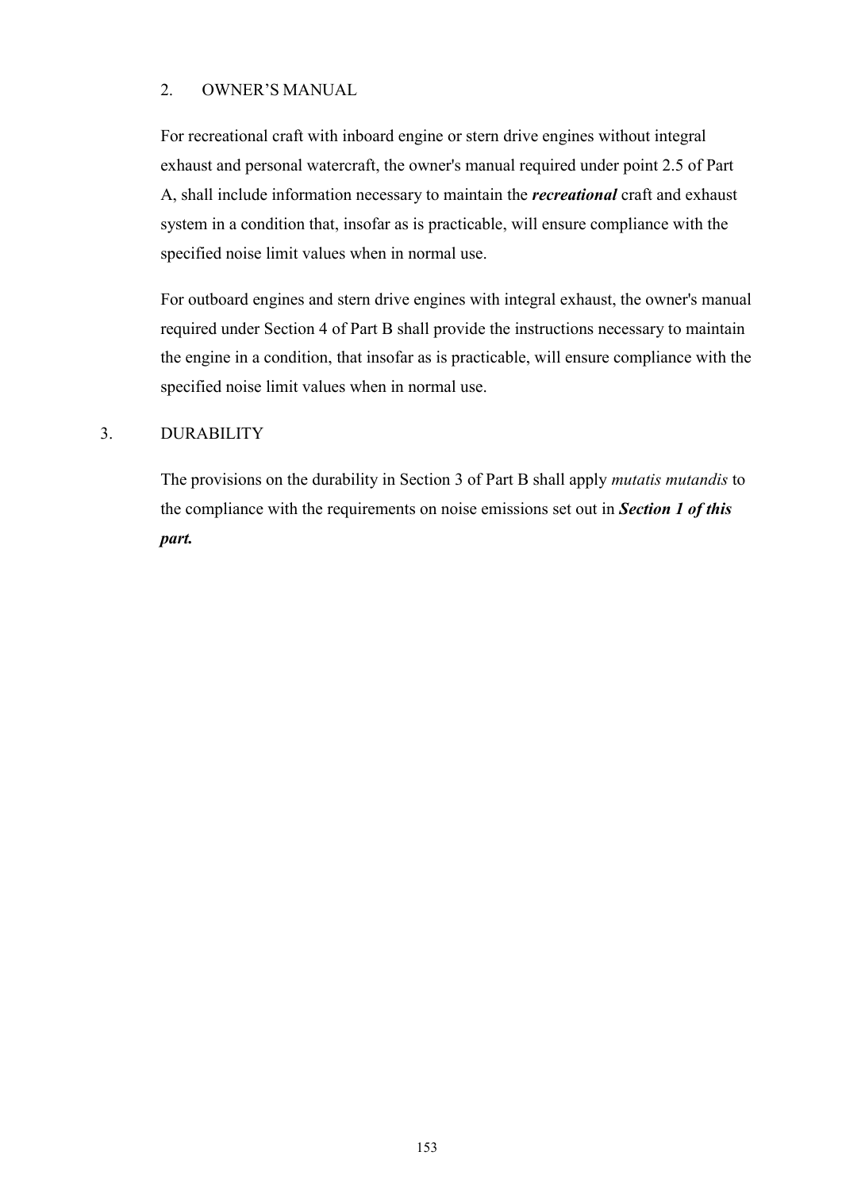## 2. OWNER'S MANUAL

For recreational craft with inboard engine or stern drive engines without integral exhaust and personal watercraft, the owner's manual required under point 2.5 of Part A, shall include information necessary to maintain the ***recreational*** craft and exhaust system in a condition that, insofar as is practicable, will ensure compliance with the specified noise limit values when in normal use.

For outboard engines and stern drive engines with integral exhaust, the owner's manual required under Section 4 of Part B shall provide the instructions necessary to maintain the engine in a condition, that insofar as is practicable, will ensure compliance with the specified noise limit values when in normal use.

## 3. DURABILITY

The provisions on the durability in Section 3 of Part B shall apply *mutatis mutandis* to the compliance with the requirements on noise emissions set out in ***Section 1 of this part.***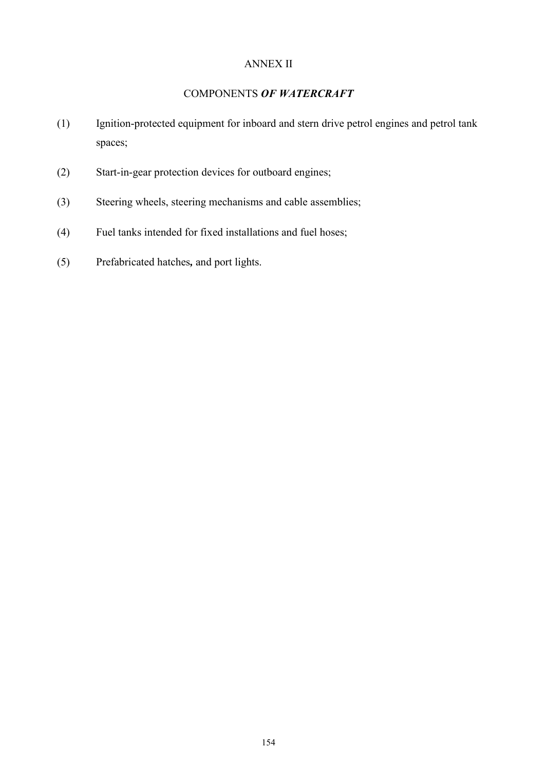# ANNEX II

## COMPONENTS ***OF WATERCRAFT***

(1) Ignition-protected equipment for inboard and stern drive petrol engines and petrol tank spaces;

(2) Start-in-gear protection devices for outboard engines;

(3) Steering wheels, steering mechanisms and cable assemblies;

(4) Fuel tanks intended for fixed installations and fuel hoses;

(5) Prefabricated hatches**,** and port lights.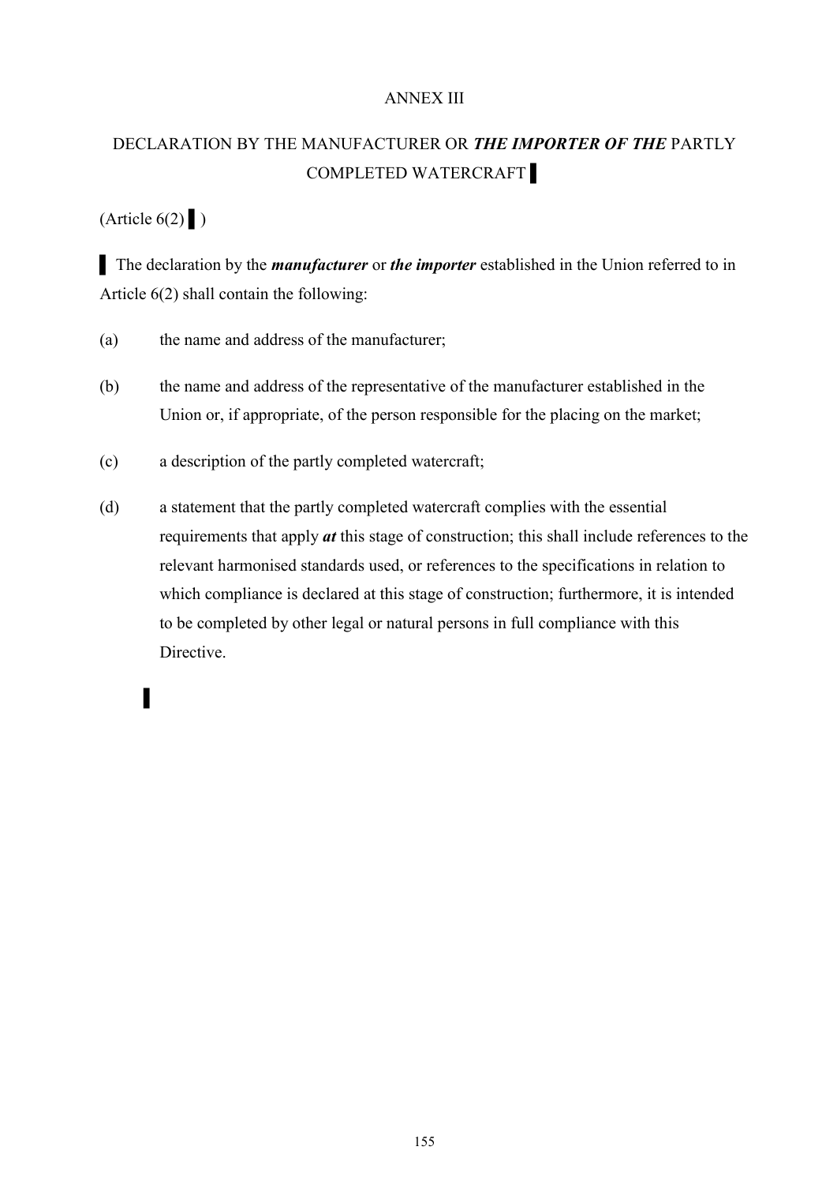ANNEX III

DECLARATION BY THE MANUFACTURER OR ***THE IMPORTER OF THE*** PARTLY COMPLETED WATERCRAFT ▌

(Article 6(2) ▌)

▌ The declaration by the ***manufacturer*** or ***the importer*** established in the Union referred to in Article 6(2) shall contain the following:

(a) the name and address of the manufacturer;

(b) the name and address of the representative of the manufacturer established in the Union or, if appropriate, of the person responsible for the placing on the market;

(c) a description of the partly completed watercraft;

(d) a statement that the partly completed watercraft complies with the essential requirements that apply ***at*** this stage of construction; this shall include references to the relevant harmonised standards used, or references to the specifications in relation to which compliance is declared at this stage of construction; furthermore, it is intended to be completed by other legal or natural persons in full compliance with this Directive.

▌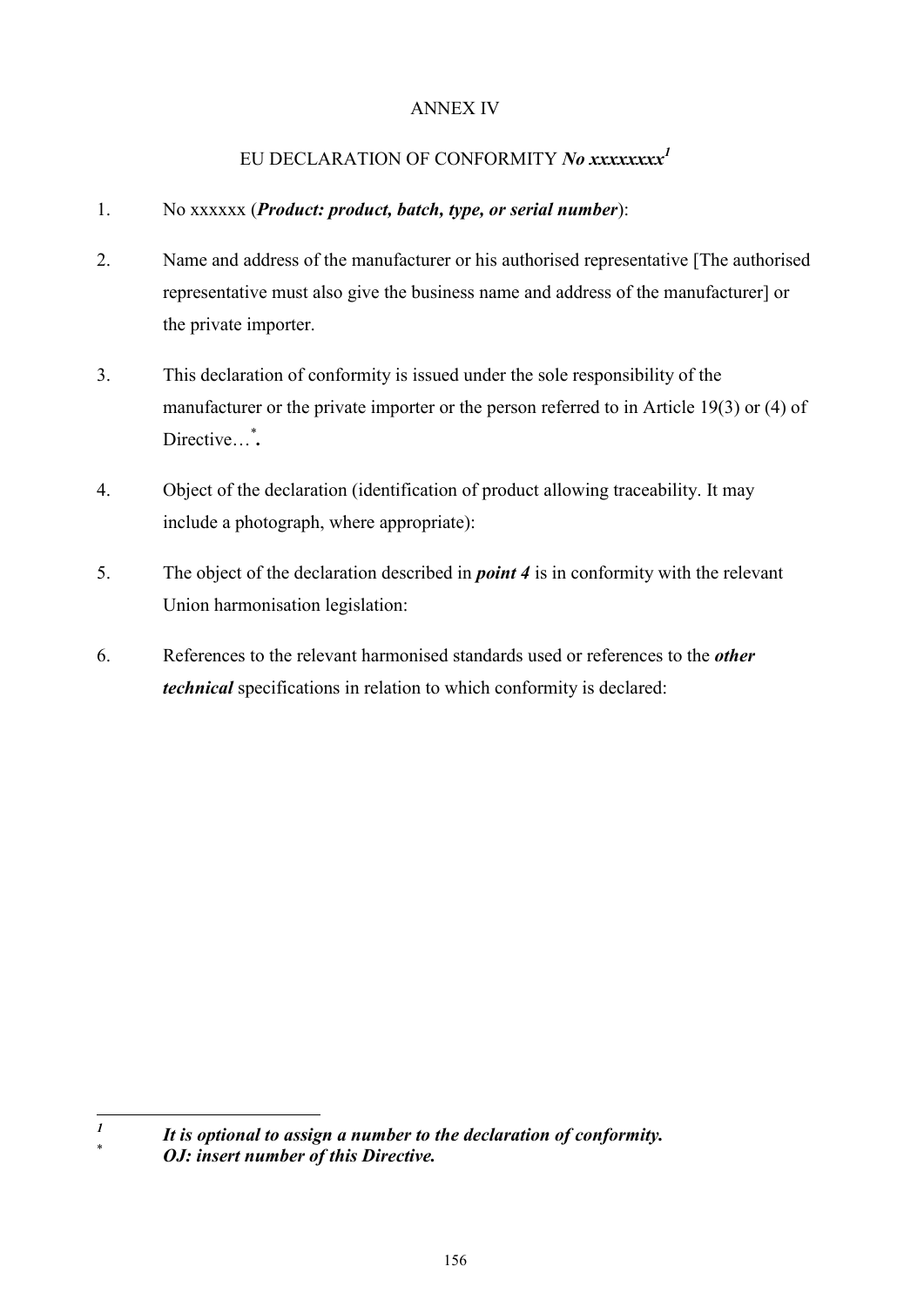ANNEX IV

EU DECLARATION OF CONFORMITY ***No xxxxxxxx***[1]

1. No xxxxxx (***Product: product, batch, type, or serial number***):

2. Name and address of the manufacturer or his authorised representative [The authorised representative must also give the business name and address of the manufacturer] or the private importer.

3. This declaration of conformity is issued under the sole responsibility of the manufacturer or the private importer or the person referred to in Article 19(3) or (4) of Directive…[*]**.**

4. Object of the declaration (identification of product allowing traceability. It may include a photograph, where appropriate):

5. The object of the declaration described in ***point 4*** is in conformity with the relevant Union harmonisation legislation:

6. References to the relevant harmonised standards used or references to the ***other technical*** specifications in relation to which conformity is declared:

---

[1] ***It is optional to assign a number to the declaration of conformity.***

[*] ***OJ: insert number of this Directive.***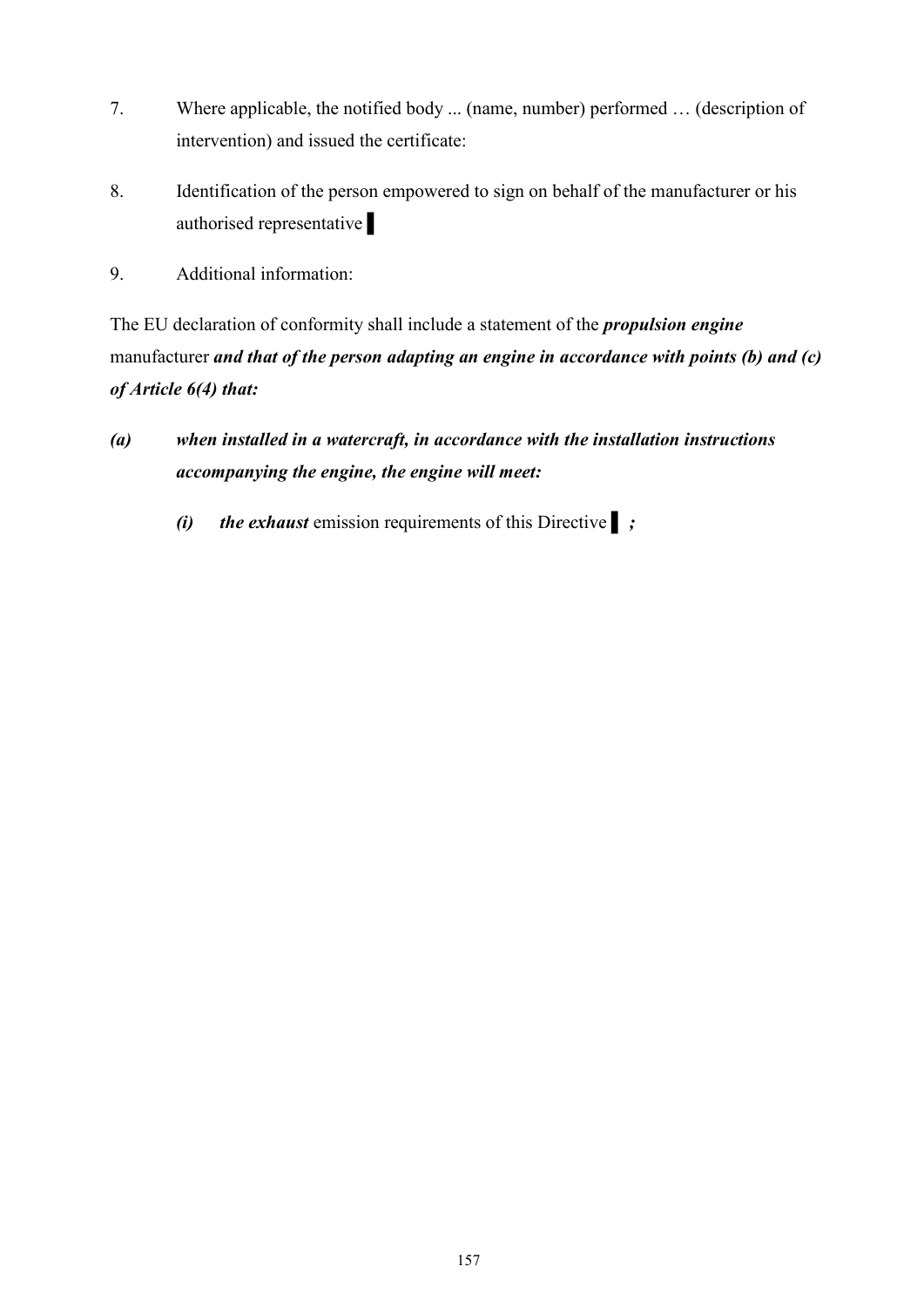7. Where applicable, the notified body ... (name, number) performed … (description of intervention) and issued the certificate:

8. Identification of the person empowered to sign on behalf of the manufacturer or his authorised representative ▌

9. Additional information:

The EU declaration of conformity shall include a statement of the ***propulsion engine*** manufacturer ***and that of the person adapting an engine in accordance with points (b) and (c) of Article 6(4) that:***

***(a)*** ***when installed in a watercraft, in accordance with the installation instructions accompanying the engine, the engine will meet:***

   ***(i)*** ***the exhaust*** emission requirements of this Directive ▌***;***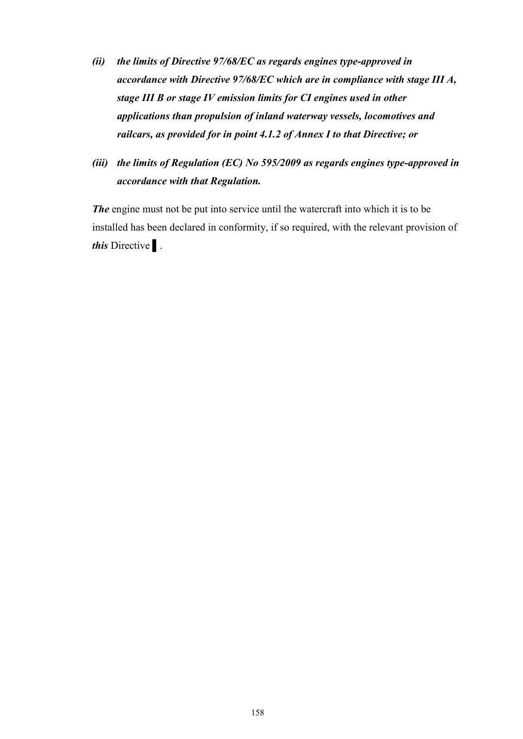*(ii) the limits of Directive 97/68/EC as regards engines type-approved in accordance with Directive 97/68/EC which are in compliance with stage III A, stage III B or stage IV emission limits for CI engines used in other applications than propulsion of inland waterway vessels, locomotives and railcars, as provided for in point 4.1.2 of Annex I to that Directive; or*

*(iii) the limits of Regulation (EC) No 595/2009 as regards engines type-approved in accordance with that Regulation.*

***The*** engine must not be put into service until the watercraft into which it is to be installed has been declared in conformity, if so required, with the relevant provision of ***this*** Directive ▌.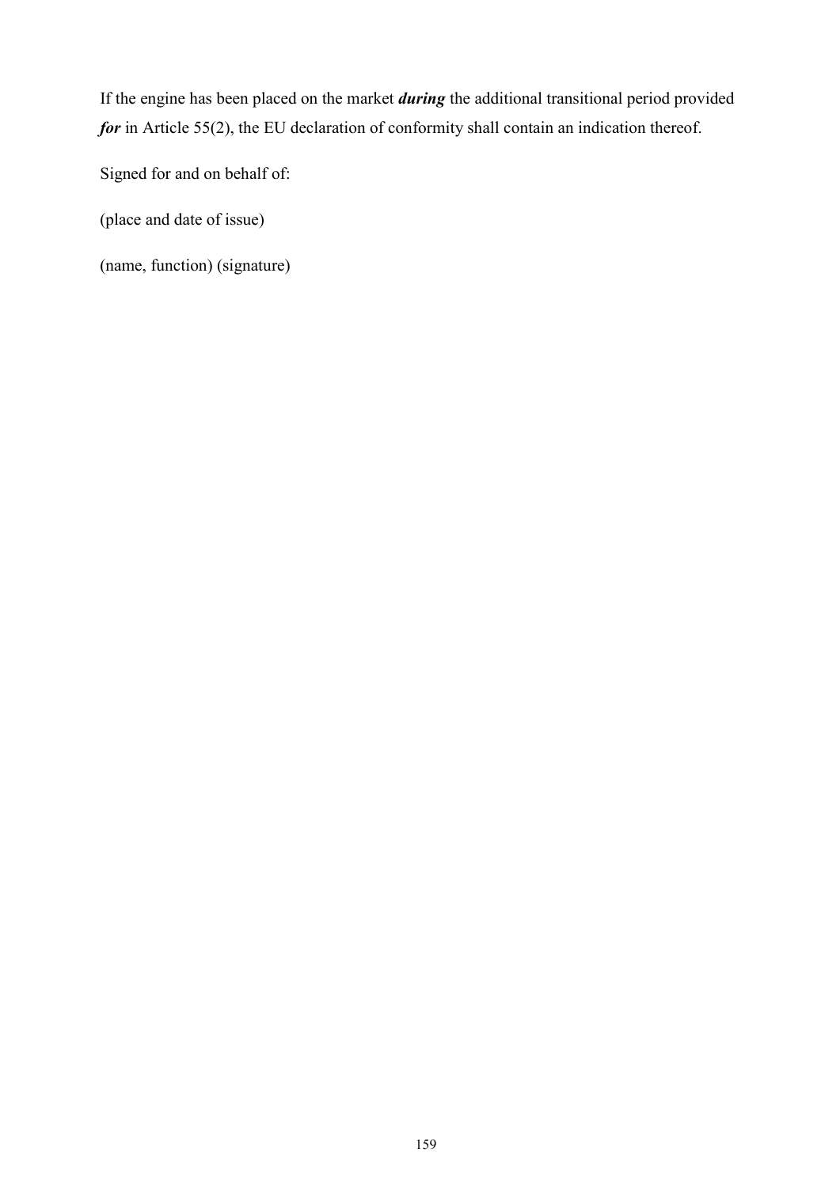If the engine has been placed on the market ***during*** the additional transitional period provided ***for*** in Article 55(2), the EU declaration of conformity shall contain an indication thereof.

Signed for and on behalf of:

(place and date of issue)

(name, function) (signature)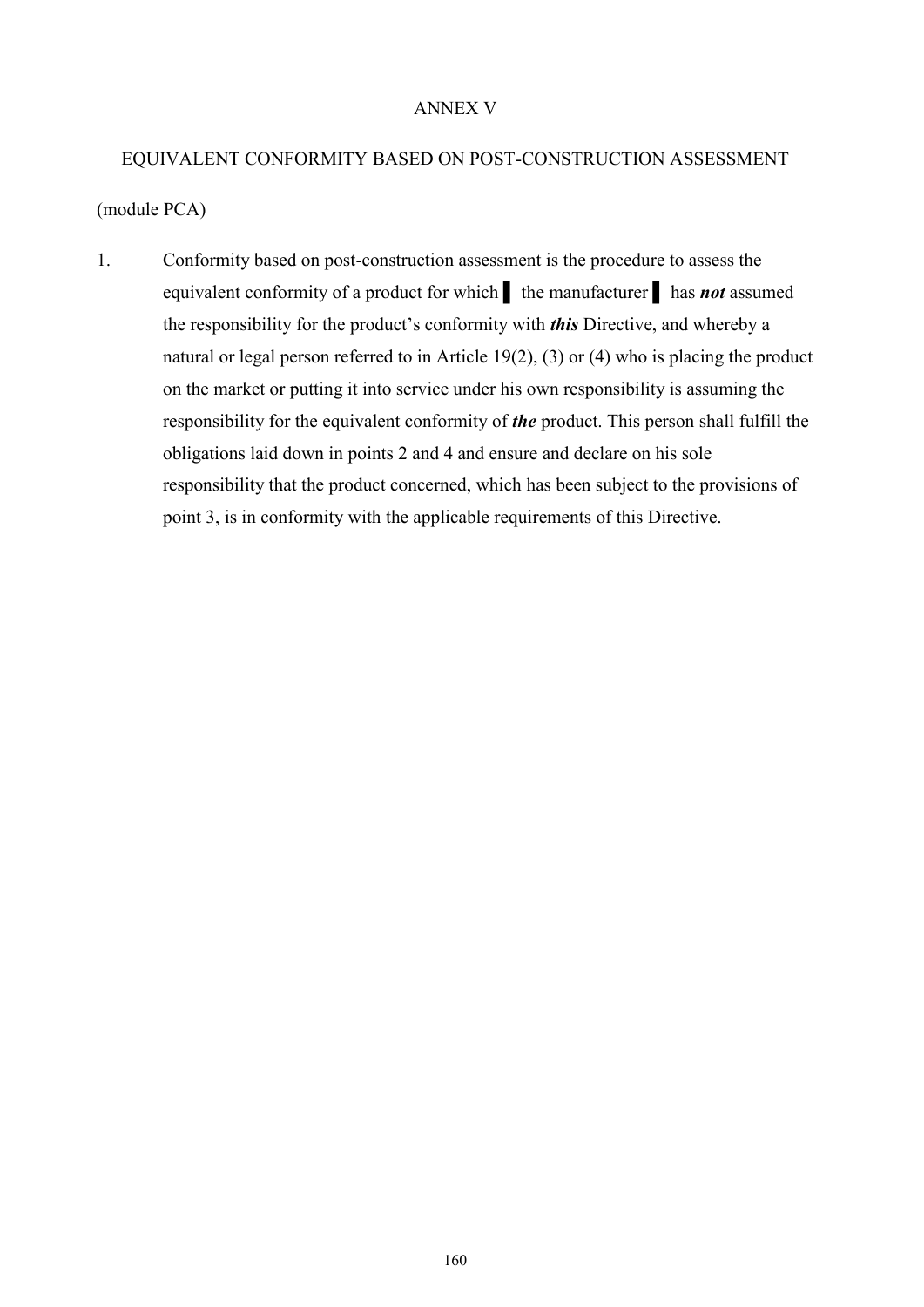# ANNEX V

## EQUIVALENT CONFORMITY BASED ON POST-CONSTRUCTION ASSESSMENT

(module PCA)

1. Conformity based on post-construction assessment is the procedure to assess the equivalent conformity of a product for which ▌ the manufacturer ▌ has ***not*** assumed the responsibility for the product's conformity with ***this*** Directive, and whereby a natural or legal person referred to in Article 19(2), (3) or (4) who is placing the product on the market or putting it into service under his own responsibility is assuming the responsibility for the equivalent conformity of ***the*** product. This person shall fulfill the obligations laid down in points 2 and 4 and ensure and declare on his sole responsibility that the product concerned, which has been subject to the provisions of point 3, is in conformity with the applicable requirements of this Directive.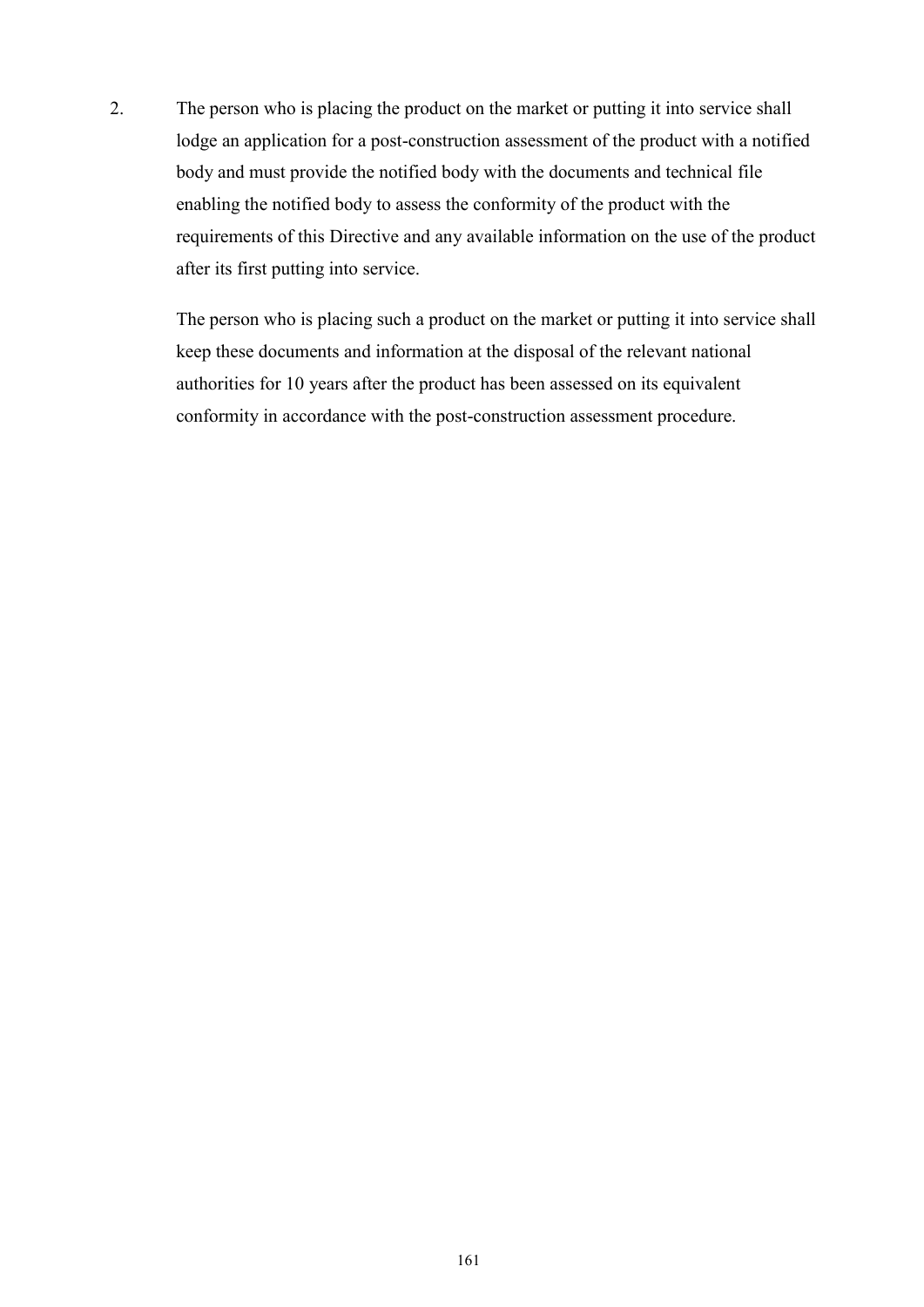2. The person who is placing the product on the market or putting it into service shall lodge an application for a post-construction assessment of the product with a notified body and must provide the notified body with the documents and technical file enabling the notified body to assess the conformity of the product with the requirements of this Directive and any available information on the use of the product after its first putting into service.

   The person who is placing such a product on the market or putting it into service shall keep these documents and information at the disposal of the relevant national authorities for 10 years after the product has been assessed on its equivalent conformity in accordance with the post-construction assessment procedure.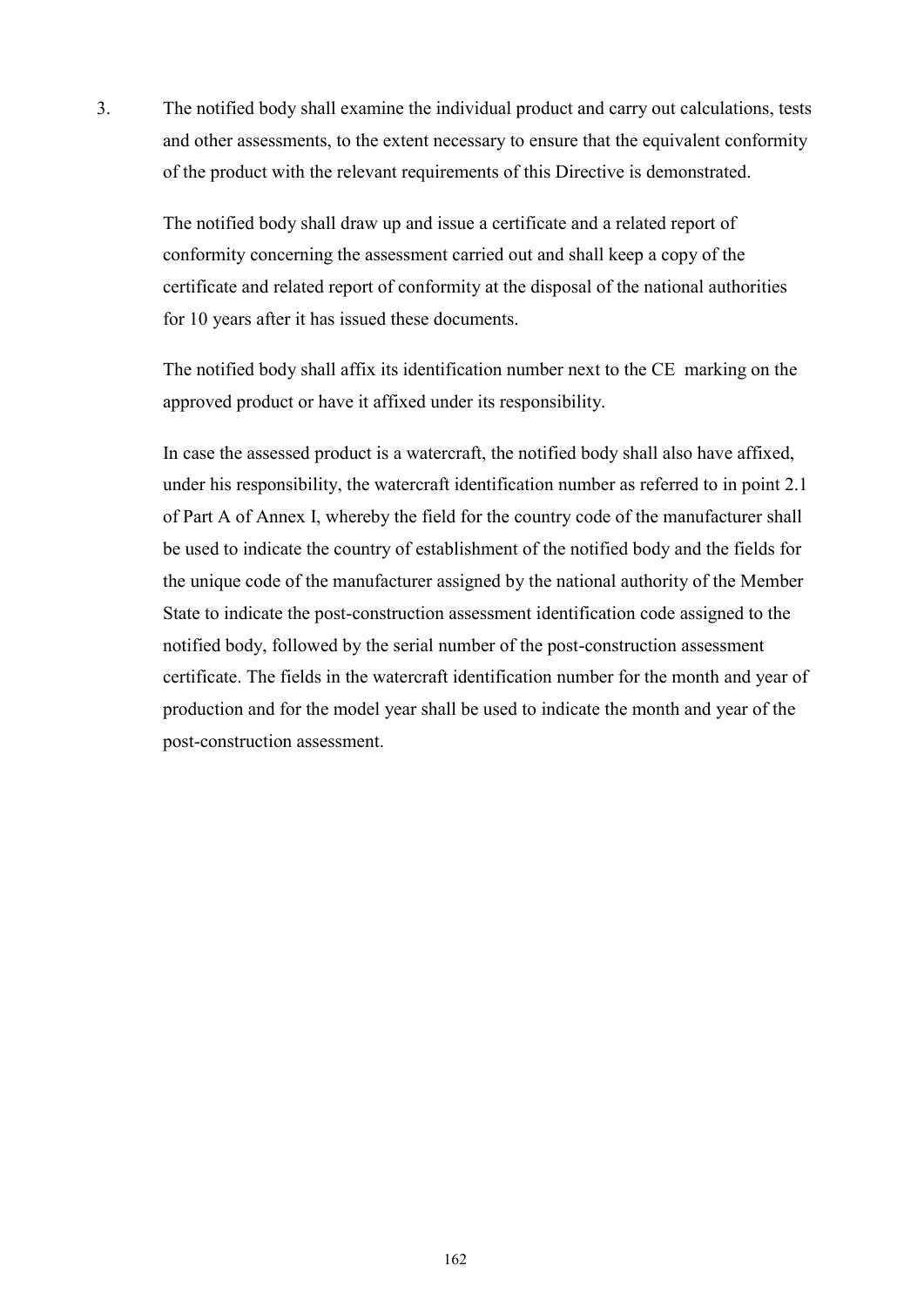3. The notified body shall examine the individual product and carry out calculations, tests and other assessments, to the extent necessary to ensure that the equivalent conformity of the product with the relevant requirements of this Directive is demonstrated.

   The notified body shall draw up and issue a certificate and a related report of conformity concerning the assessment carried out and shall keep a copy of the certificate and related report of conformity at the disposal of the national authorities for 10 years after it has issued these documents.

   The notified body shall affix its identification number next to the CE marking on the approved product or have it affixed under its responsibility.

   In case the assessed product is a watercraft, the notified body shall also have affixed, under his responsibility, the watercraft identification number as referred to in point 2.1 of Part A of Annex I, whereby the field for the country code of the manufacturer shall be used to indicate the country of establishment of the notified body and the fields for the unique code of the manufacturer assigned by the national authority of the Member State to indicate the post-construction assessment identification code assigned to the notified body, followed by the serial number of the post-construction assessment certificate. The fields in the watercraft identification number for the month and year of production and for the model year shall be used to indicate the month and year of the post-construction assessment.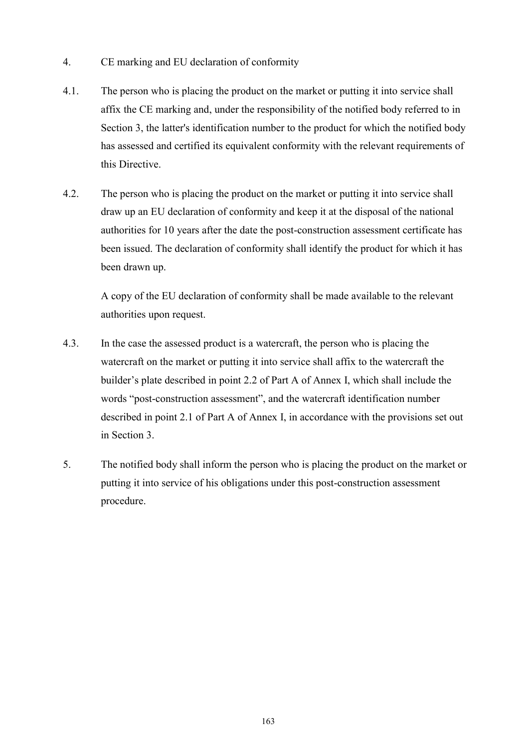4. CE marking and EU declaration of conformity

4.1. The person who is placing the product on the market or putting it into service shall affix the CE marking and, under the responsibility of the notified body referred to in Section 3, the latter's identification number to the product for which the notified body has assessed and certified its equivalent conformity with the relevant requirements of this Directive.

4.2. The person who is placing the product on the market or putting it into service shall draw up an EU declaration of conformity and keep it at the disposal of the national authorities for 10 years after the date the post-construction assessment certificate has been issued. The declaration of conformity shall identify the product for which it has been drawn up.

A copy of the EU declaration of conformity shall be made available to the relevant authorities upon request.

4.3. In the case the assessed product is a watercraft, the person who is placing the watercraft on the market or putting it into service shall affix to the watercraft the builder's plate described in point 2.2 of Part A of Annex I, which shall include the words "post-construction assessment", and the watercraft identification number described in point 2.1 of Part A of Annex I, in accordance with the provisions set out in Section 3.

5. The notified body shall inform the person who is placing the product on the market or putting it into service of his obligations under this post-construction assessment procedure.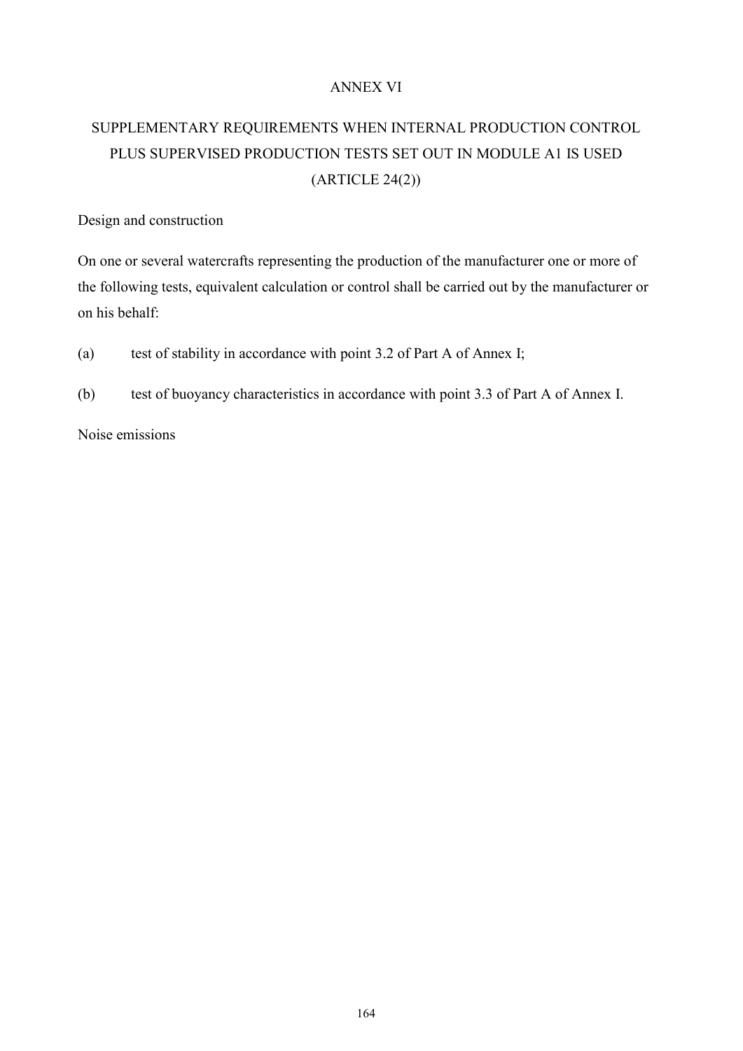# ANNEX VI

## SUPPLEMENTARY REQUIREMENTS WHEN INTERNAL PRODUCTION CONTROL PLUS SUPERVISED PRODUCTION TESTS SET OUT IN MODULE A1 IS USED (ARTICLE 24(2))

Design and construction

On one or several watercrafts representing the production of the manufacturer one or more of the following tests, equivalent calculation or control shall be carried out by the manufacturer or on his behalf:

(a) test of stability in accordance with point 3.2 of Part A of Annex I;

(b) test of buoyancy characteristics in accordance with point 3.3 of Part A of Annex I.

Noise emissions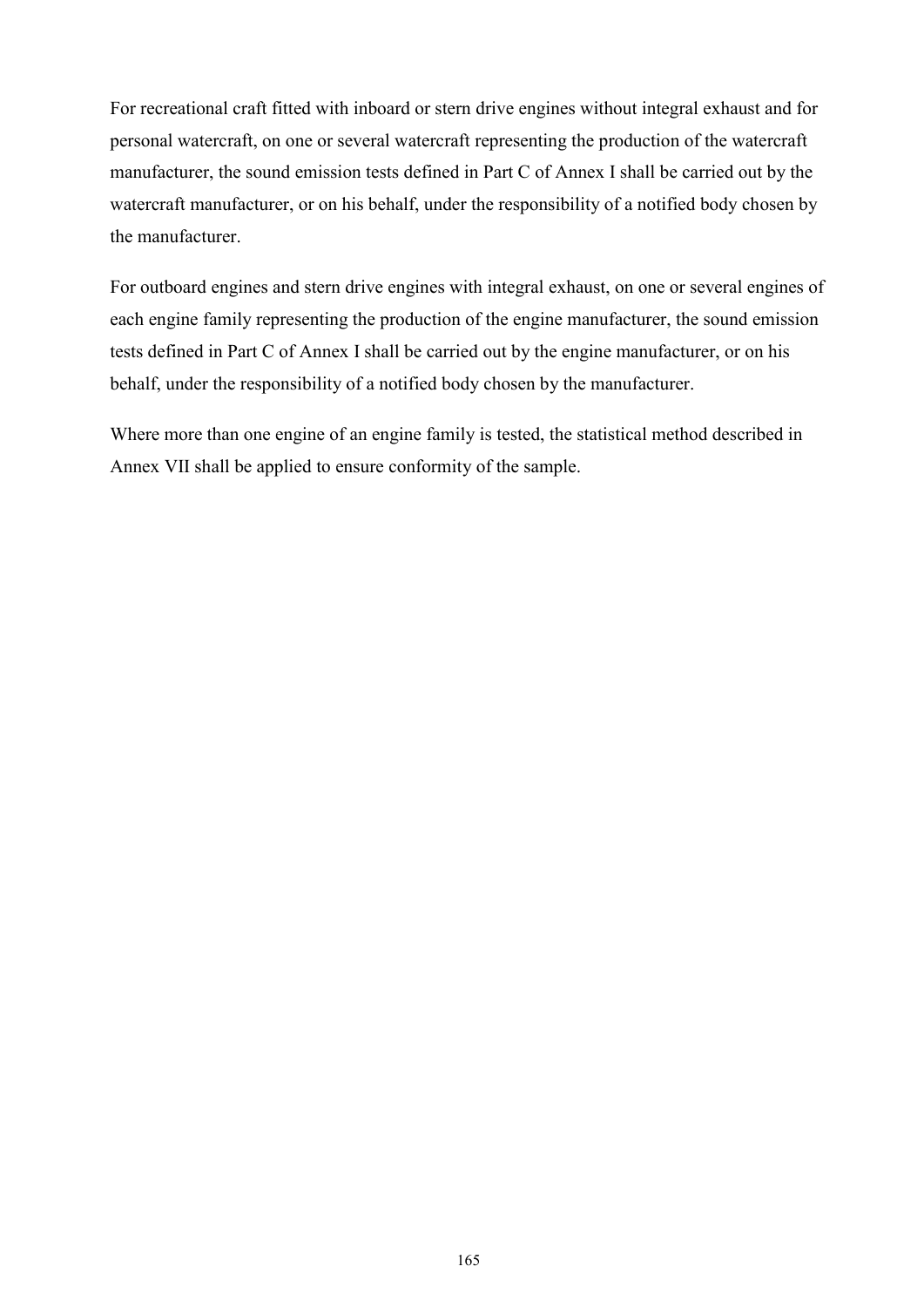For recreational craft fitted with inboard or stern drive engines without integral exhaust and for personal watercraft, on one or several watercraft representing the production of the watercraft manufacturer, the sound emission tests defined in Part C of Annex I shall be carried out by the watercraft manufacturer, or on his behalf, under the responsibility of a notified body chosen by the manufacturer.

For outboard engines and stern drive engines with integral exhaust, on one or several engines of each engine family representing the production of the engine manufacturer, the sound emission tests defined in Part C of Annex I shall be carried out by the engine manufacturer, or on his behalf, under the responsibility of a notified body chosen by the manufacturer.

Where more than one engine of an engine family is tested, the statistical method described in Annex VII shall be applied to ensure conformity of the sample.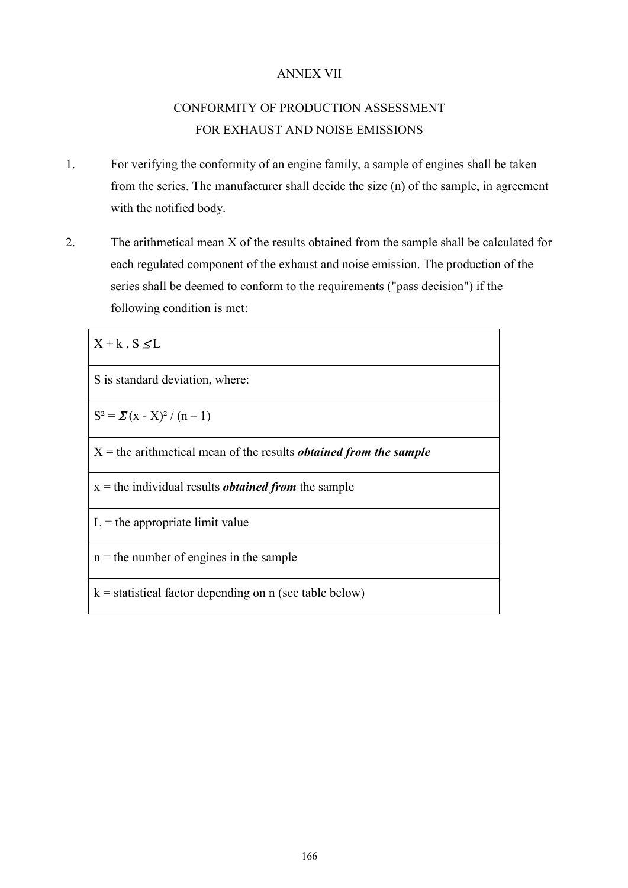# ANNEX VII

## CONFORMITY OF PRODUCTION ASSESSMENT FOR EXHAUST AND NOISE EMISSIONS

1. For verifying the conformity of an engine family, a sample of engines shall be taken from the series. The manufacturer shall decide the size (n) of the sample, in agreement with the notified body.

2. The arithmetical mean X of the results obtained from the sample shall be calculated for each regulated component of the exhaust and noise emission. The production of the series shall be deemed to conform to the requirements ("pass decision") if the following condition is met:

| $X + k \cdot S \leq L$ |
|---|
| S is standard deviation, where: |
| $S^2 = \Sigma (x - X)^2 / (n - 1)$ |
| X = the arithmetical mean of the results ***obtained from the sample*** |
| x = the individual results ***obtained from*** the sample |
| L = the appropriate limit value |
| n = the number of engines in the sample |
| k = statistical factor depending on n (see table below) |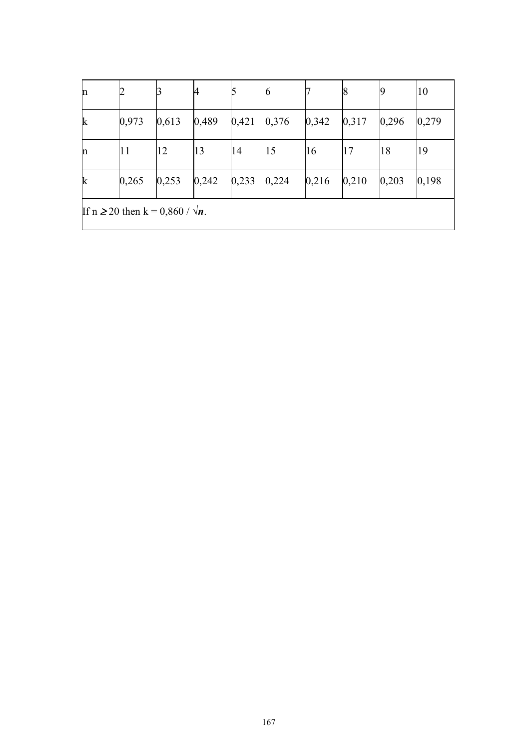| n | 2 | 3 | 4 | 5 | 6 | 7 | 8 | 9 | 10 |
|---|---|---|---|---|---|---|---|---|---|
| k | 0,973 | 0,613 | 0,489 | 0,421 | 0,376 | 0,342 | 0,317 | 0,296 | 0,279 |
| n | 11 | 12 | 13 | 14 | 15 | 16 | 17 | 18 | 19 |
| k | 0,265 | 0,253 | 0,242 | 0,233 | 0,224 | 0,216 | 0,210 | 0,203 | 0,198 |
| If $n \geq 20$ then $k = 0{,}860 / \sqrt{n}$. | | | | | | | | | |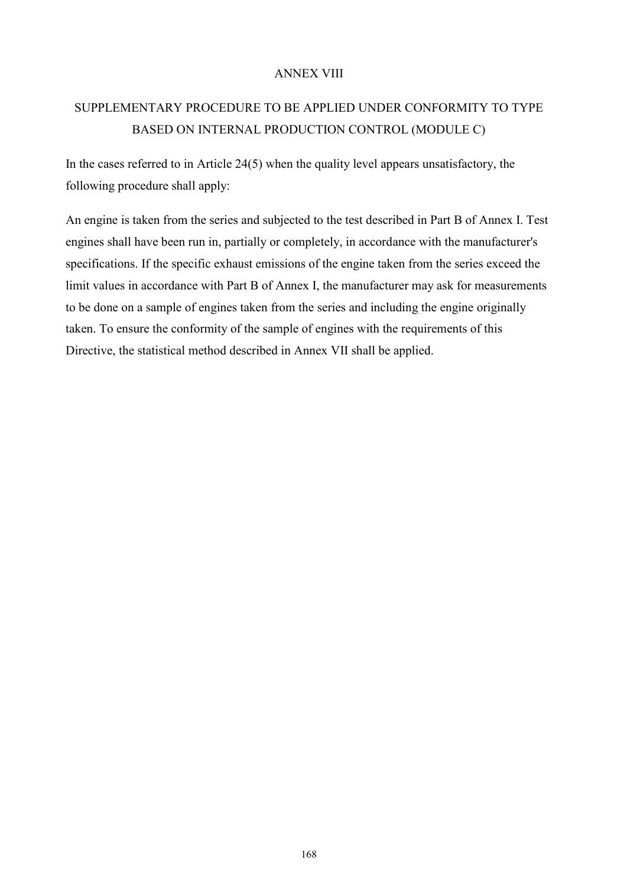# ANNEX VIII

## SUPPLEMENTARY PROCEDURE TO BE APPLIED UNDER CONFORMITY TO TYPE BASED ON INTERNAL PRODUCTION CONTROL (MODULE C)

In the cases referred to in Article 24(5) when the quality level appears unsatisfactory, the following procedure shall apply:

An engine is taken from the series and subjected to the test described in Part B of Annex I. Test engines shall have been run in, partially or completely, in accordance with the manufacturer's specifications. If the specific exhaust emissions of the engine taken from the series exceed the limit values in accordance with Part B of Annex I, the manufacturer may ask for measurements to be done on a sample of engines taken from the series and including the engine originally taken. To ensure the conformity of the sample of engines with the requirements of this Directive, the statistical method described in Annex VII shall be applied.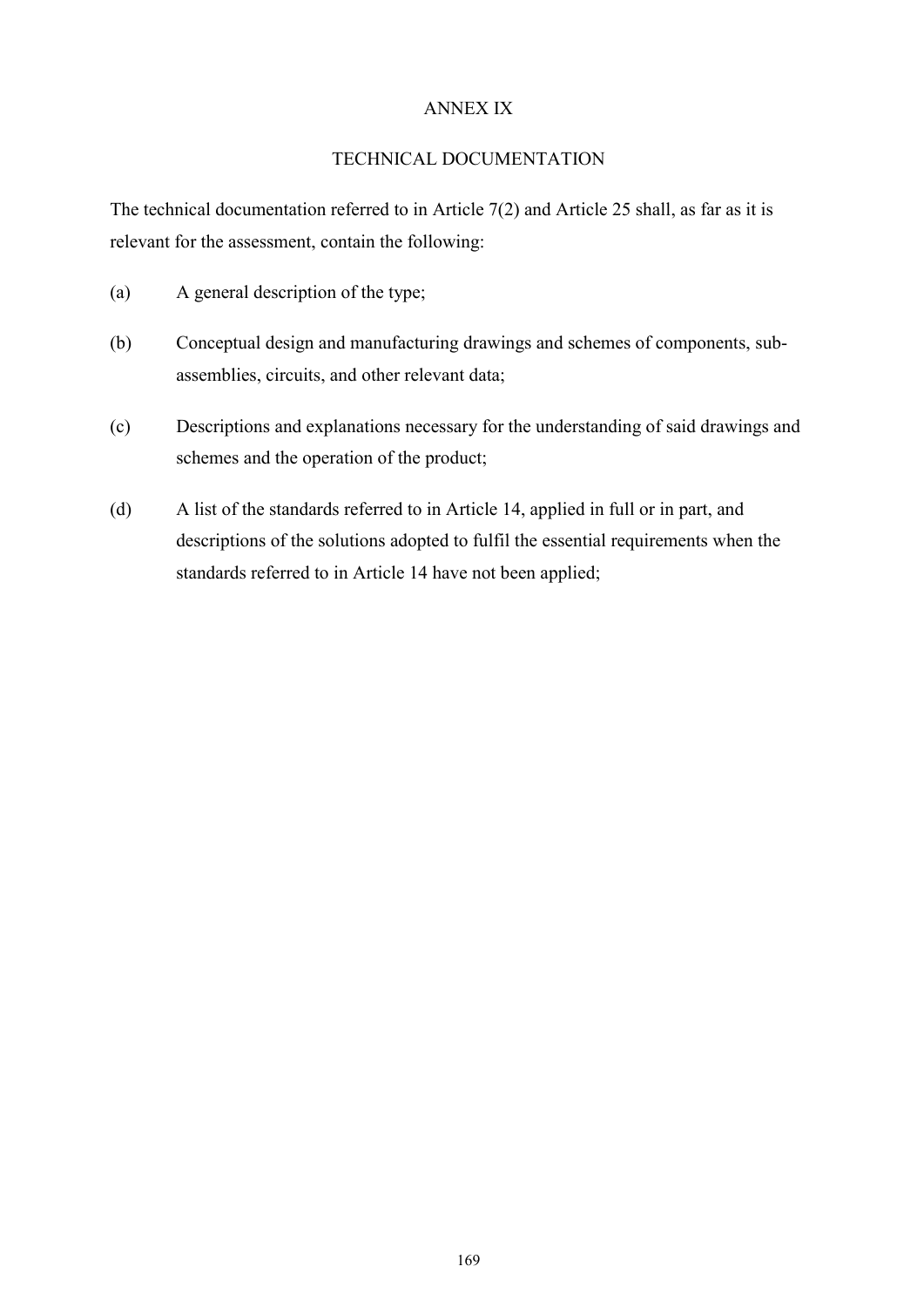# ANNEX IX

## TECHNICAL DOCUMENTATION

The technical documentation referred to in Article 7(2) and Article 25 shall, as far as it is relevant for the assessment, contain the following:

(a) A general description of the type;

(b) Conceptual design and manufacturing drawings and schemes of components, sub-assemblies, circuits, and other relevant data;

(c) Descriptions and explanations necessary for the understanding of said drawings and schemes and the operation of the product;

(d) A list of the standards referred to in Article 14, applied in full or in part, and descriptions of the solutions adopted to fulfil the essential requirements when the standards referred to in Article 14 have not been applied;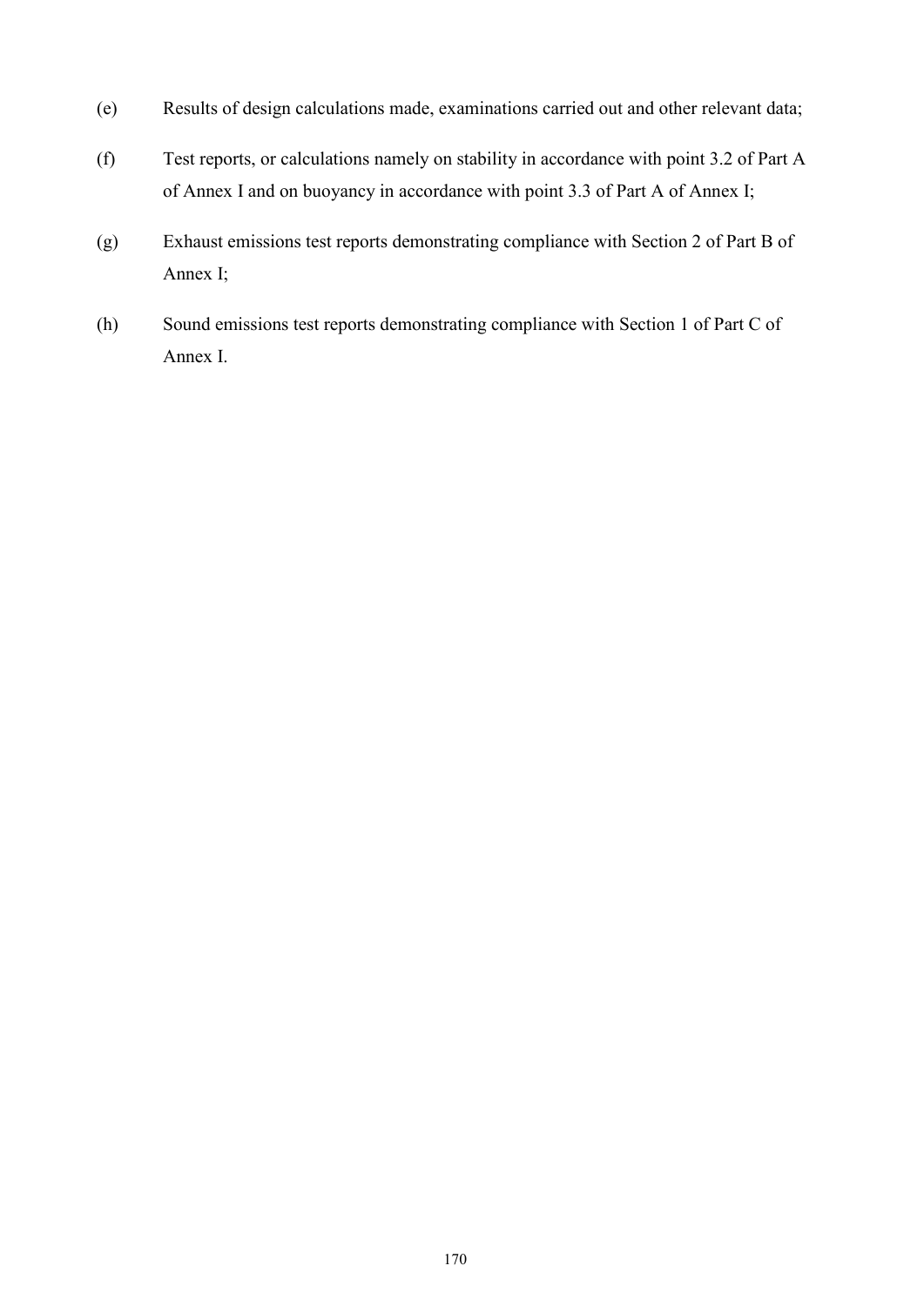(e) Results of design calculations made, examinations carried out and other relevant data;

(f) Test reports, or calculations namely on stability in accordance with point 3.2 of Part A of Annex I and on buoyancy in accordance with point 3.3 of Part A of Annex I;

(g) Exhaust emissions test reports demonstrating compliance with Section 2 of Part B of Annex I;

(h) Sound emissions test reports demonstrating compliance with Section 1 of Part C of Annex I.